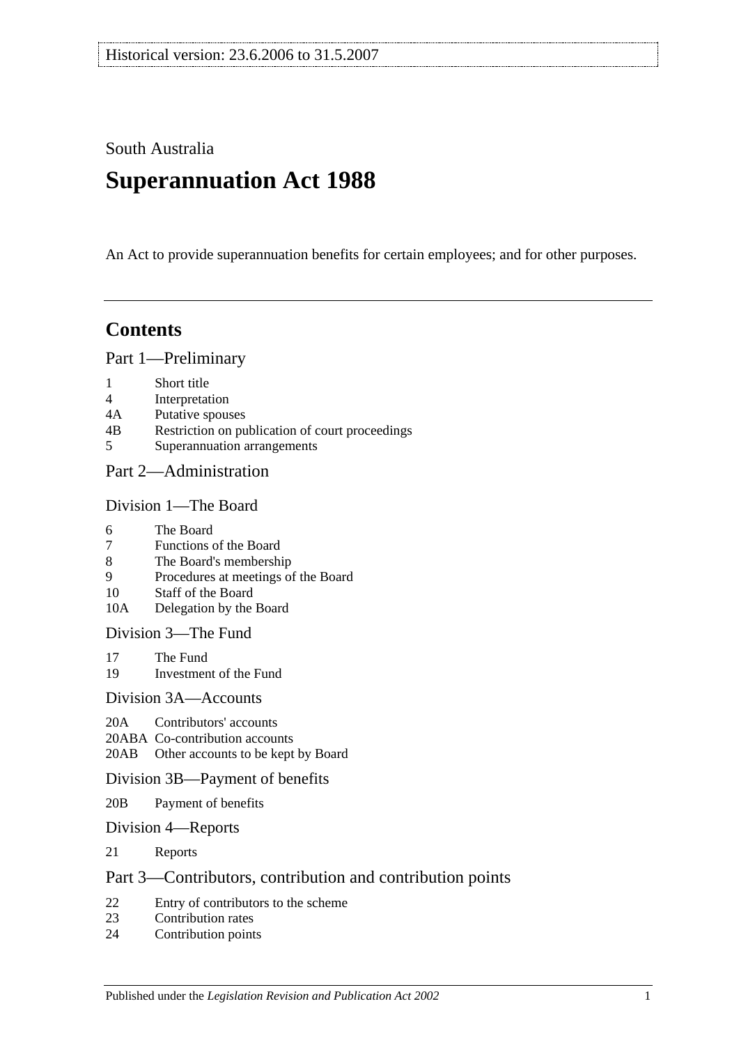Historical version: 23.6.2006 to 31.5.2007

South Australia

# Superannuation Act 1988

An Act to provide superannuation benefits for certain employees; and for other purposes.

## Contents

### Part 1—Preliminary

1 Short title
4 Interpretation
4A Putative spouses
4B Restriction on publication of court proceedings
5 Superannuation arrangements

### Part 2—Administration

#### Division 1—The Board

6 The Board
7 Functions of the Board
8 The Board's membership
9 Procedures at meetings of the Board
10 Staff of the Board
10A Delegation by the Board

#### Division 3—The Fund

17 The Fund
19 Investment of the Fund

#### Division 3A—Accounts

20A Contributors' accounts
20ABA Co-contribution accounts
20AB Other accounts to be kept by Board

#### Division 3B—Payment of benefits

20B Payment of benefits

#### Division 4—Reports

21 Reports

### Part 3—Contributors, contribution and contribution points

22 Entry of contributors to the scheme
23 Contribution rates
24 Contribution points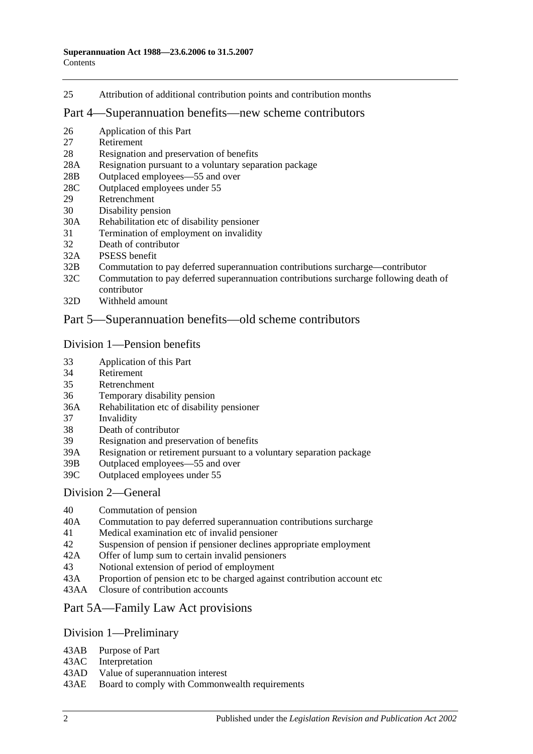25 Attribution of additional contribution points and contribution months

## Part 4—Superannuation benefits—new scheme contributors

26 Application of this Part
27 Retirement
28 Resignation and preservation of benefits
28A Resignation pursuant to a voluntary separation package
28B Outplaced employees—55 and over
28C Outplaced employees under 55
29 Retrenchment
30 Disability pension
30A Rehabilitation etc of disability pensioner
31 Termination of employment on invalidity
32 Death of contributor
32A PSESS benefit
32B Commutation to pay deferred superannuation contributions surcharge—contributor
32C Commutation to pay deferred superannuation contributions surcharge following death of contributor
32D Withheld amount

## Part 5—Superannuation benefits—old scheme contributors

### Division 1—Pension benefits

33 Application of this Part
34 Retirement
35 Retrenchment
36 Temporary disability pension
36A Rehabilitation etc of disability pensioner
37 Invalidity
38 Death of contributor
39 Resignation and preservation of benefits
39A Resignation or retirement pursuant to a voluntary separation package
39B Outplaced employees—55 and over
39C Outplaced employees under 55

### Division 2—General

40 Commutation of pension
40A Commutation to pay deferred superannuation contributions surcharge
41 Medical examination etc of invalid pensioner
42 Suspension of pension if pensioner declines appropriate employment
42A Offer of lump sum to certain invalid pensioners
43 Notional extension of period of employment
43A Proportion of pension etc to be charged against contribution account etc
43AA Closure of contribution accounts

## Part 5A—Family Law Act provisions

### Division 1—Preliminary

43AB Purpose of Part
43AC Interpretation
43AD Value of superannuation interest
43AE Board to comply with Commonwealth requirements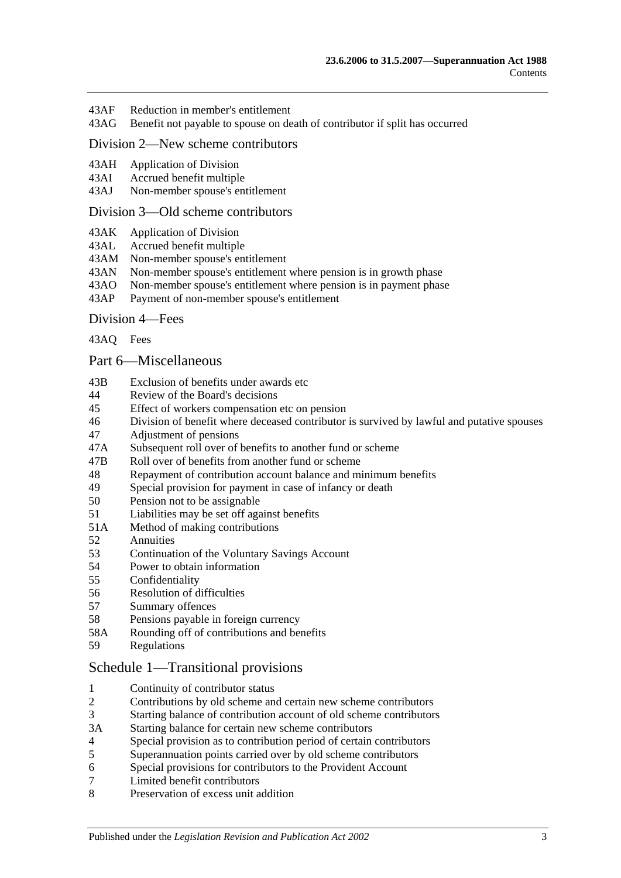43AF Reduction in member's entitlement
43AG Benefit not payable to spouse on death of contributor if split has occurred

## Division 2—New scheme contributors

43AH Application of Division
43AI Accrued benefit multiple
43AJ Non-member spouse's entitlement

## Division 3—Old scheme contributors

43AK Application of Division
43AL Accrued benefit multiple
43AM Non-member spouse's entitlement
43AN Non-member spouse's entitlement where pension is in growth phase
43AO Non-member spouse's entitlement where pension is in payment phase
43AP Payment of non-member spouse's entitlement

## Division 4—Fees

43AQ Fees

# Part 6—Miscellaneous

43B Exclusion of benefits under awards etc
44 Review of the Board's decisions
45 Effect of workers compensation etc on pension
46 Division of benefit where deceased contributor is survived by lawful and putative spouses
47 Adjustment of pensions
47A Subsequent roll over of benefits to another fund or scheme
47B Roll over of benefits from another fund or scheme
48 Repayment of contribution account balance and minimum benefits
49 Special provision for payment in case of infancy or death
50 Pension not to be assignable
51 Liabilities may be set off against benefits
51A Method of making contributions
52 Annuities
53 Continuation of the Voluntary Savings Account
54 Power to obtain information
55 Confidentiality
56 Resolution of difficulties
57 Summary offences
58 Pensions payable in foreign currency
58A Rounding off of contributions and benefits
59 Regulations

# Schedule 1—Transitional provisions

1 Continuity of contributor status
2 Contributions by old scheme and certain new scheme contributors
3 Starting balance of contribution account of old scheme contributors
3A Starting balance for certain new scheme contributors
4 Special provision as to contribution period of certain contributors
5 Superannuation points carried over by old scheme contributors
6 Special provisions for contributors to the Provident Account
7 Limited benefit contributors
8 Preservation of excess unit addition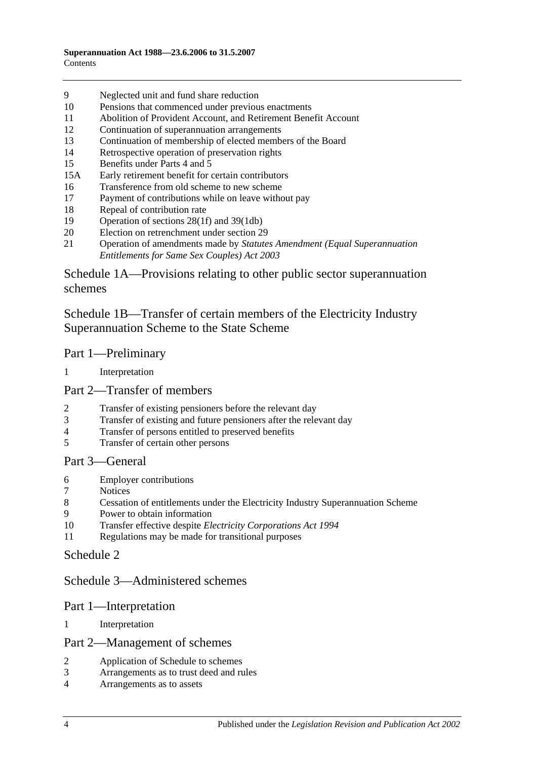9 Neglected unit and fund share reduction
10 Pensions that commenced under previous enactments
11 Abolition of Provident Account, and Retirement Benefit Account
12 Continuation of superannuation arrangements
13 Continuation of membership of elected members of the Board
14 Retrospective operation of preservation rights
15 Benefits under Parts 4 and 5
15A Early retirement benefit for certain contributors
16 Transference from old scheme to new scheme
17 Payment of contributions while on leave without pay
18 Repeal of contribution rate
19 Operation of sections 28(1f) and 39(1db)
20 Election on retrenchment under section 29
21 Operation of amendments made by *Statutes Amendment (Equal Superannuation Entitlements for Same Sex Couples) Act 2003*

## Schedule 1A—Provisions relating to other public sector superannuation schemes

## Schedule 1B—Transfer of certain members of the Electricity Industry Superannuation Scheme to the State Scheme

### Part 1—Preliminary

1 Interpretation

### Part 2—Transfer of members

2 Transfer of existing pensioners before the relevant day
3 Transfer of existing and future pensioners after the relevant day
4 Transfer of persons entitled to preserved benefits
5 Transfer of certain other persons

### Part 3—General

6 Employer contributions
7 Notices
8 Cessation of entitlements under the Electricity Industry Superannuation Scheme
9 Power to obtain information
10 Transfer effective despite *Electricity Corporations Act 1994*
11 Regulations may be made for transitional purposes

## Schedule 2

## Schedule 3—Administered schemes

### Part 1—Interpretation

1 Interpretation

### Part 2—Management of schemes

2 Application of Schedule to schemes
3 Arrangements as to trust deed and rules
4 Arrangements as to assets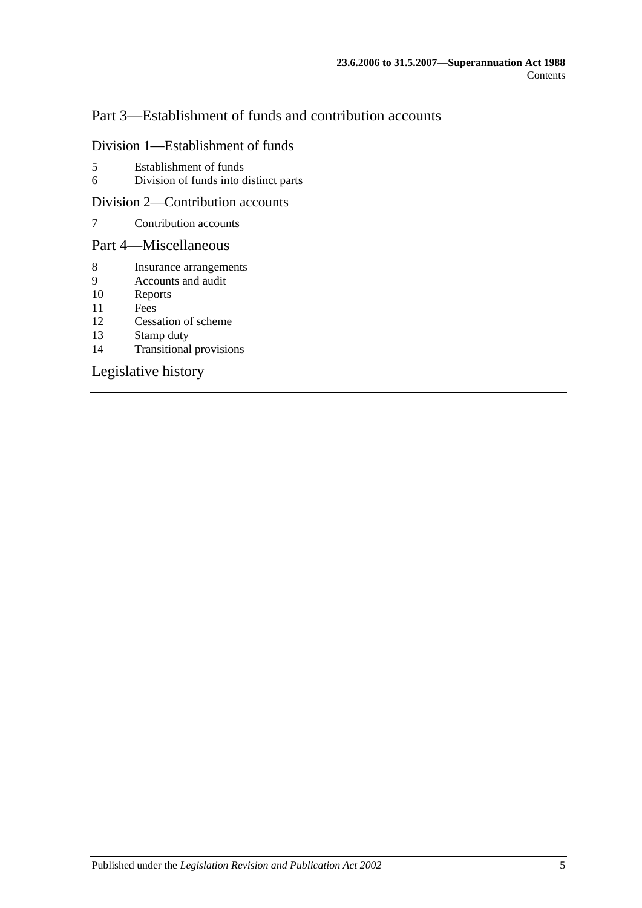## Part 3—Establishment of funds and contribution accounts

### Division 1—Establishment of funds

5 Establishment of funds
6 Division of funds into distinct parts

### Division 2—Contribution accounts

7 Contribution accounts

## Part 4—Miscellaneous

8 Insurance arrangements
9 Accounts and audit
10 Reports
11 Fees
12 Cessation of scheme
13 Stamp duty
14 Transitional provisions

## Legislative history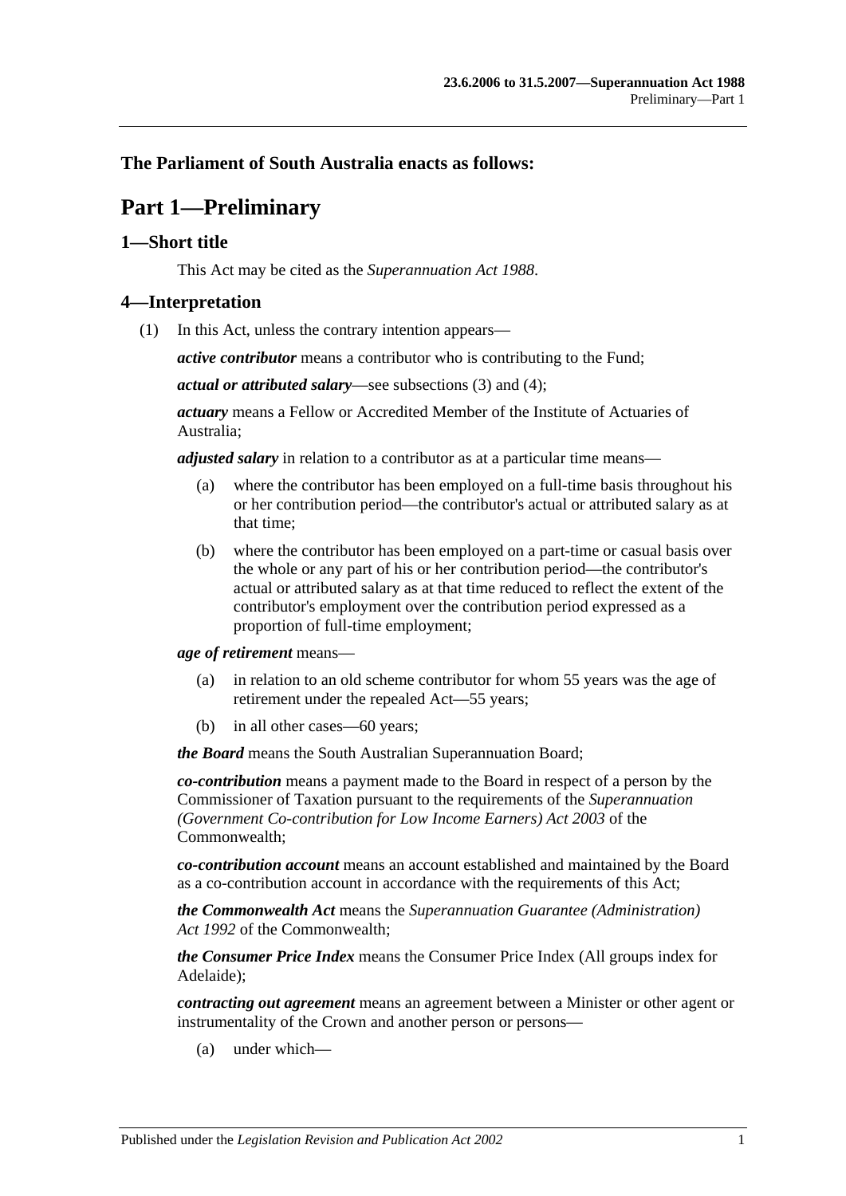## The Parliament of South Australia enacts as follows:

# Part 1—Preliminary

## 1—Short title

This Act may be cited as the *Superannuation Act 1988*.

## 4—Interpretation

(1) In this Act, unless the contrary intention appears—

***active contributor*** means a contributor who is contributing to the Fund;

***actual or attributed salary***—see subsections (3) and (4);

***actuary*** means a Fellow or Accredited Member of the Institute of Actuaries of Australia;

***adjusted salary*** in relation to a contributor as at a particular time means—

(a) where the contributor has been employed on a full-time basis throughout his or her contribution period—the contributor's actual or attributed salary as at that time;

(b) where the contributor has been employed on a part-time or casual basis over the whole or any part of his or her contribution period—the contributor's actual or attributed salary as at that time reduced to reflect the extent of the contributor's employment over the contribution period expressed as a proportion of full-time employment;

***age of retirement*** means—

(a) in relation to an old scheme contributor for whom 55 years was the age of retirement under the repealed Act—55 years;

(b) in all other cases—60 years;

***the Board*** means the South Australian Superannuation Board;

***co-contribution*** means a payment made to the Board in respect of a person by the Commissioner of Taxation pursuant to the requirements of the *Superannuation (Government Co-contribution for Low Income Earners) Act 2003* of the Commonwealth;

***co-contribution account*** means an account established and maintained by the Board as a co-contribution account in accordance with the requirements of this Act;

***the Commonwealth Act*** means the *Superannuation Guarantee (Administration) Act 1992* of the Commonwealth;

***the Consumer Price Index*** means the Consumer Price Index (All groups index for Adelaide);

***contracting out agreement*** means an agreement between a Minister or other agent or instrumentality of the Crown and another person or persons—

(a) under which—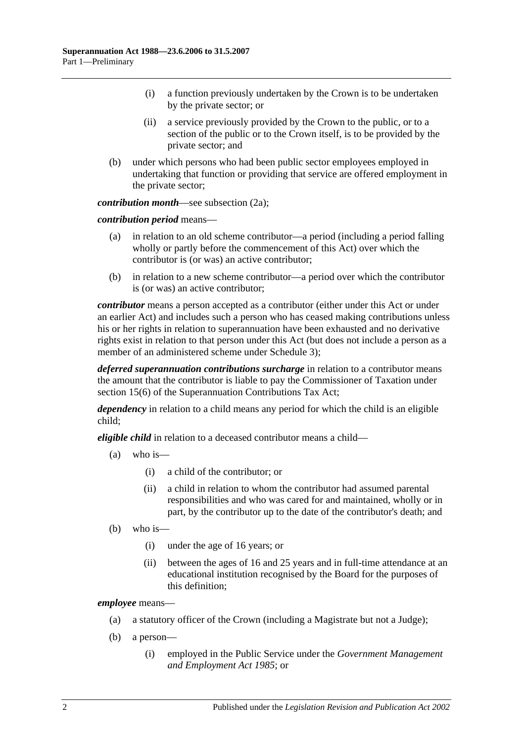(i) a function previously undertaken by the Crown is to be undertaken by the private sector; or

(ii) a service previously provided by the Crown to the public, or to a section of the public or to the Crown itself, is to be provided by the private sector; and

(b) under which persons who had been public sector employees employed in undertaking that function or providing that service are offered employment in the private sector;

***contribution month***—see subsection (2a);

***contribution period*** means—

(a) in relation to an old scheme contributor—a period (including a period falling wholly or partly before the commencement of this Act) over which the contributor is (or was) an active contributor;

(b) in relation to a new scheme contributor—a period over which the contributor is (or was) an active contributor;

***contributor*** means a person accepted as a contributor (either under this Act or under an earlier Act) and includes such a person who has ceased making contributions unless his or her rights in relation to superannuation have been exhausted and no derivative rights exist in relation to that person under this Act (but does not include a person as a member of an administered scheme under Schedule 3);

***deferred superannuation contributions surcharge*** in relation to a contributor means the amount that the contributor is liable to pay the Commissioner of Taxation under section 15(6) of the Superannuation Contributions Tax Act;

***dependency*** in relation to a child means any period for which the child is an eligible child;

***eligible child*** in relation to a deceased contributor means a child—

(a) who is—

(i) a child of the contributor; or

(ii) a child in relation to whom the contributor had assumed parental responsibilities and who was cared for and maintained, wholly or in part, by the contributor up to the date of the contributor's death; and

(b) who is—

(i) under the age of 16 years; or

(ii) between the ages of 16 and 25 years and in full-time attendance at an educational institution recognised by the Board for the purposes of this definition;

***employee*** means—

(a) a statutory officer of the Crown (including a Magistrate but not a Judge);

(b) a person—

(i) employed in the Public Service under the *Government Management and Employment Act 1985*; or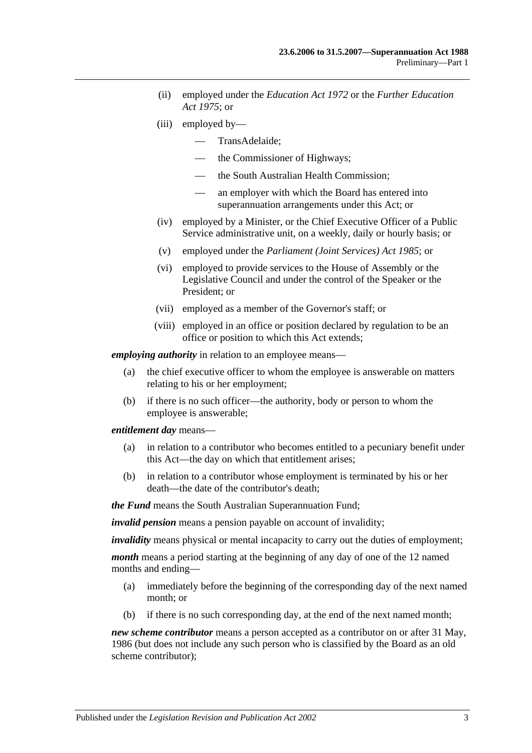(ii) employed under the *Education Act 1972* or the *Further Education Act 1975*; or

(iii) employed by—

— TransAdelaide;

— the Commissioner of Highways;

— the South Australian Health Commission;

— an employer with which the Board has entered into superannuation arrangements under this Act; or

(iv) employed by a Minister, or the Chief Executive Officer of a Public Service administrative unit, on a weekly, daily or hourly basis; or

(v) employed under the *Parliament (Joint Services) Act 1985*; or

(vi) employed to provide services to the House of Assembly or the Legislative Council and under the control of the Speaker or the President; or

(vii) employed as a member of the Governor's staff; or

(viii) employed in an office or position declared by regulation to be an office or position to which this Act extends;

***employing authority*** in relation to an employee means—

(a) the chief executive officer to whom the employee is answerable on matters relating to his or her employment;

(b) if there is no such officer—the authority, body or person to whom the employee is answerable;

***entitlement day*** means—

(a) in relation to a contributor who becomes entitled to a pecuniary benefit under this Act—the day on which that entitlement arises;

(b) in relation to a contributor whose employment is terminated by his or her death—the date of the contributor's death;

***the Fund*** means the South Australian Superannuation Fund;

***invalid pension*** means a pension payable on account of invalidity;

***invalidity*** means physical or mental incapacity to carry out the duties of employment;

***month*** means a period starting at the beginning of any day of one of the 12 named months and ending—

(a) immediately before the beginning of the corresponding day of the next named month; or

(b) if there is no such corresponding day, at the end of the next named month;

***new scheme contributor*** means a person accepted as a contributor on or after 31 May, 1986 (but does not include any such person who is classified by the Board as an old scheme contributor);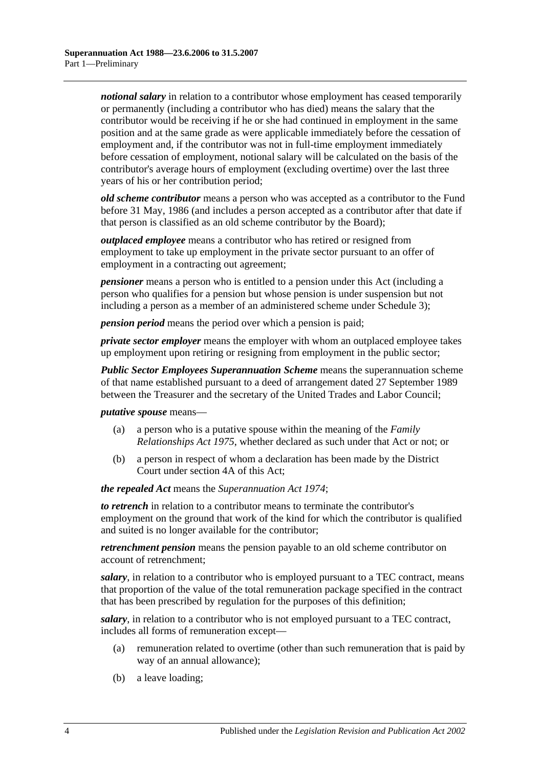***notional salary*** in relation to a contributor whose employment has ceased temporarily or permanently (including a contributor who has died) means the salary that the contributor would be receiving if he or she had continued in employment in the same position and at the same grade as were applicable immediately before the cessation of employment and, if the contributor was not in full-time employment immediately before cessation of employment, notional salary will be calculated on the basis of the contributor's average hours of employment (excluding overtime) over the last three years of his or her contribution period;

***old scheme contributor*** means a person who was accepted as a contributor to the Fund before 31 May, 1986 (and includes a person accepted as a contributor after that date if that person is classified as an old scheme contributor by the Board);

***outplaced employee*** means a contributor who has retired or resigned from employment to take up employment in the private sector pursuant to an offer of employment in a contracting out agreement;

***pensioner*** means a person who is entitled to a pension under this Act (including a person who qualifies for a pension but whose pension is under suspension but not including a person as a member of an administered scheme under Schedule 3);

***pension period*** means the period over which a pension is paid;

***private sector employer*** means the employer with whom an outplaced employee takes up employment upon retiring or resigning from employment in the public sector;

***Public Sector Employees Superannuation Scheme*** means the superannuation scheme of that name established pursuant to a deed of arrangement dated 27 September 1989 between the Treasurer and the secretary of the United Trades and Labor Council;

***putative spouse*** means—

(a) a person who is a putative spouse within the meaning of the *Family Relationships Act 1975*, whether declared as such under that Act or not; or

(b) a person in respect of whom a declaration has been made by the District Court under section 4A of this Act;

***the repealed Act*** means the *Superannuation Act 1974*;

***to retrench*** in relation to a contributor means to terminate the contributor's employment on the ground that work of the kind for which the contributor is qualified and suited is no longer available for the contributor;

***retrenchment pension*** means the pension payable to an old scheme contributor on account of retrenchment;

***salary***, in relation to a contributor who is employed pursuant to a TEC contract, means that proportion of the value of the total remuneration package specified in the contract that has been prescribed by regulation for the purposes of this definition;

***salary***, in relation to a contributor who is not employed pursuant to a TEC contract, includes all forms of remuneration except—

(a) remuneration related to overtime (other than such remuneration that is paid by way of an annual allowance);

(b) a leave loading;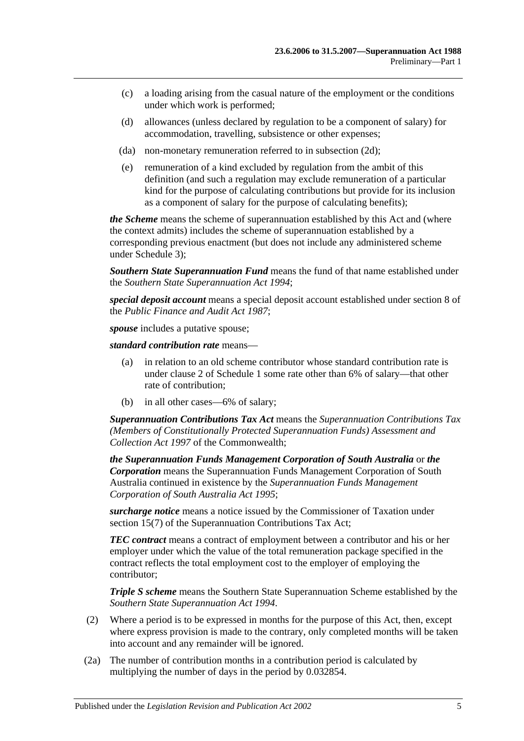(c) a loading arising from the casual nature of the employment or the conditions under which work is performed;

(d) allowances (unless declared by regulation to be a component of salary) for accommodation, travelling, subsistence or other expenses;

(da) non-monetary remuneration referred to in subsection (2d);

(e) remuneration of a kind excluded by regulation from the ambit of this definition (and such a regulation may exclude remuneration of a particular kind for the purpose of calculating contributions but provide for its inclusion as a component of salary for the purpose of calculating benefits);

***the Scheme*** means the scheme of superannuation established by this Act and (where the context admits) includes the scheme of superannuation established by a corresponding previous enactment (but does not include any administered scheme under Schedule 3);

***Southern State Superannuation Fund*** means the fund of that name established under the *Southern State Superannuation Act 1994*;

***special deposit account*** means a special deposit account established under section 8 of the *Public Finance and Audit Act 1987*;

***spouse*** includes a putative spouse;

***standard contribution rate*** means—

(a) in relation to an old scheme contributor whose standard contribution rate is under clause 2 of Schedule 1 some rate other than 6% of salary—that other rate of contribution;

(b) in all other cases—6% of salary;

***Superannuation Contributions Tax Act*** means the *Superannuation Contributions Tax (Members of Constitutionally Protected Superannuation Funds) Assessment and Collection Act 1997* of the Commonwealth;

***the Superannuation Funds Management Corporation of South Australia*** or ***the Corporation*** means the Superannuation Funds Management Corporation of South Australia continued in existence by the *Superannuation Funds Management Corporation of South Australia Act 1995*;

***surcharge notice*** means a notice issued by the Commissioner of Taxation under section 15(7) of the Superannuation Contributions Tax Act;

***TEC contract*** means a contract of employment between a contributor and his or her employer under which the value of the total remuneration package specified in the contract reflects the total employment cost to the employer of employing the contributor;

***Triple S scheme*** means the Southern State Superannuation Scheme established by the *Southern State Superannuation Act 1994*.

(2) Where a period is to be expressed in months for the purpose of this Act, then, except where express provision is made to the contrary, only completed months will be taken into account and any remainder will be ignored.

(2a) The number of contribution months in a contribution period is calculated by multiplying the number of days in the period by 0.032854.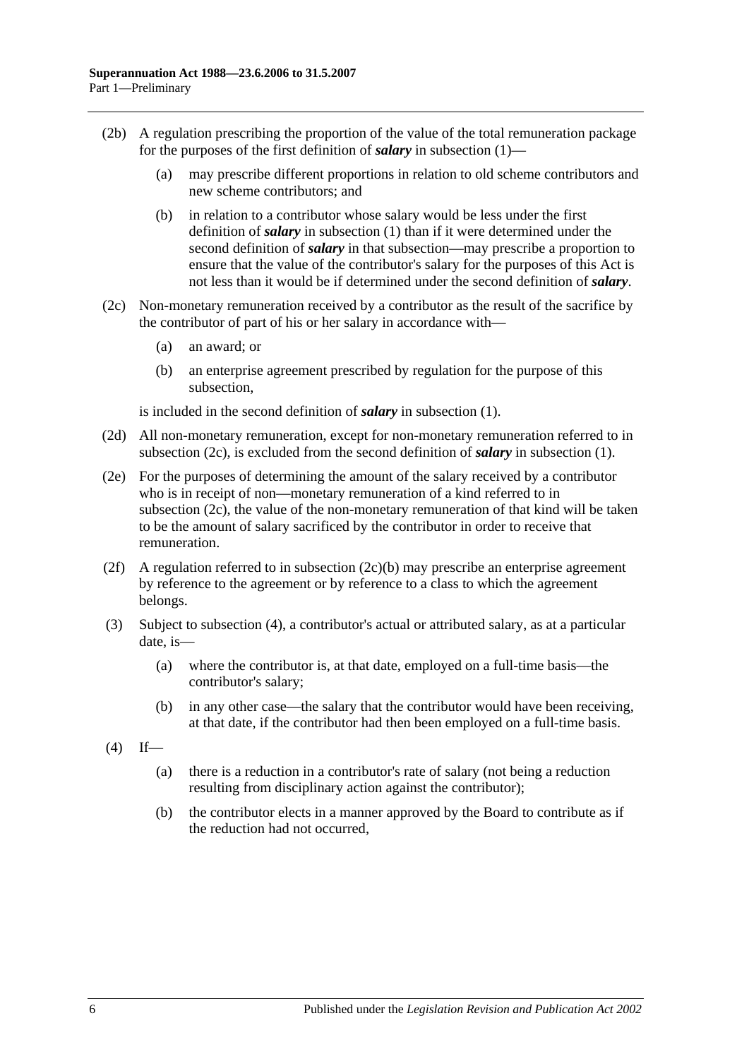(2b) A regulation prescribing the proportion of the value of the total remuneration package for the purposes of the first definition of ***salary*** in subsection (1)—

(a) may prescribe different proportions in relation to old scheme contributors and new scheme contributors; and

(b) in relation to a contributor whose salary would be less under the first definition of ***salary*** in subsection (1) than if it were determined under the second definition of ***salary*** in that subsection—may prescribe a proportion to ensure that the value of the contributor's salary for the purposes of this Act is not less than it would be if determined under the second definition of ***salary***.

(2c) Non-monetary remuneration received by a contributor as the result of the sacrifice by the contributor of part of his or her salary in accordance with—

(a) an award; or

(b) an enterprise agreement prescribed by regulation for the purpose of this subsection,

is included in the second definition of ***salary*** in subsection (1).

(2d) All non-monetary remuneration, except for non-monetary remuneration referred to in subsection (2c), is excluded from the second definition of ***salary*** in subsection (1).

(2e) For the purposes of determining the amount of the salary received by a contributor who is in receipt of non—monetary remuneration of a kind referred to in subsection (2c), the value of the non-monetary remuneration of that kind will be taken to be the amount of salary sacrificed by the contributor in order to receive that remuneration.

(2f) A regulation referred to in subsection (2c)(b) may prescribe an enterprise agreement by reference to the agreement or by reference to a class to which the agreement belongs.

(3) Subject to subsection (4), a contributor's actual or attributed salary, as at a particular date, is—

(a) where the contributor is, at that date, employed on a full-time basis—the contributor's salary;

(b) in any other case—the salary that the contributor would have been receiving, at that date, if the contributor had then been employed on a full-time basis.

(4) If—

(a) there is a reduction in a contributor's rate of salary (not being a reduction resulting from disciplinary action against the contributor);

(b) the contributor elects in a manner approved by the Board to contribute as if the reduction had not occurred,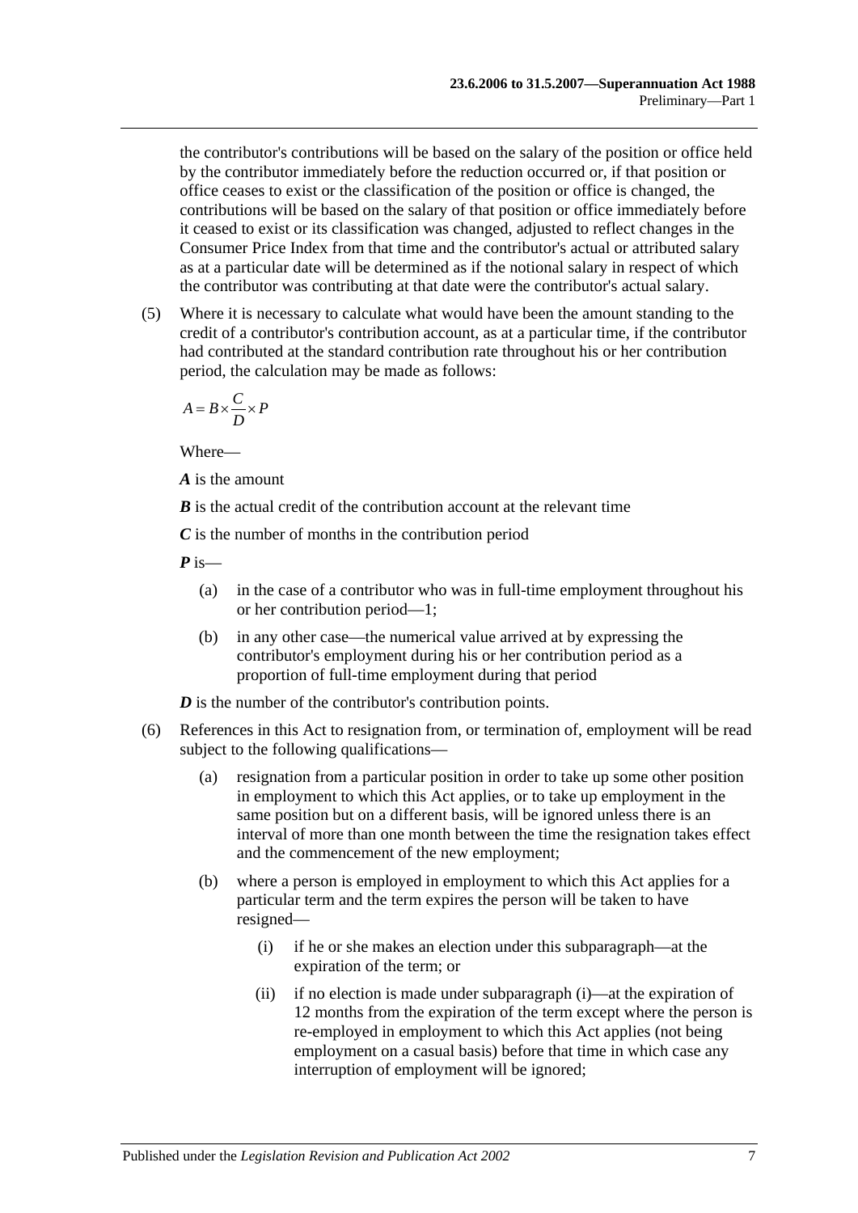the contributor's contributions will be based on the salary of the position or office held by the contributor immediately before the reduction occurred or, if that position or office ceases to exist or the classification of the position or office is changed, the contributions will be based on the salary of that position or office immediately before it ceased to exist or its classification was changed, adjusted to reflect changes in the Consumer Price Index from that time and the contributor's actual or attributed salary as at a particular date will be determined as if the notional salary in respect of which the contributor was contributing at that date were the contributor's actual salary.

(5) Where it is necessary to calculate what would have been the amount standing to the credit of a contributor's contribution account, as at a particular time, if the contributor had contributed at the standard contribution rate throughout his or her contribution period, the calculation may be made as follows:

$$A = B \times \frac{C}{D} \times P$$

Where—

***A*** is the amount

***B*** is the actual credit of the contribution account at the relevant time

***C*** is the number of months in the contribution period

***P*** is—

(a) in the case of a contributor who was in full-time employment throughout his or her contribution period—1;

(b) in any other case—the numerical value arrived at by expressing the contributor's employment during his or her contribution period as a proportion of full-time employment during that period

***D*** is the number of the contributor's contribution points.

(6) References in this Act to resignation from, or termination of, employment will be read subject to the following qualifications—

(a) resignation from a particular position in order to take up some other position in employment to which this Act applies, or to take up employment in the same position but on a different basis, will be ignored unless there is an interval of more than one month between the time the resignation takes effect and the commencement of the new employment;

(b) where a person is employed in employment to which this Act applies for a particular term and the term expires the person will be taken to have resigned—

(i) if he or she makes an election under this subparagraph—at the expiration of the term; or

(ii) if no election is made under subparagraph (i)—at the expiration of 12 months from the expiration of the term except where the person is re-employed in employment to which this Act applies (not being employment on a casual basis) before that time in which case any interruption of employment will be ignored;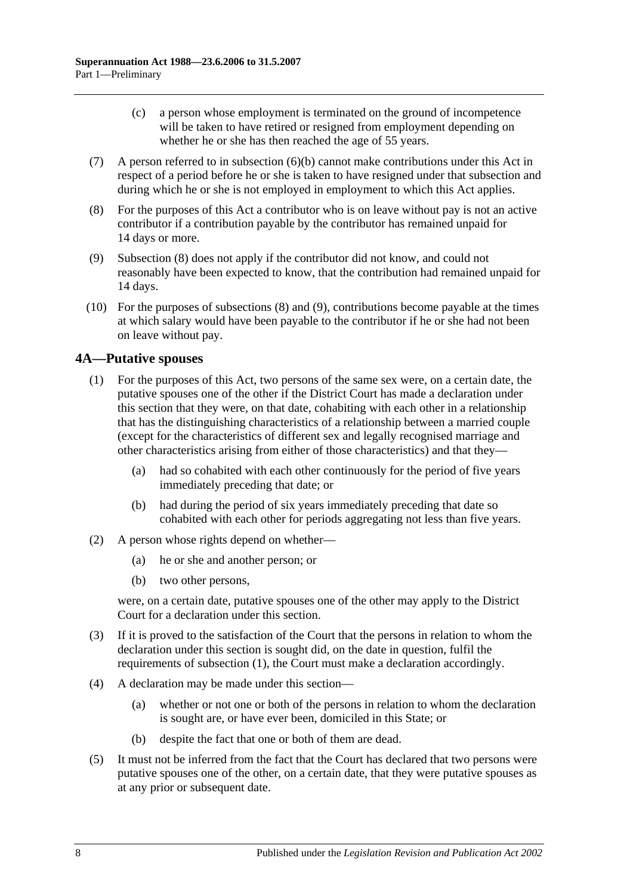(c) a person whose employment is terminated on the ground of incompetence will be taken to have retired or resigned from employment depending on whether he or she has then reached the age of 55 years.

(7) A person referred to in subsection (6)(b) cannot make contributions under this Act in respect of a period before he or she is taken to have resigned under that subsection and during which he or she is not employed in employment to which this Act applies.

(8) For the purposes of this Act a contributor who is on leave without pay is not an active contributor if a contribution payable by the contributor has remained unpaid for 14 days or more.

(9) Subsection (8) does not apply if the contributor did not know, and could not reasonably have been expected to know, that the contribution had remained unpaid for 14 days.

(10) For the purposes of subsections (8) and (9), contributions become payable at the times at which salary would have been payable to the contributor if he or she had not been on leave without pay.

## 4A—Putative spouses

(1) For the purposes of this Act, two persons of the same sex were, on a certain date, the putative spouses one of the other if the District Court has made a declaration under this section that they were, on that date, cohabiting with each other in a relationship that has the distinguishing characteristics of a relationship between a married couple (except for the characteristics of different sex and legally recognised marriage and other characteristics arising from either of those characteristics) and that they—

(a) had so cohabited with each other continuously for the period of five years immediately preceding that date; or

(b) had during the period of six years immediately preceding that date so cohabited with each other for periods aggregating not less than five years.

(2) A person whose rights depend on whether—

(a) he or she and another person; or

(b) two other persons,

were, on a certain date, putative spouses one of the other may apply to the District Court for a declaration under this section.

(3) If it is proved to the satisfaction of the Court that the persons in relation to whom the declaration under this section is sought did, on the date in question, fulfil the requirements of subsection (1), the Court must make a declaration accordingly.

(4) A declaration may be made under this section—

(a) whether or not one or both of the persons in relation to whom the declaration is sought are, or have ever been, domiciled in this State; or

(b) despite the fact that one or both of them are dead.

(5) It must not be inferred from the fact that the Court has declared that two persons were putative spouses one of the other, on a certain date, that they were putative spouses as at any prior or subsequent date.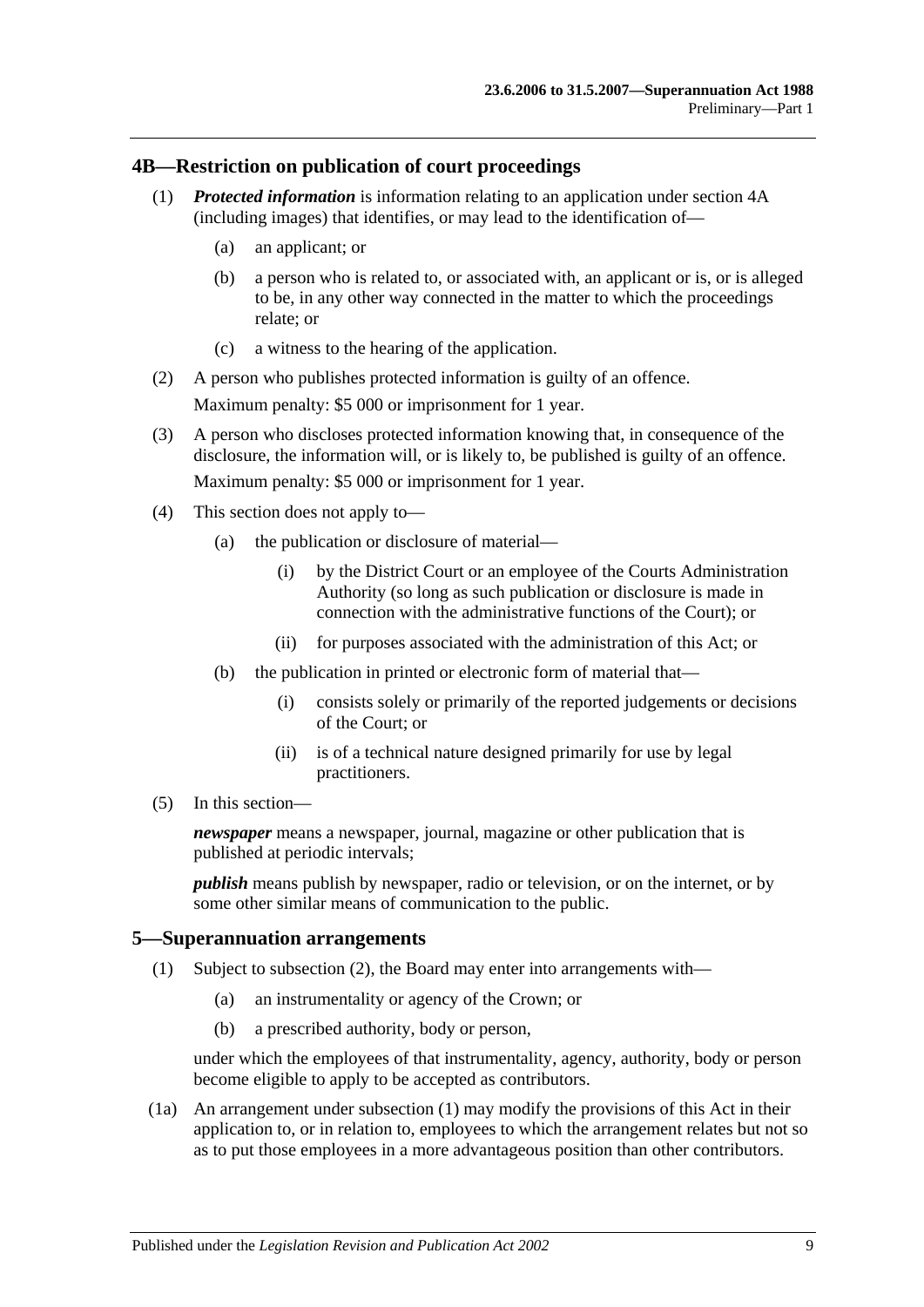## 4B—Restriction on publication of court proceedings

(1) ***Protected information*** is information relating to an application under section 4A (including images) that identifies, or may lead to the identification of—

- (a) an applicant; or
- (b) a person who is related to, or associated with, an applicant or is, or is alleged to be, in any other way connected in the matter to which the proceedings relate; or
- (c) a witness to the hearing of the application.

(2) A person who publishes protected information is guilty of an offence.

Maximum penalty: $5 000 or imprisonment for 1 year.

(3) A person who discloses protected information knowing that, in consequence of the disclosure, the information will, or is likely to, be published is guilty of an offence.

Maximum penalty: $5 000 or imprisonment for 1 year.

(4) This section does not apply to—

- (a) the publication or disclosure of material—
  - (i) by the District Court or an employee of the Courts Administration Authority (so long as such publication or disclosure is made in connection with the administrative functions of the Court); or
  - (ii) for purposes associated with the administration of this Act; or
- (b) the publication in printed or electronic form of material that—
  - (i) consists solely or primarily of the reported judgements or decisions of the Court; or
  - (ii) is of a technical nature designed primarily for use by legal practitioners.

(5) In this section—

***newspaper*** means a newspaper, journal, magazine or other publication that is published at periodic intervals;

***publish*** means publish by newspaper, radio or television, or on the internet, or by some other similar means of communication to the public.

## 5—Superannuation arrangements

(1) Subject to subsection (2), the Board may enter into arrangements with—

- (a) an instrumentality or agency of the Crown; or
- (b) a prescribed authority, body or person,

under which the employees of that instrumentality, agency, authority, body or person become eligible to apply to be accepted as contributors.

(1a) An arrangement under subsection (1) may modify the provisions of this Act in their application to, or in relation to, employees to which the arrangement relates but not so as to put those employees in a more advantageous position than other contributors.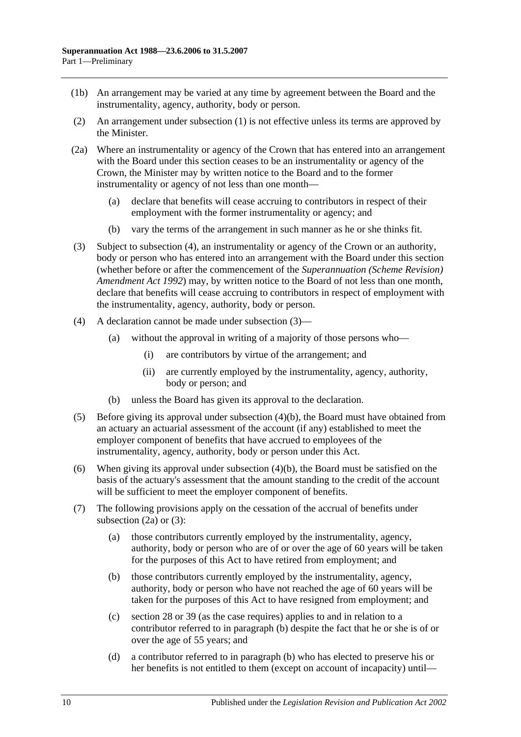(1b) An arrangement may be varied at any time by agreement between the Board and the instrumentality, agency, authority, body or person.

(2) An arrangement under subsection (1) is not effective unless its terms are approved by the Minister.

(2a) Where an instrumentality or agency of the Crown that has entered into an arrangement with the Board under this section ceases to be an instrumentality or agency of the Crown, the Minister may by written notice to the Board and to the former instrumentality or agency of not less than one month—

   (a) declare that benefits will cease accruing to contributors in respect of their employment with the former instrumentality or agency; and

   (b) vary the terms of the arrangement in such manner as he or she thinks fit.

(3) Subject to subsection (4), an instrumentality or agency of the Crown or an authority, body or person who has entered into an arrangement with the Board under this section (whether before or after the commencement of the *Superannuation (Scheme Revision) Amendment Act 1992*) may, by written notice to the Board of not less than one month, declare that benefits will cease accruing to contributors in respect of employment with the instrumentality, agency, authority, body or person.

(4) A declaration cannot be made under subsection (3)—

   (a) without the approval in writing of a majority of those persons who—

      (i) are contributors by virtue of the arrangement; and

      (ii) are currently employed by the instrumentality, agency, authority, body or person; and

   (b) unless the Board has given its approval to the declaration.

(5) Before giving its approval under subsection (4)(b), the Board must have obtained from an actuary an actuarial assessment of the account (if any) established to meet the employer component of benefits that have accrued to employees of the instrumentality, agency, authority, body or person under this Act.

(6) When giving its approval under subsection (4)(b), the Board must be satisfied on the basis of the actuary's assessment that the amount standing to the credit of the account will be sufficient to meet the employer component of benefits.

(7) The following provisions apply on the cessation of the accrual of benefits under subsection (2a) or (3):

   (a) those contributors currently employed by the instrumentality, agency, authority, body or person who are of or over the age of 60 years will be taken for the purposes of this Act to have retired from employment; and

   (b) those contributors currently employed by the instrumentality, agency, authority, body or person who have not reached the age of 60 years will be taken for the purposes of this Act to have resigned from employment; and

   (c) section 28 or 39 (as the case requires) applies to and in relation to a contributor referred to in paragraph (b) despite the fact that he or she is of or over the age of 55 years; and

   (d) a contributor referred to in paragraph (b) who has elected to preserve his or her benefits is not entitled to them (except on account of incapacity) until—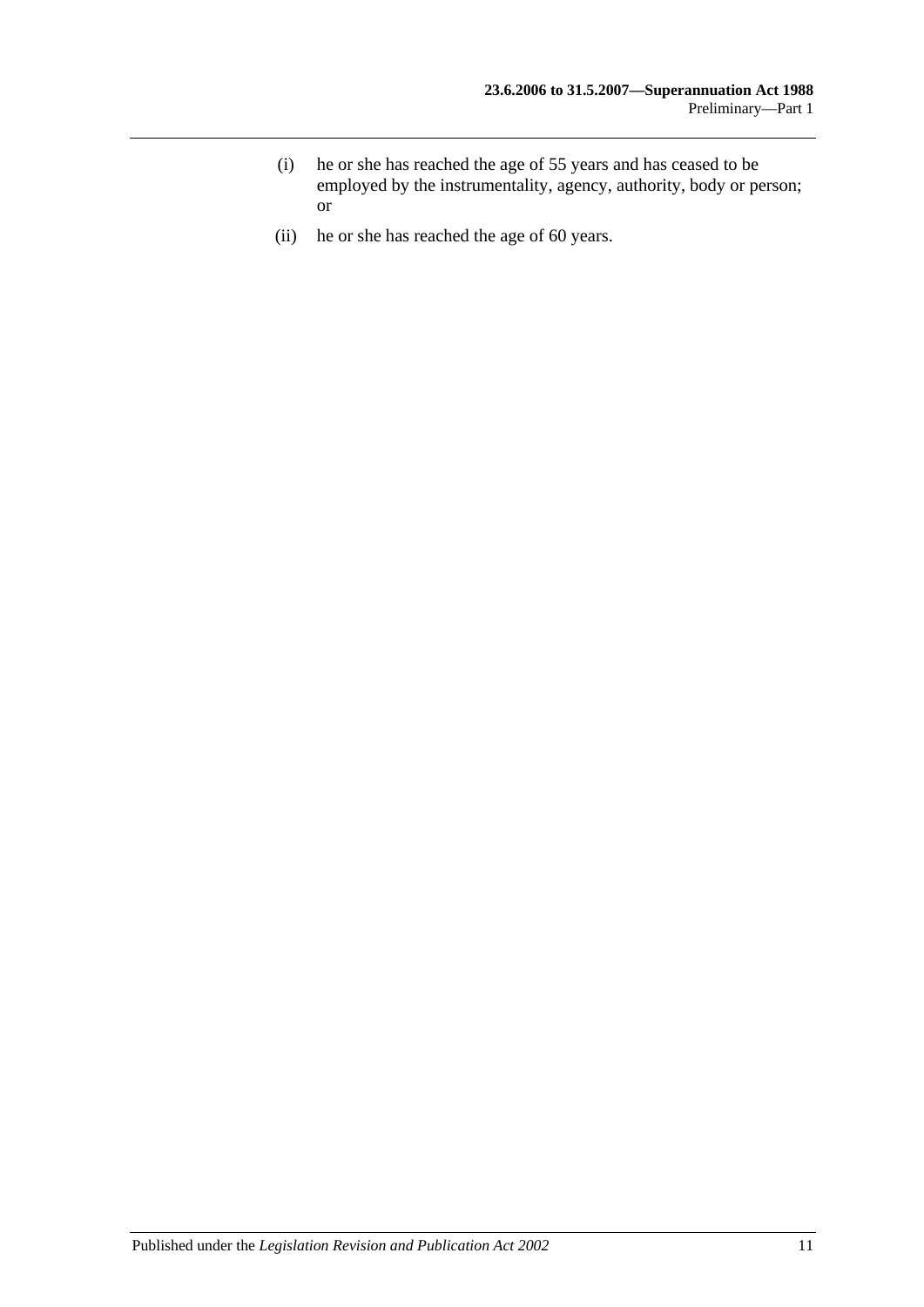(i) he or she has reached the age of 55 years and has ceased to be employed by the instrumentality, agency, authority, body or person; or

(ii) he or she has reached the age of 60 years.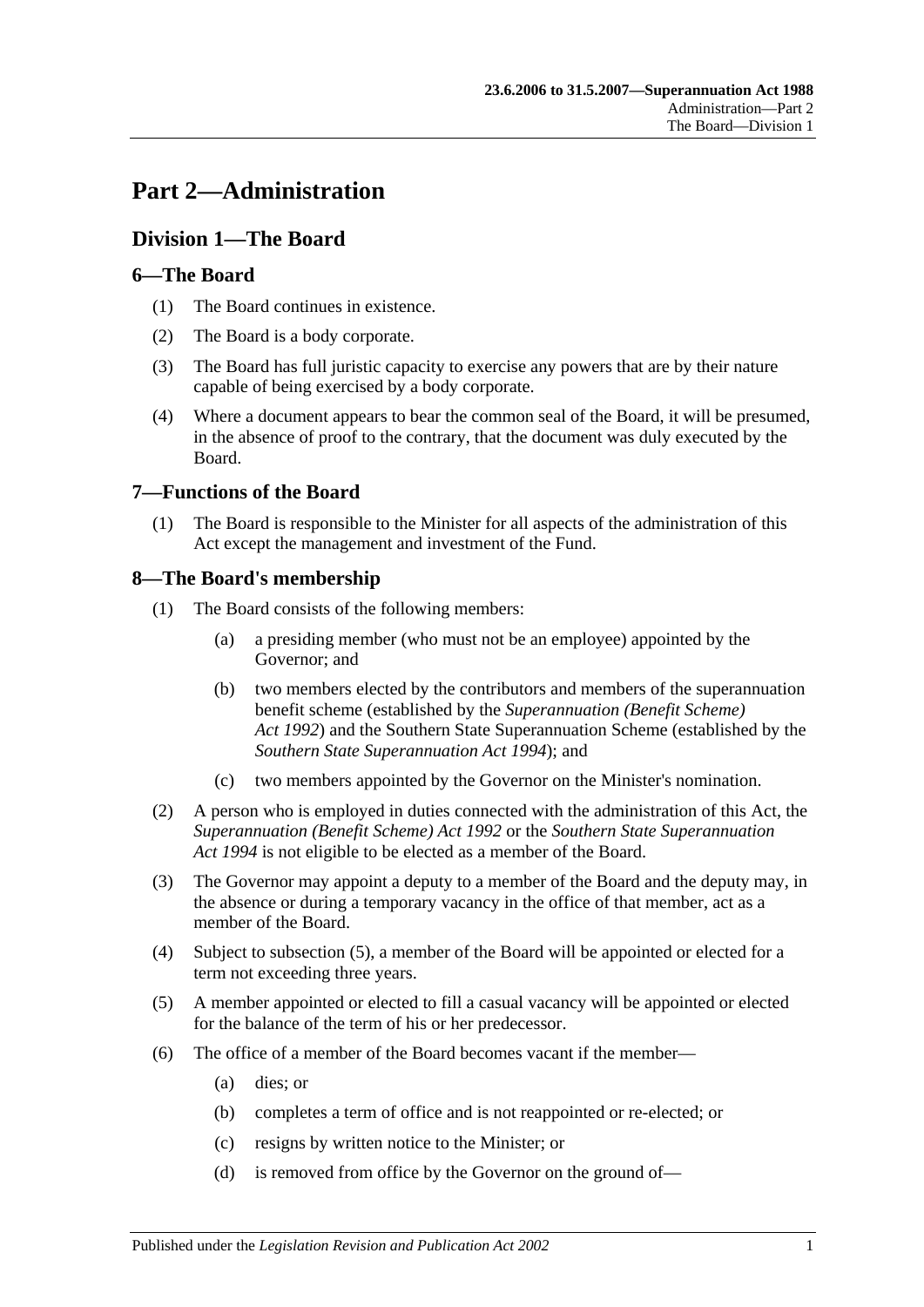# Part 2—Administration

## Division 1—The Board

### 6—The Board

(1) The Board continues in existence.

(2) The Board is a body corporate.

(3) The Board has full juristic capacity to exercise any powers that are by their nature capable of being exercised by a body corporate.

(4) Where a document appears to bear the common seal of the Board, it will be presumed, in the absence of proof to the contrary, that the document was duly executed by the Board.

### 7—Functions of the Board

(1) The Board is responsible to the Minister for all aspects of the administration of this Act except the management and investment of the Fund.

### 8—The Board's membership

(1) The Board consists of the following members:

(a) a presiding member (who must not be an employee) appointed by the Governor; and

(b) two members elected by the contributors and members of the superannuation benefit scheme (established by the *Superannuation (Benefit Scheme) Act 1992*) and the Southern State Superannuation Scheme (established by the *Southern State Superannuation Act 1994*); and

(c) two members appointed by the Governor on the Minister's nomination.

(2) A person who is employed in duties connected with the administration of this Act, the *Superannuation (Benefit Scheme) Act 1992* or the *Southern State Superannuation Act 1994* is not eligible to be elected as a member of the Board.

(3) The Governor may appoint a deputy to a member of the Board and the deputy may, in the absence or during a temporary vacancy in the office of that member, act as a member of the Board.

(4) Subject to subsection (5), a member of the Board will be appointed or elected for a term not exceeding three years.

(5) A member appointed or elected to fill a casual vacancy will be appointed or elected for the balance of the term of his or her predecessor.

(6) The office of a member of the Board becomes vacant if the member—

(a) dies; or

(b) completes a term of office and is not reappointed or re-elected; or

(c) resigns by written notice to the Minister; or

(d) is removed from office by the Governor on the ground of—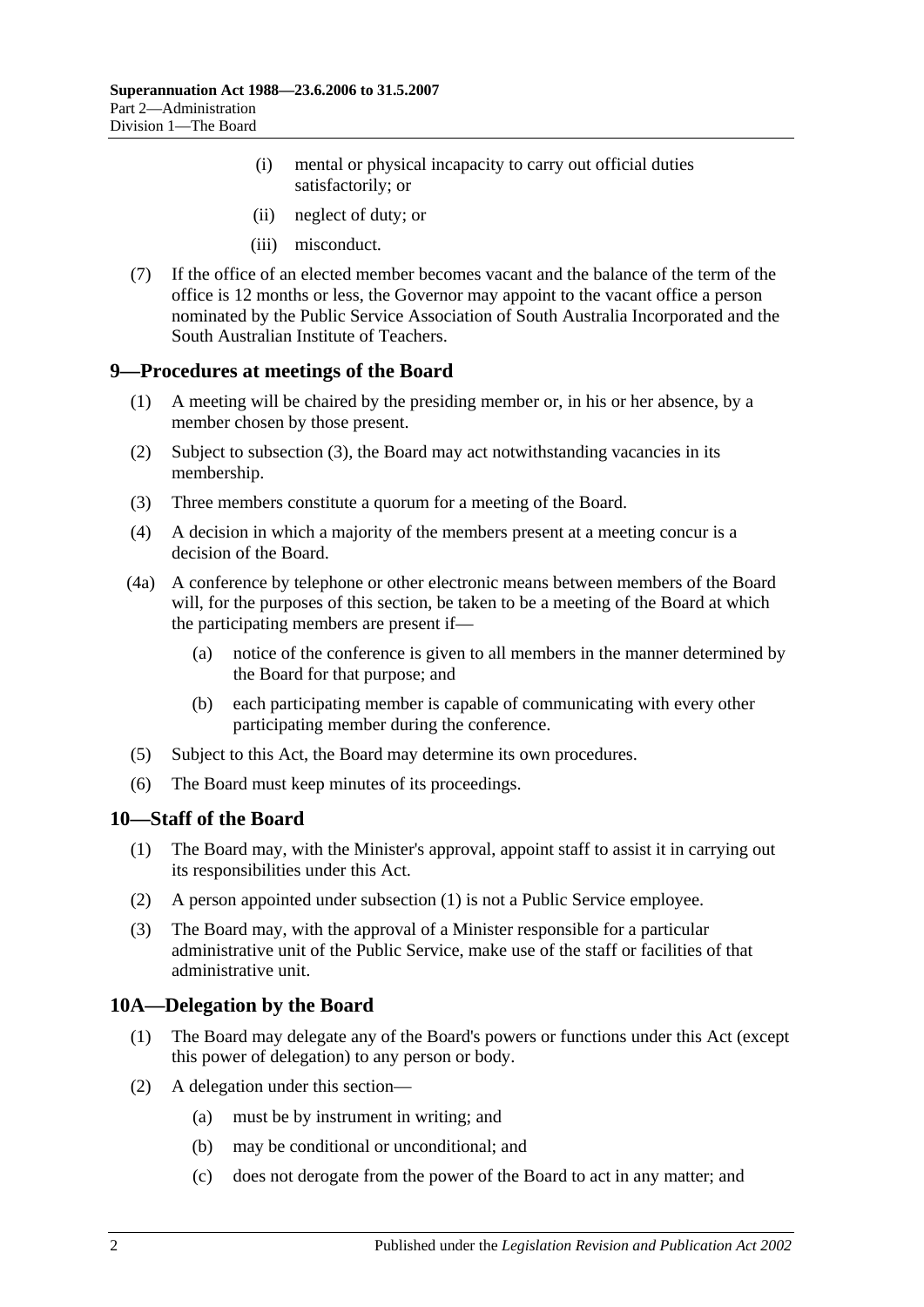(i) mental or physical incapacity to carry out official duties satisfactorily; or

(ii) neglect of duty; or

(iii) misconduct.

(7) If the office of an elected member becomes vacant and the balance of the term of the office is 12 months or less, the Governor may appoint to the vacant office a person nominated by the Public Service Association of South Australia Incorporated and the South Australian Institute of Teachers.

## 9—Procedures at meetings of the Board

(1) A meeting will be chaired by the presiding member or, in his or her absence, by a member chosen by those present.

(2) Subject to subsection (3), the Board may act notwithstanding vacancies in its membership.

(3) Three members constitute a quorum for a meeting of the Board.

(4) A decision in which a majority of the members present at a meeting concur is a decision of the Board.

(4a) A conference by telephone or other electronic means between members of the Board will, for the purposes of this section, be taken to be a meeting of the Board at which the participating members are present if—

(a) notice of the conference is given to all members in the manner determined by the Board for that purpose; and

(b) each participating member is capable of communicating with every other participating member during the conference.

(5) Subject to this Act, the Board may determine its own procedures.

(6) The Board must keep minutes of its proceedings.

## 10—Staff of the Board

(1) The Board may, with the Minister's approval, appoint staff to assist it in carrying out its responsibilities under this Act.

(2) A person appointed under subsection (1) is not a Public Service employee.

(3) The Board may, with the approval of a Minister responsible for a particular administrative unit of the Public Service, make use of the staff or facilities of that administrative unit.

## 10A—Delegation by the Board

(1) The Board may delegate any of the Board's powers or functions under this Act (except this power of delegation) to any person or body.

(2) A delegation under this section—

(a) must be by instrument in writing; and

(b) may be conditional or unconditional; and

(c) does not derogate from the power of the Board to act in any matter; and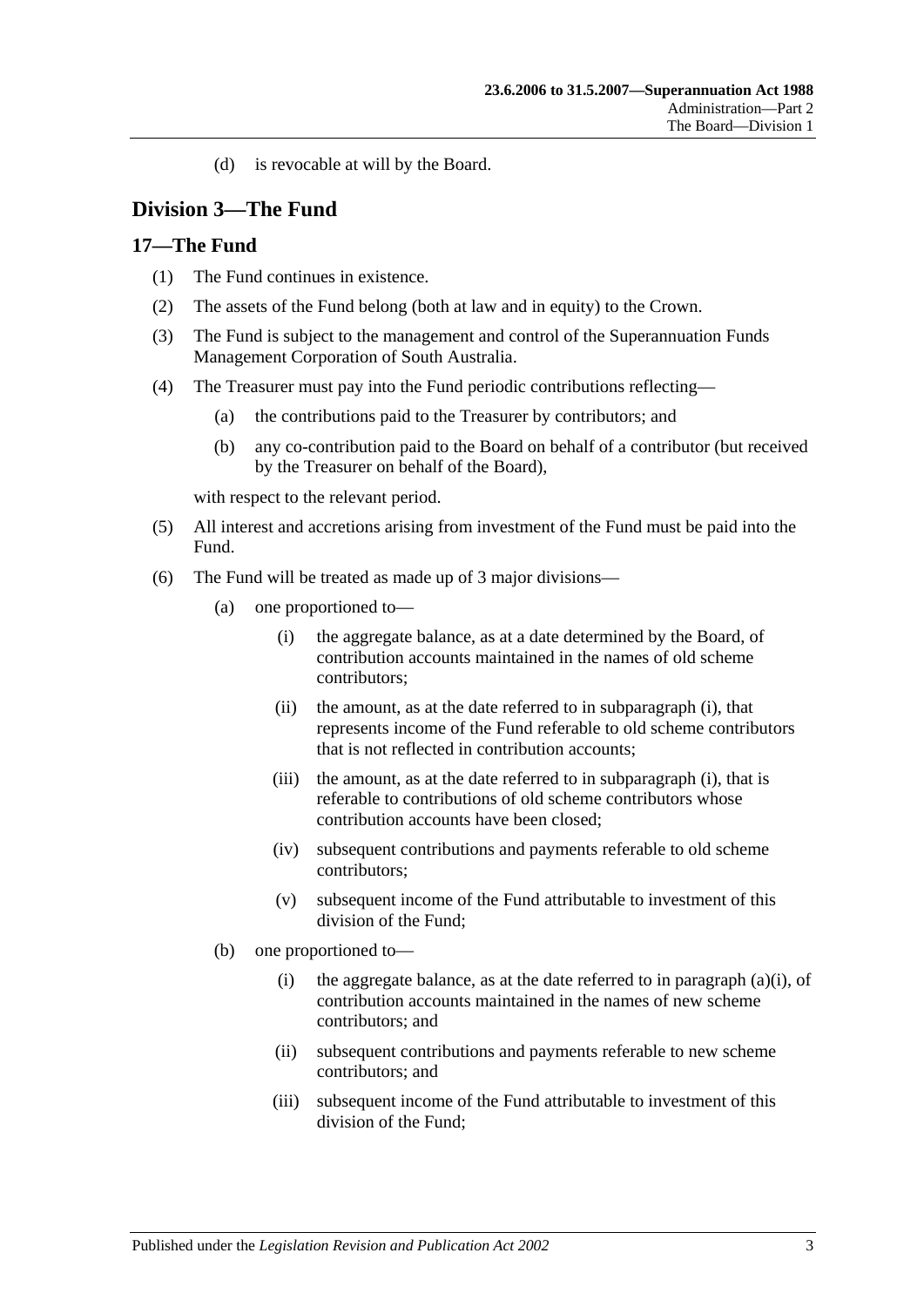(d) is revocable at will by the Board.

## Division 3—The Fund

### 17—The Fund

(1) The Fund continues in existence.

(2) The assets of the Fund belong (both at law and in equity) to the Crown.

(3) The Fund is subject to the management and control of the Superannuation Funds Management Corporation of South Australia.

(4) The Treasurer must pay into the Fund periodic contributions reflecting—

(a) the contributions paid to the Treasurer by contributors; and

(b) any co-contribution paid to the Board on behalf of a contributor (but received by the Treasurer on behalf of the Board),

with respect to the relevant period.

(5) All interest and accretions arising from investment of the Fund must be paid into the Fund.

(6) The Fund will be treated as made up of 3 major divisions—

(a) one proportioned to—

(i) the aggregate balance, as at a date determined by the Board, of contribution accounts maintained in the names of old scheme contributors;

(ii) the amount, as at the date referred to in subparagraph (i), that represents income of the Fund referable to old scheme contributors that is not reflected in contribution accounts;

(iii) the amount, as at the date referred to in subparagraph (i), that is referable to contributions of old scheme contributors whose contribution accounts have been closed;

(iv) subsequent contributions and payments referable to old scheme contributors;

(v) subsequent income of the Fund attributable to investment of this division of the Fund;

(b) one proportioned to—

(i) the aggregate balance, as at the date referred to in paragraph (a)(i), of contribution accounts maintained in the names of new scheme contributors; and

(ii) subsequent contributions and payments referable to new scheme contributors; and

(iii) subsequent income of the Fund attributable to investment of this division of the Fund;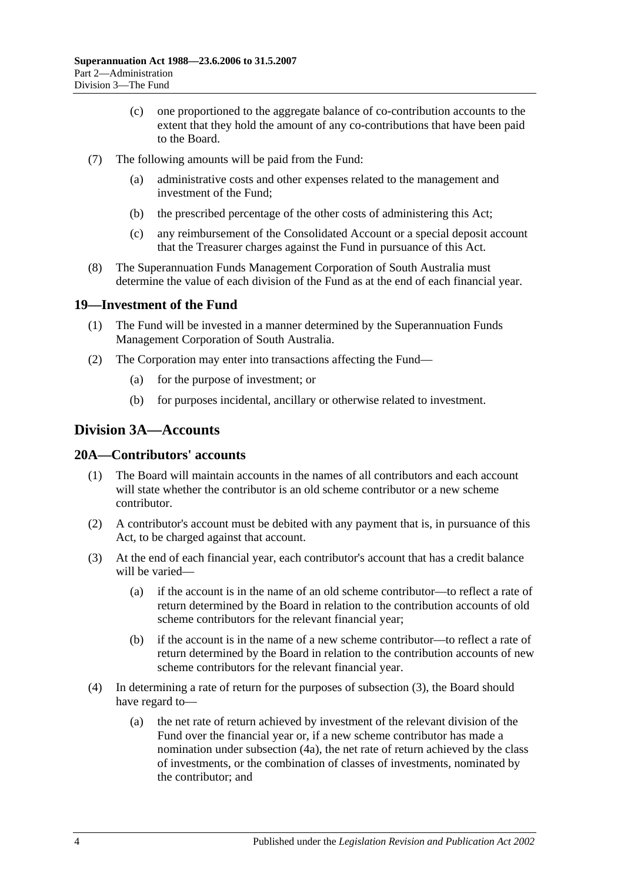(c) one proportioned to the aggregate balance of co-contribution accounts to the extent that they hold the amount of any co-contributions that have been paid to the Board.

(7) The following amounts will be paid from the Fund:

(a) administrative costs and other expenses related to the management and investment of the Fund;

(b) the prescribed percentage of the other costs of administering this Act;

(c) any reimbursement of the Consolidated Account or a special deposit account that the Treasurer charges against the Fund in pursuance of this Act.

(8) The Superannuation Funds Management Corporation of South Australia must determine the value of each division of the Fund as at the end of each financial year.

## 19—Investment of the Fund

(1) The Fund will be invested in a manner determined by the Superannuation Funds Management Corporation of South Australia.

(2) The Corporation may enter into transactions affecting the Fund—

(a) for the purpose of investment; or

(b) for purposes incidental, ancillary or otherwise related to investment.

# Division 3A—Accounts

## 20A—Contributors' accounts

(1) The Board will maintain accounts in the names of all contributors and each account will state whether the contributor is an old scheme contributor or a new scheme contributor.

(2) A contributor's account must be debited with any payment that is, in pursuance of this Act, to be charged against that account.

(3) At the end of each financial year, each contributor's account that has a credit balance will be varied—

(a) if the account is in the name of an old scheme contributor—to reflect a rate of return determined by the Board in relation to the contribution accounts of old scheme contributors for the relevant financial year;

(b) if the account is in the name of a new scheme contributor—to reflect a rate of return determined by the Board in relation to the contribution accounts of new scheme contributors for the relevant financial year.

(4) In determining a rate of return for the purposes of subsection (3), the Board should have regard to—

(a) the net rate of return achieved by investment of the relevant division of the Fund over the financial year or, if a new scheme contributor has made a nomination under subsection (4a), the net rate of return achieved by the class of investments, or the combination of classes of investments, nominated by the contributor; and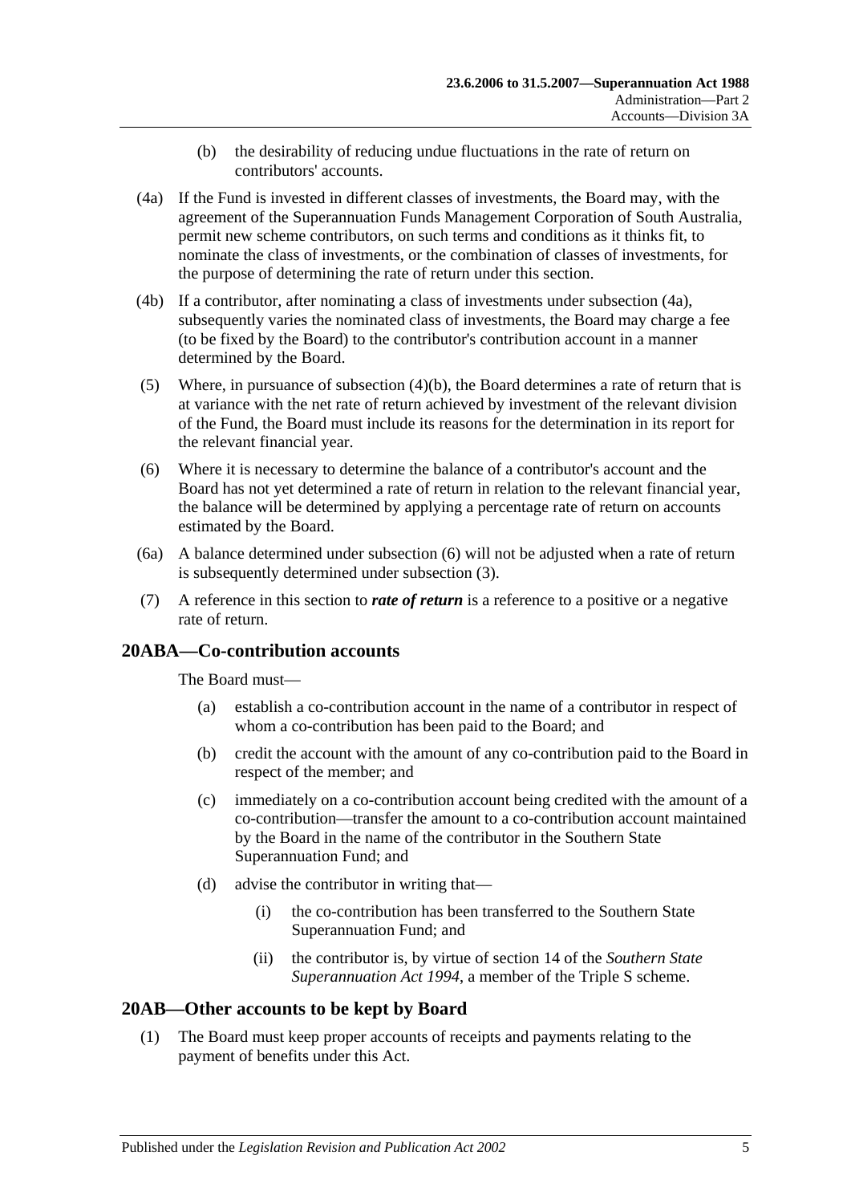(b) the desirability of reducing undue fluctuations in the rate of return on contributors' accounts.

(4a) If the Fund is invested in different classes of investments, the Board may, with the agreement of the Superannuation Funds Management Corporation of South Australia, permit new scheme contributors, on such terms and conditions as it thinks fit, to nominate the class of investments, or the combination of classes of investments, for the purpose of determining the rate of return under this section.

(4b) If a contributor, after nominating a class of investments under subsection (4a), subsequently varies the nominated class of investments, the Board may charge a fee (to be fixed by the Board) to the contributor's contribution account in a manner determined by the Board.

(5) Where, in pursuance of subsection (4)(b), the Board determines a rate of return that is at variance with the net rate of return achieved by investment of the relevant division of the Fund, the Board must include its reasons for the determination in its report for the relevant financial year.

(6) Where it is necessary to determine the balance of a contributor's account and the Board has not yet determined a rate of return in relation to the relevant financial year, the balance will be determined by applying a percentage rate of return on accounts estimated by the Board.

(6a) A balance determined under subsection (6) will not be adjusted when a rate of return is subsequently determined under subsection (3).

(7) A reference in this section to ***rate of return*** is a reference to a positive or a negative rate of return.

## 20ABA—Co-contribution accounts

The Board must—

(a) establish a co-contribution account in the name of a contributor in respect of whom a co-contribution has been paid to the Board; and

(b) credit the account with the amount of any co-contribution paid to the Board in respect of the member; and

(c) immediately on a co-contribution account being credited with the amount of a co-contribution—transfer the amount to a co-contribution account maintained by the Board in the name of the contributor in the Southern State Superannuation Fund; and

(d) advise the contributor in writing that—

(i) the co-contribution has been transferred to the Southern State Superannuation Fund; and

(ii) the contributor is, by virtue of section 14 of the *Southern State Superannuation Act 1994*, a member of the Triple S scheme.

## 20AB—Other accounts to be kept by Board

(1) The Board must keep proper accounts of receipts and payments relating to the payment of benefits under this Act.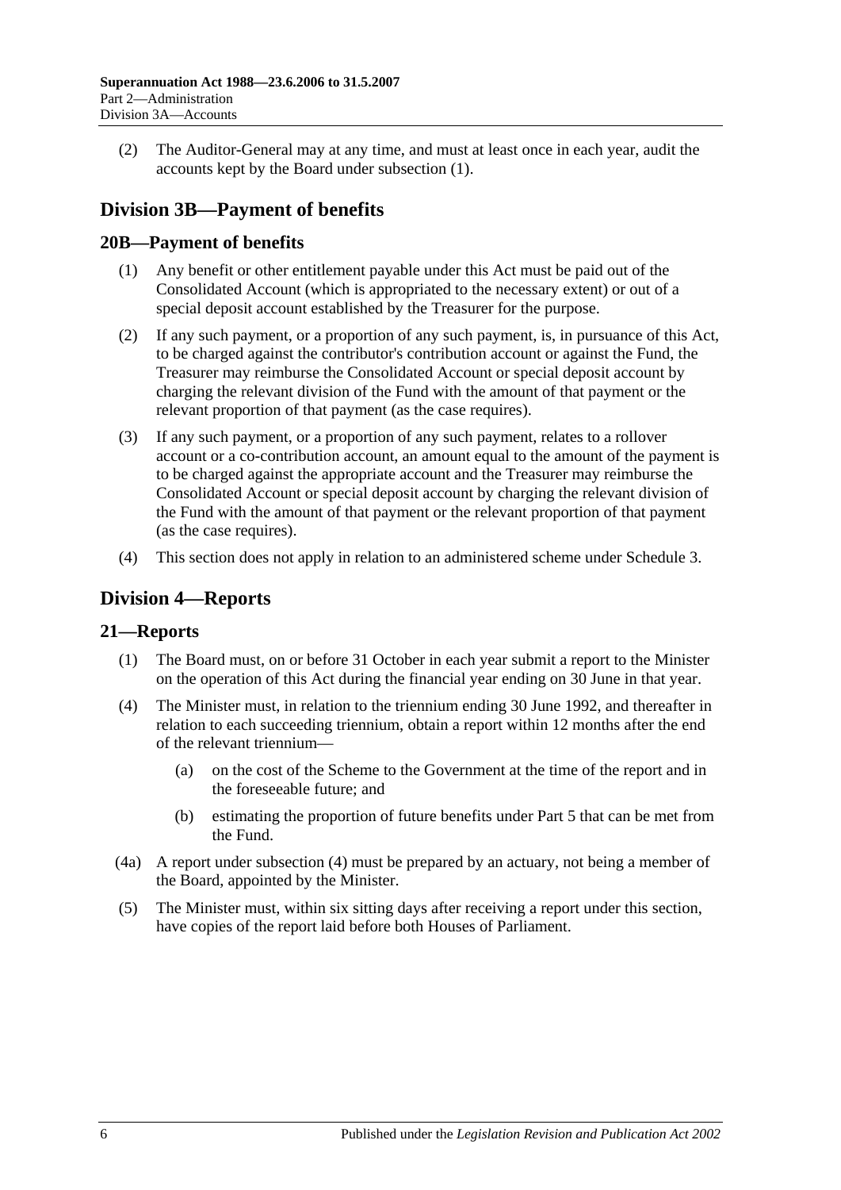(2) The Auditor-General may at any time, and must at least once in each year, audit the accounts kept by the Board under subsection (1).

## Division 3B—Payment of benefits

### 20B—Payment of benefits

(1) Any benefit or other entitlement payable under this Act must be paid out of the Consolidated Account (which is appropriated to the necessary extent) or out of a special deposit account established by the Treasurer for the purpose.

(2) If any such payment, or a proportion of any such payment, is, in pursuance of this Act, to be charged against the contributor's contribution account or against the Fund, the Treasurer may reimburse the Consolidated Account or special deposit account by charging the relevant division of the Fund with the amount of that payment or the relevant proportion of that payment (as the case requires).

(3) If any such payment, or a proportion of any such payment, relates to a rollover account or a co-contribution account, an amount equal to the amount of the payment is to be charged against the appropriate account and the Treasurer may reimburse the Consolidated Account or special deposit account by charging the relevant division of the Fund with the amount of that payment or the relevant proportion of that payment (as the case requires).

(4) This section does not apply in relation to an administered scheme under Schedule 3.

## Division 4—Reports

### 21—Reports

(1) The Board must, on or before 31 October in each year submit a report to the Minister on the operation of this Act during the financial year ending on 30 June in that year.

(4) The Minister must, in relation to the triennium ending 30 June 1992, and thereafter in relation to each succeeding triennium, obtain a report within 12 months after the end of the relevant triennium—

(a) on the cost of the Scheme to the Government at the time of the report and in the foreseeable future; and

(b) estimating the proportion of future benefits under Part 5 that can be met from the Fund.

(4a) A report under subsection (4) must be prepared by an actuary, not being a member of the Board, appointed by the Minister.

(5) The Minister must, within six sitting days after receiving a report under this section, have copies of the report laid before both Houses of Parliament.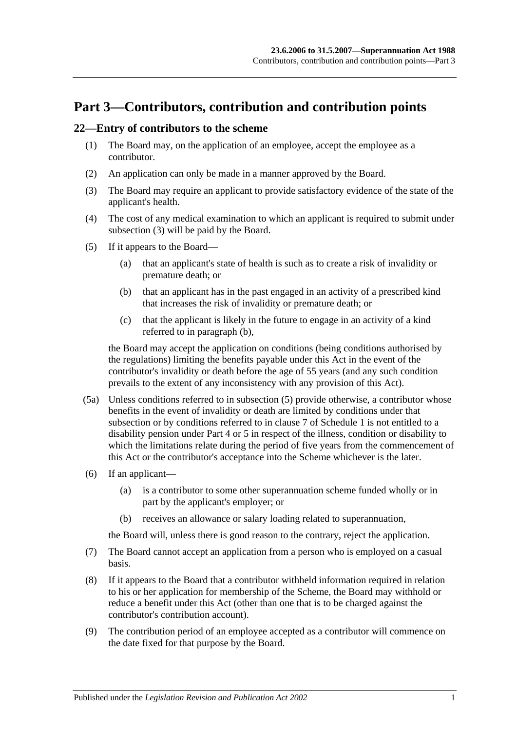# Part 3—Contributors, contribution and contribution points

## 22—Entry of contributors to the scheme

(1) The Board may, on the application of an employee, accept the employee as a contributor.

(2) An application can only be made in a manner approved by the Board.

(3) The Board may require an applicant to provide satisfactory evidence of the state of the applicant's health.

(4) The cost of any medical examination to which an applicant is required to submit under subsection (3) will be paid by the Board.

(5) If it appears to the Board—

(a) that an applicant's state of health is such as to create a risk of invalidity or premature death; or

(b) that an applicant has in the past engaged in an activity of a prescribed kind that increases the risk of invalidity or premature death; or

(c) that the applicant is likely in the future to engage in an activity of a kind referred to in paragraph (b),

the Board may accept the application on conditions (being conditions authorised by the regulations) limiting the benefits payable under this Act in the event of the contributor's invalidity or death before the age of 55 years (and any such condition prevails to the extent of any inconsistency with any provision of this Act).

(5a) Unless conditions referred to in subsection (5) provide otherwise, a contributor whose benefits in the event of invalidity or death are limited by conditions under that subsection or by conditions referred to in clause 7 of Schedule 1 is not entitled to a disability pension under Part 4 or 5 in respect of the illness, condition or disability to which the limitations relate during the period of five years from the commencement of this Act or the contributor's acceptance into the Scheme whichever is the later.

(6) If an applicant—

(a) is a contributor to some other superannuation scheme funded wholly or in part by the applicant's employer; or

(b) receives an allowance or salary loading related to superannuation,

the Board will, unless there is good reason to the contrary, reject the application.

(7) The Board cannot accept an application from a person who is employed on a casual basis.

(8) If it appears to the Board that a contributor withheld information required in relation to his or her application for membership of the Scheme, the Board may withhold or reduce a benefit under this Act (other than one that is to be charged against the contributor's contribution account).

(9) The contribution period of an employee accepted as a contributor will commence on the date fixed for that purpose by the Board.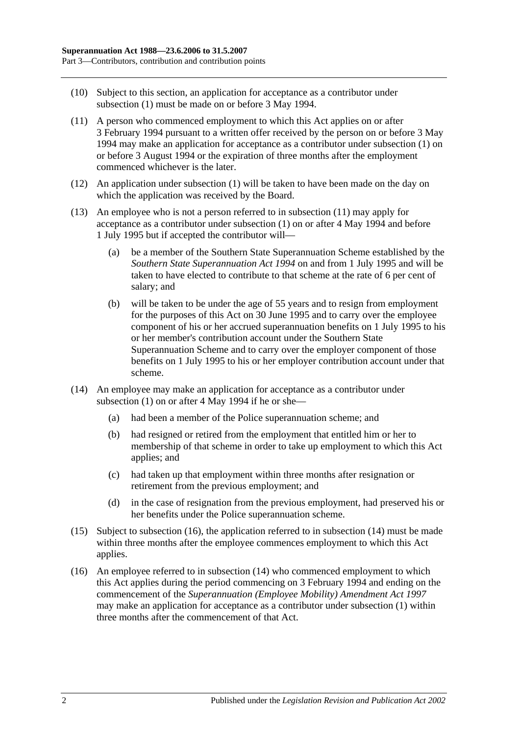(10) Subject to this section, an application for acceptance as a contributor under subsection (1) must be made on or before 3 May 1994.

(11) A person who commenced employment to which this Act applies on or after 3 February 1994 pursuant to a written offer received by the person on or before 3 May 1994 may make an application for acceptance as a contributor under subsection (1) on or before 3 August 1994 or the expiration of three months after the employment commenced whichever is the later.

(12) An application under subsection (1) will be taken to have been made on the day on which the application was received by the Board.

(13) An employee who is not a person referred to in subsection (11) may apply for acceptance as a contributor under subsection (1) on or after 4 May 1994 and before 1 July 1995 but if accepted the contributor will—

(a) be a member of the Southern State Superannuation Scheme established by the *Southern State Superannuation Act 1994* on and from 1 July 1995 and will be taken to have elected to contribute to that scheme at the rate of 6 per cent of salary; and

(b) will be taken to be under the age of 55 years and to resign from employment for the purposes of this Act on 30 June 1995 and to carry over the employee component of his or her accrued superannuation benefits on 1 July 1995 to his or her member's contribution account under the Southern State Superannuation Scheme and to carry over the employer component of those benefits on 1 July 1995 to his or her employer contribution account under that scheme.

(14) An employee may make an application for acceptance as a contributor under subsection (1) on or after 4 May 1994 if he or she—

(a) had been a member of the Police superannuation scheme; and

(b) had resigned or retired from the employment that entitled him or her to membership of that scheme in order to take up employment to which this Act applies; and

(c) had taken up that employment within three months after resignation or retirement from the previous employment; and

(d) in the case of resignation from the previous employment, had preserved his or her benefits under the Police superannuation scheme.

(15) Subject to subsection (16), the application referred to in subsection (14) must be made within three months after the employee commences employment to which this Act applies.

(16) An employee referred to in subsection (14) who commenced employment to which this Act applies during the period commencing on 3 February 1994 and ending on the commencement of the *Superannuation (Employee Mobility) Amendment Act 1997* may make an application for acceptance as a contributor under subsection (1) within three months after the commencement of that Act.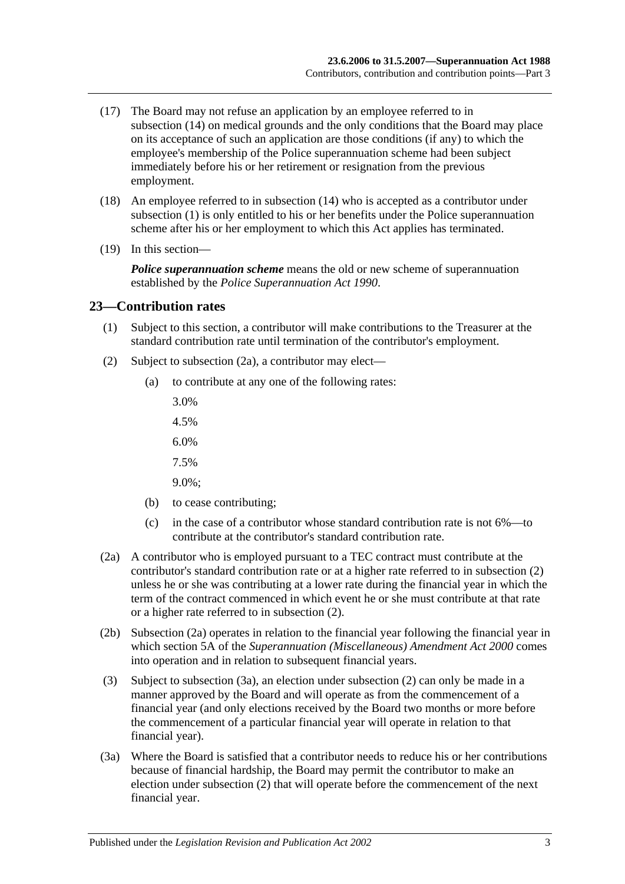(17) The Board may not refuse an application by an employee referred to in subsection (14) on medical grounds and the only conditions that the Board may place on its acceptance of such an application are those conditions (if any) to which the employee's membership of the Police superannuation scheme had been subject immediately before his or her retirement or resignation from the previous employment.

(18) An employee referred to in subsection (14) who is accepted as a contributor under subsection (1) is only entitled to his or her benefits under the Police superannuation scheme after his or her employment to which this Act applies has terminated.

(19) In this section—

***Police superannuation scheme*** means the old or new scheme of superannuation established by the *Police Superannuation Act 1990*.

## 23—Contribution rates

(1) Subject to this section, a contributor will make contributions to the Treasurer at the standard contribution rate until termination of the contributor's employment.

(2) Subject to subsection (2a), a contributor may elect—

(a) to contribute at any one of the following rates:

3.0%

4.5%

6.0%

7.5%

9.0%;

(b) to cease contributing;

(c) in the case of a contributor whose standard contribution rate is not 6%—to contribute at the contributor's standard contribution rate.

(2a) A contributor who is employed pursuant to a TEC contract must contribute at the contributor's standard contribution rate or at a higher rate referred to in subsection (2) unless he or she was contributing at a lower rate during the financial year in which the term of the contract commenced in which event he or she must contribute at that rate or a higher rate referred to in subsection (2).

(2b) Subsection (2a) operates in relation to the financial year following the financial year in which section 5A of the *Superannuation (Miscellaneous) Amendment Act 2000* comes into operation and in relation to subsequent financial years.

(3) Subject to subsection (3a), an election under subsection (2) can only be made in a manner approved by the Board and will operate as from the commencement of a financial year (and only elections received by the Board two months or more before the commencement of a particular financial year will operate in relation to that financial year).

(3a) Where the Board is satisfied that a contributor needs to reduce his or her contributions because of financial hardship, the Board may permit the contributor to make an election under subsection (2) that will operate before the commencement of the next financial year.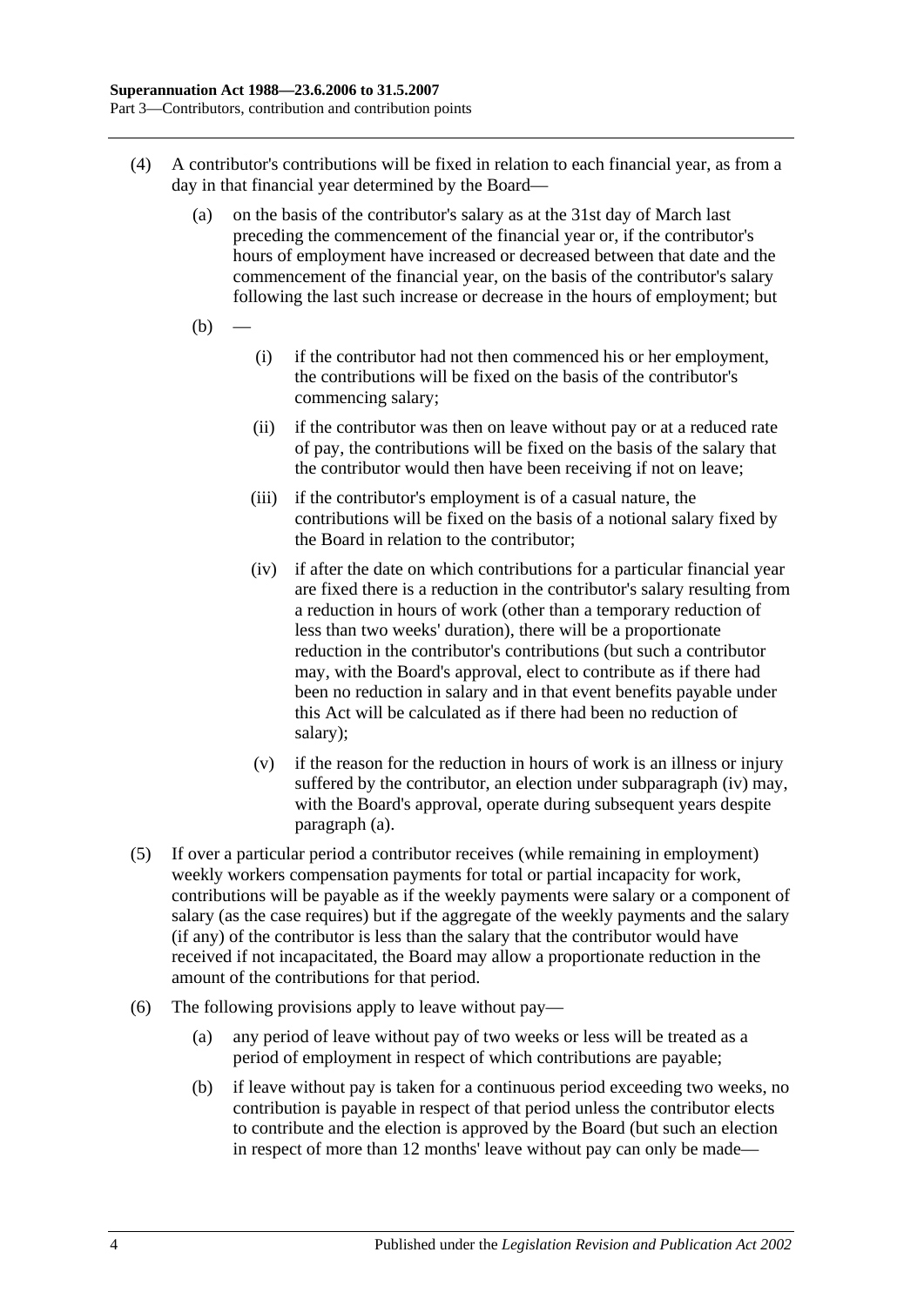(4) A contributor's contributions will be fixed in relation to each financial year, as from a day in that financial year determined by the Board—

   (a) on the basis of the contributor's salary as at the 31st day of March last preceding the commencement of the financial year or, if the contributor's hours of employment have increased or decreased between that date and the commencement of the financial year, on the basis of the contributor's salary following the last such increase or decrease in the hours of employment; but

   (b) —

      (i) if the contributor had not then commenced his or her employment, the contributions will be fixed on the basis of the contributor's commencing salary;

      (ii) if the contributor was then on leave without pay or at a reduced rate of pay, the contributions will be fixed on the basis of the salary that the contributor would then have been receiving if not on leave;

      (iii) if the contributor's employment is of a casual nature, the contributions will be fixed on the basis of a notional salary fixed by the Board in relation to the contributor;

      (iv) if after the date on which contributions for a particular financial year are fixed there is a reduction in the contributor's salary resulting from a reduction in hours of work (other than a temporary reduction of less than two weeks' duration), there will be a proportionate reduction in the contributor's contributions (but such a contributor may, with the Board's approval, elect to contribute as if there had been no reduction in salary and in that event benefits payable under this Act will be calculated as if there had been no reduction of salary);

      (v) if the reason for the reduction in hours of work is an illness or injury suffered by the contributor, an election under subparagraph (iv) may, with the Board's approval, operate during subsequent years despite paragraph (a).

(5) If over a particular period a contributor receives (while remaining in employment) weekly workers compensation payments for total or partial incapacity for work, contributions will be payable as if the weekly payments were salary or a component of salary (as the case requires) but if the aggregate of the weekly payments and the salary (if any) of the contributor is less than the salary that the contributor would have received if not incapacitated, the Board may allow a proportionate reduction in the amount of the contributions for that period.

(6) The following provisions apply to leave without pay—

   (a) any period of leave without pay of two weeks or less will be treated as a period of employment in respect of which contributions are payable;

   (b) if leave without pay is taken for a continuous period exceeding two weeks, no contribution is payable in respect of that period unless the contributor elects to contribute and the election is approved by the Board (but such an election in respect of more than 12 months' leave without pay can only be made—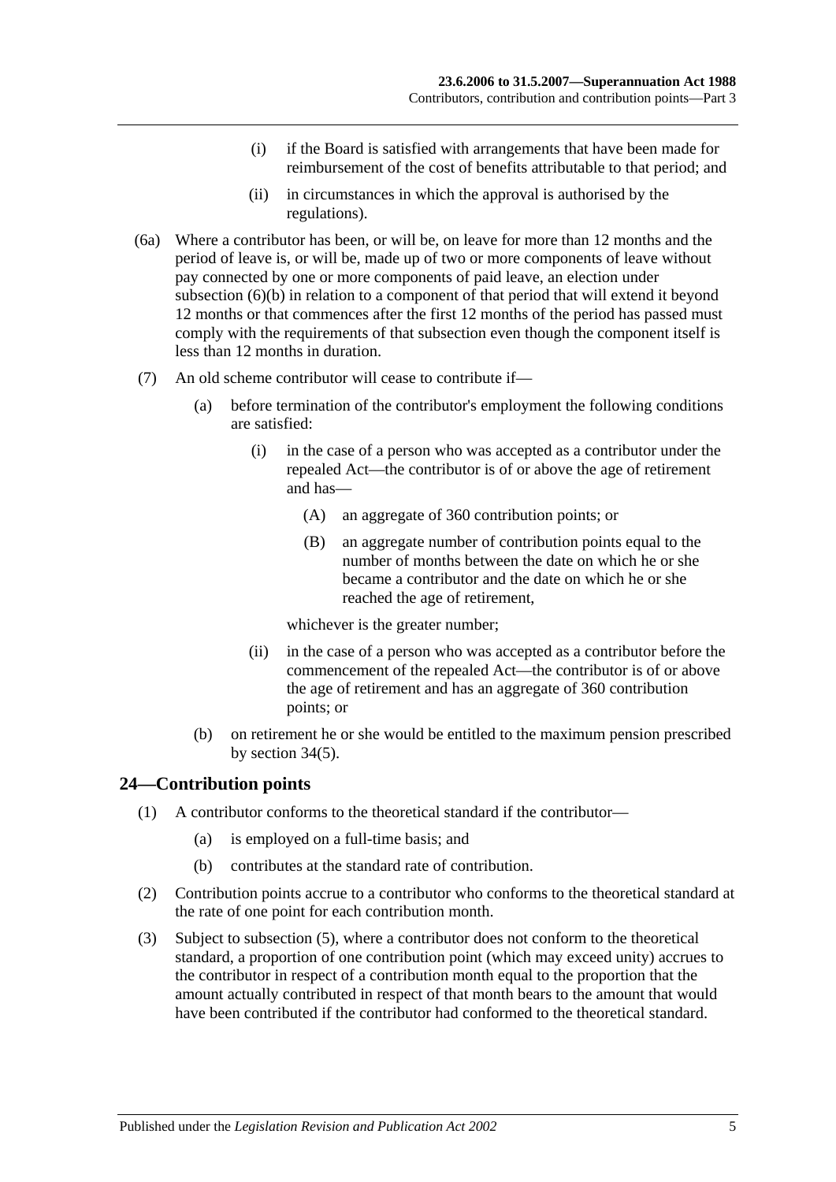(i) if the Board is satisfied with arrangements that have been made for reimbursement of the cost of benefits attributable to that period; and

(ii) in circumstances in which the approval is authorised by the regulations).

(6a) Where a contributor has been, or will be, on leave for more than 12 months and the period of leave is, or will be, made up of two or more components of leave without pay connected by one or more components of paid leave, an election under subsection (6)(b) in relation to a component of that period that will extend it beyond 12 months or that commences after the first 12 months of the period has passed must comply with the requirements of that subsection even though the component itself is less than 12 months in duration.

(7) An old scheme contributor will cease to contribute if—

(a) before termination of the contributor's employment the following conditions are satisfied:

(i) in the case of a person who was accepted as a contributor under the repealed Act—the contributor is of or above the age of retirement and has—

(A) an aggregate of 360 contribution points; or

(B) an aggregate number of contribution points equal to the number of months between the date on which he or she became a contributor and the date on which he or she reached the age of retirement,

whichever is the greater number;

(ii) in the case of a person who was accepted as a contributor before the commencement of the repealed Act—the contributor is of or above the age of retirement and has an aggregate of 360 contribution points; or

(b) on retirement he or she would be entitled to the maximum pension prescribed by section 34(5).

## 24—Contribution points

(1) A contributor conforms to the theoretical standard if the contributor—

(a) is employed on a full-time basis; and

(b) contributes at the standard rate of contribution.

(2) Contribution points accrue to a contributor who conforms to the theoretical standard at the rate of one point for each contribution month.

(3) Subject to subsection (5), where a contributor does not conform to the theoretical standard, a proportion of one contribution point (which may exceed unity) accrues to the contributor in respect of a contribution month equal to the proportion that the amount actually contributed in respect of that month bears to the amount that would have been contributed if the contributor had conformed to the theoretical standard.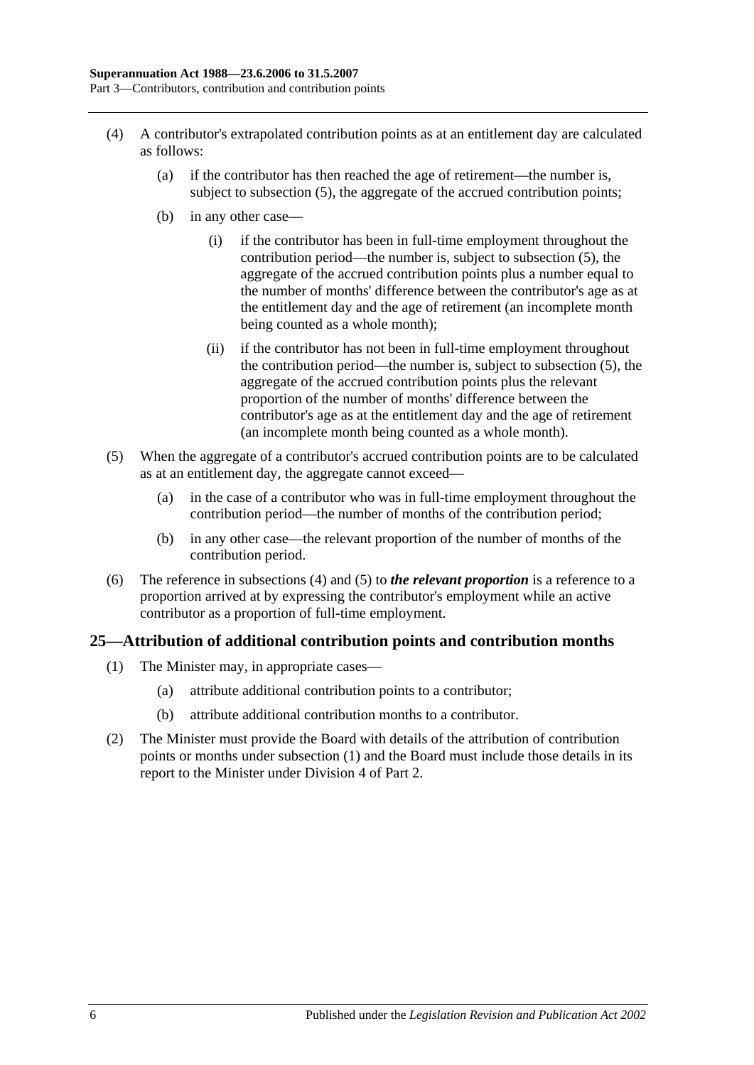(4) A contributor's extrapolated contribution points as at an entitlement day are calculated as follows:

  (a) if the contributor has then reached the age of retirement—the number is, subject to subsection (5), the aggregate of the accrued contribution points;

  (b) in any other case—

    (i) if the contributor has been in full-time employment throughout the contribution period—the number is, subject to subsection (5), the aggregate of the accrued contribution points plus a number equal to the number of months' difference between the contributor's age as at the entitlement day and the age of retirement (an incomplete month being counted as a whole month);

    (ii) if the contributor has not been in full-time employment throughout the contribution period—the number is, subject to subsection (5), the aggregate of the accrued contribution points plus the relevant proportion of the number of months' difference between the contributor's age as at the entitlement day and the age of retirement (an incomplete month being counted as a whole month).

(5) When the aggregate of a contributor's accrued contribution points are to be calculated as at an entitlement day, the aggregate cannot exceed—

  (a) in the case of a contributor who was in full-time employment throughout the contribution period—the number of months of the contribution period;

  (b) in any other case—the relevant proportion of the number of months of the contribution period.

(6) The reference in subsections (4) and (5) to ***the relevant proportion*** is a reference to a proportion arrived at by expressing the contributor's employment while an active contributor as a proportion of full-time employment.

## 25—Attribution of additional contribution points and contribution months

(1) The Minister may, in appropriate cases—

  (a) attribute additional contribution points to a contributor;

  (b) attribute additional contribution months to a contributor.

(2) The Minister must provide the Board with details of the attribution of contribution points or months under subsection (1) and the Board must include those details in its report to the Minister under Division 4 of Part 2.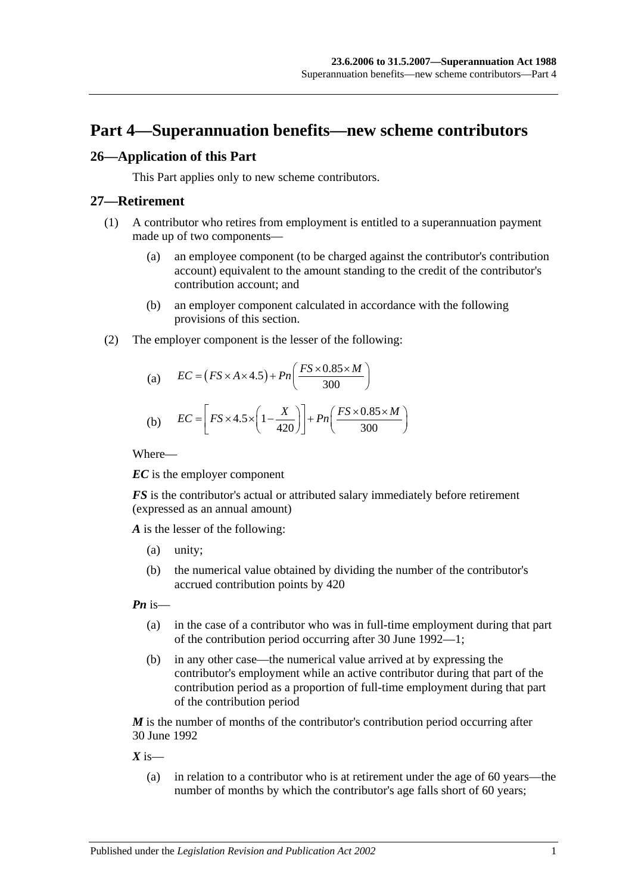# Part 4—Superannuation benefits—new scheme contributors

## 26—Application of this Part

This Part applies only to new scheme contributors.

## 27—Retirement

(1) A contributor who retires from employment is entitled to a superannuation payment made up of two components—

(a) an employee component (to be charged against the contributor's contribution account) equivalent to the amount standing to the credit of the contributor's contribution account; and

(b) an employer component calculated in accordance with the following provisions of this section.

(2) The employer component is the lesser of the following:

(a) $$EC = \left(FS \times A \times 4.5\right) + Pn\left(\frac{FS \times 0.85 \times M}{300}\right)$$

(b) $$EC = \left[FS \times 4.5 \times \left(1 - \frac{X}{420}\right)\right] + Pn\left(\frac{FS \times 0.85 \times M}{300}\right)$$

Where—

***EC*** is the employer component

***FS*** is the contributor's actual or attributed salary immediately before retirement (expressed as an annual amount)

***A*** is the lesser of the following:

(a) unity;

(b) the numerical value obtained by dividing the number of the contributor's accrued contribution points by 420

***Pn*** is—

(a) in the case of a contributor who was in full-time employment during that part of the contribution period occurring after 30 June 1992—1;

(b) in any other case—the numerical value arrived at by expressing the contributor's employment while an active contributor during that part of the contribution period as a proportion of full-time employment during that part of the contribution period

***M*** is the number of months of the contributor's contribution period occurring after 30 June 1992

***X*** is—

(a) in relation to a contributor who is at retirement under the age of 60 years—the number of months by which the contributor's age falls short of 60 years;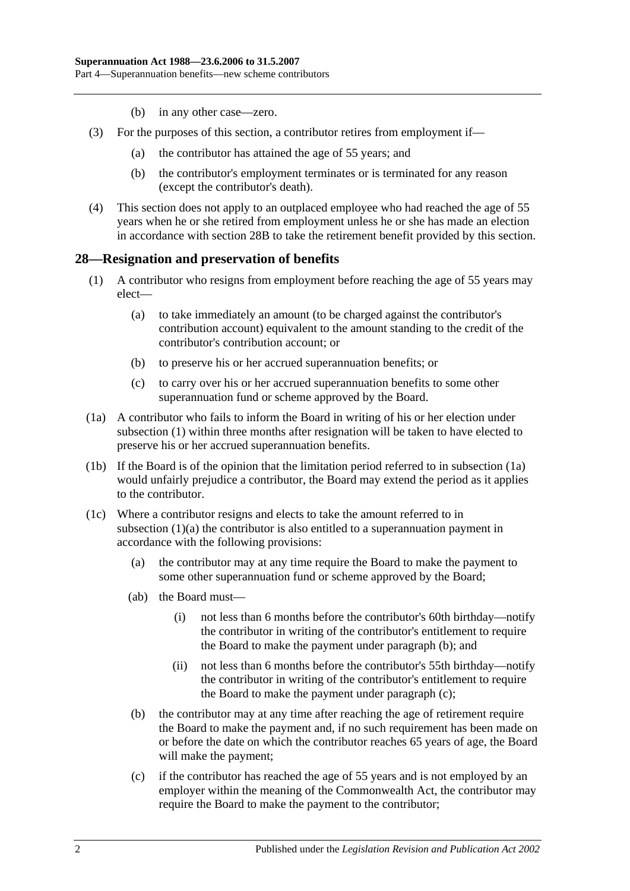(b) in any other case—zero.

(3) For the purposes of this section, a contributor retires from employment if—

(a) the contributor has attained the age of 55 years; and

(b) the contributor's employment terminates or is terminated for any reason (except the contributor's death).

(4) This section does not apply to an outplaced employee who had reached the age of 55 years when he or she retired from employment unless he or she has made an election in accordance with section 28B to take the retirement benefit provided by this section.

## 28—Resignation and preservation of benefits

(1) A contributor who resigns from employment before reaching the age of 55 years may elect—

(a) to take immediately an amount (to be charged against the contributor's contribution account) equivalent to the amount standing to the credit of the contributor's contribution account; or

(b) to preserve his or her accrued superannuation benefits; or

(c) to carry over his or her accrued superannuation benefits to some other superannuation fund or scheme approved by the Board.

(1a) A contributor who fails to inform the Board in writing of his or her election under subsection (1) within three months after resignation will be taken to have elected to preserve his or her accrued superannuation benefits.

(1b) If the Board is of the opinion that the limitation period referred to in subsection (1a) would unfairly prejudice a contributor, the Board may extend the period as it applies to the contributor.

(1c) Where a contributor resigns and elects to take the amount referred to in subsection (1)(a) the contributor is also entitled to a superannuation payment in accordance with the following provisions:

(a) the contributor may at any time require the Board to make the payment to some other superannuation fund or scheme approved by the Board;

(ab) the Board must—

(i) not less than 6 months before the contributor's 60th birthday—notify the contributor in writing of the contributor's entitlement to require the Board to make the payment under paragraph (b); and

(ii) not less than 6 months before the contributor's 55th birthday—notify the contributor in writing of the contributor's entitlement to require the Board to make the payment under paragraph (c);

(b) the contributor may at any time after reaching the age of retirement require the Board to make the payment and, if no such requirement has been made on or before the date on which the contributor reaches 65 years of age, the Board will make the payment;

(c) if the contributor has reached the age of 55 years and is not employed by an employer within the meaning of the Commonwealth Act, the contributor may require the Board to make the payment to the contributor;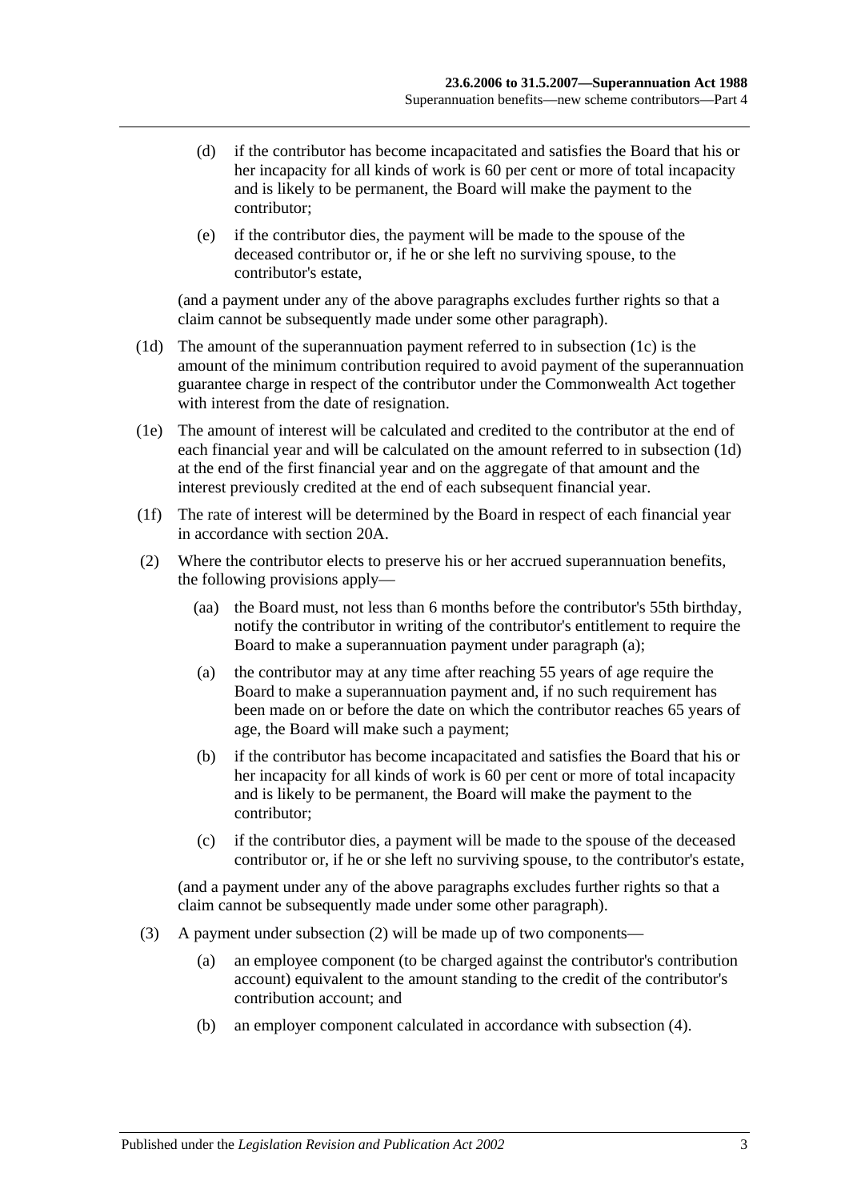(d) if the contributor has become incapacitated and satisfies the Board that his or her incapacity for all kinds of work is 60 per cent or more of total incapacity and is likely to be permanent, the Board will make the payment to the contributor;

(e) if the contributor dies, the payment will be made to the spouse of the deceased contributor or, if he or she left no surviving spouse, to the contributor's estate,

(and a payment under any of the above paragraphs excludes further rights so that a claim cannot be subsequently made under some other paragraph).

(1d) The amount of the superannuation payment referred to in subsection (1c) is the amount of the minimum contribution required to avoid payment of the superannuation guarantee charge in respect of the contributor under the Commonwealth Act together with interest from the date of resignation.

(1e) The amount of interest will be calculated and credited to the contributor at the end of each financial year and will be calculated on the amount referred to in subsection (1d) at the end of the first financial year and on the aggregate of that amount and the interest previously credited at the end of each subsequent financial year.

(1f) The rate of interest will be determined by the Board in respect of each financial year in accordance with section 20A.

(2) Where the contributor elects to preserve his or her accrued superannuation benefits, the following provisions apply—

(aa) the Board must, not less than 6 months before the contributor's 55th birthday, notify the contributor in writing of the contributor's entitlement to require the Board to make a superannuation payment under paragraph (a);

(a) the contributor may at any time after reaching 55 years of age require the Board to make a superannuation payment and, if no such requirement has been made on or before the date on which the contributor reaches 65 years of age, the Board will make such a payment;

(b) if the contributor has become incapacitated and satisfies the Board that his or her incapacity for all kinds of work is 60 per cent or more of total incapacity and is likely to be permanent, the Board will make the payment to the contributor;

(c) if the contributor dies, a payment will be made to the spouse of the deceased contributor or, if he or she left no surviving spouse, to the contributor's estate,

(and a payment under any of the above paragraphs excludes further rights so that a claim cannot be subsequently made under some other paragraph).

(3) A payment under subsection (2) will be made up of two components—

(a) an employee component (to be charged against the contributor's contribution account) equivalent to the amount standing to the credit of the contributor's contribution account; and

(b) an employer component calculated in accordance with subsection (4).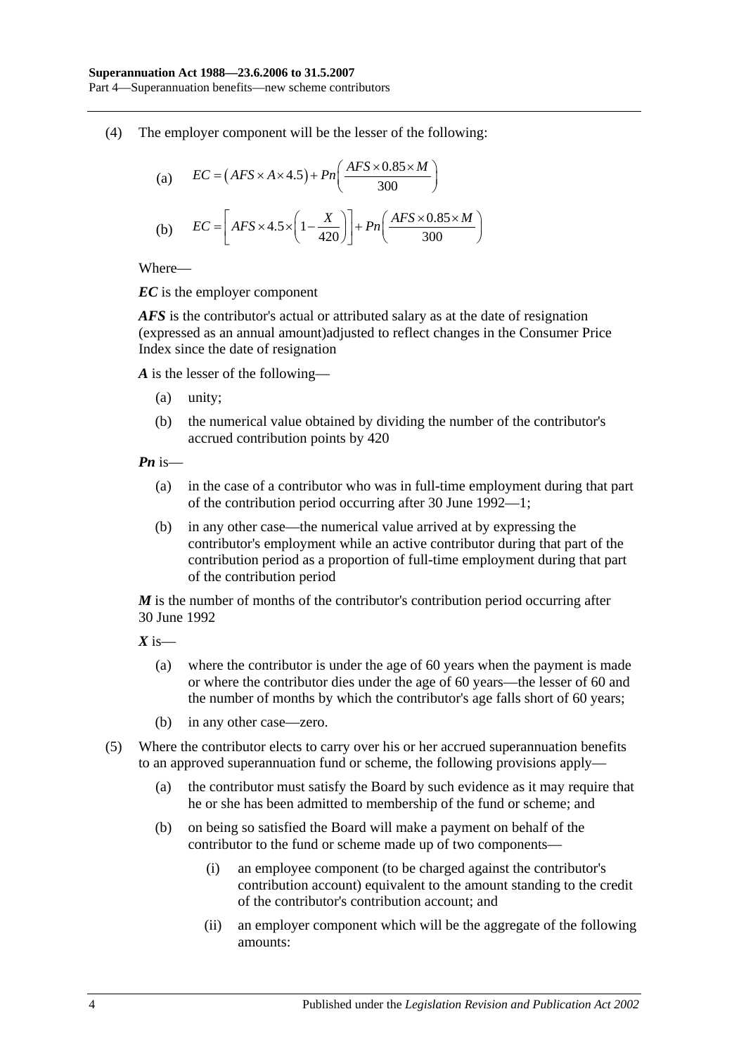(4) The employer component will be the lesser of the following:

(a) $$EC = \left(AFS \times A \times 4.5\right) + Pn\left(\frac{AFS \times 0.85 \times M}{300}\right)$$

(b) $$EC = \left[AFS \times 4.5 \times \left(1 - \frac{X}{420}\right)\right] + Pn\left(\frac{AFS \times 0.85 \times M}{300}\right)$$

Where—

***EC*** is the employer component

***AFS*** is the contributor's actual or attributed salary as at the date of resignation (expressed as an annual amount)adjusted to reflect changes in the Consumer Price Index since the date of resignation

***A*** is the lesser of the following—

- (a) unity;
- (b) the numerical value obtained by dividing the number of the contributor's accrued contribution points by 420

***Pn*** is—

- (a) in the case of a contributor who was in full-time employment during that part of the contribution period occurring after 30 June 1992—1;
- (b) in any other case—the numerical value arrived at by expressing the contributor's employment while an active contributor during that part of the contribution period as a proportion of full-time employment during that part of the contribution period

***M*** is the number of months of the contributor's contribution period occurring after 30 June 1992

***X*** is—

- (a) where the contributor is under the age of 60 years when the payment is made or where the contributor dies under the age of 60 years—the lesser of 60 and the number of months by which the contributor's age falls short of 60 years;
- (b) in any other case—zero.

(5) Where the contributor elects to carry over his or her accrued superannuation benefits to an approved superannuation fund or scheme, the following provisions apply—

- (a) the contributor must satisfy the Board by such evidence as it may require that he or she has been admitted to membership of the fund or scheme; and
- (b) on being so satisfied the Board will make a payment on behalf of the contributor to the fund or scheme made up of two components—
  - (i) an employee component (to be charged against the contributor's contribution account) equivalent to the amount standing to the credit of the contributor's contribution account; and
  - (ii) an employer component which will be the aggregate of the following amounts: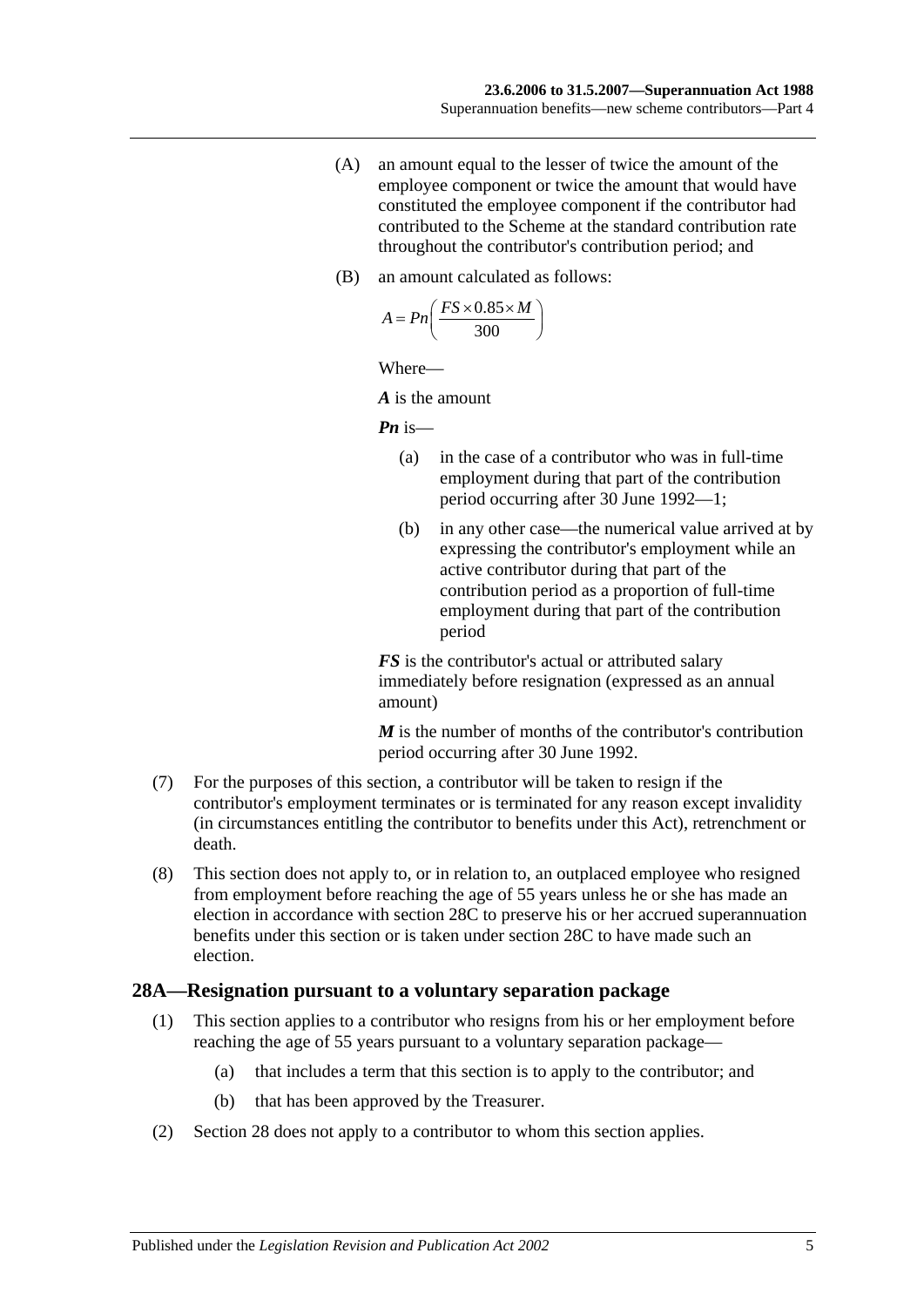(A) an amount equal to the lesser of twice the amount of the employee component or twice the amount that would have constituted the employee component if the contributor had contributed to the Scheme at the standard contribution rate throughout the contributor's contribution period; and

(B) an amount calculated as follows:

$$A = Pn\left(\frac{FS \times 0.85 \times M}{300}\right)$$

Where—

***A*** is the amount

***Pn*** is—

(a) in the case of a contributor who was in full-time employment during that part of the contribution period occurring after 30 June 1992—1;

(b) in any other case—the numerical value arrived at by expressing the contributor's employment while an active contributor during that part of the contribution period as a proportion of full-time employment during that part of the contribution period

***FS*** is the contributor's actual or attributed salary immediately before resignation (expressed as an annual amount)

***M*** is the number of months of the contributor's contribution period occurring after 30 June 1992.

(7) For the purposes of this section, a contributor will be taken to resign if the contributor's employment terminates or is terminated for any reason except invalidity (in circumstances entitling the contributor to benefits under this Act), retrenchment or death.

(8) This section does not apply to, or in relation to, an outplaced employee who resigned from employment before reaching the age of 55 years unless he or she has made an election in accordance with section 28C to preserve his or her accrued superannuation benefits under this section or is taken under section 28C to have made such an election.

## 28A—Resignation pursuant to a voluntary separation package

(1) This section applies to a contributor who resigns from his or her employment before reaching the age of 55 years pursuant to a voluntary separation package—

(a) that includes a term that this section is to apply to the contributor; and

(b) that has been approved by the Treasurer.

(2) Section 28 does not apply to a contributor to whom this section applies.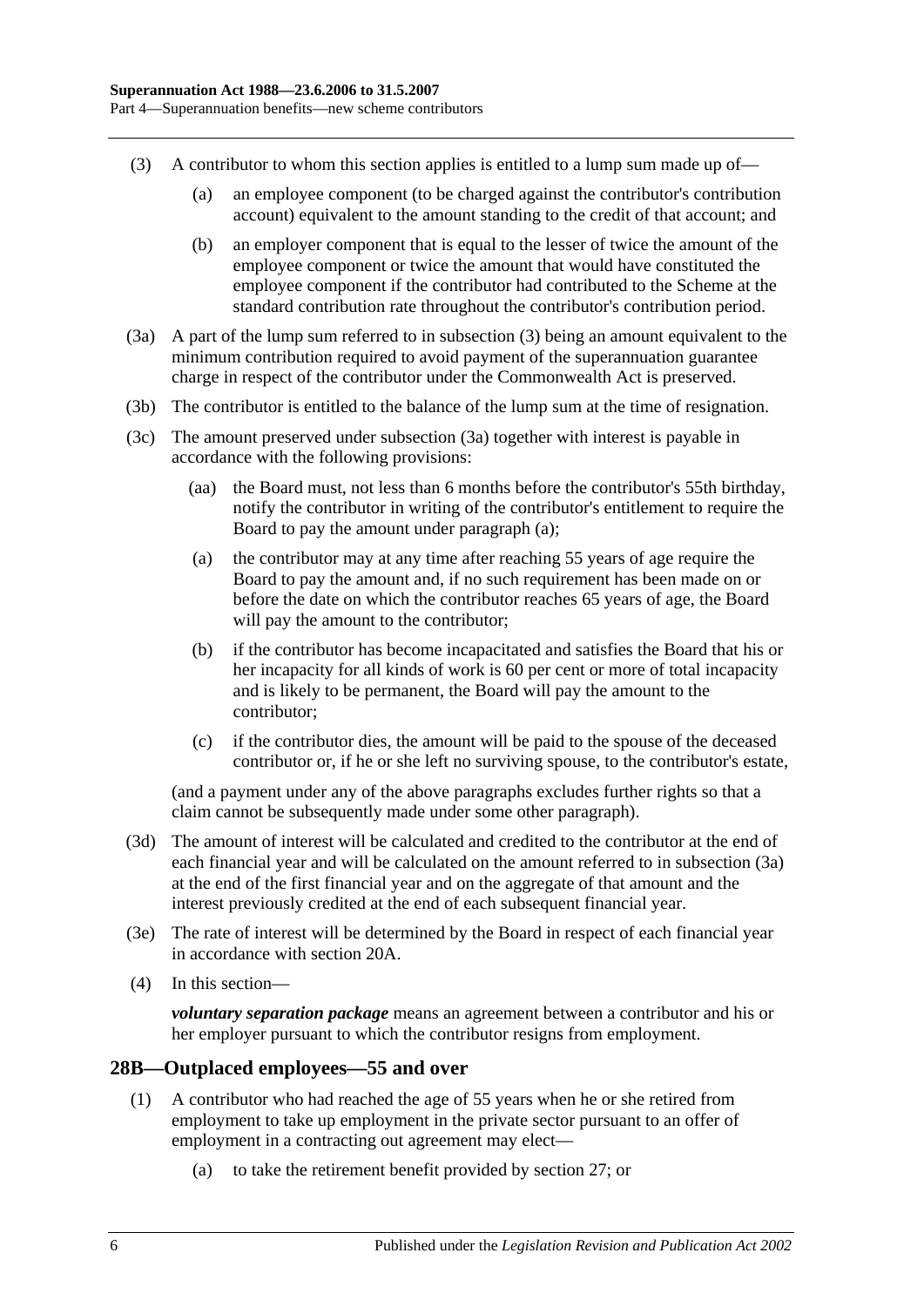(3) A contributor to whom this section applies is entitled to a lump sum made up of—

(a) an employee component (to be charged against the contributor's contribution account) equivalent to the amount standing to the credit of that account; and

(b) an employer component that is equal to the lesser of twice the amount of the employee component or twice the amount that would have constituted the employee component if the contributor had contributed to the Scheme at the standard contribution rate throughout the contributor's contribution period.

(3a) A part of the lump sum referred to in subsection (3) being an amount equivalent to the minimum contribution required to avoid payment of the superannuation guarantee charge in respect of the contributor under the Commonwealth Act is preserved.

(3b) The contributor is entitled to the balance of the lump sum at the time of resignation.

(3c) The amount preserved under subsection (3a) together with interest is payable in accordance with the following provisions:

(aa) the Board must, not less than 6 months before the contributor's 55th birthday, notify the contributor in writing of the contributor's entitlement to require the Board to pay the amount under paragraph (a);

(a) the contributor may at any time after reaching 55 years of age require the Board to pay the amount and, if no such requirement has been made on or before the date on which the contributor reaches 65 years of age, the Board will pay the amount to the contributor;

(b) if the contributor has become incapacitated and satisfies the Board that his or her incapacity for all kinds of work is 60 per cent or more of total incapacity and is likely to be permanent, the Board will pay the amount to the contributor;

(c) if the contributor dies, the amount will be paid to the spouse of the deceased contributor or, if he or she left no surviving spouse, to the contributor's estate,

(and a payment under any of the above paragraphs excludes further rights so that a claim cannot be subsequently made under some other paragraph).

(3d) The amount of interest will be calculated and credited to the contributor at the end of each financial year and will be calculated on the amount referred to in subsection (3a) at the end of the first financial year and on the aggregate of that amount and the interest previously credited at the end of each subsequent financial year.

(3e) The rate of interest will be determined by the Board in respect of each financial year in accordance with section 20A.

(4) In this section—

***voluntary separation package*** means an agreement between a contributor and his or her employer pursuant to which the contributor resigns from employment.

## 28B—Outplaced employees—55 and over

(1) A contributor who had reached the age of 55 years when he or she retired from employment to take up employment in the private sector pursuant to an offer of employment in a contracting out agreement may elect—

(a) to take the retirement benefit provided by section 27; or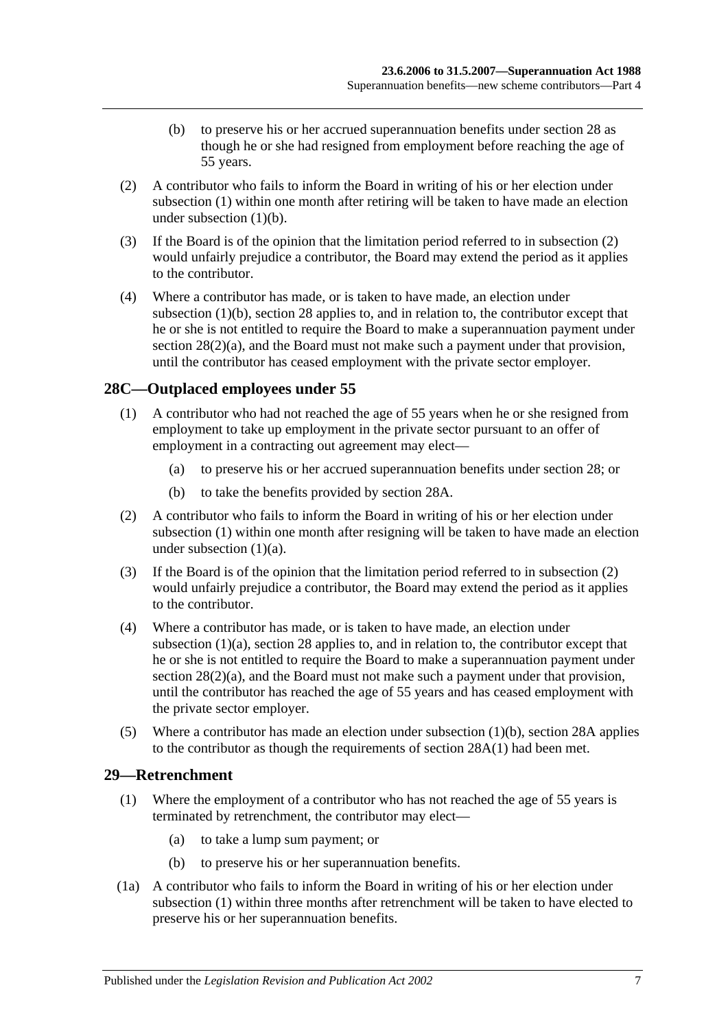(b) to preserve his or her accrued superannuation benefits under section 28 as though he or she had resigned from employment before reaching the age of 55 years.

(2) A contributor who fails to inform the Board in writing of his or her election under subsection (1) within one month after retiring will be taken to have made an election under subsection (1)(b).

(3) If the Board is of the opinion that the limitation period referred to in subsection (2) would unfairly prejudice a contributor, the Board may extend the period as it applies to the contributor.

(4) Where a contributor has made, or is taken to have made, an election under subsection (1)(b), section 28 applies to, and in relation to, the contributor except that he or she is not entitled to require the Board to make a superannuation payment under section 28(2)(a), and the Board must not make such a payment under that provision, until the contributor has ceased employment with the private sector employer.

## 28C—Outplaced employees under 55

(1) A contributor who had not reached the age of 55 years when he or she resigned from employment to take up employment in the private sector pursuant to an offer of employment in a contracting out agreement may elect—

(a) to preserve his or her accrued superannuation benefits under section 28; or

(b) to take the benefits provided by section 28A.

(2) A contributor who fails to inform the Board in writing of his or her election under subsection (1) within one month after resigning will be taken to have made an election under subsection (1)(a).

(3) If the Board is of the opinion that the limitation period referred to in subsection (2) would unfairly prejudice a contributor, the Board may extend the period as it applies to the contributor.

(4) Where a contributor has made, or is taken to have made, an election under subsection (1)(a), section 28 applies to, and in relation to, the contributor except that he or she is not entitled to require the Board to make a superannuation payment under section 28(2)(a), and the Board must not make such a payment under that provision, until the contributor has reached the age of 55 years and has ceased employment with the private sector employer.

(5) Where a contributor has made an election under subsection (1)(b), section 28A applies to the contributor as though the requirements of section 28A(1) had been met.

## 29—Retrenchment

(1) Where the employment of a contributor who has not reached the age of 55 years is terminated by retrenchment, the contributor may elect—

(a) to take a lump sum payment; or

(b) to preserve his or her superannuation benefits.

(1a) A contributor who fails to inform the Board in writing of his or her election under subsection (1) within three months after retrenchment will be taken to have elected to preserve his or her superannuation benefits.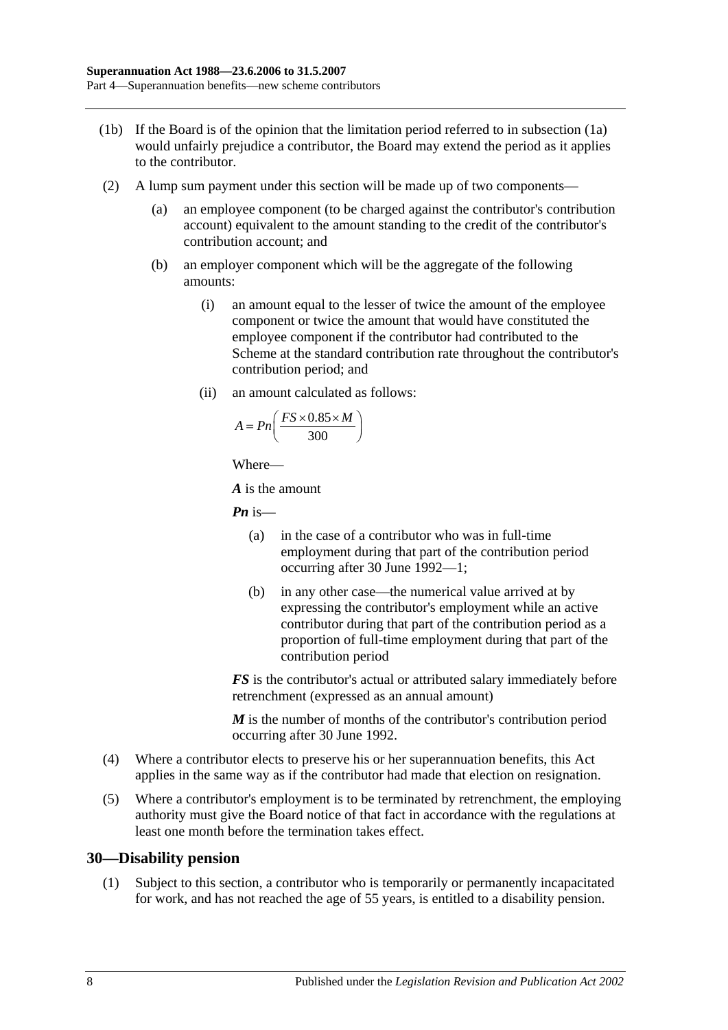(1b) If the Board is of the opinion that the limitation period referred to in subsection (1a) would unfairly prejudice a contributor, the Board may extend the period as it applies to the contributor.

(2) A lump sum payment under this section will be made up of two components—

(a) an employee component (to be charged against the contributor's contribution account) equivalent to the amount standing to the credit of the contributor's contribution account; and

(b) an employer component which will be the aggregate of the following amounts:

(i) an amount equal to the lesser of twice the amount of the employee component or twice the amount that would have constituted the employee component if the contributor had contributed to the Scheme at the standard contribution rate throughout the contributor's contribution period; and

(ii) an amount calculated as follows:

$$A = Pn\left(\frac{FS \times 0.85 \times M}{300}\right)$$

Where—

***A*** is the amount

***Pn*** is—

(a) in the case of a contributor who was in full-time employment during that part of the contribution period occurring after 30 June 1992—1;

(b) in any other case—the numerical value arrived at by expressing the contributor's employment while an active contributor during that part of the contribution period as a proportion of full-time employment during that part of the contribution period

***FS*** is the contributor's actual or attributed salary immediately before retrenchment (expressed as an annual amount)

***M*** is the number of months of the contributor's contribution period occurring after 30 June 1992.

(4) Where a contributor elects to preserve his or her superannuation benefits, this Act applies in the same way as if the contributor had made that election on resignation.

(5) Where a contributor's employment is to be terminated by retrenchment, the employing authority must give the Board notice of that fact in accordance with the regulations at least one month before the termination takes effect.

## 30—Disability pension

(1) Subject to this section, a contributor who is temporarily or permanently incapacitated for work, and has not reached the age of 55 years, is entitled to a disability pension.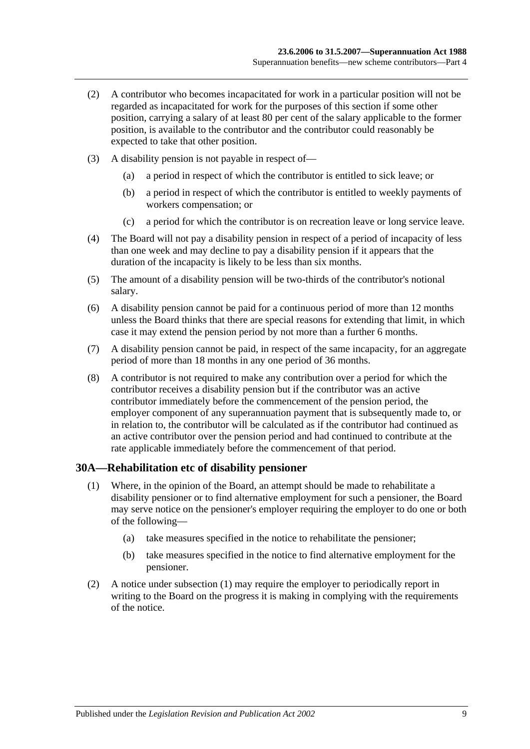(2) A contributor who becomes incapacitated for work in a particular position will not be regarded as incapacitated for work for the purposes of this section if some other position, carrying a salary of at least 80 per cent of the salary applicable to the former position, is available to the contributor and the contributor could reasonably be expected to take that other position.

(3) A disability pension is not payable in respect of—

(a) a period in respect of which the contributor is entitled to sick leave; or

(b) a period in respect of which the contributor is entitled to weekly payments of workers compensation; or

(c) a period for which the contributor is on recreation leave or long service leave.

(4) The Board will not pay a disability pension in respect of a period of incapacity of less than one week and may decline to pay a disability pension if it appears that the duration of the incapacity is likely to be less than six months.

(5) The amount of a disability pension will be two-thirds of the contributor's notional salary.

(6) A disability pension cannot be paid for a continuous period of more than 12 months unless the Board thinks that there are special reasons for extending that limit, in which case it may extend the pension period by not more than a further 6 months.

(7) A disability pension cannot be paid, in respect of the same incapacity, for an aggregate period of more than 18 months in any one period of 36 months.

(8) A contributor is not required to make any contribution over a period for which the contributor receives a disability pension but if the contributor was an active contributor immediately before the commencement of the pension period, the employer component of any superannuation payment that is subsequently made to, or in relation to, the contributor will be calculated as if the contributor had continued as an active contributor over the pension period and had continued to contribute at the rate applicable immediately before the commencement of that period.

## 30A—Rehabilitation etc of disability pensioner

(1) Where, in the opinion of the Board, an attempt should be made to rehabilitate a disability pensioner or to find alternative employment for such a pensioner, the Board may serve notice on the pensioner's employer requiring the employer to do one or both of the following—

(a) take measures specified in the notice to rehabilitate the pensioner;

(b) take measures specified in the notice to find alternative employment for the pensioner.

(2) A notice under subsection (1) may require the employer to periodically report in writing to the Board on the progress it is making in complying with the requirements of the notice.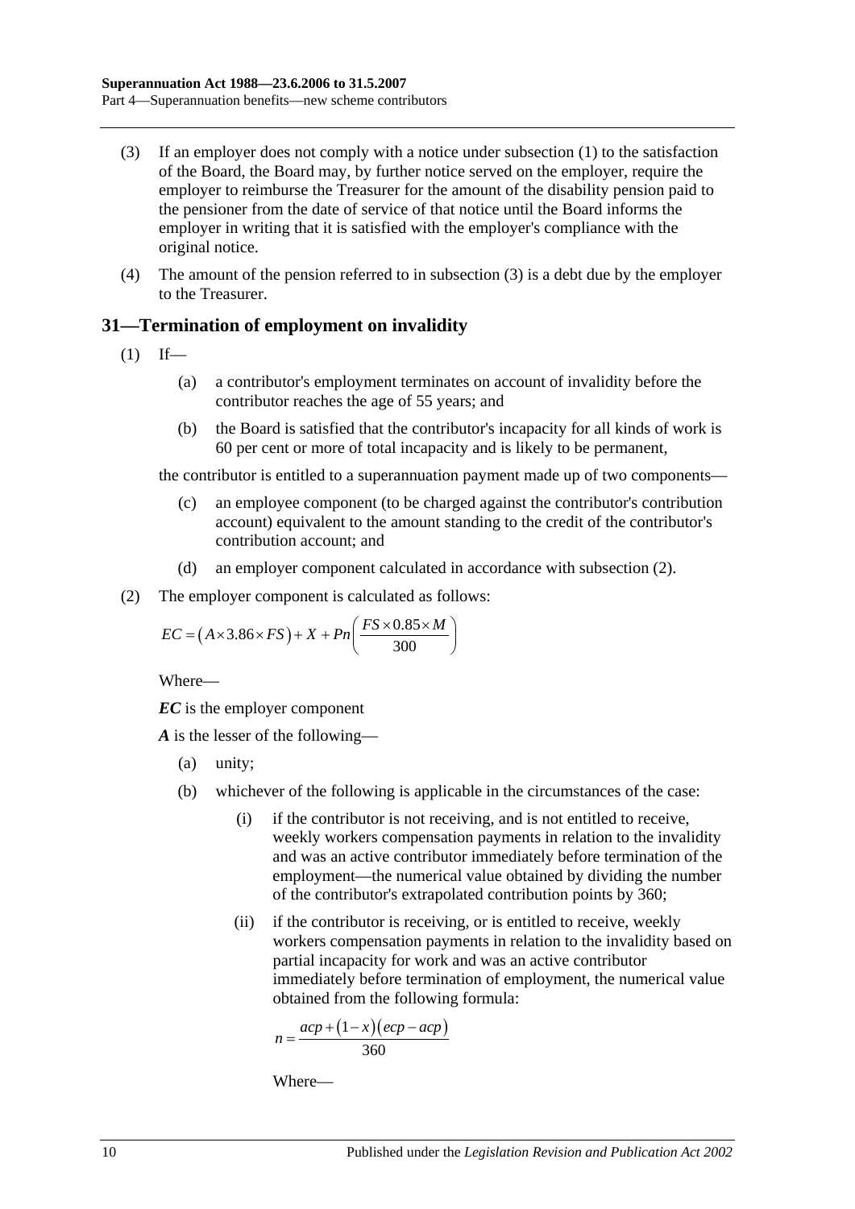(3) If an employer does not comply with a notice under subsection (1) to the satisfaction of the Board, the Board may, by further notice served on the employer, require the employer to reimburse the Treasurer for the amount of the disability pension paid to the pensioner from the date of service of that notice until the Board informs the employer in writing that it is satisfied with the employer's compliance with the original notice.

(4) The amount of the pension referred to in subsection (3) is a debt due by the employer to the Treasurer.

## 31—Termination of employment on invalidity

(1) If—

- (a) a contributor's employment terminates on account of invalidity before the contributor reaches the age of 55 years; and
- (b) the Board is satisfied that the contributor's incapacity for all kinds of work is 60 per cent or more of total incapacity and is likely to be permanent,

the contributor is entitled to a superannuation payment made up of two components—

- (c) an employee component (to be charged against the contributor's contribution account) equivalent to the amount standing to the credit of the contributor's contribution account; and
- (d) an employer component calculated in accordance with subsection (2).

(2) The employer component is calculated as follows:

$$EC = \left(A \times 3.86 \times FS\right) + X + Pn\left(\frac{FS \times 0.85 \times M}{300}\right)$$

Where—

***EC*** is the employer component

***A*** is the lesser of the following—

- (a) unity;
- (b) whichever of the following is applicable in the circumstances of the case:
  - (i) if the contributor is not receiving, and is not entitled to receive, weekly workers compensation payments in relation to the invalidity and was an active contributor immediately before termination of the employment—the numerical value obtained by dividing the number of the contributor's extrapolated contribution points by 360;
  - (ii) if the contributor is receiving, or is entitled to receive, weekly workers compensation payments in relation to the invalidity based on partial incapacity for work and was an active contributor immediately before termination of employment, the numerical value obtained from the following formula:

$$n = \frac{acp + \left(1 - x\right)\left(ecp - acp\right)}{360}$$

Where—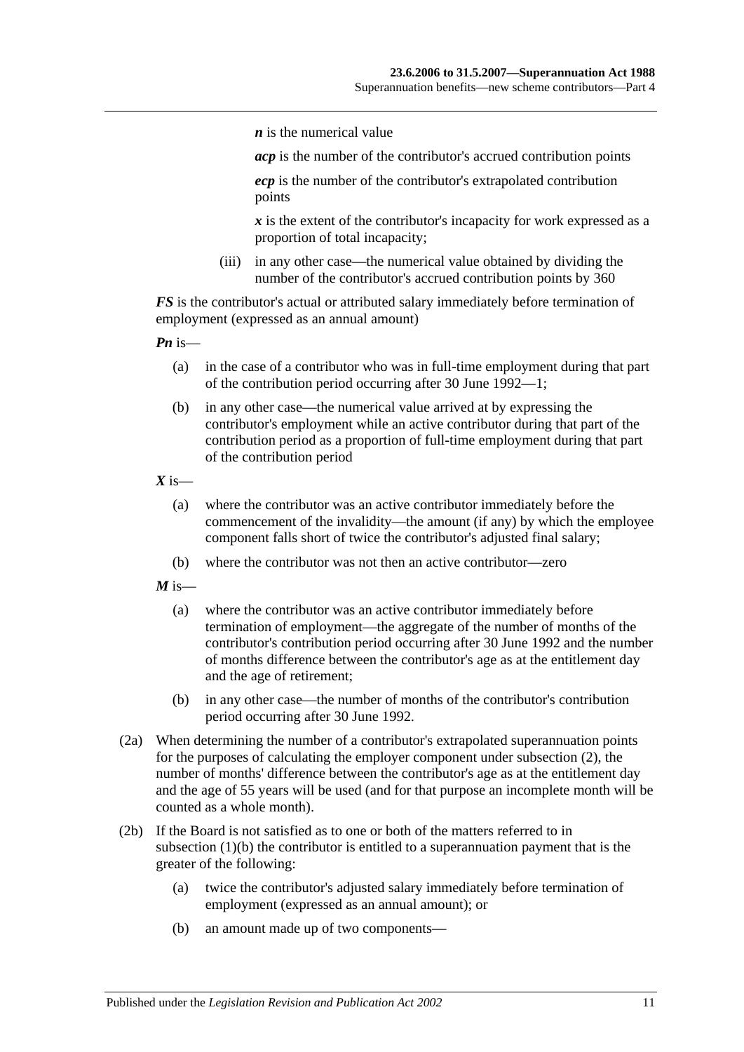***n*** is the numerical value

***acp*** is the number of the contributor's accrued contribution points

***ecp*** is the number of the contributor's extrapolated contribution points

***x*** is the extent of the contributor's incapacity for work expressed as a proportion of total incapacity;

(iii) in any other case—the numerical value obtained by dividing the number of the contributor's accrued contribution points by 360

***FS*** is the contributor's actual or attributed salary immediately before termination of employment (expressed as an annual amount)

***Pn*** is—

(a) in the case of a contributor who was in full-time employment during that part of the contribution period occurring after 30 June 1992—1;

(b) in any other case—the numerical value arrived at by expressing the contributor's employment while an active contributor during that part of the contribution period as a proportion of full-time employment during that part of the contribution period

***X*** is—

(a) where the contributor was an active contributor immediately before the commencement of the invalidity—the amount (if any) by which the employee component falls short of twice the contributor's adjusted final salary;

(b) where the contributor was not then an active contributor—zero

***M*** is—

(a) where the contributor was an active contributor immediately before termination of employment—the aggregate of the number of months of the contributor's contribution period occurring after 30 June 1992 and the number of months difference between the contributor's age as at the entitlement day and the age of retirement;

(b) in any other case—the number of months of the contributor's contribution period occurring after 30 June 1992.

(2a) When determining the number of a contributor's extrapolated superannuation points for the purposes of calculating the employer component under subsection (2), the number of months' difference between the contributor's age as at the entitlement day and the age of 55 years will be used (and for that purpose an incomplete month will be counted as a whole month).

(2b) If the Board is not satisfied as to one or both of the matters referred to in subsection (1)(b) the contributor is entitled to a superannuation payment that is the greater of the following:

(a) twice the contributor's adjusted salary immediately before termination of employment (expressed as an annual amount); or

(b) an amount made up of two components—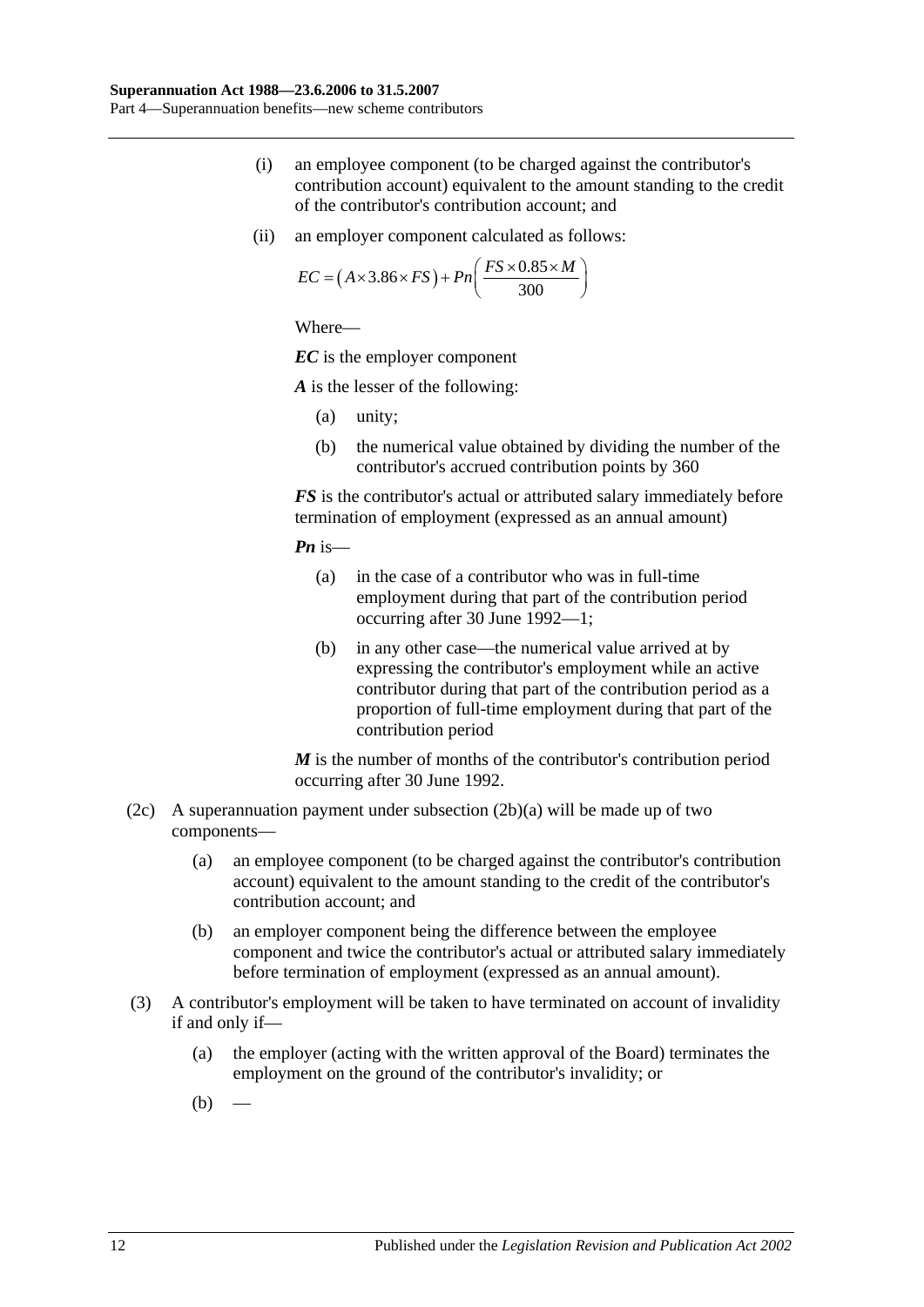(i) an employee component (to be charged against the contributor's contribution account) equivalent to the amount standing to the credit of the contributor's contribution account; and

(ii) an employer component calculated as follows:

$$EC = \left(A \times 3.86 \times FS\right) + Pn\left(\frac{FS \times 0.85 \times M}{300}\right)$$

Where—

***EC*** is the employer component

***A*** is the lesser of the following:

(a) unity;

(b) the numerical value obtained by dividing the number of the contributor's accrued contribution points by 360

***FS*** is the contributor's actual or attributed salary immediately before termination of employment (expressed as an annual amount)

***Pn*** is—

(a) in the case of a contributor who was in full-time employment during that part of the contribution period occurring after 30 June 1992—1;

(b) in any other case—the numerical value arrived at by expressing the contributor's employment while an active contributor during that part of the contribution period as a proportion of full-time employment during that part of the contribution period

***M*** is the number of months of the contributor's contribution period occurring after 30 June 1992.

(2c) A superannuation payment under subsection (2b)(a) will be made up of two components—

(a) an employee component (to be charged against the contributor's contribution account) equivalent to the amount standing to the credit of the contributor's contribution account; and

(b) an employer component being the difference between the employee component and twice the contributor's actual or attributed salary immediately before termination of employment (expressed as an annual amount).

(3) A contributor's employment will be taken to have terminated on account of invalidity if and only if—

(a) the employer (acting with the written approval of the Board) terminates the employment on the ground of the contributor's invalidity; or

(b) —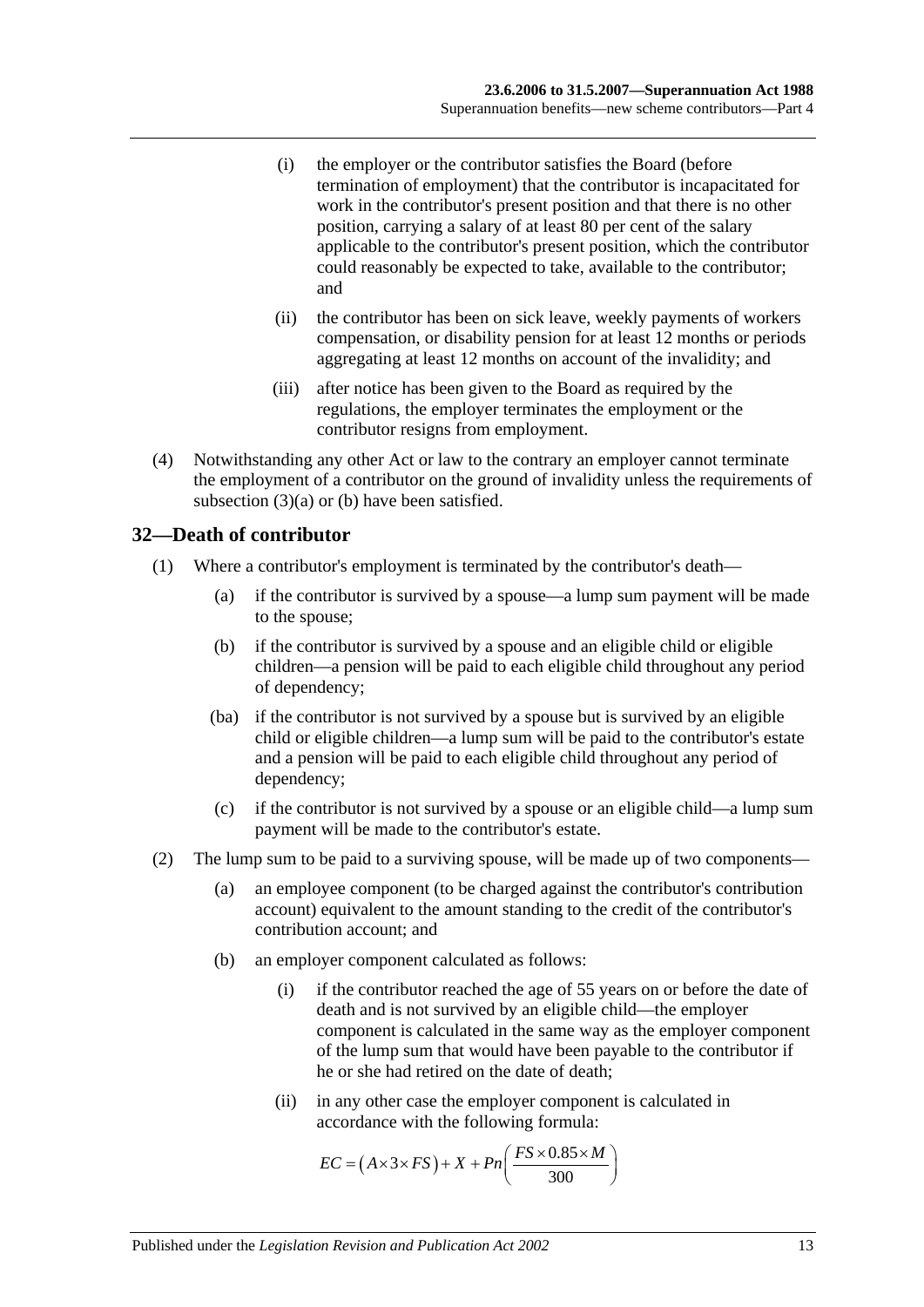(i) the employer or the contributor satisfies the Board (before termination of employment) that the contributor is incapacitated for work in the contributor's present position and that there is no other position, carrying a salary of at least 80 per cent of the salary applicable to the contributor's present position, which the contributor could reasonably be expected to take, available to the contributor; and

(ii) the contributor has been on sick leave, weekly payments of workers compensation, or disability pension for at least 12 months or periods aggregating at least 12 months on account of the invalidity; and

(iii) after notice has been given to the Board as required by the regulations, the employer terminates the employment or the contributor resigns from employment.

(4) Notwithstanding any other Act or law to the contrary an employer cannot terminate the employment of a contributor on the ground of invalidity unless the requirements of subsection (3)(a) or (b) have been satisfied.

## 32—Death of contributor

(1) Where a contributor's employment is terminated by the contributor's death—

(a) if the contributor is survived by a spouse—a lump sum payment will be made to the spouse;

(b) if the contributor is survived by a spouse and an eligible child or eligible children—a pension will be paid to each eligible child throughout any period of dependency;

(ba) if the contributor is not survived by a spouse but is survived by an eligible child or eligible children—a lump sum will be paid to the contributor's estate and a pension will be paid to each eligible child throughout any period of dependency;

(c) if the contributor is not survived by a spouse or an eligible child—a lump sum payment will be made to the contributor's estate.

(2) The lump sum to be paid to a surviving spouse, will be made up of two components—

(a) an employee component (to be charged against the contributor's contribution account) equivalent to the amount standing to the credit of the contributor's contribution account; and

(b) an employer component calculated as follows:

(i) if the contributor reached the age of 55 years on or before the date of death and is not survived by an eligible child—the employer component is calculated in the same way as the employer component of the lump sum that would have been payable to the contributor if he or she had retired on the date of death;

(ii) in any other case the employer component is calculated in accordance with the following formula:

$$EC = (A \times 3 \times FS) + X + Pn\left(\frac{FS \times 0.85 \times M}{300}\right)$$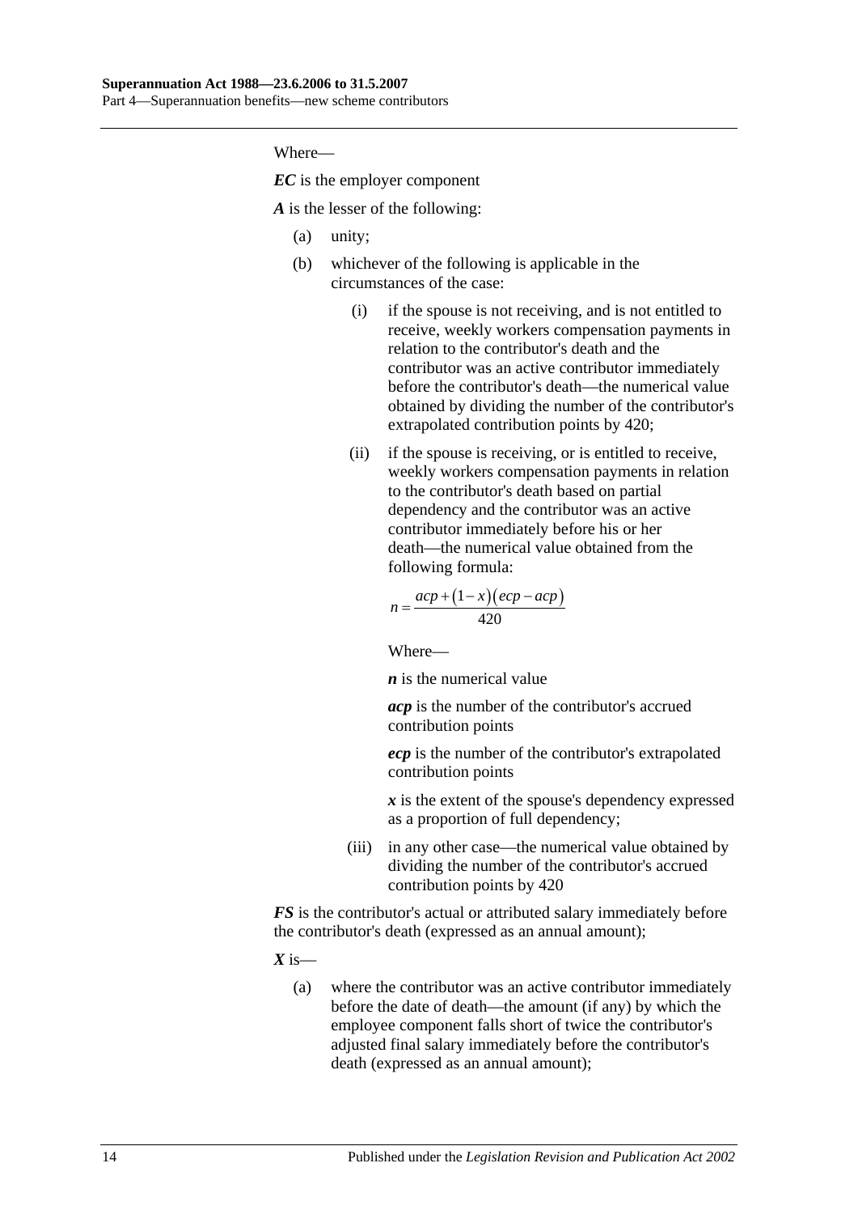Where—

***EC*** is the employer component

***A*** is the lesser of the following:

(a) unity;

(b) whichever of the following is applicable in the circumstances of the case:

  (i) if the spouse is not receiving, and is not entitled to receive, weekly workers compensation payments in relation to the contributor's death and the contributor was an active contributor immediately before the contributor's death—the numerical value obtained by dividing the number of the contributor's extrapolated contribution points by 420;

  (ii) if the spouse is receiving, or is entitled to receive, weekly workers compensation payments in relation to the contributor's death based on partial dependency and the contributor was an active contributor immediately before his or her death—the numerical value obtained from the following formula:

$$n = \frac{acp + (1-x)(ecp - acp)}{420}$$

  Where—

  ***n*** is the numerical value

  ***acp*** is the number of the contributor's accrued contribution points

  ***ecp*** is the number of the contributor's extrapolated contribution points

  ***x*** is the extent of the spouse's dependency expressed as a proportion of full dependency;

  (iii) in any other case—the numerical value obtained by dividing the number of the contributor's accrued contribution points by 420

***FS*** is the contributor's actual or attributed salary immediately before the contributor's death (expressed as an annual amount);

***X*** is—

(a) where the contributor was an active contributor immediately before the date of death—the amount (if any) by which the employee component falls short of twice the contributor's adjusted final salary immediately before the contributor's death (expressed as an annual amount);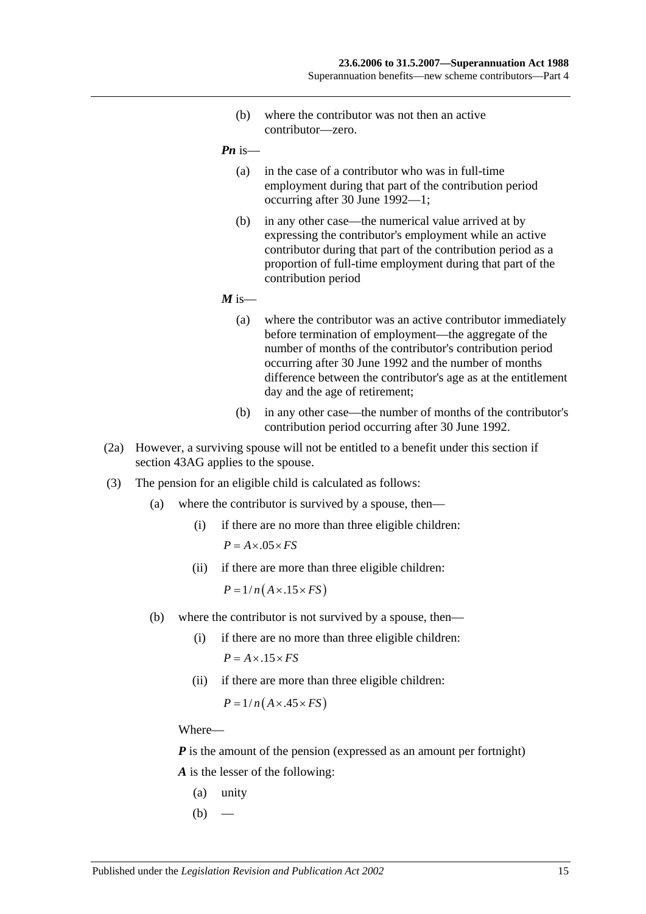(b) where the contributor was not then an active contributor—zero.

***Pn*** is—

(a) in the case of a contributor who was in full-time employment during that part of the contribution period occurring after 30 June 1992—1;

(b) in any other case—the numerical value arrived at by expressing the contributor's employment while an active contributor during that part of the contribution period as a proportion of full-time employment during that part of the contribution period

***M*** is—

(a) where the contributor was an active contributor immediately before termination of employment—the aggregate of the number of months of the contributor's contribution period occurring after 30 June 1992 and the number of months difference between the contributor's age as at the entitlement day and the age of retirement;

(b) in any other case—the number of months of the contributor's contribution period occurring after 30 June 1992.

(2a) However, a surviving spouse will not be entitled to a benefit under this section if section 43AG applies to the spouse.

(3) The pension for an eligible child is calculated as follows:

(a) where the contributor is survived by a spouse, then—

(i) if there are no more than three eligible children:

$$P = A \times .05 \times FS$$

(ii) if there are more than three eligible children:

$$P = 1/n\left(A \times .15 \times FS\right)$$

(b) where the contributor is not survived by a spouse, then—

(i) if there are no more than three eligible children:

$$P = A \times .15 \times FS$$

(ii) if there are more than three eligible children:

$$P = 1/n\left(A \times .45 \times FS\right)$$

Where—

***P*** is the amount of the pension (expressed as an amount per fortnight)

***A*** is the lesser of the following:

(a) unity

(b) —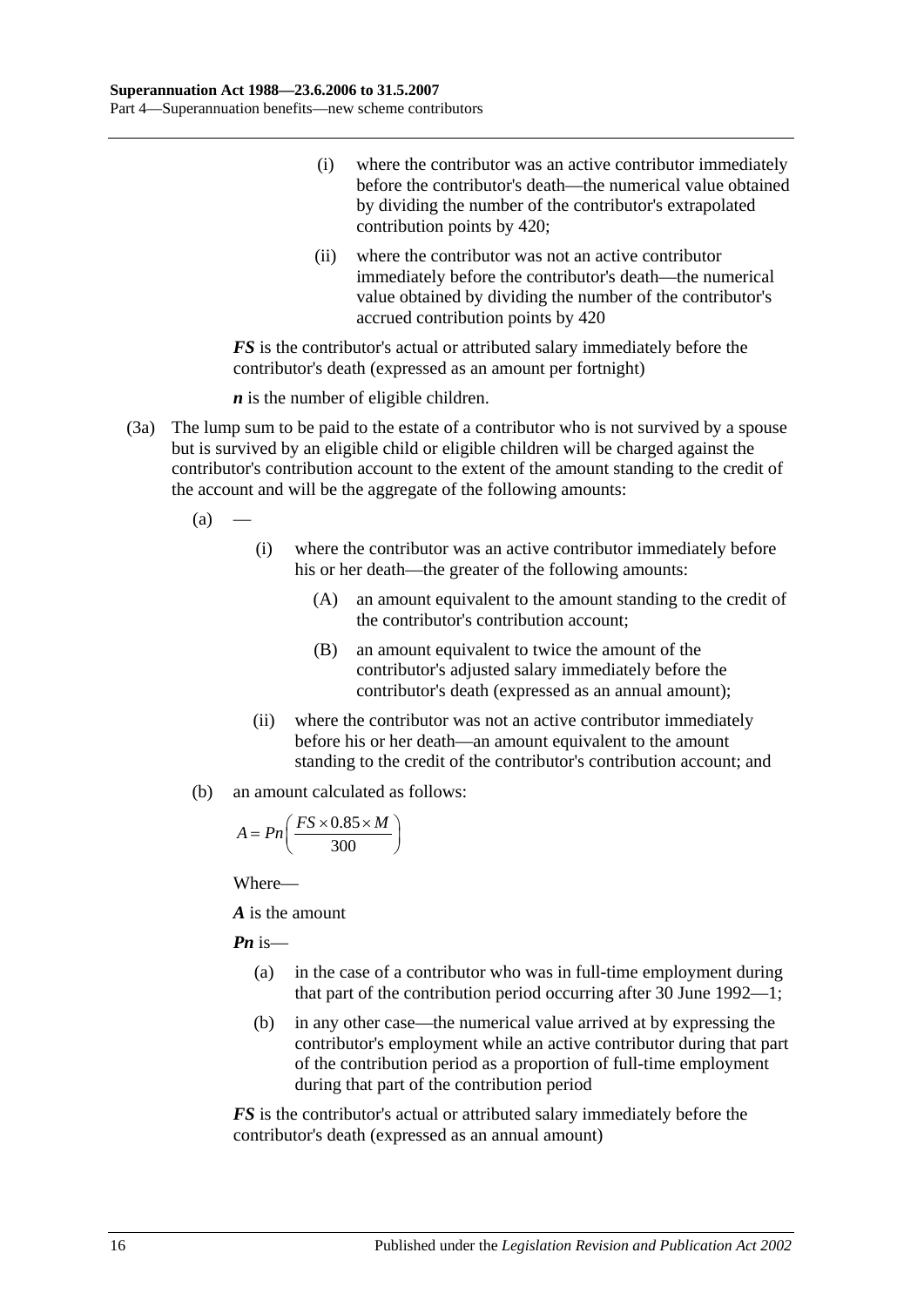(i) where the contributor was an active contributor immediately before the contributor's death—the numerical value obtained by dividing the number of the contributor's extrapolated contribution points by 420;

(ii) where the contributor was not an active contributor immediately before the contributor's death—the numerical value obtained by dividing the number of the contributor's accrued contribution points by 420

***FS*** is the contributor's actual or attributed salary immediately before the contributor's death (expressed as an amount per fortnight)

***n*** is the number of eligible children.

(3a) The lump sum to be paid to the estate of a contributor who is not survived by a spouse but is survived by an eligible child or eligible children will be charged against the contributor's contribution account to the extent of the amount standing to the credit of the account and will be the aggregate of the following amounts:

(a) —

(i) where the contributor was an active contributor immediately before his or her death—the greater of the following amounts:

(A) an amount equivalent to the amount standing to the credit of the contributor's contribution account;

(B) an amount equivalent to twice the amount of the contributor's adjusted salary immediately before the contributor's death (expressed as an annual amount);

(ii) where the contributor was not an active contributor immediately before his or her death—an amount equivalent to the amount standing to the credit of the contributor's contribution account; and

(b) an amount calculated as follows:

$$A = Pn\left(\frac{FS \times 0.85 \times M}{300}\right)$$

Where—

***A*** is the amount

***Pn*** is—

(a) in the case of a contributor who was in full-time employment during that part of the contribution period occurring after 30 June 1992—1;

(b) in any other case—the numerical value arrived at by expressing the contributor's employment while an active contributor during that part of the contribution period as a proportion of full-time employment during that part of the contribution period

***FS*** is the contributor's actual or attributed salary immediately before the contributor's death (expressed as an annual amount)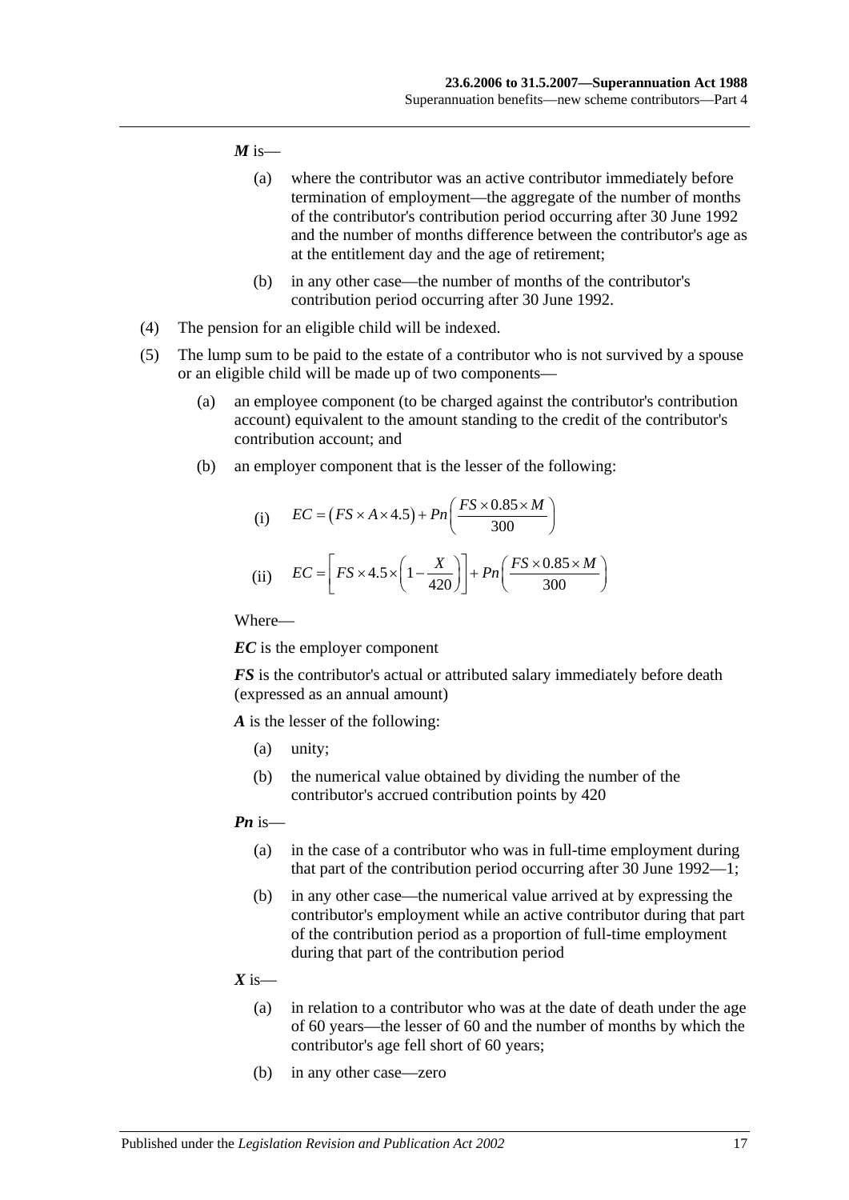***M*** is—

(a) where the contributor was an active contributor immediately before termination of employment—the aggregate of the number of months of the contributor's contribution period occurring after 30 June 1992 and the number of months difference between the contributor's age as at the entitlement day and the age of retirement;

(b) in any other case—the number of months of the contributor's contribution period occurring after 30 June 1992.

(4) The pension for an eligible child will be indexed.

(5) The lump sum to be paid to the estate of a contributor who is not survived by a spouse or an eligible child will be made up of two components—

(a) an employee component (to be charged against the contributor's contribution account) equivalent to the amount standing to the credit of the contributor's contribution account; and

(b) an employer component that is the lesser of the following:

(i) $$EC = (FS \times A \times 4.5) + Pn\left(\frac{FS \times 0.85 \times M}{300}\right)$$

(ii) $$EC = \left[FS \times 4.5 \times \left(1 - \frac{X}{420}\right)\right] + Pn\left(\frac{FS \times 0.85 \times M}{300}\right)$$

Where—

***EC*** is the employer component

***FS*** is the contributor's actual or attributed salary immediately before death (expressed as an annual amount)

***A*** is the lesser of the following:

(a) unity;

(b) the numerical value obtained by dividing the number of the contributor's accrued contribution points by 420

***Pn*** is—

(a) in the case of a contributor who was in full-time employment during that part of the contribution period occurring after 30 June 1992—1;

(b) in any other case—the numerical value arrived at by expressing the contributor's employment while an active contributor during that part of the contribution period as a proportion of full-time employment during that part of the contribution period

***X*** is—

(a) in relation to a contributor who was at the date of death under the age of 60 years—the lesser of 60 and the number of months by which the contributor's age fell short of 60 years;

(b) in any other case—zero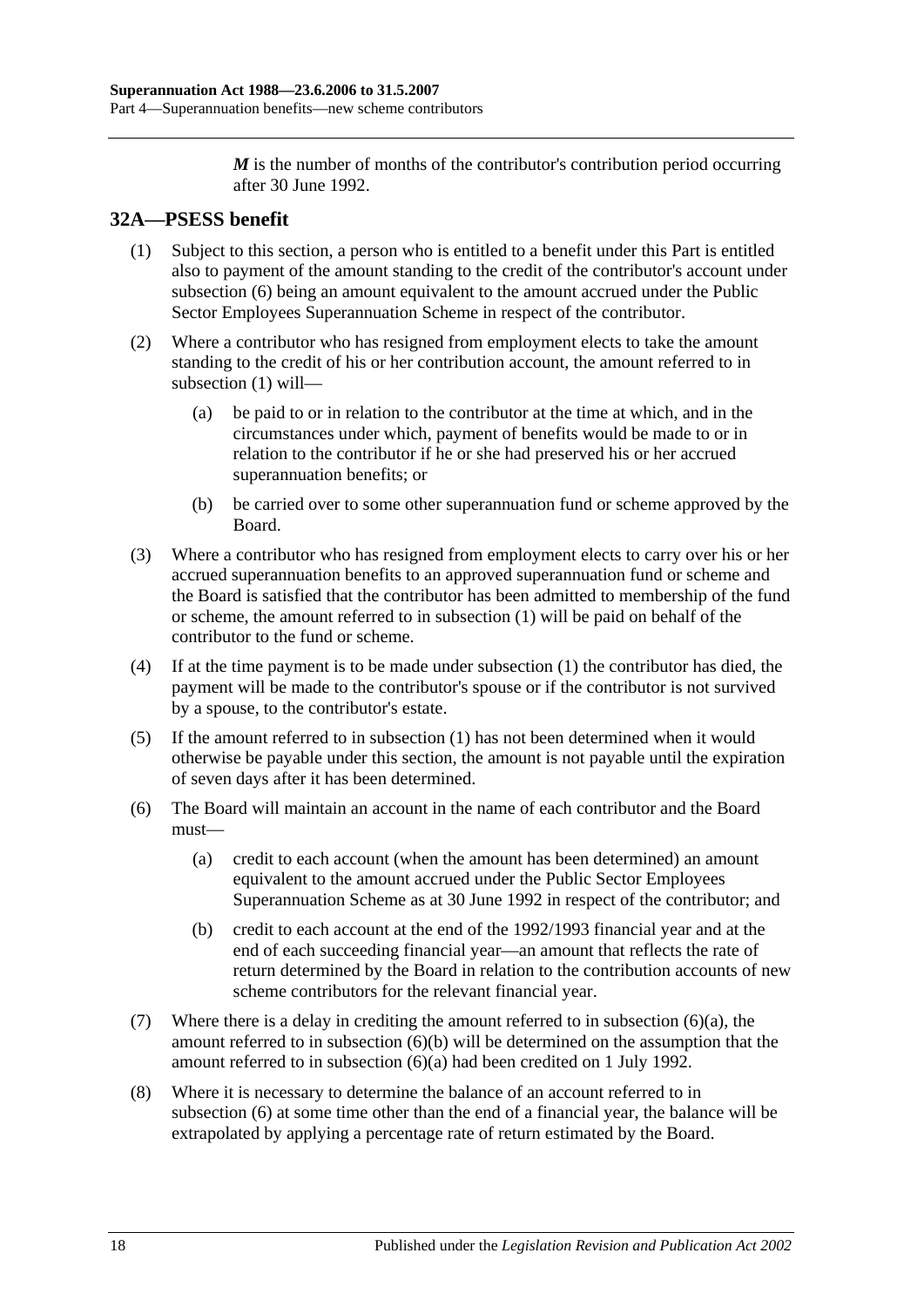***M*** is the number of months of the contributor's contribution period occurring after 30 June 1992.

## 32A—PSESS benefit

(1) Subject to this section, a person who is entitled to a benefit under this Part is entitled also to payment of the amount standing to the credit of the contributor's account under subsection (6) being an amount equivalent to the amount accrued under the Public Sector Employees Superannuation Scheme in respect of the contributor.

(2) Where a contributor who has resigned from employment elects to take the amount standing to the credit of his or her contribution account, the amount referred to in subsection (1) will—

- (a) be paid to or in relation to the contributor at the time at which, and in the circumstances under which, payment of benefits would be made to or in relation to the contributor if he or she had preserved his or her accrued superannuation benefits; or
- (b) be carried over to some other superannuation fund or scheme approved by the Board.

(3) Where a contributor who has resigned from employment elects to carry over his or her accrued superannuation benefits to an approved superannuation fund or scheme and the Board is satisfied that the contributor has been admitted to membership of the fund or scheme, the amount referred to in subsection (1) will be paid on behalf of the contributor to the fund or scheme.

(4) If at the time payment is to be made under subsection (1) the contributor has died, the payment will be made to the contributor's spouse or if the contributor is not survived by a spouse, to the contributor's estate.

(5) If the amount referred to in subsection (1) has not been determined when it would otherwise be payable under this section, the amount is not payable until the expiration of seven days after it has been determined.

(6) The Board will maintain an account in the name of each contributor and the Board must—

- (a) credit to each account (when the amount has been determined) an amount equivalent to the amount accrued under the Public Sector Employees Superannuation Scheme as at 30 June 1992 in respect of the contributor; and
- (b) credit to each account at the end of the 1992/1993 financial year and at the end of each succeeding financial year—an amount that reflects the rate of return determined by the Board in relation to the contribution accounts of new scheme contributors for the relevant financial year.

(7) Where there is a delay in crediting the amount referred to in subsection (6)(a), the amount referred to in subsection (6)(b) will be determined on the assumption that the amount referred to in subsection (6)(a) had been credited on 1 July 1992.

(8) Where it is necessary to determine the balance of an account referred to in subsection (6) at some time other than the end of a financial year, the balance will be extrapolated by applying a percentage rate of return estimated by the Board.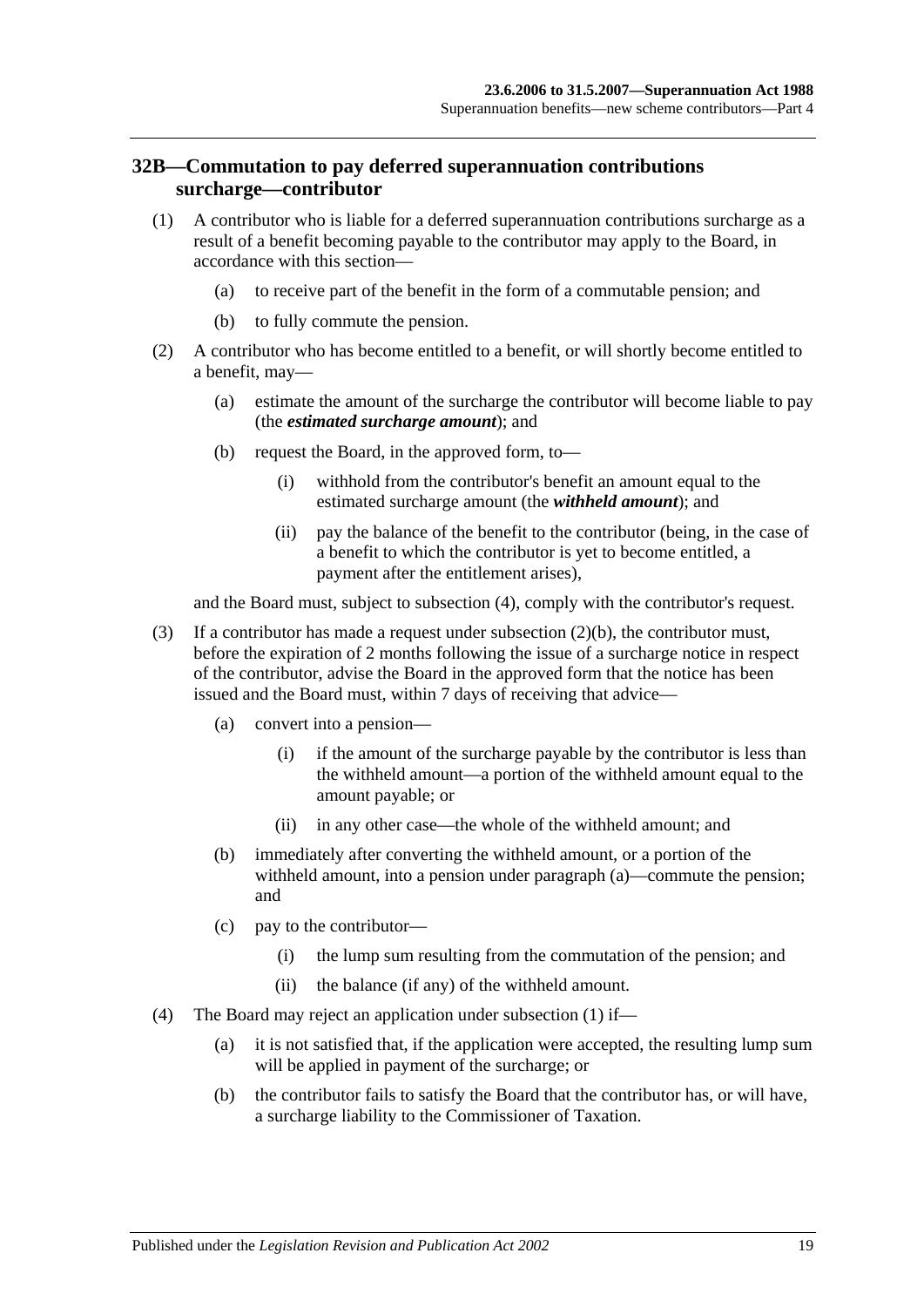## 32B—Commutation to pay deferred superannuation contributions surcharge—contributor

(1) A contributor who is liable for a deferred superannuation contributions surcharge as a result of a benefit becoming payable to the contributor may apply to the Board, in accordance with this section—

(a) to receive part of the benefit in the form of a commutable pension; and

(b) to fully commute the pension.

(2) A contributor who has become entitled to a benefit, or will shortly become entitled to a benefit, may—

(a) estimate the amount of the surcharge the contributor will become liable to pay (the ***estimated surcharge amount***); and

(b) request the Board, in the approved form, to—

(i) withhold from the contributor's benefit an amount equal to the estimated surcharge amount (the ***withheld amount***); and

(ii) pay the balance of the benefit to the contributor (being, in the case of a benefit to which the contributor is yet to become entitled, a payment after the entitlement arises),

and the Board must, subject to subsection (4), comply with the contributor's request.

(3) If a contributor has made a request under subsection (2)(b), the contributor must, before the expiration of 2 months following the issue of a surcharge notice in respect of the contributor, advise the Board in the approved form that the notice has been issued and the Board must, within 7 days of receiving that advice—

(a) convert into a pension—

(i) if the amount of the surcharge payable by the contributor is less than the withheld amount—a portion of the withheld amount equal to the amount payable; or

(ii) in any other case—the whole of the withheld amount; and

(b) immediately after converting the withheld amount, or a portion of the withheld amount, into a pension under paragraph (a)—commute the pension; and

(c) pay to the contributor—

(i) the lump sum resulting from the commutation of the pension; and

(ii) the balance (if any) of the withheld amount.

(4) The Board may reject an application under subsection (1) if—

(a) it is not satisfied that, if the application were accepted, the resulting lump sum will be applied in payment of the surcharge; or

(b) the contributor fails to satisfy the Board that the contributor has, or will have, a surcharge liability to the Commissioner of Taxation.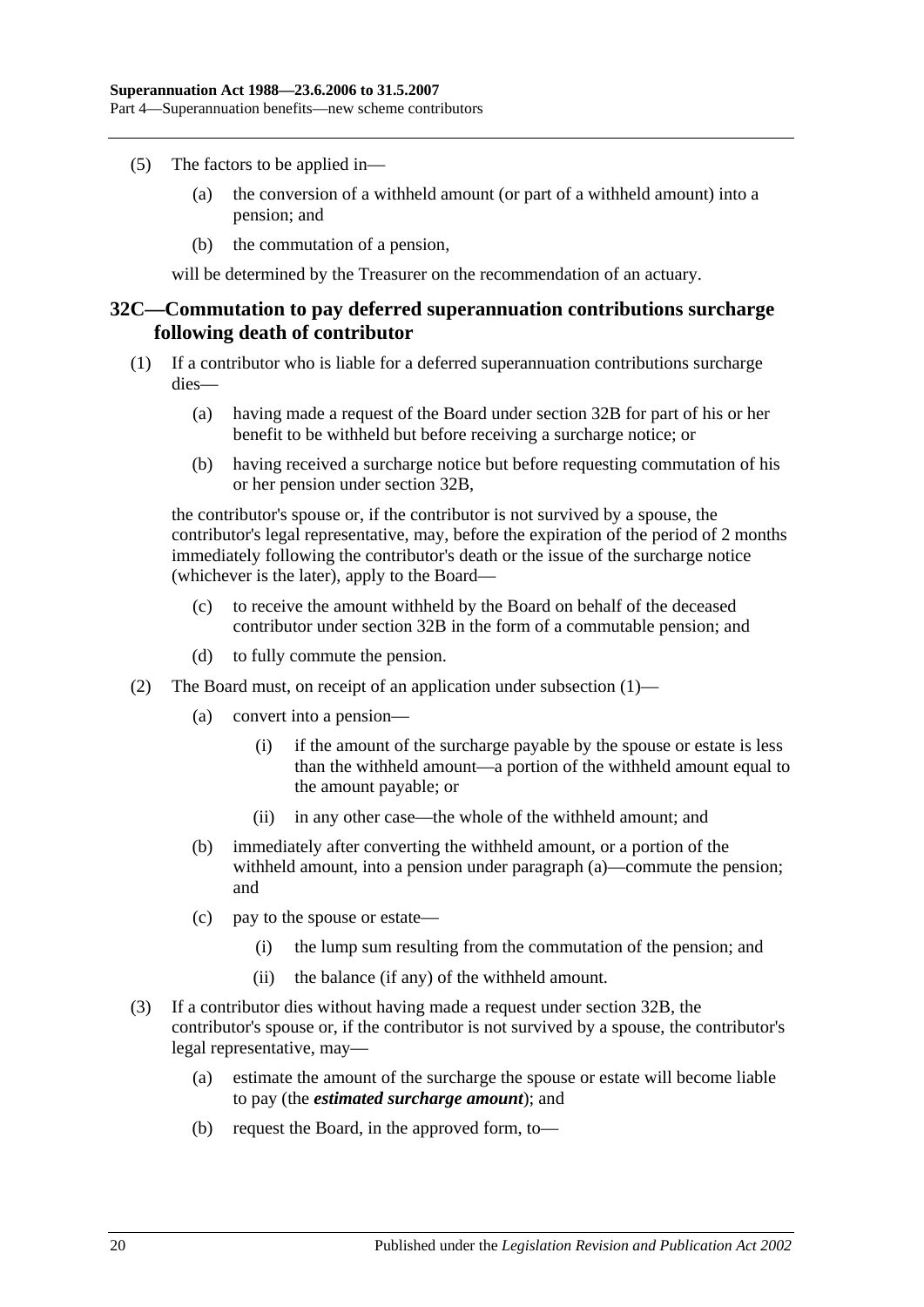(5) The factors to be applied in—

(a) the conversion of a withheld amount (or part of a withheld amount) into a pension; and

(b) the commutation of a pension,

will be determined by the Treasurer on the recommendation of an actuary.

## 32C—Commutation to pay deferred superannuation contributions surcharge following death of contributor

(1) If a contributor who is liable for a deferred superannuation contributions surcharge dies—

(a) having made a request of the Board under section 32B for part of his or her benefit to be withheld but before receiving a surcharge notice; or

(b) having received a surcharge notice but before requesting commutation of his or her pension under section 32B,

the contributor's spouse or, if the contributor is not survived by a spouse, the contributor's legal representative, may, before the expiration of the period of 2 months immediately following the contributor's death or the issue of the surcharge notice (whichever is the later), apply to the Board—

(c) to receive the amount withheld by the Board on behalf of the deceased contributor under section 32B in the form of a commutable pension; and

(d) to fully commute the pension.

(2) The Board must, on receipt of an application under subsection (1)—

(a) convert into a pension—

(i) if the amount of the surcharge payable by the spouse or estate is less than the withheld amount—a portion of the withheld amount equal to the amount payable; or

(ii) in any other case—the whole of the withheld amount; and

(b) immediately after converting the withheld amount, or a portion of the withheld amount, into a pension under paragraph (a)—commute the pension; and

(c) pay to the spouse or estate—

(i) the lump sum resulting from the commutation of the pension; and

(ii) the balance (if any) of the withheld amount.

(3) If a contributor dies without having made a request under section 32B, the contributor's spouse or, if the contributor is not survived by a spouse, the contributor's legal representative, may—

(a) estimate the amount of the surcharge the spouse or estate will become liable to pay (the ***estimated surcharge amount***); and

(b) request the Board, in the approved form, to—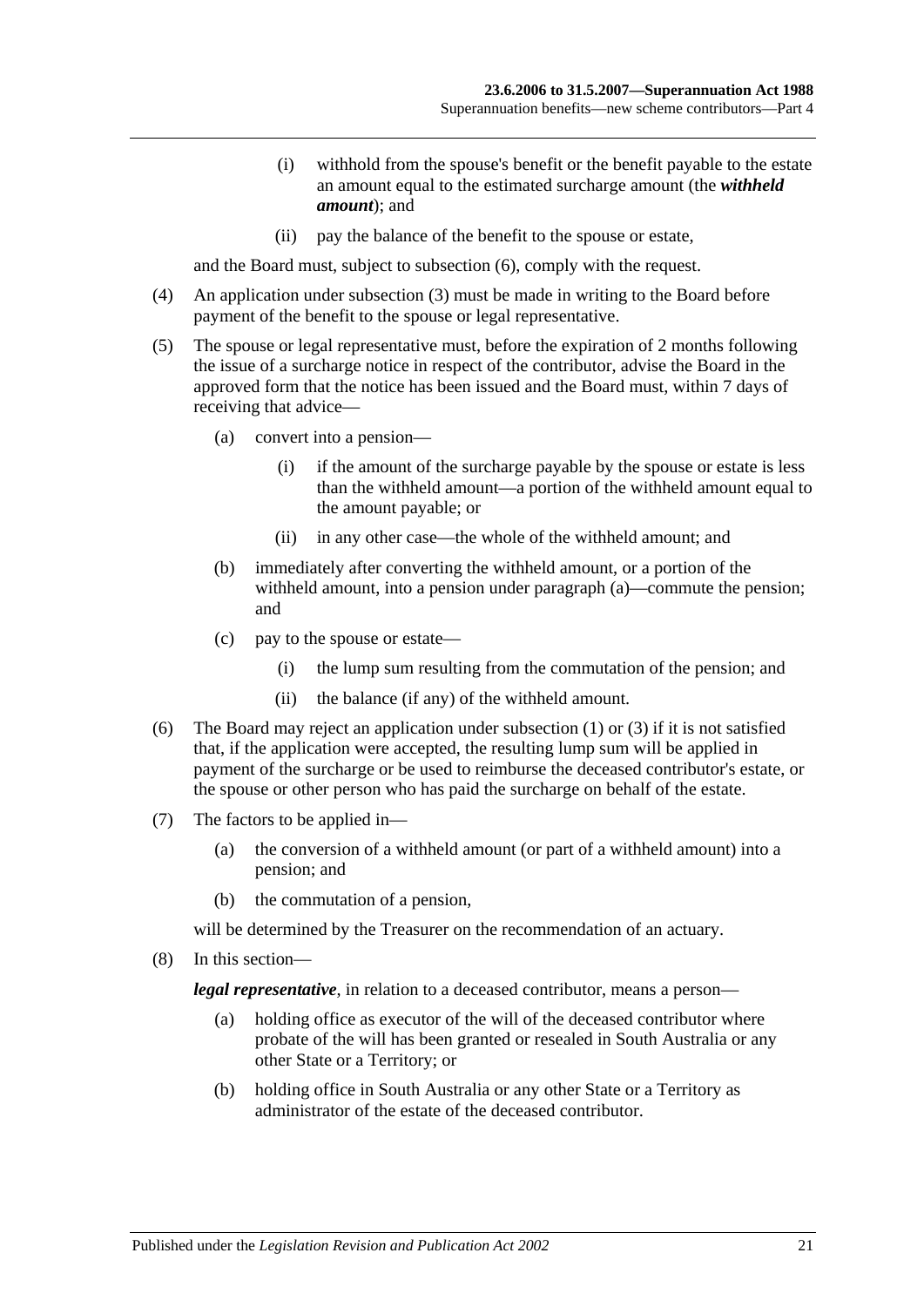(i) withhold from the spouse's benefit or the benefit payable to the estate an amount equal to the estimated surcharge amount (the ***withheld amount***); and

(ii) pay the balance of the benefit to the spouse or estate,

and the Board must, subject to subsection (6), comply with the request.

(4) An application under subsection (3) must be made in writing to the Board before payment of the benefit to the spouse or legal representative.

(5) The spouse or legal representative must, before the expiration of 2 months following the issue of a surcharge notice in respect of the contributor, advise the Board in the approved form that the notice has been issued and the Board must, within 7 days of receiving that advice—

(a) convert into a pension—

(i) if the amount of the surcharge payable by the spouse or estate is less than the withheld amount—a portion of the withheld amount equal to the amount payable; or

(ii) in any other case—the whole of the withheld amount; and

(b) immediately after converting the withheld amount, or a portion of the withheld amount, into a pension under paragraph (a)—commute the pension; and

(c) pay to the spouse or estate—

(i) the lump sum resulting from the commutation of the pension; and

(ii) the balance (if any) of the withheld amount.

(6) The Board may reject an application under subsection (1) or (3) if it is not satisfied that, if the application were accepted, the resulting lump sum will be applied in payment of the surcharge or be used to reimburse the deceased contributor's estate, or the spouse or other person who has paid the surcharge on behalf of the estate.

(7) The factors to be applied in—

(a) the conversion of a withheld amount (or part of a withheld amount) into a pension; and

(b) the commutation of a pension,

will be determined by the Treasurer on the recommendation of an actuary.

(8) In this section—

***legal representative***, in relation to a deceased contributor, means a person—

(a) holding office as executor of the will of the deceased contributor where probate of the will has been granted or resealed in South Australia or any other State or a Territory; or

(b) holding office in South Australia or any other State or a Territory as administrator of the estate of the deceased contributor.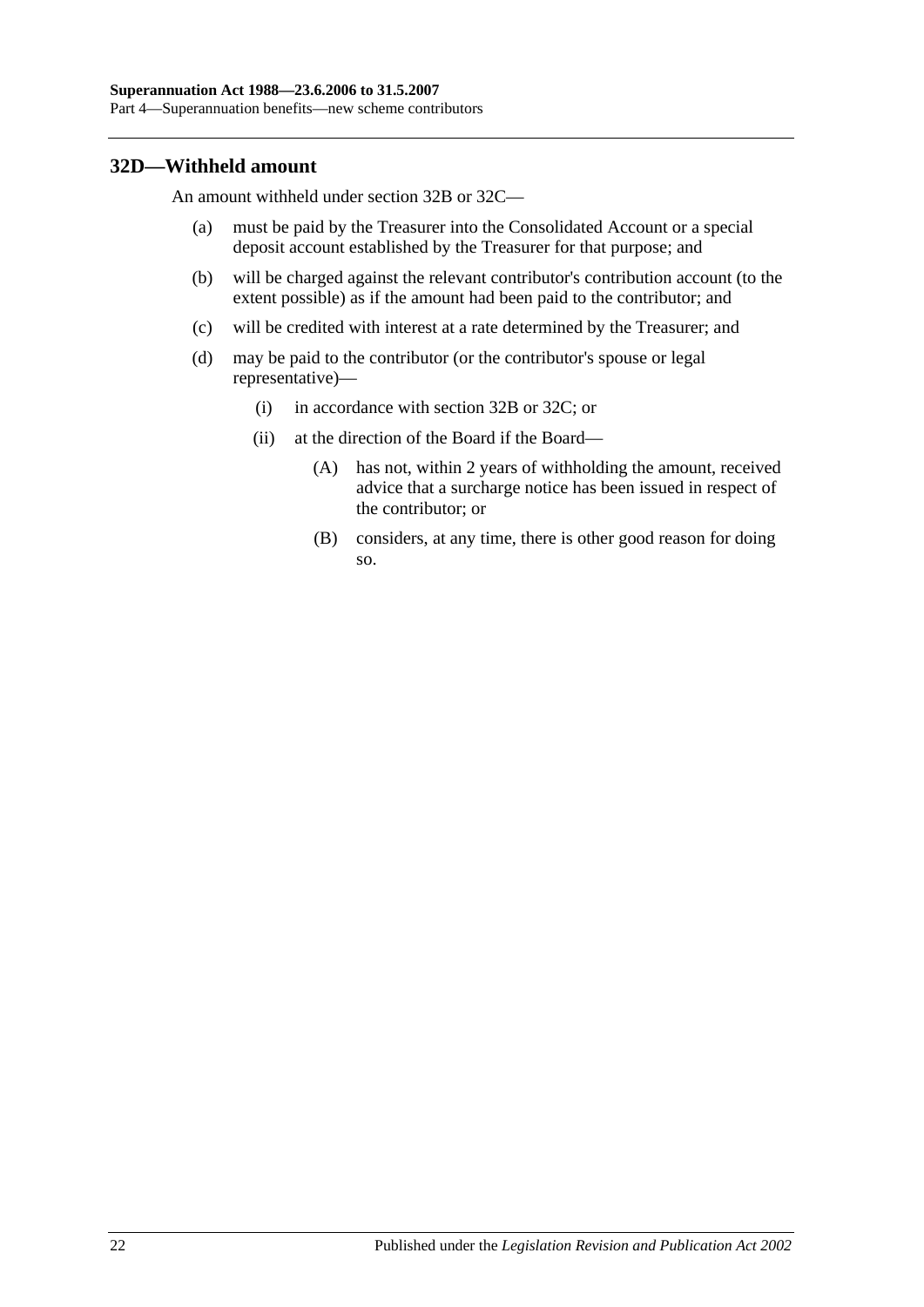## 32D—Withheld amount

An amount withheld under section 32B or 32C—

(a) must be paid by the Treasurer into the Consolidated Account or a special deposit account established by the Treasurer for that purpose; and

(b) will be charged against the relevant contributor's contribution account (to the extent possible) as if the amount had been paid to the contributor; and

(c) will be credited with interest at a rate determined by the Treasurer; and

(d) may be paid to the contributor (or the contributor's spouse or legal representative)—

  (i) in accordance with section 32B or 32C; or

  (ii) at the direction of the Board if the Board—

    (A) has not, within 2 years of withholding the amount, received advice that a surcharge notice has been issued in respect of the contributor; or

    (B) considers, at any time, there is other good reason for doing so.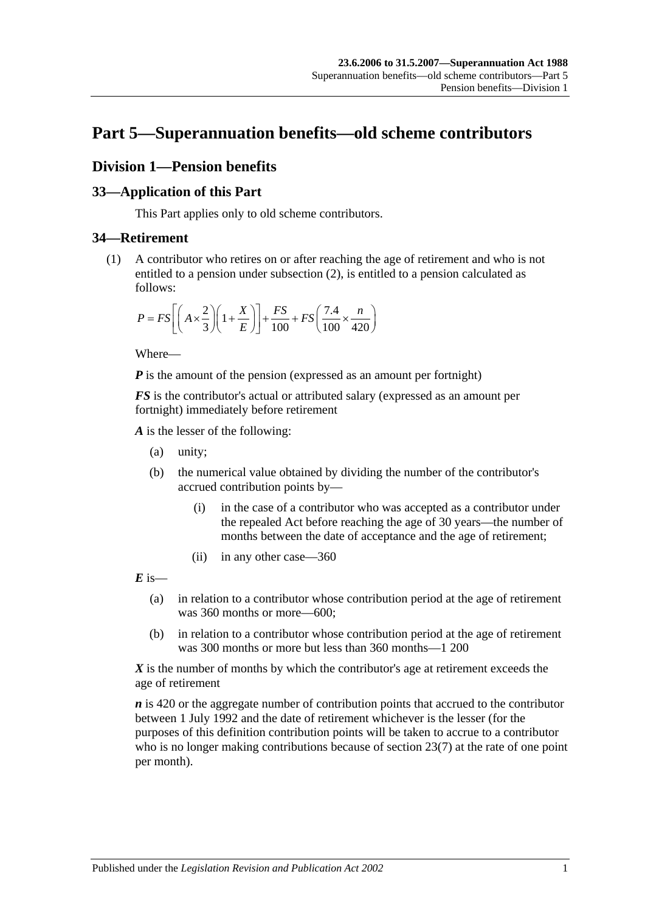# Part 5—Superannuation benefits—old scheme contributors

## Division 1—Pension benefits

### 33—Application of this Part

This Part applies only to old scheme contributors.

### 34—Retirement

(1) A contributor who retires on or after reaching the age of retirement and who is not entitled to a pension under subsection (2), is entitled to a pension calculated as follows:

$$P = FS\left[\left(A \times \frac{2}{3}\right)\left(1 + \frac{X}{E}\right)\right] + \frac{FS}{100} + FS\left(\frac{7.4}{100} \times \frac{n}{420}\right)$$

Where—

***P*** is the amount of the pension (expressed as an amount per fortnight)

***FS*** is the contributor's actual or attributed salary (expressed as an amount per fortnight) immediately before retirement

***A*** is the lesser of the following:

(a) unity;

(b) the numerical value obtained by dividing the number of the contributor's accrued contribution points by—

(i) in the case of a contributor who was accepted as a contributor under the repealed Act before reaching the age of 30 years—the number of months between the date of acceptance and the age of retirement;

(ii) in any other case—360

***E*** is—

(a) in relation to a contributor whose contribution period at the age of retirement was 360 months or more—600;

(b) in relation to a contributor whose contribution period at the age of retirement was 300 months or more but less than 360 months—1 200

***X*** is the number of months by which the contributor's age at retirement exceeds the age of retirement

***n*** is 420 or the aggregate number of contribution points that accrued to the contributor between 1 July 1992 and the date of retirement whichever is the lesser (for the purposes of this definition contribution points will be taken to accrue to a contributor who is no longer making contributions because of section 23(7) at the rate of one point per month).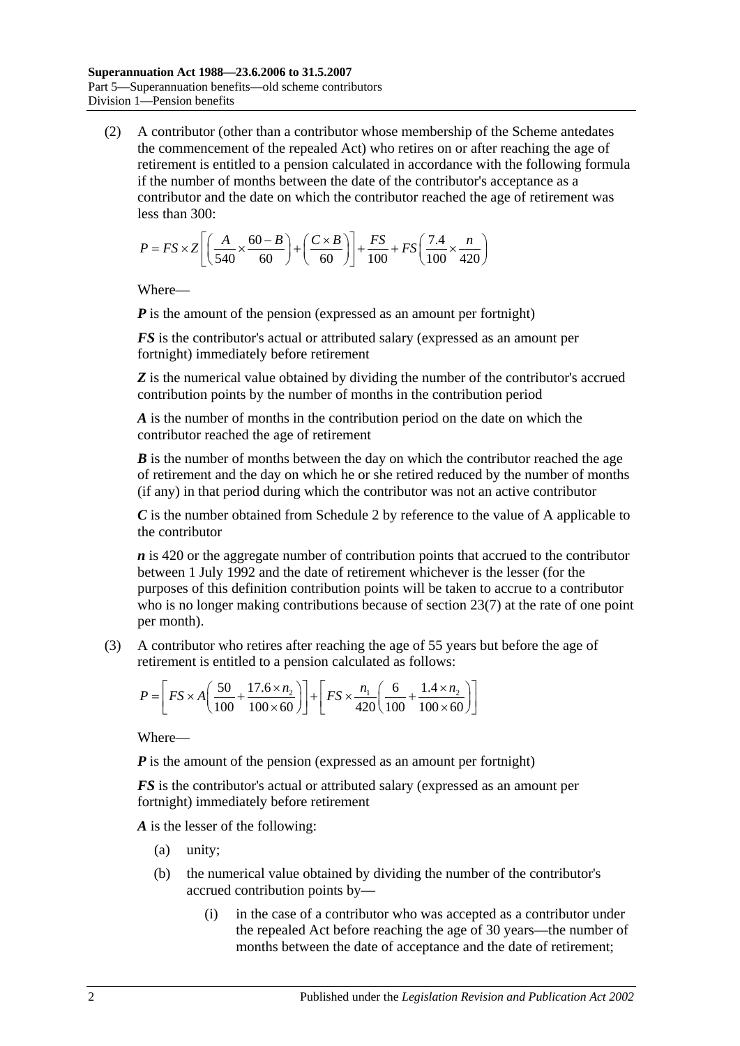(2) A contributor (other than a contributor whose membership of the Scheme antedates the commencement of the repealed Act) who retires on or after reaching the age of retirement is entitled to a pension calculated in accordance with the following formula if the number of months between the date of the contributor's acceptance as a contributor and the date on which the contributor reached the age of retirement was less than 300:

$$P = FS \times Z\left[\left(\frac{A}{540} \times \frac{60-B}{60}\right) + \left(\frac{C \times B}{60}\right)\right] + \frac{FS}{100} + FS\left(\frac{7.4}{100} \times \frac{n}{420}\right)$$

Where—

***P*** is the amount of the pension (expressed as an amount per fortnight)

***FS*** is the contributor's actual or attributed salary (expressed as an amount per fortnight) immediately before retirement

***Z*** is the numerical value obtained by dividing the number of the contributor's accrued contribution points by the number of months in the contribution period

***A*** is the number of months in the contribution period on the date on which the contributor reached the age of retirement

***B*** is the number of months between the day on which the contributor reached the age of retirement and the day on which he or she retired reduced by the number of months (if any) in that period during which the contributor was not an active contributor

***C*** is the number obtained from Schedule 2 by reference to the value of A applicable to the contributor

***n*** is 420 or the aggregate number of contribution points that accrued to the contributor between 1 July 1992 and the date of retirement whichever is the lesser (for the purposes of this definition contribution points will be taken to accrue to a contributor who is no longer making contributions because of section 23(7) at the rate of one point per month).

(3) A contributor who retires after reaching the age of 55 years but before the age of retirement is entitled to a pension calculated as follows:

$$P = \left[FS \times A\left(\frac{50}{100} + \frac{17.6 \times n_2}{100 \times 60}\right)\right] + \left[FS \times \frac{n_1}{420}\left(\frac{6}{100} + \frac{1.4 \times n_2}{100 \times 60}\right)\right]$$

Where—

***P*** is the amount of the pension (expressed as an amount per fortnight)

***FS*** is the contributor's actual or attributed salary (expressed as an amount per fortnight) immediately before retirement

***A*** is the lesser of the following:

(a) unity;

(b) the numerical value obtained by dividing the number of the contributor's accrued contribution points by—

(i) in the case of a contributor who was accepted as a contributor under the repealed Act before reaching the age of 30 years—the number of months between the date of acceptance and the date of retirement;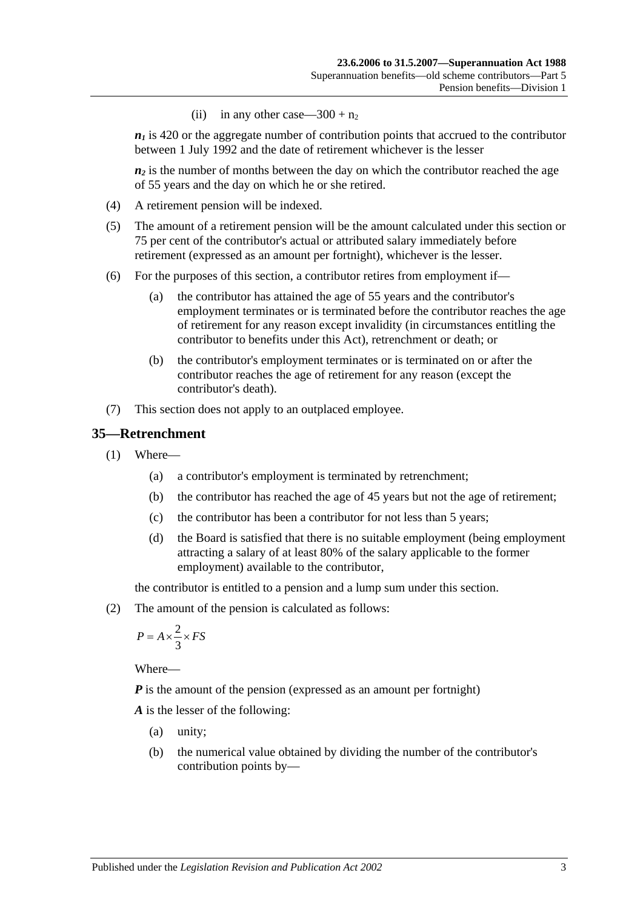(ii) in any other case—$300 + n_2$

$n_1$ is 420 or the aggregate number of contribution points that accrued to the contributor between 1 July 1992 and the date of retirement whichever is the lesser

$n_2$ is the number of months between the day on which the contributor reached the age of 55 years and the day on which he or she retired.

(4) A retirement pension will be indexed.

(5) The amount of a retirement pension will be the amount calculated under this section or 75 per cent of the contributor's actual or attributed salary immediately before retirement (expressed as an amount per fortnight), whichever is the lesser.

(6) For the purposes of this section, a contributor retires from employment if—

(a) the contributor has attained the age of 55 years and the contributor's employment terminates or is terminated before the contributor reaches the age of retirement for any reason except invalidity (in circumstances entitling the contributor to benefits under this Act), retrenchment or death; or

(b) the contributor's employment terminates or is terminated on or after the contributor reaches the age of retirement for any reason (except the contributor's death).

(7) This section does not apply to an outplaced employee.

## 35—Retrenchment

(1) Where—

(a) a contributor's employment is terminated by retrenchment;

(b) the contributor has reached the age of 45 years but not the age of retirement;

(c) the contributor has been a contributor for not less than 5 years;

(d) the Board is satisfied that there is no suitable employment (being employment attracting a salary of at least 80% of the salary applicable to the former employment) available to the contributor,

the contributor is entitled to a pension and a lump sum under this section.

(2) The amount of the pension is calculated as follows:

$$P = A \times \frac{2}{3} \times FS$$

Where—

***P*** is the amount of the pension (expressed as an amount per fortnight)

***A*** is the lesser of the following:

(a) unity;

(b) the numerical value obtained by dividing the number of the contributor's contribution points by—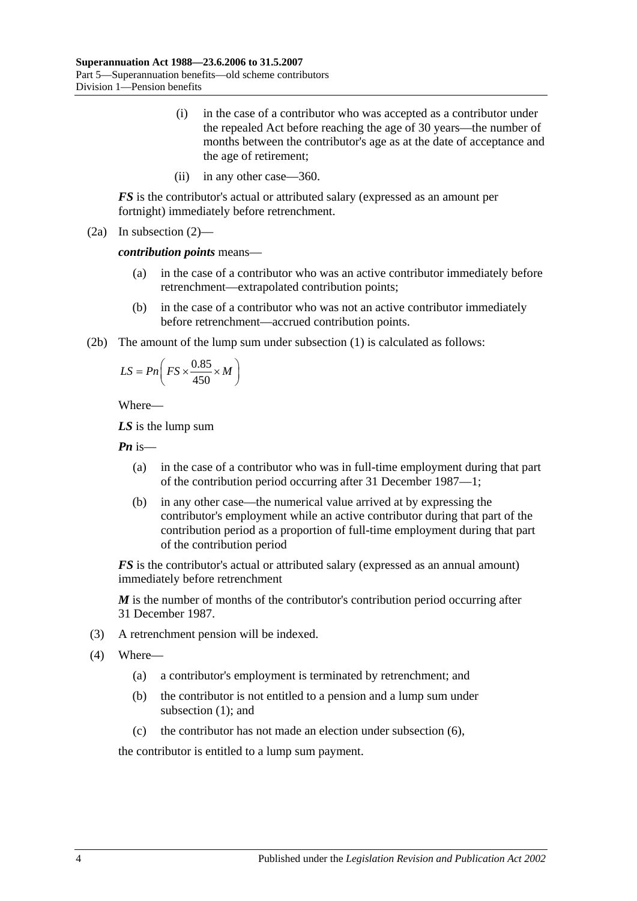(i) in the case of a contributor who was accepted as a contributor under the repealed Act before reaching the age of 30 years—the number of months between the contributor's age as at the date of acceptance and the age of retirement;

(ii) in any other case—360.

***FS*** is the contributor's actual or attributed salary (expressed as an amount per fortnight) immediately before retrenchment.

(2a) In subsection (2)—

***contribution points*** means—

(a) in the case of a contributor who was an active contributor immediately before retrenchment—extrapolated contribution points;

(b) in the case of a contributor who was not an active contributor immediately before retrenchment—accrued contribution points.

(2b) The amount of the lump sum under subsection (1) is calculated as follows:

$$LS = Pn\left(FS \times \frac{0.85}{450} \times M\right)$$

Where—

***LS*** is the lump sum

***Pn*** is—

(a) in the case of a contributor who was in full-time employment during that part of the contribution period occurring after 31 December 1987—1;

(b) in any other case—the numerical value arrived at by expressing the contributor's employment while an active contributor during that part of the contribution period as a proportion of full-time employment during that part of the contribution period

***FS*** is the contributor's actual or attributed salary (expressed as an annual amount) immediately before retrenchment

***M*** is the number of months of the contributor's contribution period occurring after 31 December 1987.

(3) A retrenchment pension will be indexed.

(4) Where—

(a) a contributor's employment is terminated by retrenchment; and

(b) the contributor is not entitled to a pension and a lump sum under subsection (1); and

(c) the contributor has not made an election under subsection (6),

the contributor is entitled to a lump sum payment.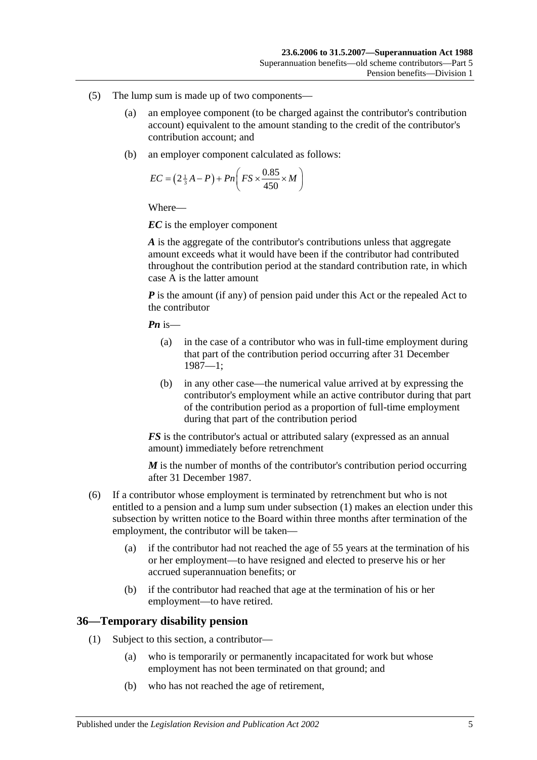(5) The lump sum is made up of two components—

(a) an employee component (to be charged against the contributor's contribution account) equivalent to the amount standing to the credit of the contributor's contribution account; and

(b) an employer component calculated as follows:

$$EC = \left(2\tfrac{1}{3}A - P\right) + Pn\left(FS \times \frac{0.85}{450} \times M\right)$$

Where—

***EC*** is the employer component

***A*** is the aggregate of the contributor's contributions unless that aggregate amount exceeds what it would have been if the contributor had contributed throughout the contribution period at the standard contribution rate, in which case A is the latter amount

***P*** is the amount (if any) of pension paid under this Act or the repealed Act to the contributor

***Pn*** is—

(a) in the case of a contributor who was in full-time employment during that part of the contribution period occurring after 31 December 1987—1;

(b) in any other case—the numerical value arrived at by expressing the contributor's employment while an active contributor during that part of the contribution period as a proportion of full-time employment during that part of the contribution period

***FS*** is the contributor's actual or attributed salary (expressed as an annual amount) immediately before retrenchment

***M*** is the number of months of the contributor's contribution period occurring after 31 December 1987.

(6) If a contributor whose employment is terminated by retrenchment but who is not entitled to a pension and a lump sum under subsection (1) makes an election under this subsection by written notice to the Board within three months after termination of the employment, the contributor will be taken—

(a) if the contributor had not reached the age of 55 years at the termination of his or her employment—to have resigned and elected to preserve his or her accrued superannuation benefits; or

(b) if the contributor had reached that age at the termination of his or her employment—to have retired.

## 36—Temporary disability pension

(1) Subject to this section, a contributor—

(a) who is temporarily or permanently incapacitated for work but whose employment has not been terminated on that ground; and

(b) who has not reached the age of retirement,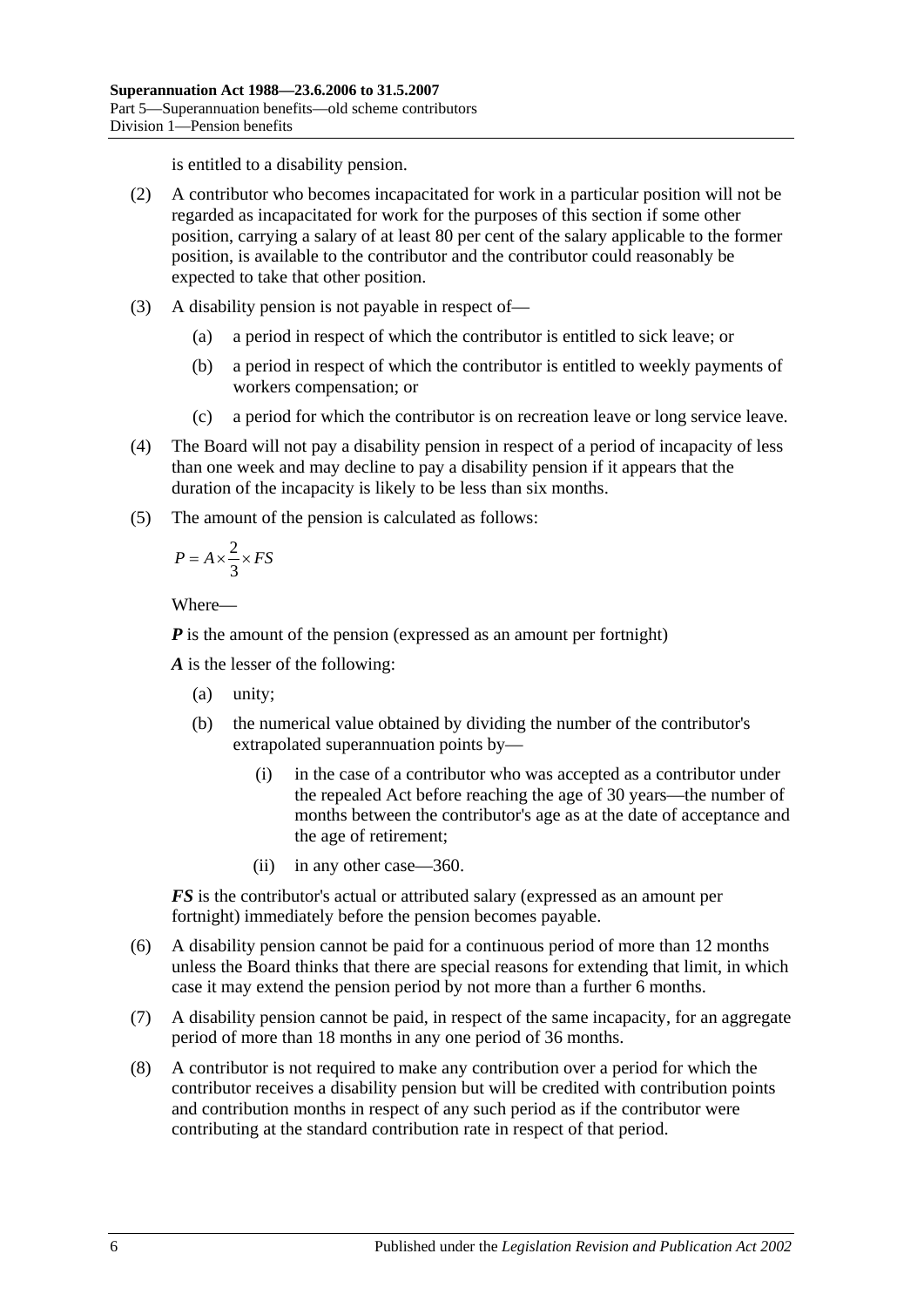is entitled to a disability pension.

(2) A contributor who becomes incapacitated for work in a particular position will not be regarded as incapacitated for work for the purposes of this section if some other position, carrying a salary of at least 80 per cent of the salary applicable to the former position, is available to the contributor and the contributor could reasonably be expected to take that other position.

(3) A disability pension is not payable in respect of—

(a) a period in respect of which the contributor is entitled to sick leave; or

(b) a period in respect of which the contributor is entitled to weekly payments of workers compensation; or

(c) a period for which the contributor is on recreation leave or long service leave.

(4) The Board will not pay a disability pension in respect of a period of incapacity of less than one week and may decline to pay a disability pension if it appears that the duration of the incapacity is likely to be less than six months.

(5) The amount of the pension is calculated as follows:

$$P = A \times \frac{2}{3} \times FS$$

Where—

***P*** is the amount of the pension (expressed as an amount per fortnight)

***A*** is the lesser of the following:

(a) unity;

(b) the numerical value obtained by dividing the number of the contributor's extrapolated superannuation points by—

(i) in the case of a contributor who was accepted as a contributor under the repealed Act before reaching the age of 30 years—the number of months between the contributor's age as at the date of acceptance and the age of retirement;

(ii) in any other case—360.

***FS*** is the contributor's actual or attributed salary (expressed as an amount per fortnight) immediately before the pension becomes payable.

(6) A disability pension cannot be paid for a continuous period of more than 12 months unless the Board thinks that there are special reasons for extending that limit, in which case it may extend the pension period by not more than a further 6 months.

(7) A disability pension cannot be paid, in respect of the same incapacity, for an aggregate period of more than 18 months in any one period of 36 months.

(8) A contributor is not required to make any contribution over a period for which the contributor receives a disability pension but will be credited with contribution points and contribution months in respect of any such period as if the contributor were contributing at the standard contribution rate in respect of that period.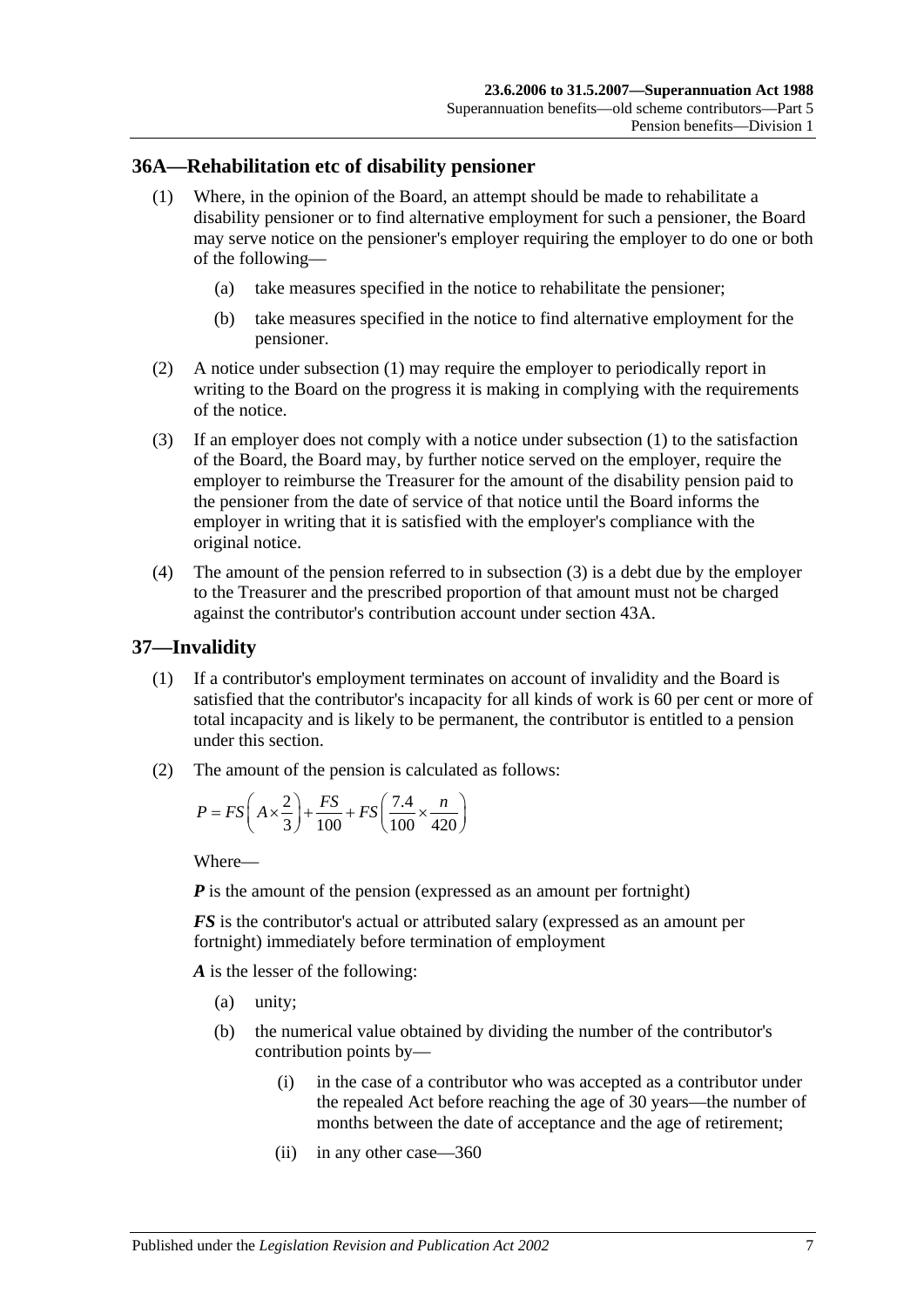## 36A—Rehabilitation etc of disability pensioner

(1) Where, in the opinion of the Board, an attempt should be made to rehabilitate a disability pensioner or to find alternative employment for such a pensioner, the Board may serve notice on the pensioner's employer requiring the employer to do one or both of the following—

   (a) take measures specified in the notice to rehabilitate the pensioner;

   (b) take measures specified in the notice to find alternative employment for the pensioner.

(2) A notice under subsection (1) may require the employer to periodically report in writing to the Board on the progress it is making in complying with the requirements of the notice.

(3) If an employer does not comply with a notice under subsection (1) to the satisfaction of the Board, the Board may, by further notice served on the employer, require the employer to reimburse the Treasurer for the amount of the disability pension paid to the pensioner from the date of service of that notice until the Board informs the employer in writing that it is satisfied with the employer's compliance with the original notice.

(4) The amount of the pension referred to in subsection (3) is a debt due by the employer to the Treasurer and the prescribed proportion of that amount must not be charged against the contributor's contribution account under section 43A.

## 37—Invalidity

(1) If a contributor's employment terminates on account of invalidity and the Board is satisfied that the contributor's incapacity for all kinds of work is 60 per cent or more of total incapacity and is likely to be permanent, the contributor is entitled to a pension under this section.

(2) The amount of the pension is calculated as follows:

$$P = FS\left(A \times \frac{2}{3}\right) + \frac{FS}{100} + FS\left(\frac{7.4}{100} \times \frac{n}{420}\right)$$

Where—

***P*** is the amount of the pension (expressed as an amount per fortnight)

***FS*** is the contributor's actual or attributed salary (expressed as an amount per fortnight) immediately before termination of employment

***A*** is the lesser of the following:

   (a) unity;

   (b) the numerical value obtained by dividing the number of the contributor's contribution points by—

      (i) in the case of a contributor who was accepted as a contributor under the repealed Act before reaching the age of 30 years—the number of months between the date of acceptance and the age of retirement;

      (ii) in any other case—360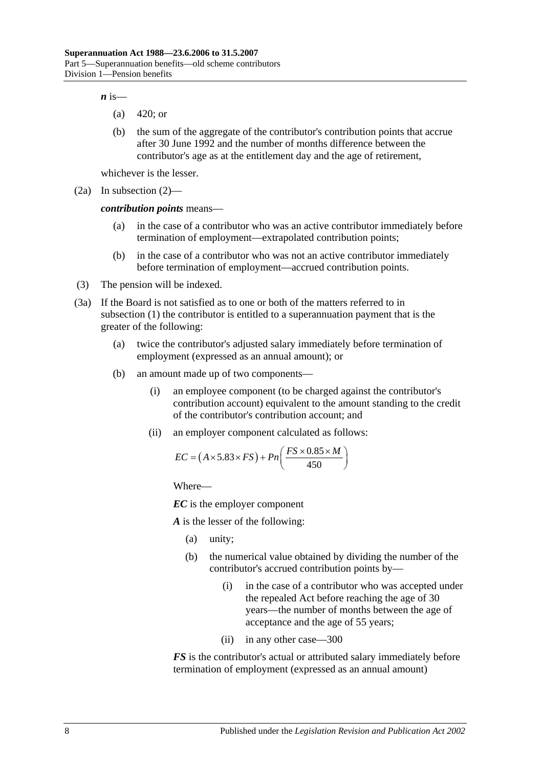***n*** is—

(a) 420; or

(b) the sum of the aggregate of the contributor's contribution points that accrue after 30 June 1992 and the number of months difference between the contributor's age as at the entitlement day and the age of retirement,

whichever is the lesser.

(2a) In subsection (2)—

***contribution points*** means—

(a) in the case of a contributor who was an active contributor immediately before termination of employment—extrapolated contribution points;

(b) in the case of a contributor who was not an active contributor immediately before termination of employment—accrued contribution points.

(3) The pension will be indexed.

(3a) If the Board is not satisfied as to one or both of the matters referred to in subsection (1) the contributor is entitled to a superannuation payment that is the greater of the following:

(a) twice the contributor's adjusted salary immediately before termination of employment (expressed as an annual amount); or

(b) an amount made up of two components—

(i) an employee component (to be charged against the contributor's contribution account) equivalent to the amount standing to the credit of the contributor's contribution account; and

(ii) an employer component calculated as follows:

$$EC = \left(A \times 5.83 \times FS\right) + Pn\left(\frac{FS \times 0.85 \times M}{450}\right)$$

Where—

***EC*** is the employer component

***A*** is the lesser of the following:

(a) unity;

(b) the numerical value obtained by dividing the number of the contributor's accrued contribution points by—

(i) in the case of a contributor who was accepted under the repealed Act before reaching the age of 30 years—the number of months between the age of acceptance and the age of 55 years;

(ii) in any other case—300

***FS*** is the contributor's actual or attributed salary immediately before termination of employment (expressed as an annual amount)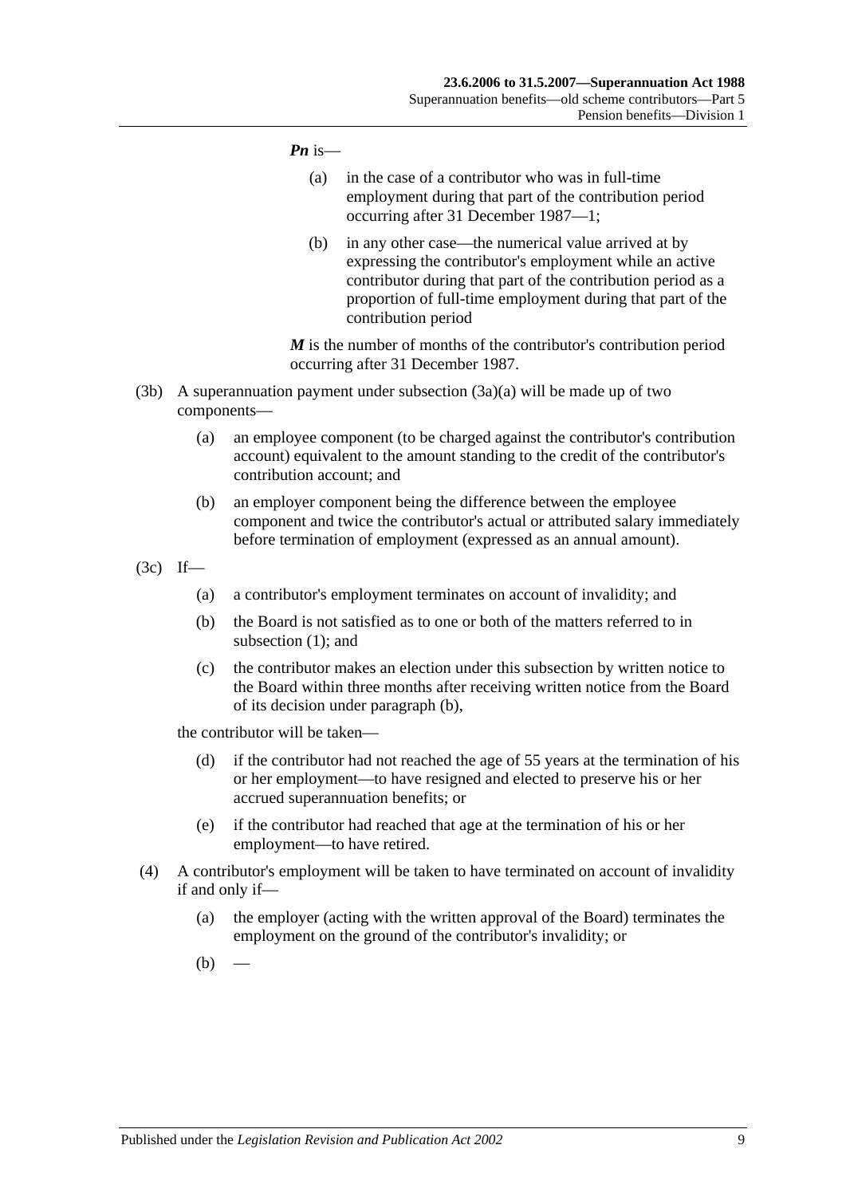***Pn*** is—

(a) in the case of a contributor who was in full-time employment during that part of the contribution period occurring after 31 December 1987—1;

(b) in any other case—the numerical value arrived at by expressing the contributor's employment while an active contributor during that part of the contribution period as a proportion of full-time employment during that part of the contribution period

***M*** is the number of months of the contributor's contribution period occurring after 31 December 1987.

(3b) A superannuation payment under subsection (3a)(a) will be made up of two components—

(a) an employee component (to be charged against the contributor's contribution account) equivalent to the amount standing to the credit of the contributor's contribution account; and

(b) an employer component being the difference between the employee component and twice the contributor's actual or attributed salary immediately before termination of employment (expressed as an annual amount).

(3c) If—

(a) a contributor's employment terminates on account of invalidity; and

(b) the Board is not satisfied as to one or both of the matters referred to in subsection (1); and

(c) the contributor makes an election under this subsection by written notice to the Board within three months after receiving written notice from the Board of its decision under paragraph (b),

the contributor will be taken—

(d) if the contributor had not reached the age of 55 years at the termination of his or her employment—to have resigned and elected to preserve his or her accrued superannuation benefits; or

(e) if the contributor had reached that age at the termination of his or her employment—to have retired.

(4) A contributor's employment will be taken to have terminated on account of invalidity if and only if—

(a) the employer (acting with the written approval of the Board) terminates the employment on the ground of the contributor's invalidity; or

(b) —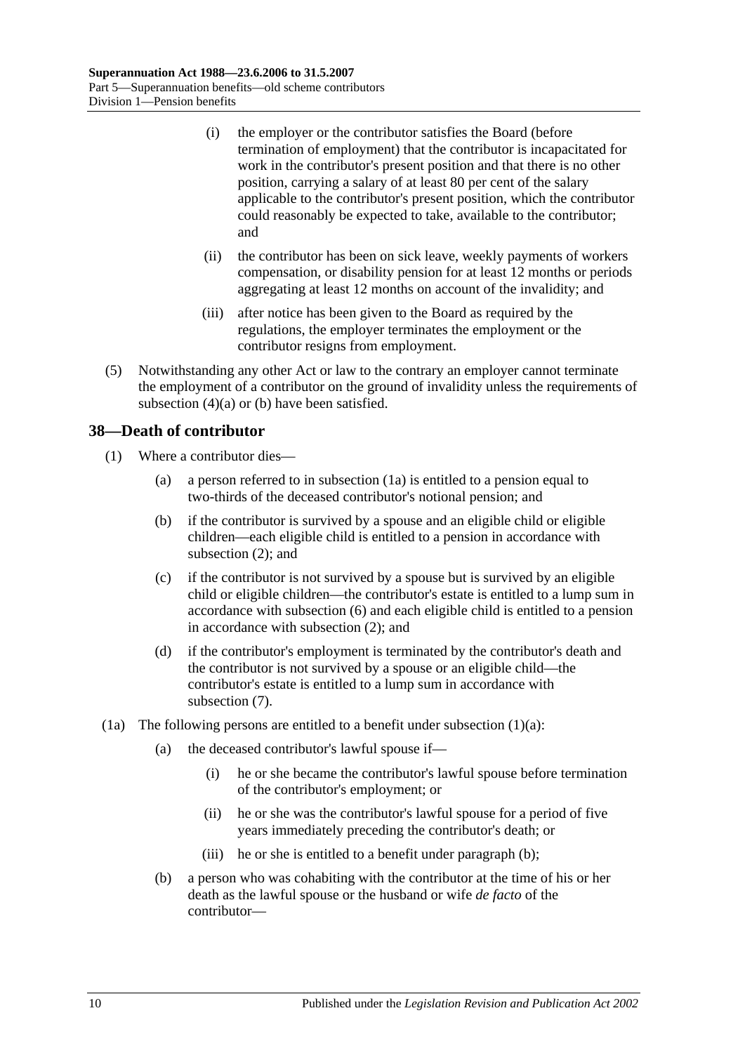(i) the employer or the contributor satisfies the Board (before termination of employment) that the contributor is incapacitated for work in the contributor's present position and that there is no other position, carrying a salary of at least 80 per cent of the salary applicable to the contributor's present position, which the contributor could reasonably be expected to take, available to the contributor; and

(ii) the contributor has been on sick leave, weekly payments of workers compensation, or disability pension for at least 12 months or periods aggregating at least 12 months on account of the invalidity; and

(iii) after notice has been given to the Board as required by the regulations, the employer terminates the employment or the contributor resigns from employment.

(5) Notwithstanding any other Act or law to the contrary an employer cannot terminate the employment of a contributor on the ground of invalidity unless the requirements of subsection (4)(a) or (b) have been satisfied.

## 38—Death of contributor

(1) Where a contributor dies—

(a) a person referred to in subsection (1a) is entitled to a pension equal to two-thirds of the deceased contributor's notional pension; and

(b) if the contributor is survived by a spouse and an eligible child or eligible children—each eligible child is entitled to a pension in accordance with subsection (2); and

(c) if the contributor is not survived by a spouse but is survived by an eligible child or eligible children—the contributor's estate is entitled to a lump sum in accordance with subsection (6) and each eligible child is entitled to a pension in accordance with subsection (2); and

(d) if the contributor's employment is terminated by the contributor's death and the contributor is not survived by a spouse or an eligible child—the contributor's estate is entitled to a lump sum in accordance with subsection (7).

(1a) The following persons are entitled to a benefit under subsection (1)(a):

(a) the deceased contributor's lawful spouse if—

(i) he or she became the contributor's lawful spouse before termination of the contributor's employment; or

(ii) he or she was the contributor's lawful spouse for a period of five years immediately preceding the contributor's death; or

(iii) he or she is entitled to a benefit under paragraph (b);

(b) a person who was cohabiting with the contributor at the time of his or her death as the lawful spouse or the husband or wife *de facto* of the contributor—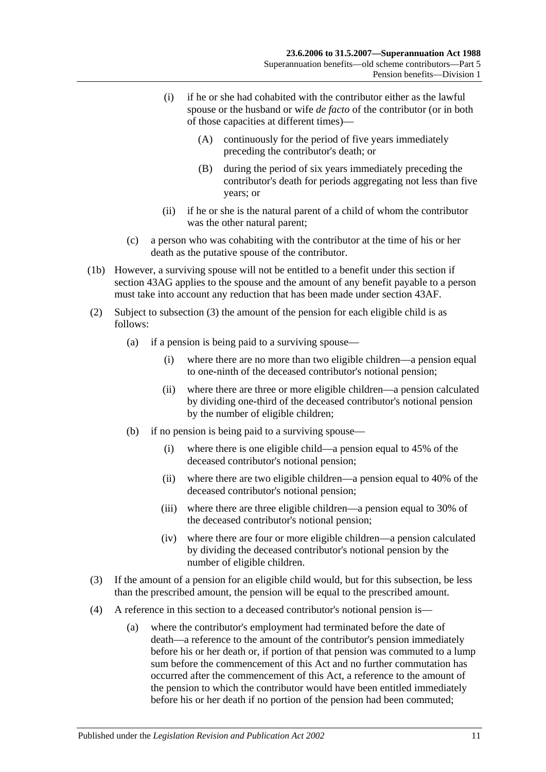(i) if he or she had cohabited with the contributor either as the lawful spouse or the husband or wife *de facto* of the contributor (or in both of those capacities at different times)—

(A) continuously for the period of five years immediately preceding the contributor's death; or

(B) during the period of six years immediately preceding the contributor's death for periods aggregating not less than five years; or

(ii) if he or she is the natural parent of a child of whom the contributor was the other natural parent;

(c) a person who was cohabiting with the contributor at the time of his or her death as the putative spouse of the contributor.

(1b) However, a surviving spouse will not be entitled to a benefit under this section if section 43AG applies to the spouse and the amount of any benefit payable to a person must take into account any reduction that has been made under section 43AF.

(2) Subject to subsection (3) the amount of the pension for each eligible child is as follows:

(a) if a pension is being paid to a surviving spouse—

(i) where there are no more than two eligible children—a pension equal to one-ninth of the deceased contributor's notional pension;

(ii) where there are three or more eligible children—a pension calculated by dividing one-third of the deceased contributor's notional pension by the number of eligible children;

(b) if no pension is being paid to a surviving spouse—

(i) where there is one eligible child—a pension equal to 45% of the deceased contributor's notional pension;

(ii) where there are two eligible children—a pension equal to 40% of the deceased contributor's notional pension;

(iii) where there are three eligible children—a pension equal to 30% of the deceased contributor's notional pension;

(iv) where there are four or more eligible children—a pension calculated by dividing the deceased contributor's notional pension by the number of eligible children.

(3) If the amount of a pension for an eligible child would, but for this subsection, be less than the prescribed amount, the pension will be equal to the prescribed amount.

(4) A reference in this section to a deceased contributor's notional pension is—

(a) where the contributor's employment had terminated before the date of death—a reference to the amount of the contributor's pension immediately before his or her death or, if portion of that pension was commuted to a lump sum before the commencement of this Act and no further commutation has occurred after the commencement of this Act, a reference to the amount of the pension to which the contributor would have been entitled immediately before his or her death if no portion of the pension had been commuted;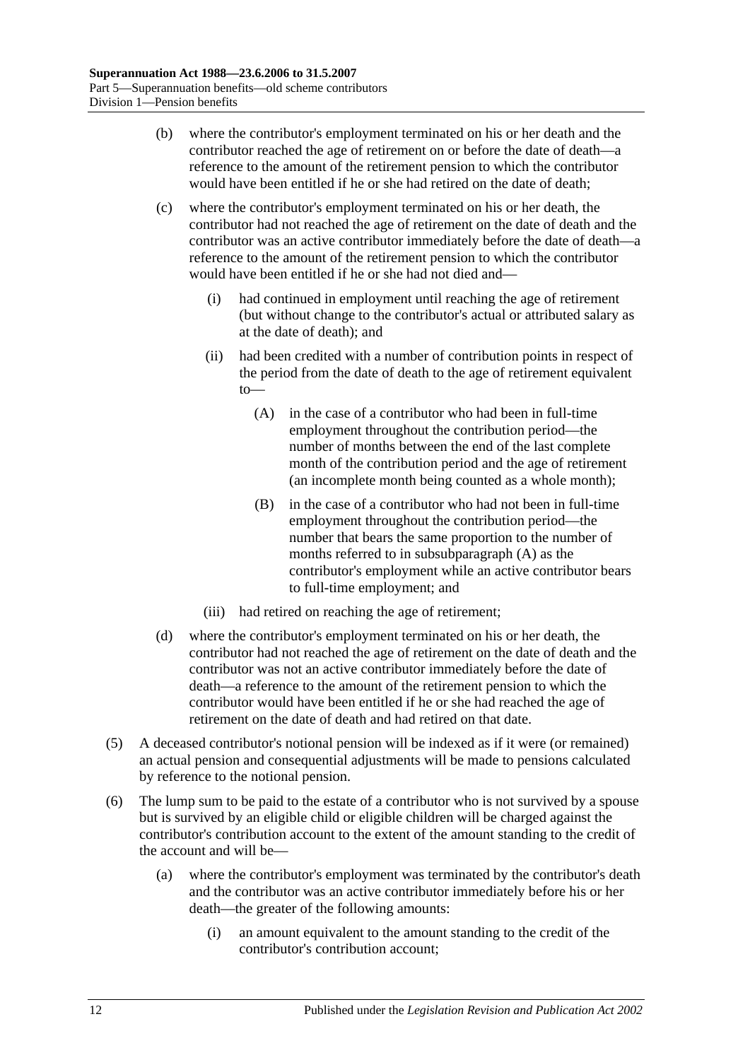(b) where the contributor's employment terminated on his or her death and the contributor reached the age of retirement on or before the date of death—a reference to the amount of the retirement pension to which the contributor would have been entitled if he or she had retired on the date of death;

(c) where the contributor's employment terminated on his or her death, the contributor had not reached the age of retirement on the date of death and the contributor was an active contributor immediately before the date of death—a reference to the amount of the retirement pension to which the contributor would have been entitled if he or she had not died and—

(i) had continued in employment until reaching the age of retirement (but without change to the contributor's actual or attributed salary as at the date of death); and

(ii) had been credited with a number of contribution points in respect of the period from the date of death to the age of retirement equivalent to—

(A) in the case of a contributor who had been in full-time employment throughout the contribution period—the number of months between the end of the last complete month of the contribution period and the age of retirement (an incomplete month being counted as a whole month);

(B) in the case of a contributor who had not been in full-time employment throughout the contribution period—the number that bears the same proportion to the number of months referred to in subsubparagraph (A) as the contributor's employment while an active contributor bears to full-time employment; and

(iii) had retired on reaching the age of retirement;

(d) where the contributor's employment terminated on his or her death, the contributor had not reached the age of retirement on the date of death and the contributor was not an active contributor immediately before the date of death—a reference to the amount of the retirement pension to which the contributor would have been entitled if he or she had reached the age of retirement on the date of death and had retired on that date.

(5) A deceased contributor's notional pension will be indexed as if it were (or remained) an actual pension and consequential adjustments will be made to pensions calculated by reference to the notional pension.

(6) The lump sum to be paid to the estate of a contributor who is not survived by a spouse but is survived by an eligible child or eligible children will be charged against the contributor's contribution account to the extent of the amount standing to the credit of the account and will be—

(a) where the contributor's employment was terminated by the contributor's death and the contributor was an active contributor immediately before his or her death—the greater of the following amounts:

(i) an amount equivalent to the amount standing to the credit of the contributor's contribution account;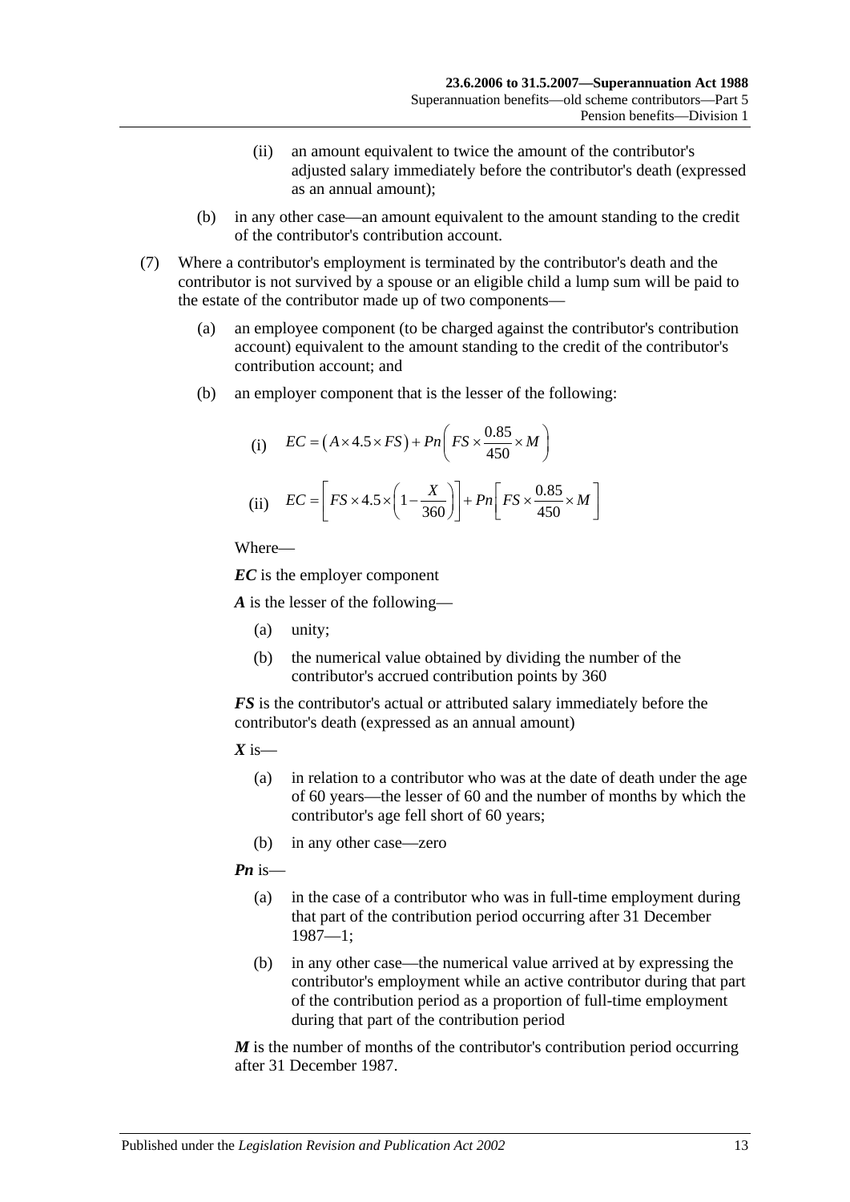(ii) an amount equivalent to twice the amount of the contributor's adjusted salary immediately before the contributor's death (expressed as an annual amount);

(b) in any other case—an amount equivalent to the amount standing to the credit of the contributor's contribution account.

(7) Where a contributor's employment is terminated by the contributor's death and the contributor is not survived by a spouse or an eligible child a lump sum will be paid to the estate of the contributor made up of two components—

(a) an employee component (to be charged against the contributor's contribution account) equivalent to the amount standing to the credit of the contributor's contribution account; and

(b) an employer component that is the lesser of the following:

(i) $$EC = \left(A \times 4.5 \times FS\right) + Pn\left(FS \times \frac{0.85}{450} \times M\right)$$

(ii) $$EC = \left[FS \times 4.5 \times \left(1 - \frac{X}{360}\right)\right] + Pn\left[FS \times \frac{0.85}{450} \times M\right]$$

Where—

***EC*** is the employer component

***A*** is the lesser of the following—

(a) unity;

(b) the numerical value obtained by dividing the number of the contributor's accrued contribution points by 360

***FS*** is the contributor's actual or attributed salary immediately before the contributor's death (expressed as an annual amount)

***X*** is—

(a) in relation to a contributor who was at the date of death under the age of 60 years—the lesser of 60 and the number of months by which the contributor's age fell short of 60 years;

(b) in any other case—zero

***Pn*** is—

(a) in the case of a contributor who was in full-time employment during that part of the contribution period occurring after 31 December 1987—1;

(b) in any other case—the numerical value arrived at by expressing the contributor's employment while an active contributor during that part of the contribution period as a proportion of full-time employment during that part of the contribution period

***M*** is the number of months of the contributor's contribution period occurring after 31 December 1987.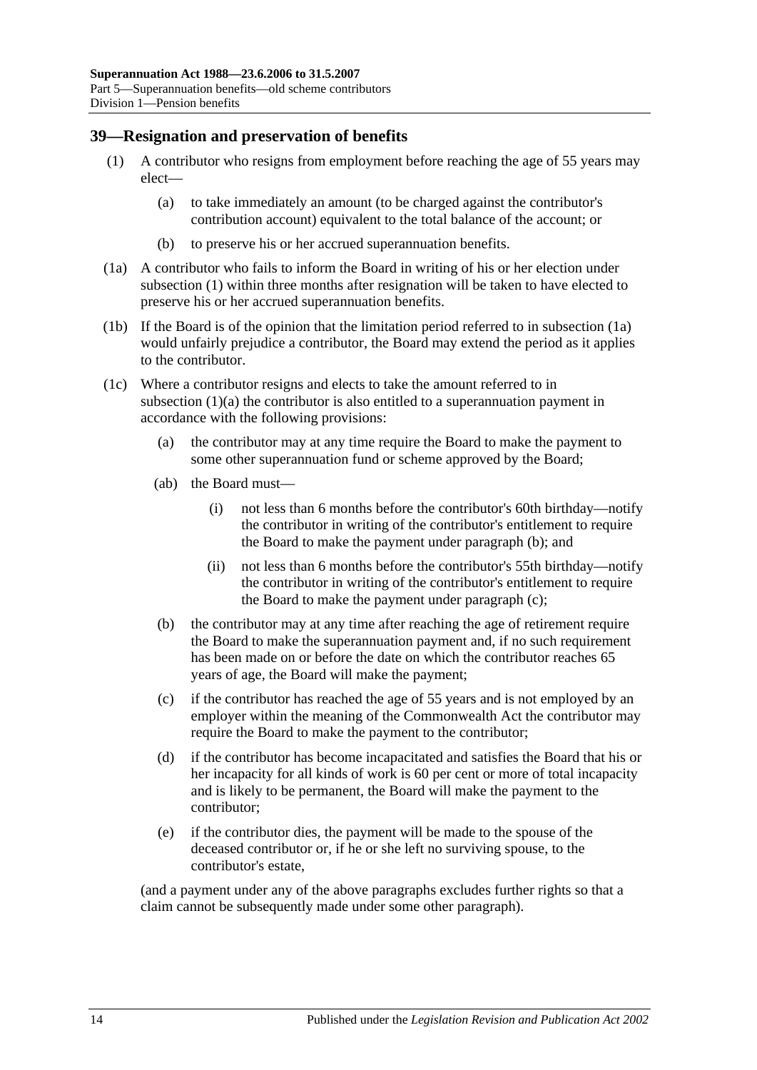## 39—Resignation and preservation of benefits

(1) A contributor who resigns from employment before reaching the age of 55 years may elect—

(a) to take immediately an amount (to be charged against the contributor's contribution account) equivalent to the total balance of the account; or

(b) to preserve his or her accrued superannuation benefits.

(1a) A contributor who fails to inform the Board in writing of his or her election under subsection (1) within three months after resignation will be taken to have elected to preserve his or her accrued superannuation benefits.

(1b) If the Board is of the opinion that the limitation period referred to in subsection (1a) would unfairly prejudice a contributor, the Board may extend the period as it applies to the contributor.

(1c) Where a contributor resigns and elects to take the amount referred to in subsection (1)(a) the contributor is also entitled to a superannuation payment in accordance with the following provisions:

(a) the contributor may at any time require the Board to make the payment to some other superannuation fund or scheme approved by the Board;

(ab) the Board must—

(i) not less than 6 months before the contributor's 60th birthday—notify the contributor in writing of the contributor's entitlement to require the Board to make the payment under paragraph (b); and

(ii) not less than 6 months before the contributor's 55th birthday—notify the contributor in writing of the contributor's entitlement to require the Board to make the payment under paragraph (c);

(b) the contributor may at any time after reaching the age of retirement require the Board to make the superannuation payment and, if no such requirement has been made on or before the date on which the contributor reaches 65 years of age, the Board will make the payment;

(c) if the contributor has reached the age of 55 years and is not employed by an employer within the meaning of the Commonwealth Act the contributor may require the Board to make the payment to the contributor;

(d) if the contributor has become incapacitated and satisfies the Board that his or her incapacity for all kinds of work is 60 per cent or more of total incapacity and is likely to be permanent, the Board will make the payment to the contributor;

(e) if the contributor dies, the payment will be made to the spouse of the deceased contributor or, if he or she left no surviving spouse, to the contributor's estate,

(and a payment under any of the above paragraphs excludes further rights so that a claim cannot be subsequently made under some other paragraph).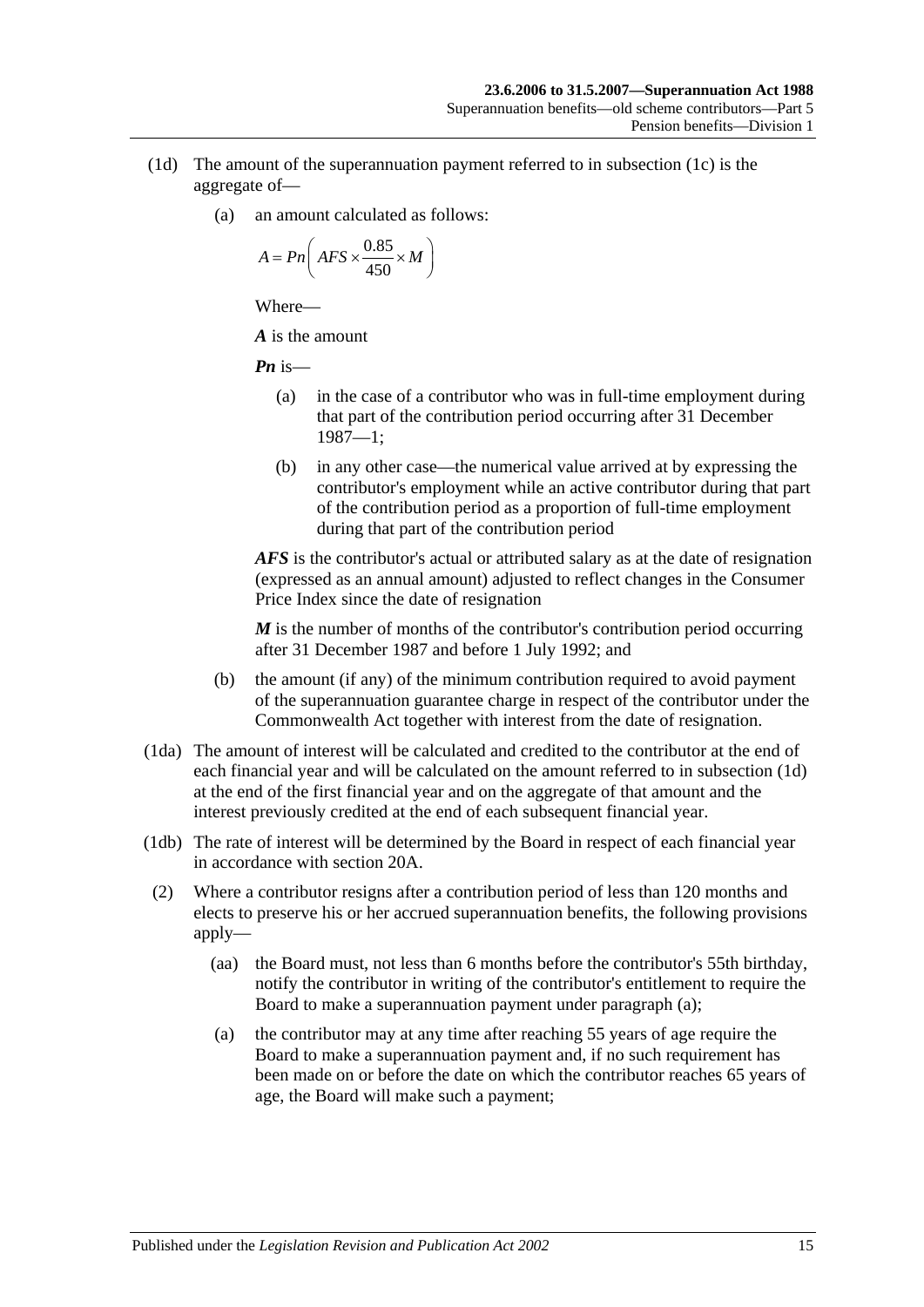(1d) The amount of the superannuation payment referred to in subsection (1c) is the aggregate of—

(a) an amount calculated as follows:

$$A = Pn\left( AFS \times \frac{0.85}{450} \times M \right)$$

Where—

***A*** is the amount

***Pn*** is—

(a) in the case of a contributor who was in full-time employment during that part of the contribution period occurring after 31 December 1987—1;

(b) in any other case—the numerical value arrived at by expressing the contributor's employment while an active contributor during that part of the contribution period as a proportion of full-time employment during that part of the contribution period

***AFS*** is the contributor's actual or attributed salary as at the date of resignation (expressed as an annual amount) adjusted to reflect changes in the Consumer Price Index since the date of resignation

***M*** is the number of months of the contributor's contribution period occurring after 31 December 1987 and before 1 July 1992; and

(b) the amount (if any) of the minimum contribution required to avoid payment of the superannuation guarantee charge in respect of the contributor under the Commonwealth Act together with interest from the date of resignation.

(1da) The amount of interest will be calculated and credited to the contributor at the end of each financial year and will be calculated on the amount referred to in subsection (1d) at the end of the first financial year and on the aggregate of that amount and the interest previously credited at the end of each subsequent financial year.

(1db) The rate of interest will be determined by the Board in respect of each financial year in accordance with section 20A.

(2) Where a contributor resigns after a contribution period of less than 120 months and elects to preserve his or her accrued superannuation benefits, the following provisions apply—

(aa) the Board must, not less than 6 months before the contributor's 55th birthday, notify the contributor in writing of the contributor's entitlement to require the Board to make a superannuation payment under paragraph (a);

(a) the contributor may at any time after reaching 55 years of age require the Board to make a superannuation payment and, if no such requirement has been made on or before the date on which the contributor reaches 65 years of age, the Board will make such a payment;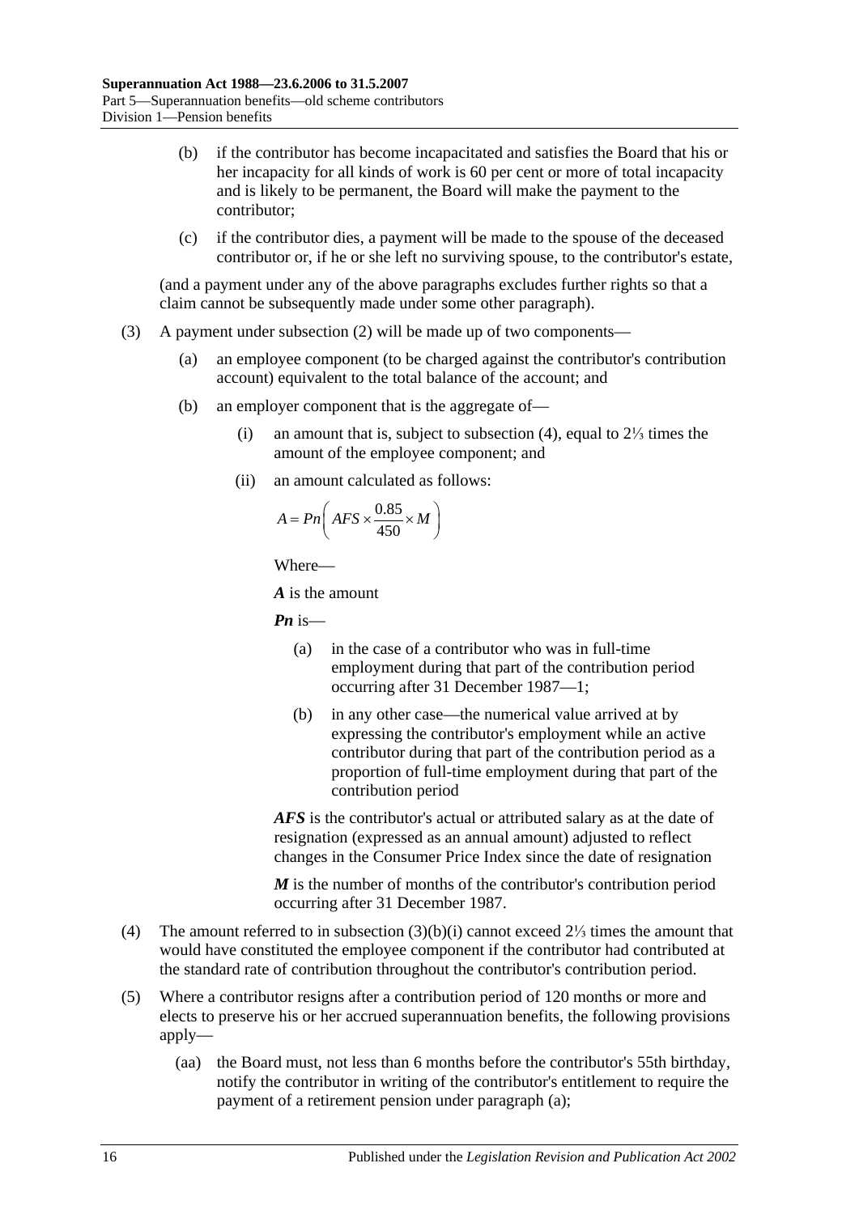(b) if the contributor has become incapacitated and satisfies the Board that his or her incapacity for all kinds of work is 60 per cent or more of total incapacity and is likely to be permanent, the Board will make the payment to the contributor;

(c) if the contributor dies, a payment will be made to the spouse of the deceased contributor or, if he or she left no surviving spouse, to the contributor's estate,

(and a payment under any of the above paragraphs excludes further rights so that a claim cannot be subsequently made under some other paragraph).

(3) A payment under subsection (2) will be made up of two components—

(a) an employee component (to be charged against the contributor's contribution account) equivalent to the total balance of the account; and

(b) an employer component that is the aggregate of—

(i) an amount that is, subject to subsection (4), equal to 2⅓ times the amount of the employee component; and

(ii) an amount calculated as follows:

$$A = Pn\left( AFS \times \frac{0.85}{450} \times M \right)$$

Where—

***A*** is the amount

***Pn*** is—

(a) in the case of a contributor who was in full-time employment during that part of the contribution period occurring after 31 December 1987—1;

(b) in any other case—the numerical value arrived at by expressing the contributor's employment while an active contributor during that part of the contribution period as a proportion of full-time employment during that part of the contribution period

***AFS*** is the contributor's actual or attributed salary as at the date of resignation (expressed as an annual amount) adjusted to reflect changes in the Consumer Price Index since the date of resignation

***M*** is the number of months of the contributor's contribution period occurring after 31 December 1987.

(4) The amount referred to in subsection (3)(b)(i) cannot exceed 2⅓ times the amount that would have constituted the employee component if the contributor had contributed at the standard rate of contribution throughout the contributor's contribution period.

(5) Where a contributor resigns after a contribution period of 120 months or more and elects to preserve his or her accrued superannuation benefits, the following provisions apply—

(aa) the Board must, not less than 6 months before the contributor's 55th birthday, notify the contributor in writing of the contributor's entitlement to require the payment of a retirement pension under paragraph (a);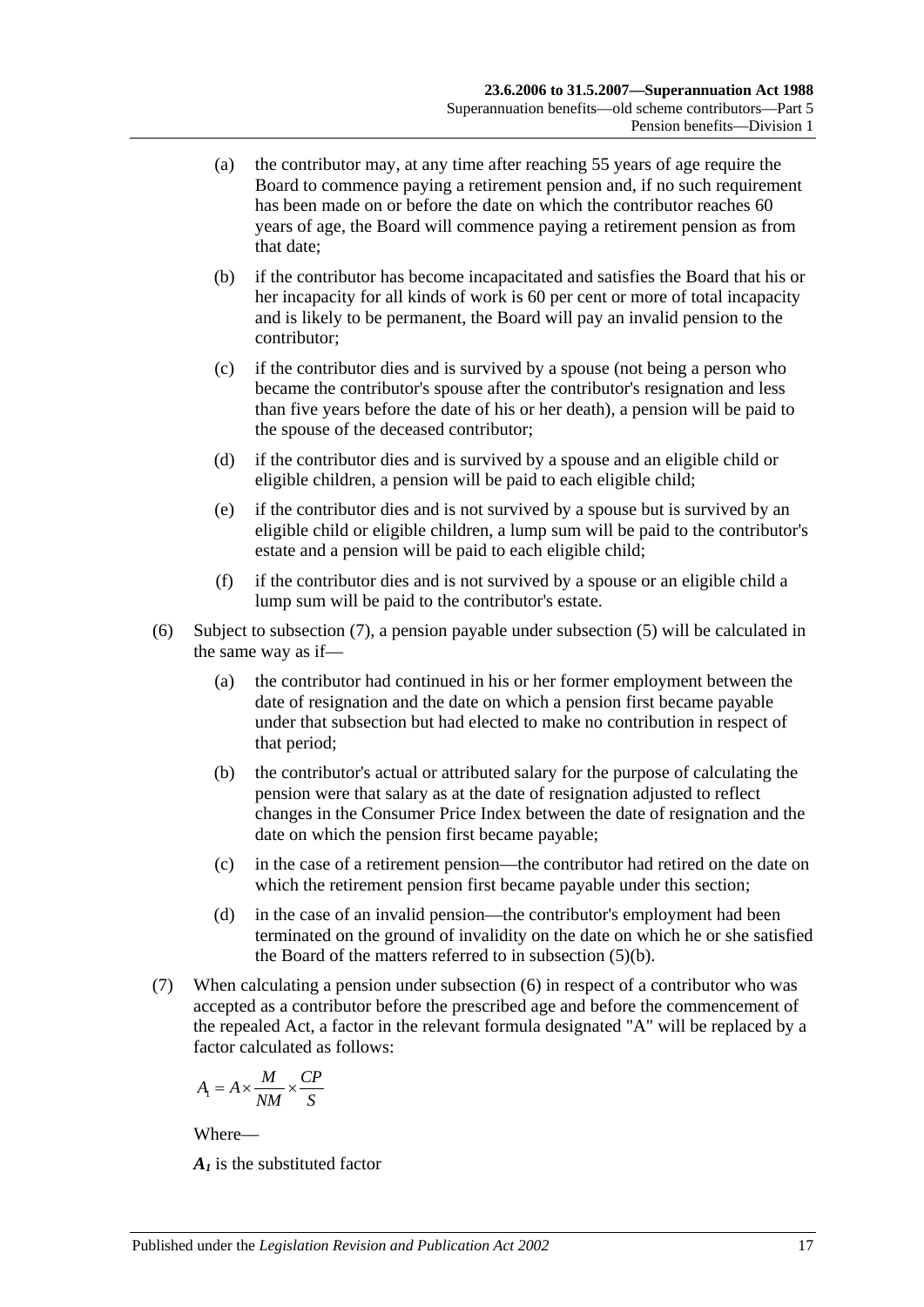(a) the contributor may, at any time after reaching 55 years of age require the Board to commence paying a retirement pension and, if no such requirement has been made on or before the date on which the contributor reaches 60 years of age, the Board will commence paying a retirement pension as from that date;

(b) if the contributor has become incapacitated and satisfies the Board that his or her incapacity for all kinds of work is 60 per cent or more of total incapacity and is likely to be permanent, the Board will pay an invalid pension to the contributor;

(c) if the contributor dies and is survived by a spouse (not being a person who became the contributor's spouse after the contributor's resignation and less than five years before the date of his or her death), a pension will be paid to the spouse of the deceased contributor;

(d) if the contributor dies and is survived by a spouse and an eligible child or eligible children, a pension will be paid to each eligible child;

(e) if the contributor dies and is not survived by a spouse but is survived by an eligible child or eligible children, a lump sum will be paid to the contributor's estate and a pension will be paid to each eligible child;

(f) if the contributor dies and is not survived by a spouse or an eligible child a lump sum will be paid to the contributor's estate.

(6) Subject to subsection (7), a pension payable under subsection (5) will be calculated in the same way as if—

(a) the contributor had continued in his or her former employment between the date of resignation and the date on which a pension first became payable under that subsection but had elected to make no contribution in respect of that period;

(b) the contributor's actual or attributed salary for the purpose of calculating the pension were that salary as at the date of resignation adjusted to reflect changes in the Consumer Price Index between the date of resignation and the date on which the pension first became payable;

(c) in the case of a retirement pension—the contributor had retired on the date on which the retirement pension first became payable under this section;

(d) in the case of an invalid pension—the contributor's employment had been terminated on the ground of invalidity on the date on which he or she satisfied the Board of the matters referred to in subsection (5)(b).

(7) When calculating a pension under subsection (6) in respect of a contributor who was accepted as a contributor before the prescribed age and before the commencement of the repealed Act, a factor in the relevant formula designated "A" will be replaced by a factor calculated as follows:

$$A_1 = A \times \frac{M}{NM} \times \frac{CP}{S}$$

Where—

$A_1$ is the substituted factor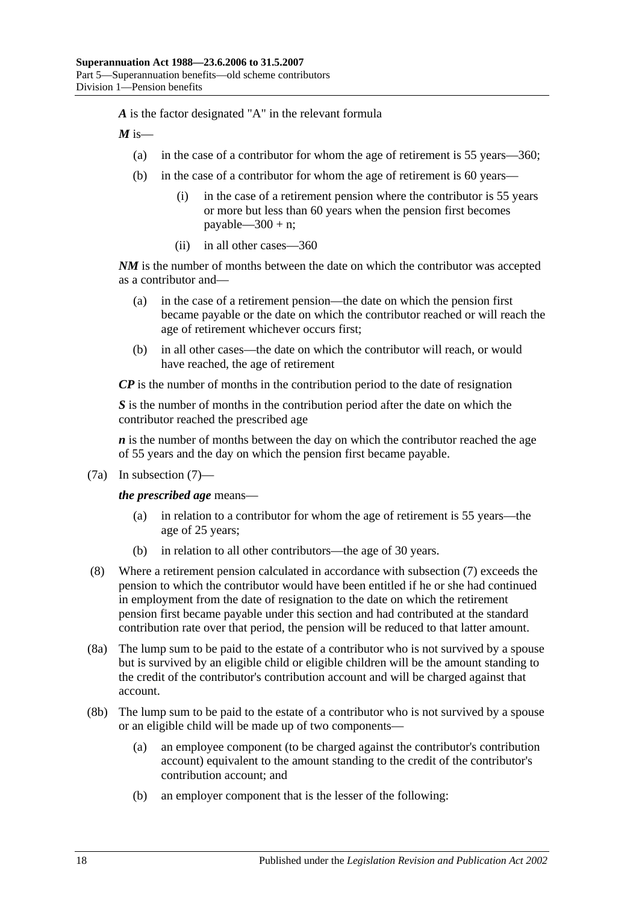***A*** is the factor designated "A" in the relevant formula

***M*** is—

- (a) in the case of a contributor for whom the age of retirement is 55 years—360;
- (b) in the case of a contributor for whom the age of retirement is 60 years—
  - (i) in the case of a retirement pension where the contributor is 55 years or more but less than 60 years when the pension first becomes payable—300 + n;
  - (ii) in all other cases—360

***NM*** is the number of months between the date on which the contributor was accepted as a contributor and—

- (a) in the case of a retirement pension—the date on which the pension first became payable or the date on which the contributor reached or will reach the age of retirement whichever occurs first;
- (b) in all other cases—the date on which the contributor will reach, or would have reached, the age of retirement

***CP*** is the number of months in the contribution period to the date of resignation

***S*** is the number of months in the contribution period after the date on which the contributor reached the prescribed age

***n*** is the number of months between the day on which the contributor reached the age of 55 years and the day on which the pension first became payable.

(7a) In subsection (7)—

***the prescribed age*** means—

- (a) in relation to a contributor for whom the age of retirement is 55 years—the age of 25 years;
- (b) in relation to all other contributors—the age of 30 years.

(8) Where a retirement pension calculated in accordance with subsection (7) exceeds the pension to which the contributor would have been entitled if he or she had continued in employment from the date of resignation to the date on which the retirement pension first became payable under this section and had contributed at the standard contribution rate over that period, the pension will be reduced to that latter amount.

(8a) The lump sum to be paid to the estate of a contributor who is not survived by a spouse but is survived by an eligible child or eligible children will be the amount standing to the credit of the contributor's contribution account and will be charged against that account.

(8b) The lump sum to be paid to the estate of a contributor who is not survived by a spouse or an eligible child will be made up of two components—

- (a) an employee component (to be charged against the contributor's contribution account) equivalent to the amount standing to the credit of the contributor's contribution account; and
- (b) an employer component that is the lesser of the following: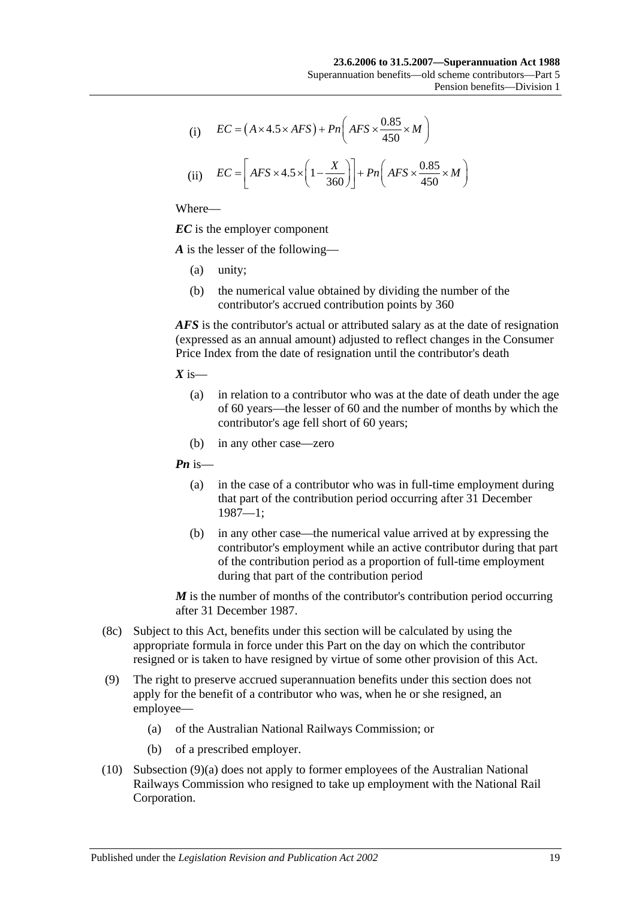(i) $$EC = (A \times 4.5 \times AFS) + Pn\left(AFS \times \frac{0.85}{450} \times M\right)$$

(ii) $$EC = \left[AFS \times 4.5 \times \left(1 - \frac{X}{360}\right)\right] + Pn\left(AFS \times \frac{0.85}{450} \times M\right)$$

Where—

***EC*** is the employer component

***A*** is the lesser of the following—

- (a) unity;
- (b) the numerical value obtained by dividing the number of the contributor's accrued contribution points by 360

***AFS*** is the contributor's actual or attributed salary as at the date of resignation (expressed as an annual amount) adjusted to reflect changes in the Consumer Price Index from the date of resignation until the contributor's death

***X*** is—

- (a) in relation to a contributor who was at the date of death under the age of 60 years—the lesser of 60 and the number of months by which the contributor's age fell short of 60 years;
- (b) in any other case—zero

***Pn*** is—

- (a) in the case of a contributor who was in full-time employment during that part of the contribution period occurring after 31 December 1987—1;
- (b) in any other case—the numerical value arrived at by expressing the contributor's employment while an active contributor during that part of the contribution period as a proportion of full-time employment during that part of the contribution period

***M*** is the number of months of the contributor's contribution period occurring after 31 December 1987.

(8c) Subject to this Act, benefits under this section will be calculated by using the appropriate formula in force under this Part on the day on which the contributor resigned or is taken to have resigned by virtue of some other provision of this Act.

(9) The right to preserve accrued superannuation benefits under this section does not apply for the benefit of a contributor who was, when he or she resigned, an employee—

- (a) of the Australian National Railways Commission; or
- (b) of a prescribed employer.

(10) Subsection (9)(a) does not apply to former employees of the Australian National Railways Commission who resigned to take up employment with the National Rail Corporation.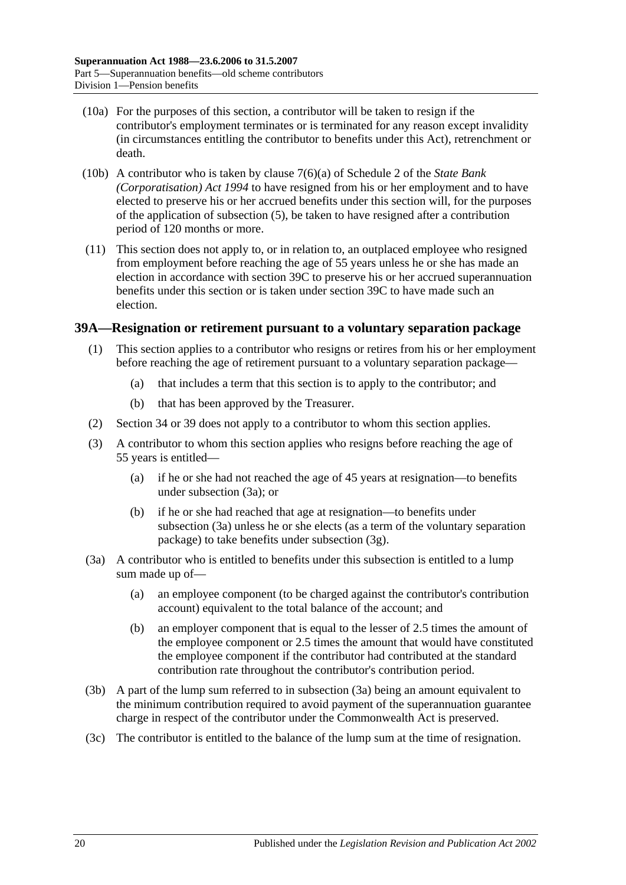(10a) For the purposes of this section, a contributor will be taken to resign if the contributor's employment terminates or is terminated for any reason except invalidity (in circumstances entitling the contributor to benefits under this Act), retrenchment or death.

(10b) A contributor who is taken by clause 7(6)(a) of Schedule 2 of the *State Bank (Corporatisation) Act 1994* to have resigned from his or her employment and to have elected to preserve his or her accrued benefits under this section will, for the purposes of the application of subsection (5), be taken to have resigned after a contribution period of 120 months or more.

(11) This section does not apply to, or in relation to, an outplaced employee who resigned from employment before reaching the age of 55 years unless he or she has made an election in accordance with section 39C to preserve his or her accrued superannuation benefits under this section or is taken under section 39C to have made such an election.

## 39A—Resignation or retirement pursuant to a voluntary separation package

(1) This section applies to a contributor who resigns or retires from his or her employment before reaching the age of retirement pursuant to a voluntary separation package—

- (a) that includes a term that this section is to apply to the contributor; and
- (b) that has been approved by the Treasurer.

(2) Section 34 or 39 does not apply to a contributor to whom this section applies.

(3) A contributor to whom this section applies who resigns before reaching the age of 55 years is entitled—

- (a) if he or she had not reached the age of 45 years at resignation—to benefits under subsection (3a); or
- (b) if he or she had reached that age at resignation—to benefits under subsection (3a) unless he or she elects (as a term of the voluntary separation package) to take benefits under subsection (3g).

(3a) A contributor who is entitled to benefits under this subsection is entitled to a lump sum made up of—

- (a) an employee component (to be charged against the contributor's contribution account) equivalent to the total balance of the account; and
- (b) an employer component that is equal to the lesser of 2.5 times the amount of the employee component or 2.5 times the amount that would have constituted the employee component if the contributor had contributed at the standard contribution rate throughout the contributor's contribution period.

(3b) A part of the lump sum referred to in subsection (3a) being an amount equivalent to the minimum contribution required to avoid payment of the superannuation guarantee charge in respect of the contributor under the Commonwealth Act is preserved.

(3c) The contributor is entitled to the balance of the lump sum at the time of resignation.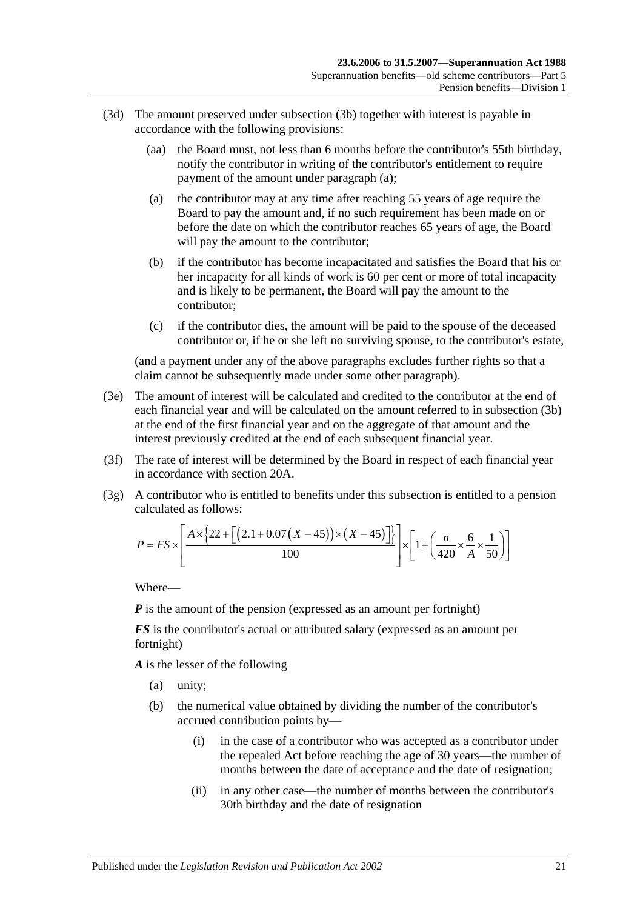(3d) The amount preserved under subsection (3b) together with interest is payable in accordance with the following provisions:

(aa) the Board must, not less than 6 months before the contributor's 55th birthday, notify the contributor in writing of the contributor's entitlement to require payment of the amount under paragraph (a);

(a) the contributor may at any time after reaching 55 years of age require the Board to pay the amount and, if no such requirement has been made on or before the date on which the contributor reaches 65 years of age, the Board will pay the amount to the contributor;

(b) if the contributor has become incapacitated and satisfies the Board that his or her incapacity for all kinds of work is 60 per cent or more of total incapacity and is likely to be permanent, the Board will pay the amount to the contributor;

(c) if the contributor dies, the amount will be paid to the spouse of the deceased contributor or, if he or she left no surviving spouse, to the contributor's estate,

(and a payment under any of the above paragraphs excludes further rights so that a claim cannot be subsequently made under some other paragraph).

(3e) The amount of interest will be calculated and credited to the contributor at the end of each financial year and will be calculated on the amount referred to in subsection (3b) at the end of the first financial year and on the aggregate of that amount and the interest previously credited at the end of each subsequent financial year.

(3f) The rate of interest will be determined by the Board in respect of each financial year in accordance with section 20A.

(3g) A contributor who is entitled to benefits under this subsection is entitled to a pension calculated as follows:

$$P = FS \times \left[ \frac{A \times \left\{ 22 + \left[ \left( 2.1 + 0.07 \left( X - 45 \right) \right) \times \left( X - 45 \right) \right] \right\}}{100} \right] \times \left[ 1 + \left( \frac{n}{420} \times \frac{6}{A} \times \frac{1}{50} \right) \right]$$

Where—

***P*** is the amount of the pension (expressed as an amount per fortnight)

***FS*** is the contributor's actual or attributed salary (expressed as an amount per fortnight)

***A*** is the lesser of the following

(a) unity;

(b) the numerical value obtained by dividing the number of the contributor's accrued contribution points by—

(i) in the case of a contributor who was accepted as a contributor under the repealed Act before reaching the age of 30 years—the number of months between the date of acceptance and the date of resignation;

(ii) in any other case—the number of months between the contributor's 30th birthday and the date of resignation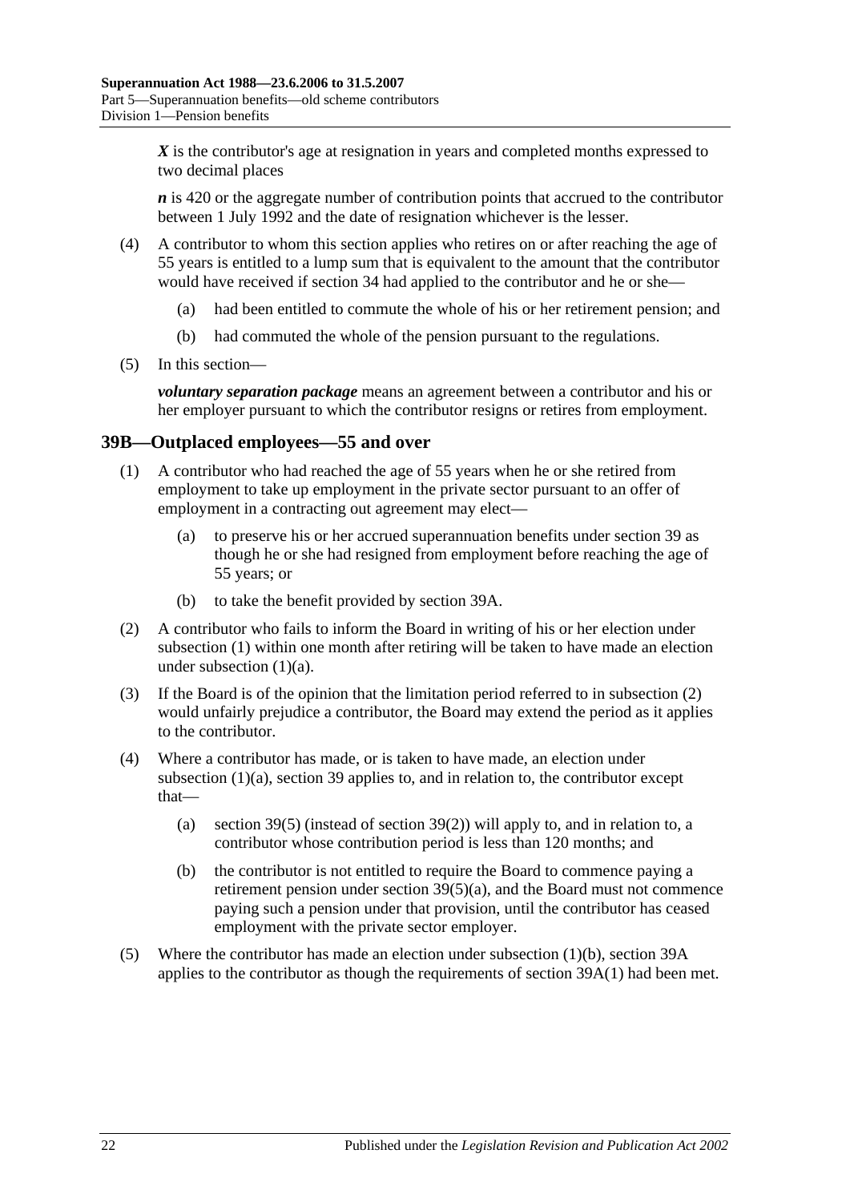***X*** is the contributor's age at resignation in years and completed months expressed to two decimal places

***n*** is 420 or the aggregate number of contribution points that accrued to the contributor between 1 July 1992 and the date of resignation whichever is the lesser.

(4) A contributor to whom this section applies who retires on or after reaching the age of 55 years is entitled to a lump sum that is equivalent to the amount that the contributor would have received if section 34 had applied to the contributor and he or she—

(a) had been entitled to commute the whole of his or her retirement pension; and

(b) had commuted the whole of the pension pursuant to the regulations.

(5) In this section—

***voluntary separation package*** means an agreement between a contributor and his or her employer pursuant to which the contributor resigns or retires from employment.

## 39B—Outplaced employees—55 and over

(1) A contributor who had reached the age of 55 years when he or she retired from employment to take up employment in the private sector pursuant to an offer of employment in a contracting out agreement may elect—

(a) to preserve his or her accrued superannuation benefits under section 39 as though he or she had resigned from employment before reaching the age of 55 years; or

(b) to take the benefit provided by section 39A.

(2) A contributor who fails to inform the Board in writing of his or her election under subsection (1) within one month after retiring will be taken to have made an election under subsection (1)(a).

(3) If the Board is of the opinion that the limitation period referred to in subsection (2) would unfairly prejudice a contributor, the Board may extend the period as it applies to the contributor.

(4) Where a contributor has made, or is taken to have made, an election under subsection (1)(a), section 39 applies to, and in relation to, the contributor except that—

(a) section 39(5) (instead of section 39(2)) will apply to, and in relation to, a contributor whose contribution period is less than 120 months; and

(b) the contributor is not entitled to require the Board to commence paying a retirement pension under section 39(5)(a), and the Board must not commence paying such a pension under that provision, until the contributor has ceased employment with the private sector employer.

(5) Where the contributor has made an election under subsection (1)(b), section 39A applies to the contributor as though the requirements of section 39A(1) had been met.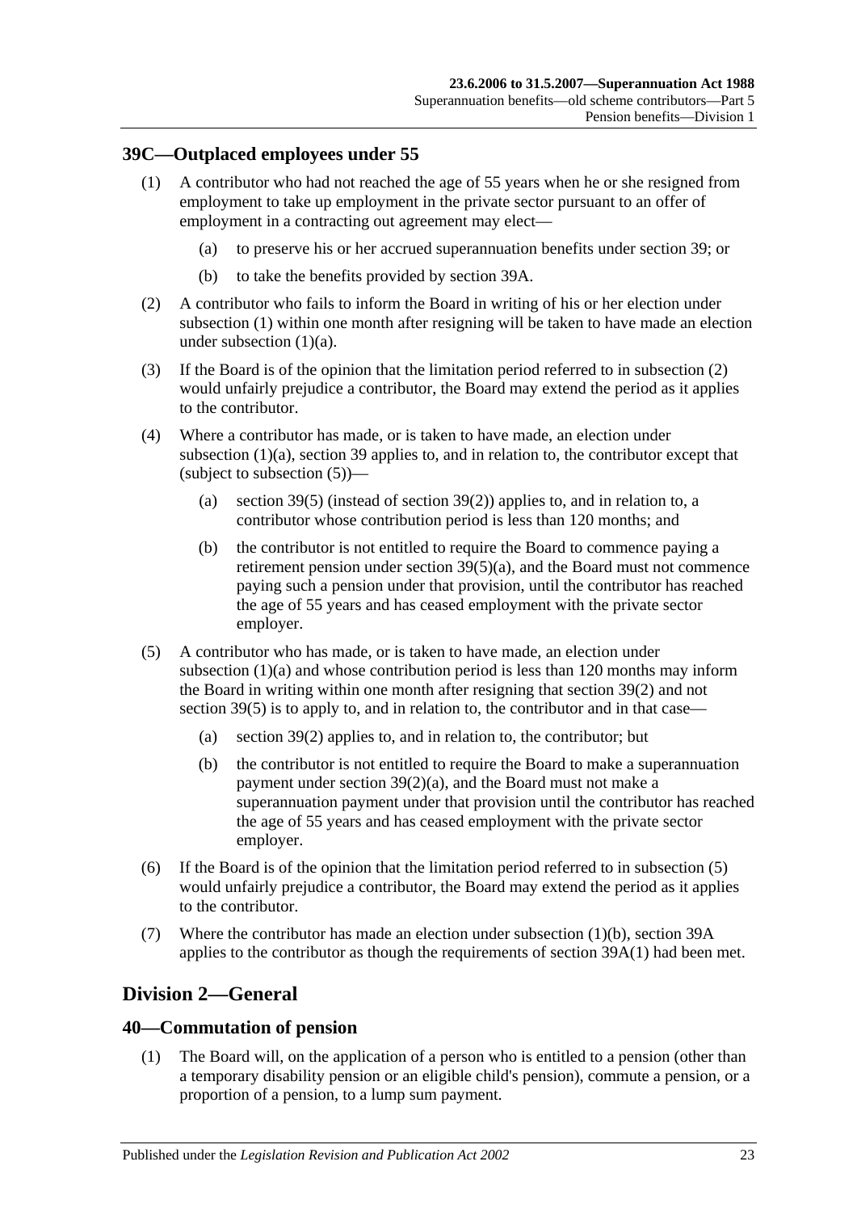## 39C—Outplaced employees under 55

(1) A contributor who had not reached the age of 55 years when he or she resigned from employment to take up employment in the private sector pursuant to an offer of employment in a contracting out agreement may elect—

(a) to preserve his or her accrued superannuation benefits under section 39; or

(b) to take the benefits provided by section 39A.

(2) A contributor who fails to inform the Board in writing of his or her election under subsection (1) within one month after resigning will be taken to have made an election under subsection (1)(a).

(3) If the Board is of the opinion that the limitation period referred to in subsection (2) would unfairly prejudice a contributor, the Board may extend the period as it applies to the contributor.

(4) Where a contributor has made, or is taken to have made, an election under subsection (1)(a), section 39 applies to, and in relation to, the contributor except that (subject to subsection (5))—

(a) section 39(5) (instead of section 39(2)) applies to, and in relation to, a contributor whose contribution period is less than 120 months; and

(b) the contributor is not entitled to require the Board to commence paying a retirement pension under section 39(5)(a), and the Board must not commence paying such a pension under that provision, until the contributor has reached the age of 55 years and has ceased employment with the private sector employer.

(5) A contributor who has made, or is taken to have made, an election under subsection (1)(a) and whose contribution period is less than 120 months may inform the Board in writing within one month after resigning that section 39(2) and not section 39(5) is to apply to, and in relation to, the contributor and in that case—

(a) section 39(2) applies to, and in relation to, the contributor; but

(b) the contributor is not entitled to require the Board to make a superannuation payment under section 39(2)(a), and the Board must not make a superannuation payment under that provision until the contributor has reached the age of 55 years and has ceased employment with the private sector employer.

(6) If the Board is of the opinion that the limitation period referred to in subsection (5) would unfairly prejudice a contributor, the Board may extend the period as it applies to the contributor.

(7) Where the contributor has made an election under subsection (1)(b), section 39A applies to the contributor as though the requirements of section 39A(1) had been met.

# Division 2—General

## 40—Commutation of pension

(1) The Board will, on the application of a person who is entitled to a pension (other than a temporary disability pension or an eligible child's pension), commute a pension, or a proportion of a pension, to a lump sum payment.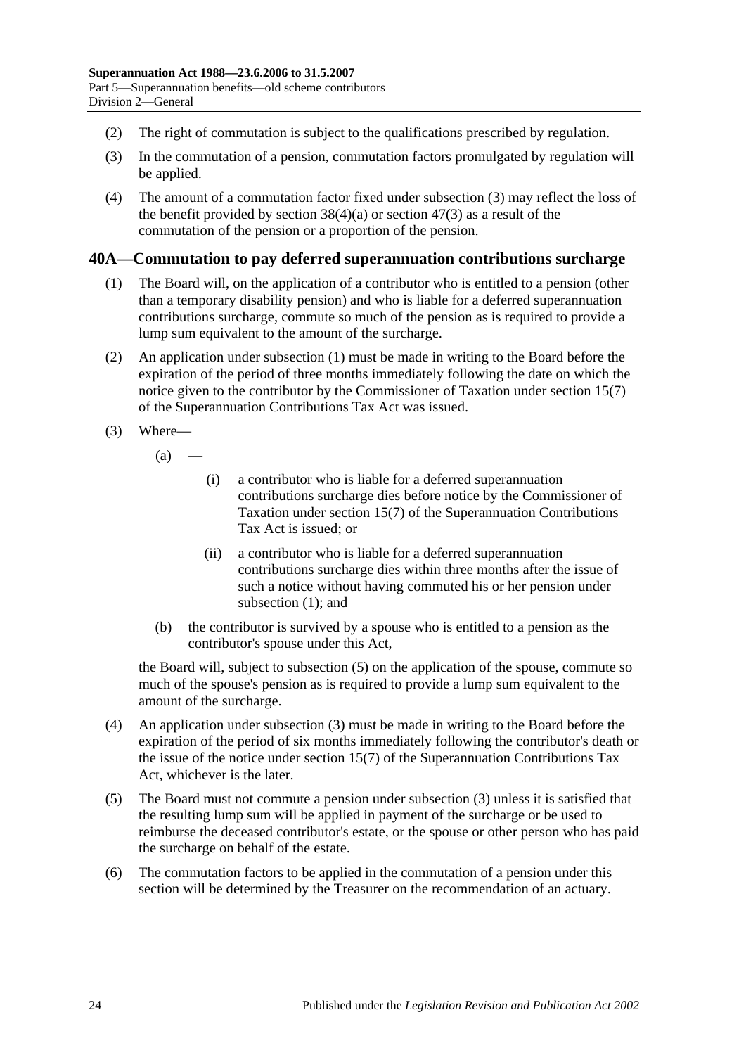(2) The right of commutation is subject to the qualifications prescribed by regulation.

(3) In the commutation of a pension, commutation factors promulgated by regulation will be applied.

(4) The amount of a commutation factor fixed under subsection (3) may reflect the loss of the benefit provided by section 38(4)(a) or section 47(3) as a result of the commutation of the pension or a proportion of the pension.

## 40A—Commutation to pay deferred superannuation contributions surcharge

(1) The Board will, on the application of a contributor who is entitled to a pension (other than a temporary disability pension) and who is liable for a deferred superannuation contributions surcharge, commute so much of the pension as is required to provide a lump sum equivalent to the amount of the surcharge.

(2) An application under subsection (1) must be made in writing to the Board before the expiration of the period of three months immediately following the date on which the notice given to the contributor by the Commissioner of Taxation under section 15(7) of the Superannuation Contributions Tax Act was issued.

(3) Where—

(a) —

(i) a contributor who is liable for a deferred superannuation contributions surcharge dies before notice by the Commissioner of Taxation under section 15(7) of the Superannuation Contributions Tax Act is issued; or

(ii) a contributor who is liable for a deferred superannuation contributions surcharge dies within three months after the issue of such a notice without having commuted his or her pension under subsection (1); and

(b) the contributor is survived by a spouse who is entitled to a pension as the contributor's spouse under this Act,

the Board will, subject to subsection (5) on the application of the spouse, commute so much of the spouse's pension as is required to provide a lump sum equivalent to the amount of the surcharge.

(4) An application under subsection (3) must be made in writing to the Board before the expiration of the period of six months immediately following the contributor's death or the issue of the notice under section 15(7) of the Superannuation Contributions Tax Act, whichever is the later.

(5) The Board must not commute a pension under subsection (3) unless it is satisfied that the resulting lump sum will be applied in payment of the surcharge or be used to reimburse the deceased contributor's estate, or the spouse or other person who has paid the surcharge on behalf of the estate.

(6) The commutation factors to be applied in the commutation of a pension under this section will be determined by the Treasurer on the recommendation of an actuary.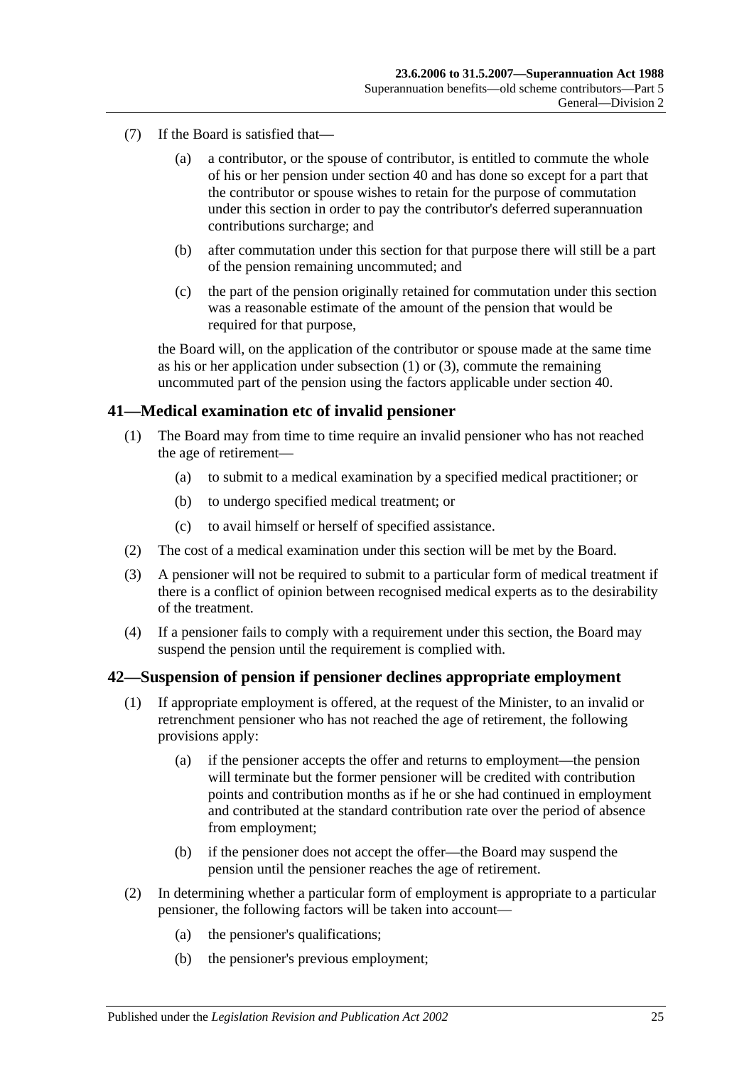(7) If the Board is satisfied that—

(a) a contributor, or the spouse of contributor, is entitled to commute the whole of his or her pension under section 40 and has done so except for a part that the contributor or spouse wishes to retain for the purpose of commutation under this section in order to pay the contributor's deferred superannuation contributions surcharge; and

(b) after commutation under this section for that purpose there will still be a part of the pension remaining uncommuted; and

(c) the part of the pension originally retained for commutation under this section was a reasonable estimate of the amount of the pension that would be required for that purpose,

the Board will, on the application of the contributor or spouse made at the same time as his or her application under subsection (1) or (3), commute the remaining uncommuted part of the pension using the factors applicable under section 40.

## 41—Medical examination etc of invalid pensioner

(1) The Board may from time to time require an invalid pensioner who has not reached the age of retirement—

(a) to submit to a medical examination by a specified medical practitioner; or

(b) to undergo specified medical treatment; or

(c) to avail himself or herself of specified assistance.

(2) The cost of a medical examination under this section will be met by the Board.

(3) A pensioner will not be required to submit to a particular form of medical treatment if there is a conflict of opinion between recognised medical experts as to the desirability of the treatment.

(4) If a pensioner fails to comply with a requirement under this section, the Board may suspend the pension until the requirement is complied with.

## 42—Suspension of pension if pensioner declines appropriate employment

(1) If appropriate employment is offered, at the request of the Minister, to an invalid or retrenchment pensioner who has not reached the age of retirement, the following provisions apply:

(a) if the pensioner accepts the offer and returns to employment—the pension will terminate but the former pensioner will be credited with contribution points and contribution months as if he or she had continued in employment and contributed at the standard contribution rate over the period of absence from employment;

(b) if the pensioner does not accept the offer—the Board may suspend the pension until the pensioner reaches the age of retirement.

(2) In determining whether a particular form of employment is appropriate to a particular pensioner, the following factors will be taken into account—

(a) the pensioner's qualifications;

(b) the pensioner's previous employment;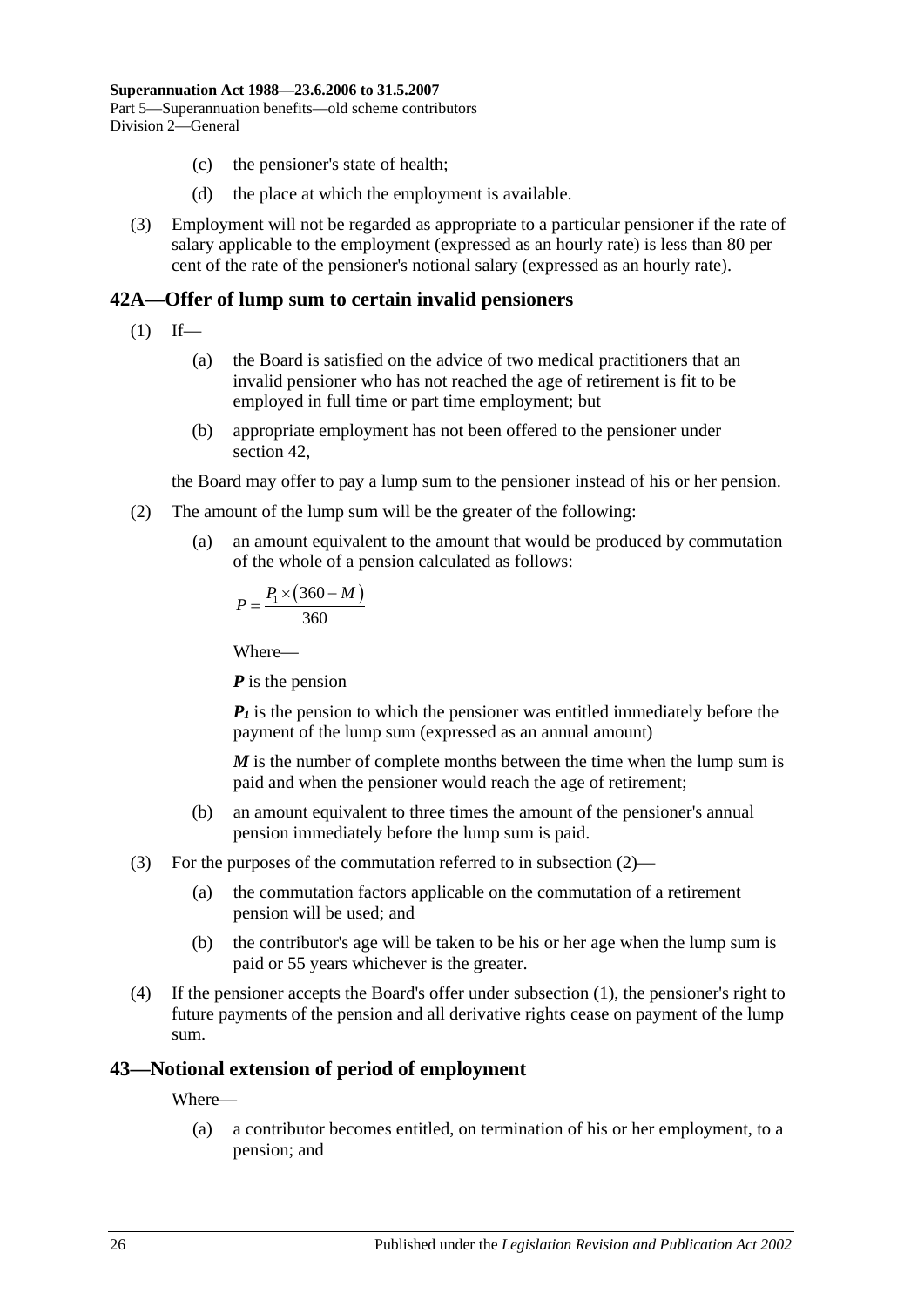(c) the pensioner's state of health;

(d) the place at which the employment is available.

(3) Employment will not be regarded as appropriate to a particular pensioner if the rate of salary applicable to the employment (expressed as an hourly rate) is less than 80 per cent of the rate of the pensioner's notional salary (expressed as an hourly rate).

## 42A—Offer of lump sum to certain invalid pensioners

(1) If—

(a) the Board is satisfied on the advice of two medical practitioners that an invalid pensioner who has not reached the age of retirement is fit to be employed in full time or part time employment; but

(b) appropriate employment has not been offered to the pensioner under section 42,

the Board may offer to pay a lump sum to the pensioner instead of his or her pension.

(2) The amount of the lump sum will be the greater of the following:

(a) an amount equivalent to the amount that would be produced by commutation of the whole of a pension calculated as follows:

$$P = \frac{P_1 \times (360 - M)}{360}$$

Where—

***P*** is the pension

$\boldsymbol{P_1}$ is the pension to which the pensioner was entitled immediately before the payment of the lump sum (expressed as an annual amount)

***M*** is the number of complete months between the time when the lump sum is paid and when the pensioner would reach the age of retirement;

(b) an amount equivalent to three times the amount of the pensioner's annual pension immediately before the lump sum is paid.

(3) For the purposes of the commutation referred to in subsection (2)—

(a) the commutation factors applicable on the commutation of a retirement pension will be used; and

(b) the contributor's age will be taken to be his or her age when the lump sum is paid or 55 years whichever is the greater.

(4) If the pensioner accepts the Board's offer under subsection (1), the pensioner's right to future payments of the pension and all derivative rights cease on payment of the lump sum.

## 43—Notional extension of period of employment

Where—

(a) a contributor becomes entitled, on termination of his or her employment, to a pension; and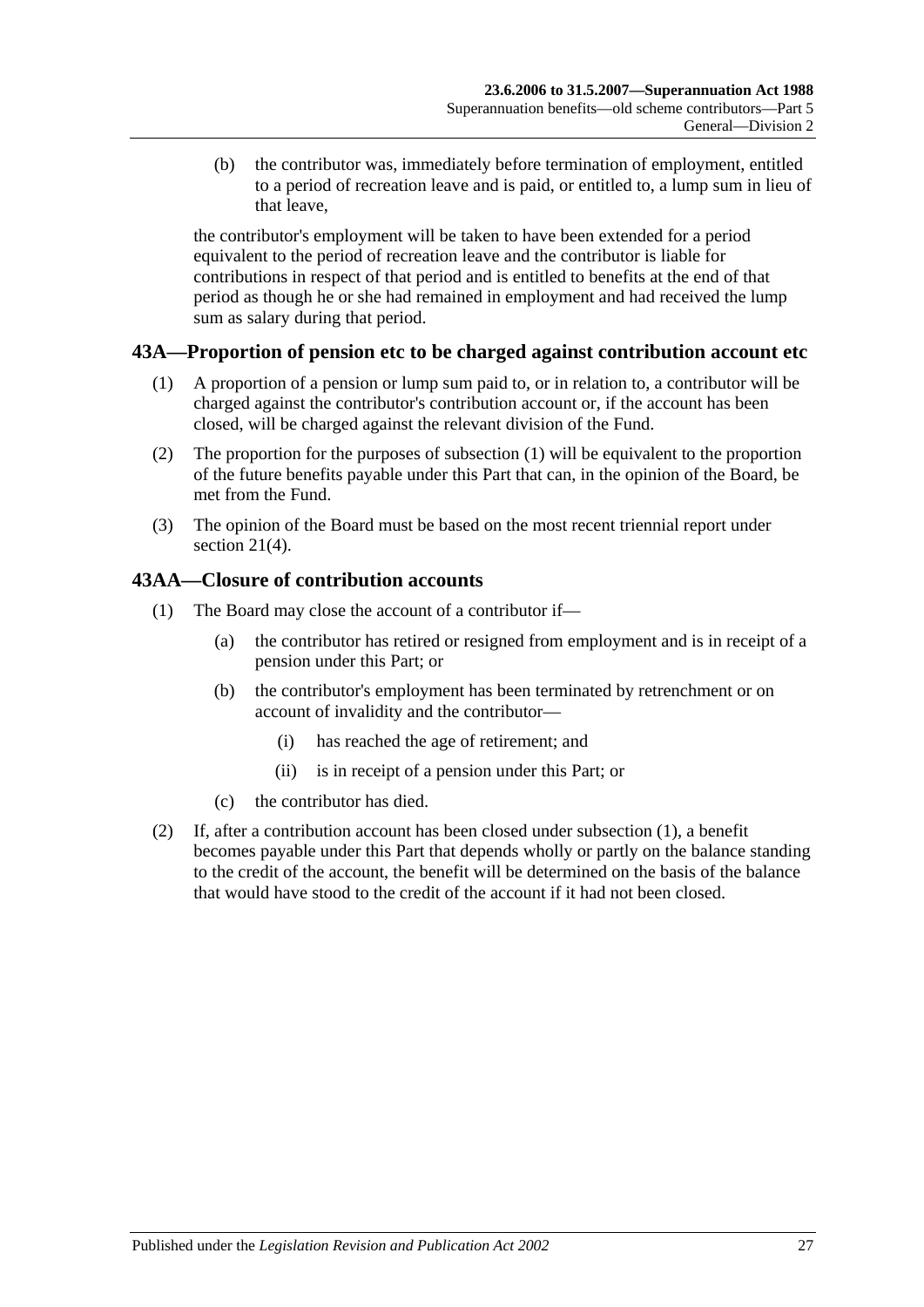(b) the contributor was, immediately before termination of employment, entitled to a period of recreation leave and is paid, or entitled to, a lump sum in lieu of that leave,

the contributor's employment will be taken to have been extended for a period equivalent to the period of recreation leave and the contributor is liable for contributions in respect of that period and is entitled to benefits at the end of that period as though he or she had remained in employment and had received the lump sum as salary during that period.

## 43A—Proportion of pension etc to be charged against contribution account etc

(1) A proportion of a pension or lump sum paid to, or in relation to, a contributor will be charged against the contributor's contribution account or, if the account has been closed, will be charged against the relevant division of the Fund.

(2) The proportion for the purposes of subsection (1) will be equivalent to the proportion of the future benefits payable under this Part that can, in the opinion of the Board, be met from the Fund.

(3) The opinion of the Board must be based on the most recent triennial report under section 21(4).

## 43AA—Closure of contribution accounts

(1) The Board may close the account of a contributor if—

(a) the contributor has retired or resigned from employment and is in receipt of a pension under this Part; or

(b) the contributor's employment has been terminated by retrenchment or on account of invalidity and the contributor—

(i) has reached the age of retirement; and

(ii) is in receipt of a pension under this Part; or

(c) the contributor has died.

(2) If, after a contribution account has been closed under subsection (1), a benefit becomes payable under this Part that depends wholly or partly on the balance standing to the credit of the account, the benefit will be determined on the basis of the balance that would have stood to the credit of the account if it had not been closed.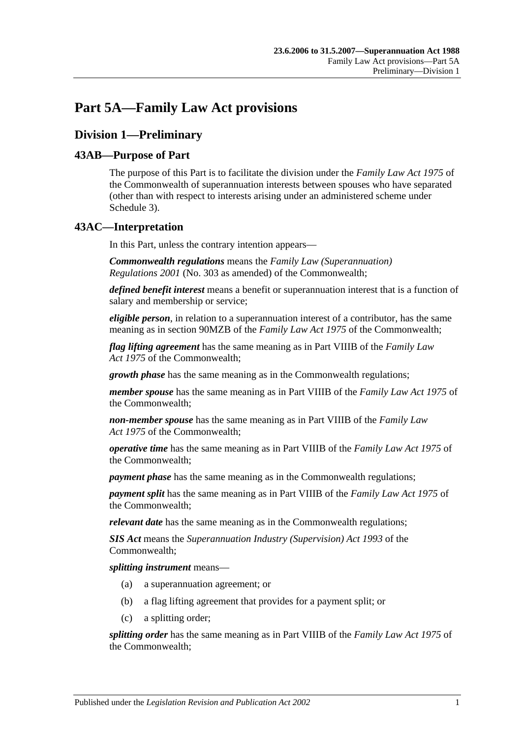# Part 5A—Family Law Act provisions

## Division 1—Preliminary

### 43AB—Purpose of Part

The purpose of this Part is to facilitate the division under the *Family Law Act 1975* of the Commonwealth of superannuation interests between spouses who have separated (other than with respect to interests arising under an administered scheme under Schedule 3).

### 43AC—Interpretation

In this Part, unless the contrary intention appears—

***Commonwealth regulations*** means the *Family Law (Superannuation) Regulations 2001* (No. 303 as amended) of the Commonwealth;

***defined benefit interest*** means a benefit or superannuation interest that is a function of salary and membership or service;

***eligible person***, in relation to a superannuation interest of a contributor, has the same meaning as in section 90MZB of the *Family Law Act 1975* of the Commonwealth;

***flag lifting agreement*** has the same meaning as in Part VIIIB of the *Family Law Act 1975* of the Commonwealth;

***growth phase*** has the same meaning as in the Commonwealth regulations;

***member spouse*** has the same meaning as in Part VIIIB of the *Family Law Act 1975* of the Commonwealth;

***non-member spouse*** has the same meaning as in Part VIIIB of the *Family Law Act 1975* of the Commonwealth;

***operative time*** has the same meaning as in Part VIIIB of the *Family Law Act 1975* of the Commonwealth;

***payment phase*** has the same meaning as in the Commonwealth regulations;

***payment split*** has the same meaning as in Part VIIIB of the *Family Law Act 1975* of the Commonwealth;

***relevant date*** has the same meaning as in the Commonwealth regulations;

***SIS Act*** means the *Superannuation Industry (Supervision) Act 1993* of the Commonwealth;

***splitting instrument*** means—

(a) a superannuation agreement; or

(b) a flag lifting agreement that provides for a payment split; or

(c) a splitting order;

***splitting order*** has the same meaning as in Part VIIIB of the *Family Law Act 1975* of the Commonwealth;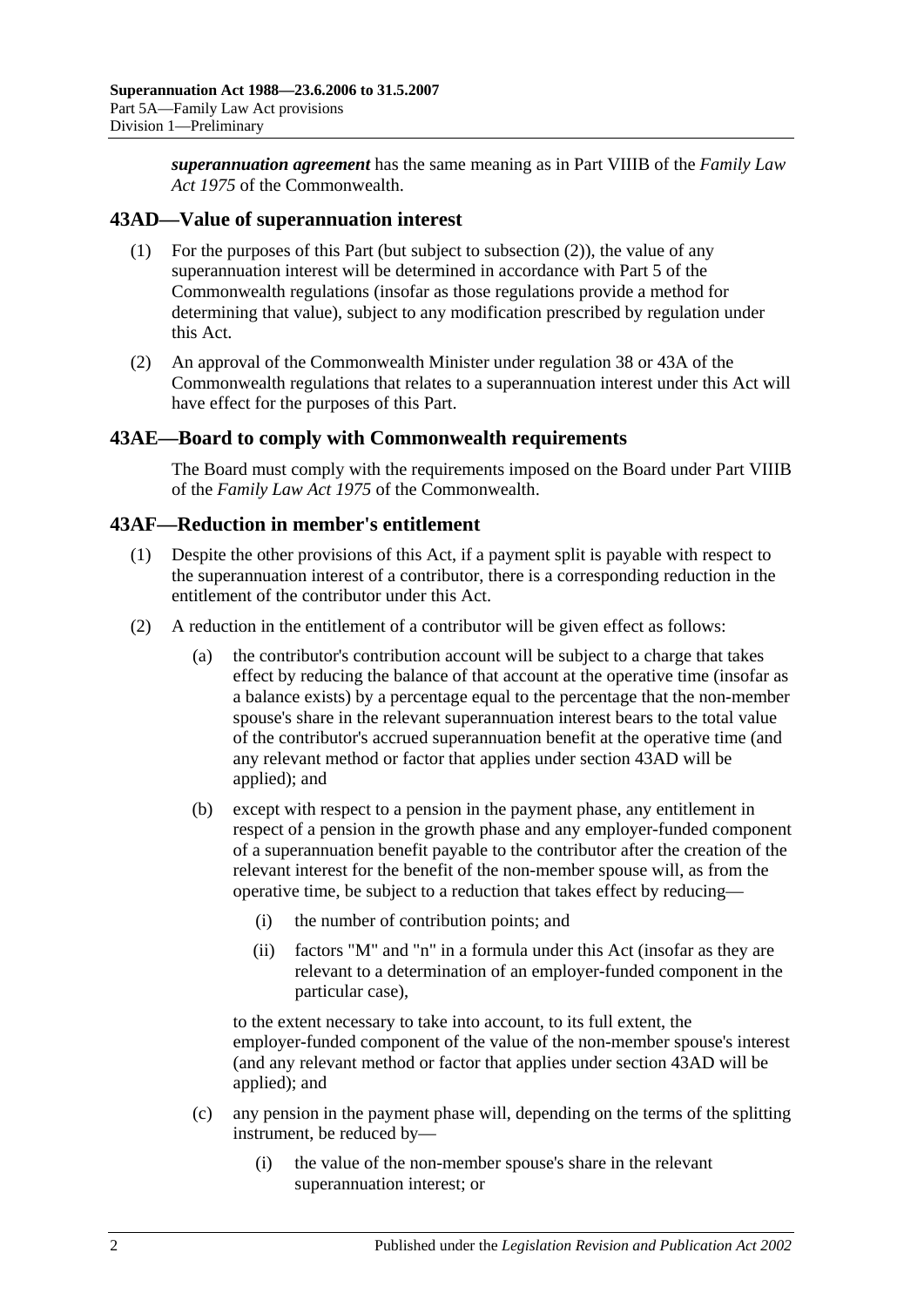***superannuation agreement*** has the same meaning as in Part VIIIB of the *Family Law Act 1975* of the Commonwealth.

## 43AD—Value of superannuation interest

(1) For the purposes of this Part (but subject to subsection (2)), the value of any superannuation interest will be determined in accordance with Part 5 of the Commonwealth regulations (insofar as those regulations provide a method for determining that value), subject to any modification prescribed by regulation under this Act.

(2) An approval of the Commonwealth Minister under regulation 38 or 43A of the Commonwealth regulations that relates to a superannuation interest under this Act will have effect for the purposes of this Part.

## 43AE—Board to comply with Commonwealth requirements

The Board must comply with the requirements imposed on the Board under Part VIIIB of the *Family Law Act 1975* of the Commonwealth.

## 43AF—Reduction in member's entitlement

(1) Despite the other provisions of this Act, if a payment split is payable with respect to the superannuation interest of a contributor, there is a corresponding reduction in the entitlement of the contributor under this Act.

(2) A reduction in the entitlement of a contributor will be given effect as follows:

(a) the contributor's contribution account will be subject to a charge that takes effect by reducing the balance of that account at the operative time (insofar as a balance exists) by a percentage equal to the percentage that the non-member spouse's share in the relevant superannuation interest bears to the total value of the contributor's accrued superannuation benefit at the operative time (and any relevant method or factor that applies under section 43AD will be applied); and

(b) except with respect to a pension in the payment phase, any entitlement in respect of a pension in the growth phase and any employer-funded component of a superannuation benefit payable to the contributor after the creation of the relevant interest for the benefit of the non-member spouse will, as from the operative time, be subject to a reduction that takes effect by reducing—

(i) the number of contribution points; and

(ii) factors "M" and "n" in a formula under this Act (insofar as they are relevant to a determination of an employer-funded component in the particular case),

to the extent necessary to take into account, to its full extent, the employer-funded component of the value of the non-member spouse's interest (and any relevant method or factor that applies under section 43AD will be applied); and

(c) any pension in the payment phase will, depending on the terms of the splitting instrument, be reduced by—

(i) the value of the non-member spouse's share in the relevant superannuation interest; or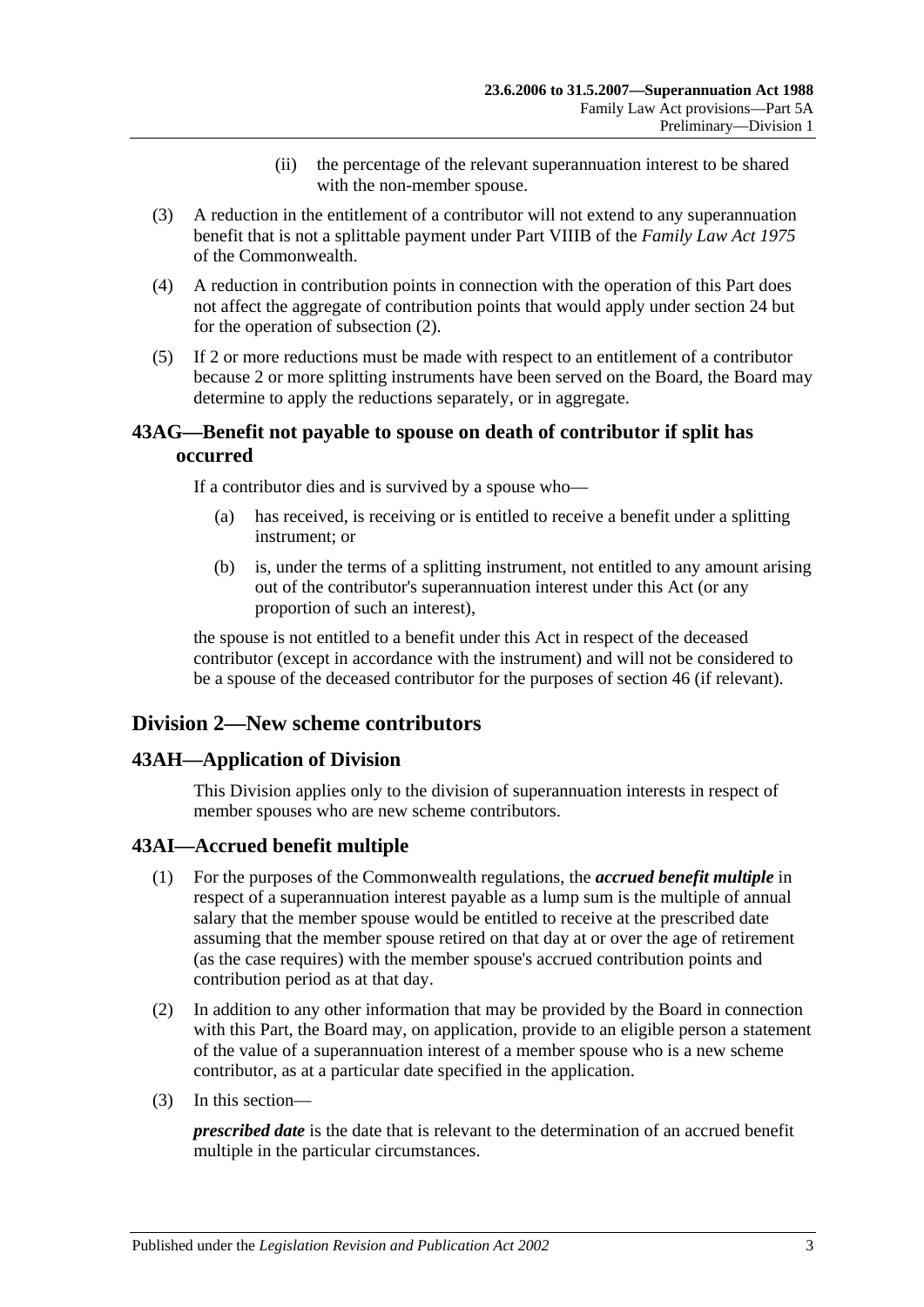(ii) the percentage of the relevant superannuation interest to be shared with the non-member spouse.

(3) A reduction in the entitlement of a contributor will not extend to any superannuation benefit that is not a splittable payment under Part VIIIB of the *Family Law Act 1975* of the Commonwealth.

(4) A reduction in contribution points in connection with the operation of this Part does not affect the aggregate of contribution points that would apply under section 24 but for the operation of subsection (2).

(5) If 2 or more reductions must be made with respect to an entitlement of a contributor because 2 or more splitting instruments have been served on the Board, the Board may determine to apply the reductions separately, or in aggregate.

### 43AG—Benefit not payable to spouse on death of contributor if split has occurred

If a contributor dies and is survived by a spouse who—

(a) has received, is receiving or is entitled to receive a benefit under a splitting instrument; or

(b) is, under the terms of a splitting instrument, not entitled to any amount arising out of the contributor's superannuation interest under this Act (or any proportion of such an interest),

the spouse is not entitled to a benefit under this Act in respect of the deceased contributor (except in accordance with the instrument) and will not be considered to be a spouse of the deceased contributor for the purposes of section 46 (if relevant).

## Division 2—New scheme contributors

### 43AH—Application of Division

This Division applies only to the division of superannuation interests in respect of member spouses who are new scheme contributors.

### 43AI—Accrued benefit multiple

(1) For the purposes of the Commonwealth regulations, the ***accrued benefit multiple*** in respect of a superannuation interest payable as a lump sum is the multiple of annual salary that the member spouse would be entitled to receive at the prescribed date assuming that the member spouse retired on that day at or over the age of retirement (as the case requires) with the member spouse's accrued contribution points and contribution period as at that day.

(2) In addition to any other information that may be provided by the Board in connection with this Part, the Board may, on application, provide to an eligible person a statement of the value of a superannuation interest of a member spouse who is a new scheme contributor, as at a particular date specified in the application.

(3) In this section—

***prescribed date*** is the date that is relevant to the determination of an accrued benefit multiple in the particular circumstances.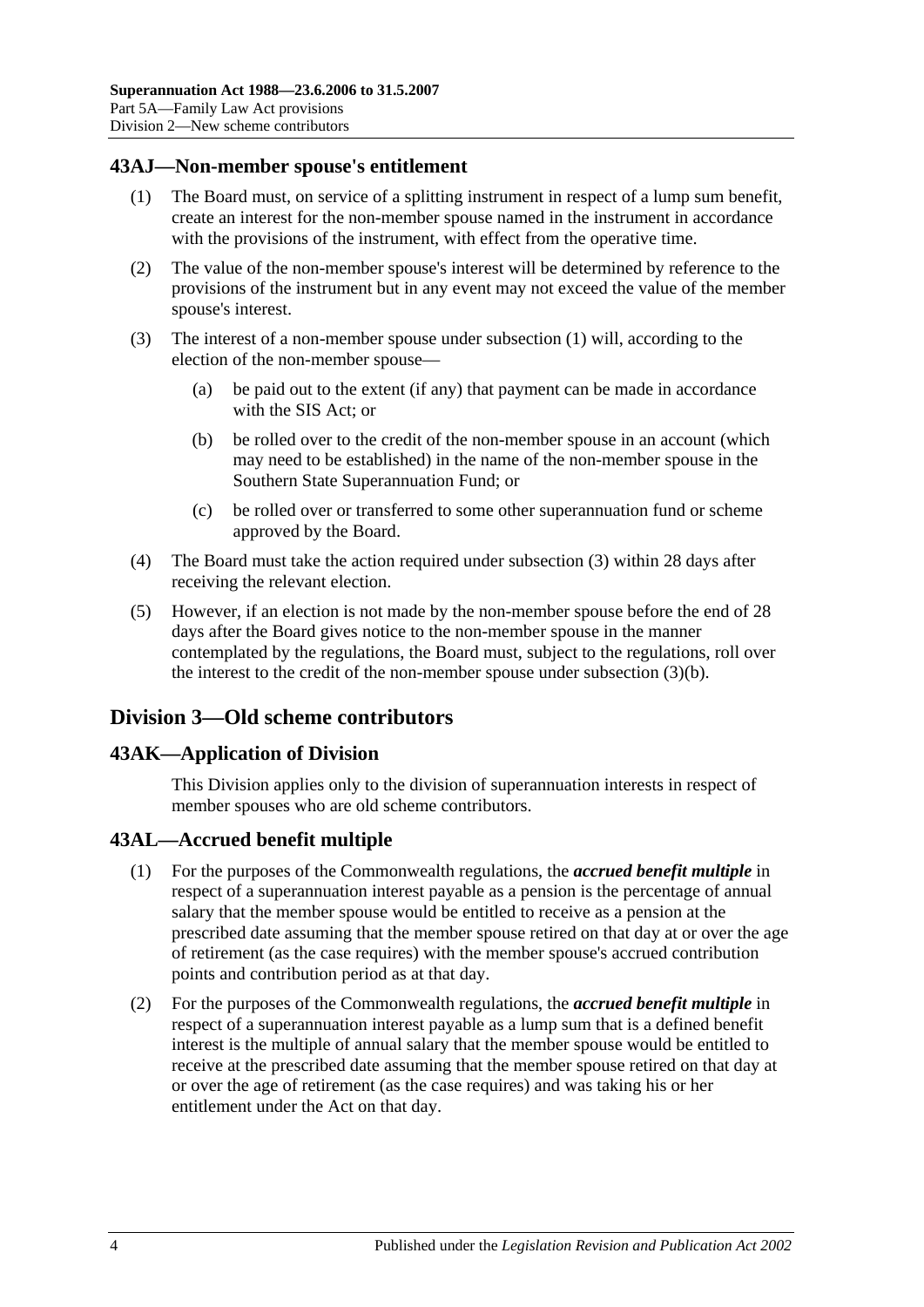## 43AJ—Non-member spouse's entitlement

(1) The Board must, on service of a splitting instrument in respect of a lump sum benefit, create an interest for the non-member spouse named in the instrument in accordance with the provisions of the instrument, with effect from the operative time.

(2) The value of the non-member spouse's interest will be determined by reference to the provisions of the instrument but in any event may not exceed the value of the member spouse's interest.

(3) The interest of a non-member spouse under subsection (1) will, according to the election of the non-member spouse—

(a) be paid out to the extent (if any) that payment can be made in accordance with the SIS Act; or

(b) be rolled over to the credit of the non-member spouse in an account (which may need to be established) in the name of the non-member spouse in the Southern State Superannuation Fund; or

(c) be rolled over or transferred to some other superannuation fund or scheme approved by the Board.

(4) The Board must take the action required under subsection (3) within 28 days after receiving the relevant election.

(5) However, if an election is not made by the non-member spouse before the end of 28 days after the Board gives notice to the non-member spouse in the manner contemplated by the regulations, the Board must, subject to the regulations, roll over the interest to the credit of the non-member spouse under subsection (3)(b).

# Division 3—Old scheme contributors

## 43AK—Application of Division

This Division applies only to the division of superannuation interests in respect of member spouses who are old scheme contributors.

## 43AL—Accrued benefit multiple

(1) For the purposes of the Commonwealth regulations, the ***accrued benefit multiple*** in respect of a superannuation interest payable as a pension is the percentage of annual salary that the member spouse would be entitled to receive as a pension at the prescribed date assuming that the member spouse retired on that day at or over the age of retirement (as the case requires) with the member spouse's accrued contribution points and contribution period as at that day.

(2) For the purposes of the Commonwealth regulations, the ***accrued benefit multiple*** in respect of a superannuation interest payable as a lump sum that is a defined benefit interest is the multiple of annual salary that the member spouse would be entitled to receive at the prescribed date assuming that the member spouse retired on that day at or over the age of retirement (as the case requires) and was taking his or her entitlement under the Act on that day.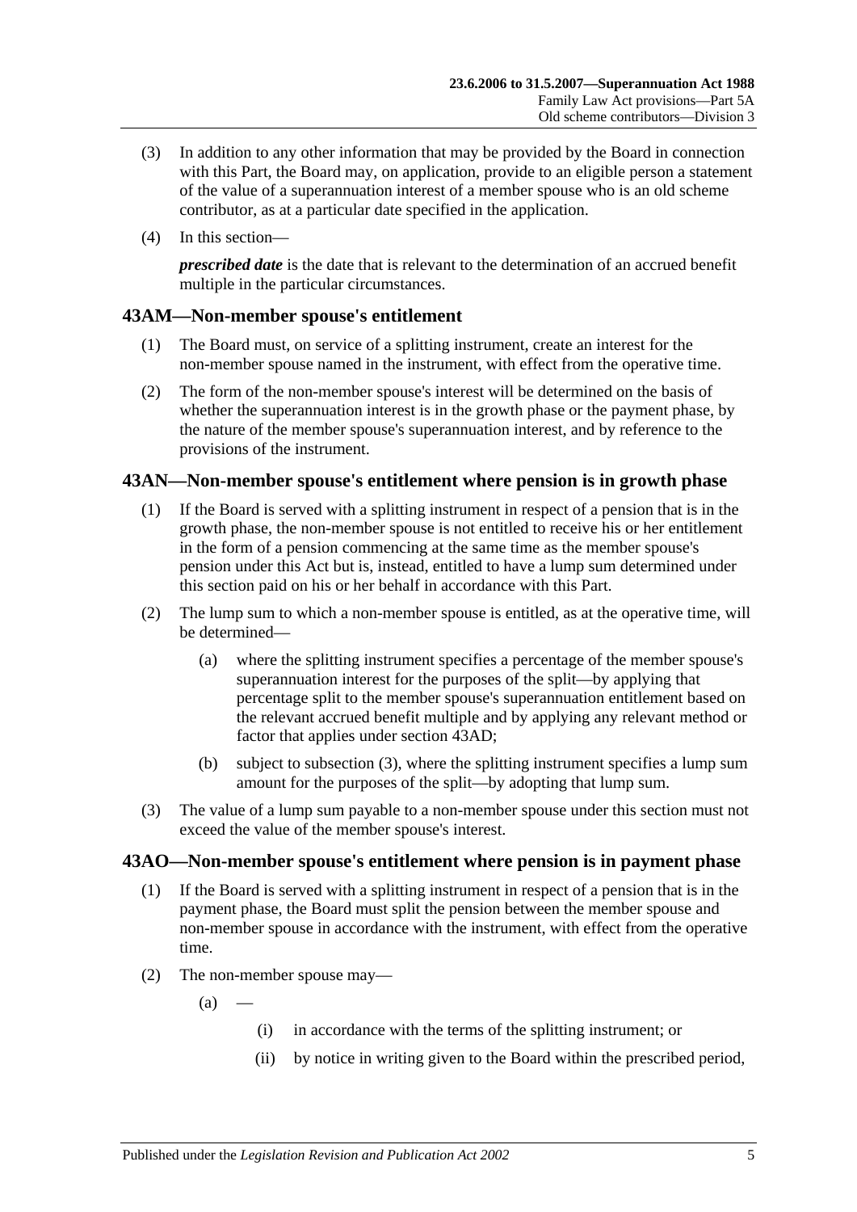(3) In addition to any other information that may be provided by the Board in connection with this Part, the Board may, on application, provide to an eligible person a statement of the value of a superannuation interest of a member spouse who is an old scheme contributor, as at a particular date specified in the application.

(4) In this section—

***prescribed date*** is the date that is relevant to the determination of an accrued benefit multiple in the particular circumstances.

## 43AM—Non-member spouse's entitlement

(1) The Board must, on service of a splitting instrument, create an interest for the non-member spouse named in the instrument, with effect from the operative time.

(2) The form of the non-member spouse's interest will be determined on the basis of whether the superannuation interest is in the growth phase or the payment phase, by the nature of the member spouse's superannuation interest, and by reference to the provisions of the instrument.

## 43AN—Non-member spouse's entitlement where pension is in growth phase

(1) If the Board is served with a splitting instrument in respect of a pension that is in the growth phase, the non-member spouse is not entitled to receive his or her entitlement in the form of a pension commencing at the same time as the member spouse's pension under this Act but is, instead, entitled to have a lump sum determined under this section paid on his or her behalf in accordance with this Part.

(2) The lump sum to which a non-member spouse is entitled, as at the operative time, will be determined—

(a) where the splitting instrument specifies a percentage of the member spouse's superannuation interest for the purposes of the split—by applying that percentage split to the member spouse's superannuation entitlement based on the relevant accrued benefit multiple and by applying any relevant method or factor that applies under section 43AD;

(b) subject to subsection (3), where the splitting instrument specifies a lump sum amount for the purposes of the split—by adopting that lump sum.

(3) The value of a lump sum payable to a non-member spouse under this section must not exceed the value of the member spouse's interest.

## 43AO—Non-member spouse's entitlement where pension is in payment phase

(1) If the Board is served with a splitting instrument in respect of a pension that is in the payment phase, the Board must split the pension between the member spouse and non-member spouse in accordance with the instrument, with effect from the operative time.

(2) The non-member spouse may—

(a) —

(i) in accordance with the terms of the splitting instrument; or

(ii) by notice in writing given to the Board within the prescribed period,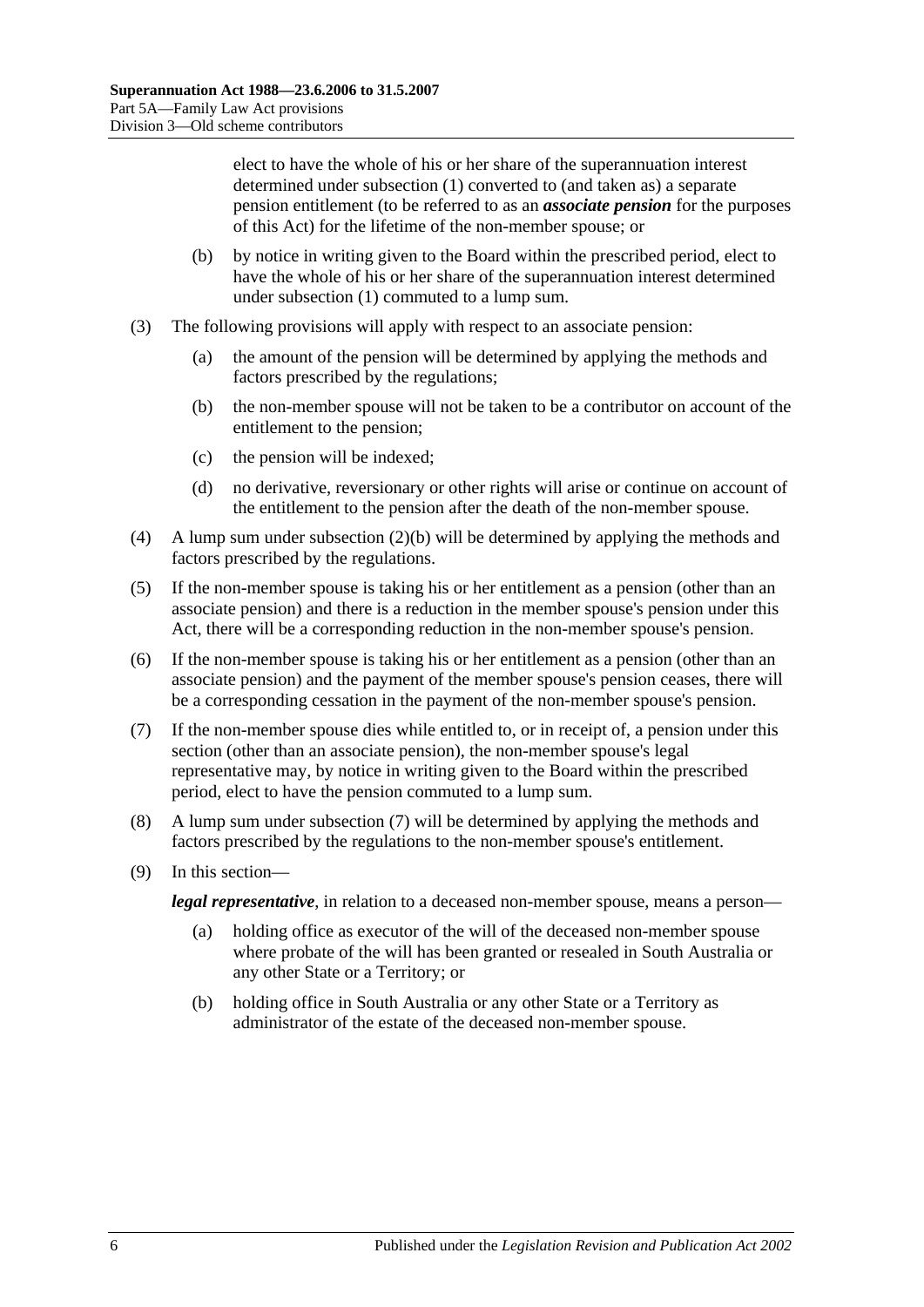elect to have the whole of his or her share of the superannuation interest determined under subsection (1) converted to (and taken as) a separate pension entitlement (to be referred to as an ***associate pension*** for the purposes of this Act) for the lifetime of the non-member spouse; or

(b) by notice in writing given to the Board within the prescribed period, elect to have the whole of his or her share of the superannuation interest determined under subsection (1) commuted to a lump sum.

(3) The following provisions will apply with respect to an associate pension:

(a) the amount of the pension will be determined by applying the methods and factors prescribed by the regulations;

(b) the non-member spouse will not be taken to be a contributor on account of the entitlement to the pension;

(c) the pension will be indexed;

(d) no derivative, reversionary or other rights will arise or continue on account of the entitlement to the pension after the death of the non-member spouse.

(4) A lump sum under subsection (2)(b) will be determined by applying the methods and factors prescribed by the regulations.

(5) If the non-member spouse is taking his or her entitlement as a pension (other than an associate pension) and there is a reduction in the member spouse's pension under this Act, there will be a corresponding reduction in the non-member spouse's pension.

(6) If the non-member spouse is taking his or her entitlement as a pension (other than an associate pension) and the payment of the member spouse's pension ceases, there will be a corresponding cessation in the payment of the non-member spouse's pension.

(7) If the non-member spouse dies while entitled to, or in receipt of, a pension under this section (other than an associate pension), the non-member spouse's legal representative may, by notice in writing given to the Board within the prescribed period, elect to have the pension commuted to a lump sum.

(8) A lump sum under subsection (7) will be determined by applying the methods and factors prescribed by the regulations to the non-member spouse's entitlement.

(9) In this section—

***legal representative***, in relation to a deceased non-member spouse, means a person—

(a) holding office as executor of the will of the deceased non-member spouse where probate of the will has been granted or resealed in South Australia or any other State or a Territory; or

(b) holding office in South Australia or any other State or a Territory as administrator of the estate of the deceased non-member spouse.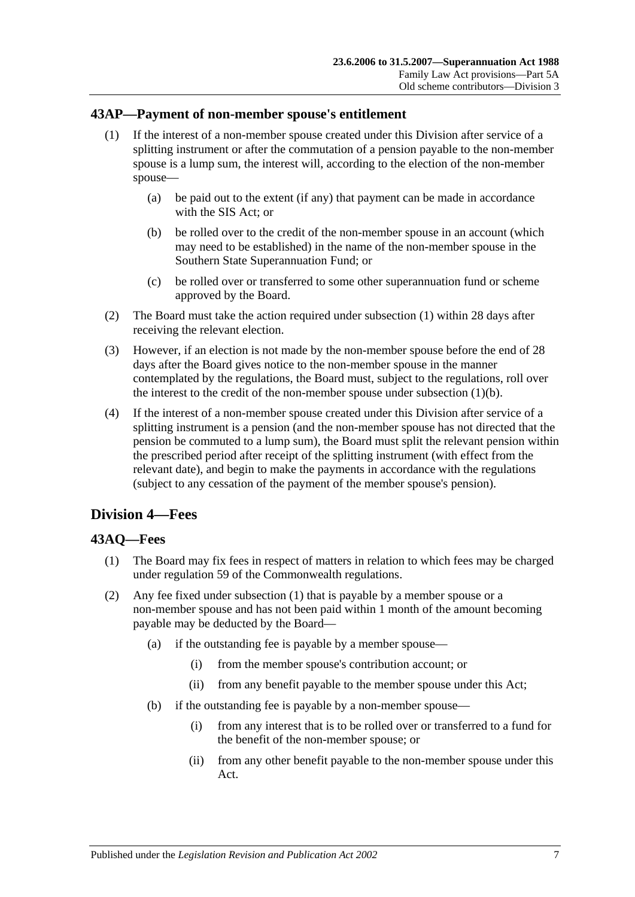## 43AP—Payment of non-member spouse's entitlement

(1) If the interest of a non-member spouse created under this Division after service of a splitting instrument or after the commutation of a pension payable to the non-member spouse is a lump sum, the interest will, according to the election of the non-member spouse—

(a) be paid out to the extent (if any) that payment can be made in accordance with the SIS Act; or

(b) be rolled over to the credit of the non-member spouse in an account (which may need to be established) in the name of the non-member spouse in the Southern State Superannuation Fund; or

(c) be rolled over or transferred to some other superannuation fund or scheme approved by the Board.

(2) The Board must take the action required under subsection (1) within 28 days after receiving the relevant election.

(3) However, if an election is not made by the non-member spouse before the end of 28 days after the Board gives notice to the non-member spouse in the manner contemplated by the regulations, the Board must, subject to the regulations, roll over the interest to the credit of the non-member spouse under subsection (1)(b).

(4) If the interest of a non-member spouse created under this Division after service of a splitting instrument is a pension (and the non-member spouse has not directed that the pension be commuted to a lump sum), the Board must split the relevant pension within the prescribed period after receipt of the splitting instrument (with effect from the relevant date), and begin to make the payments in accordance with the regulations (subject to any cessation of the payment of the member spouse's pension).

# Division 4—Fees

## 43AQ—Fees

(1) The Board may fix fees in respect of matters in relation to which fees may be charged under regulation 59 of the Commonwealth regulations.

(2) Any fee fixed under subsection (1) that is payable by a member spouse or a non-member spouse and has not been paid within 1 month of the amount becoming payable may be deducted by the Board—

(a) if the outstanding fee is payable by a member spouse—

(i) from the member spouse's contribution account; or

(ii) from any benefit payable to the member spouse under this Act;

(b) if the outstanding fee is payable by a non-member spouse—

(i) from any interest that is to be rolled over or transferred to a fund for the benefit of the non-member spouse; or

(ii) from any other benefit payable to the non-member spouse under this Act.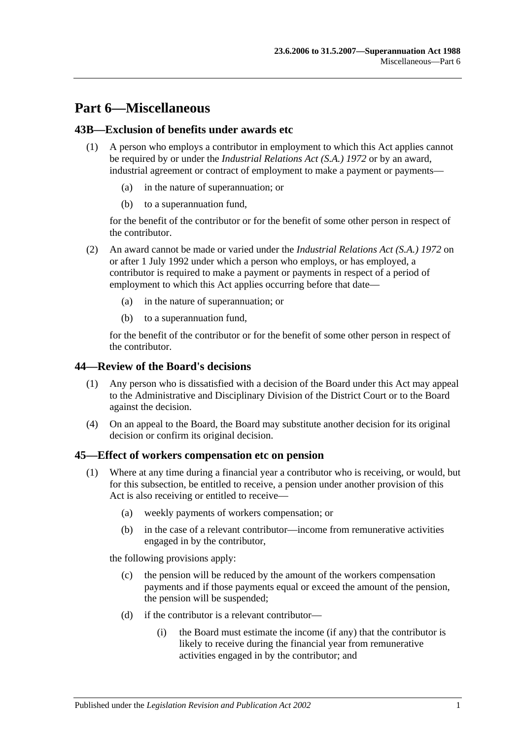# Part 6—Miscellaneous

## 43B—Exclusion of benefits under awards etc

(1) A person who employs a contributor in employment to which this Act applies cannot be required by or under the *Industrial Relations Act (S.A.) 1972* or by an award, industrial agreement or contract of employment to make a payment or payments—

(a) in the nature of superannuation; or

(b) to a superannuation fund,

for the benefit of the contributor or for the benefit of some other person in respect of the contributor.

(2) An award cannot be made or varied under the *Industrial Relations Act (S.A.) 1972* on or after 1 July 1992 under which a person who employs, or has employed, a contributor is required to make a payment or payments in respect of a period of employment to which this Act applies occurring before that date—

(a) in the nature of superannuation; or

(b) to a superannuation fund,

for the benefit of the contributor or for the benefit of some other person in respect of the contributor.

## 44—Review of the Board's decisions

(1) Any person who is dissatisfied with a decision of the Board under this Act may appeal to the Administrative and Disciplinary Division of the District Court or to the Board against the decision.

(4) On an appeal to the Board, the Board may substitute another decision for its original decision or confirm its original decision.

## 45—Effect of workers compensation etc on pension

(1) Where at any time during a financial year a contributor who is receiving, or would, but for this subsection, be entitled to receive, a pension under another provision of this Act is also receiving or entitled to receive—

(a) weekly payments of workers compensation; or

(b) in the case of a relevant contributor—income from remunerative activities engaged in by the contributor,

the following provisions apply:

(c) the pension will be reduced by the amount of the workers compensation payments and if those payments equal or exceed the amount of the pension, the pension will be suspended;

(d) if the contributor is a relevant contributor—

(i) the Board must estimate the income (if any) that the contributor is likely to receive during the financial year from remunerative activities engaged in by the contributor; and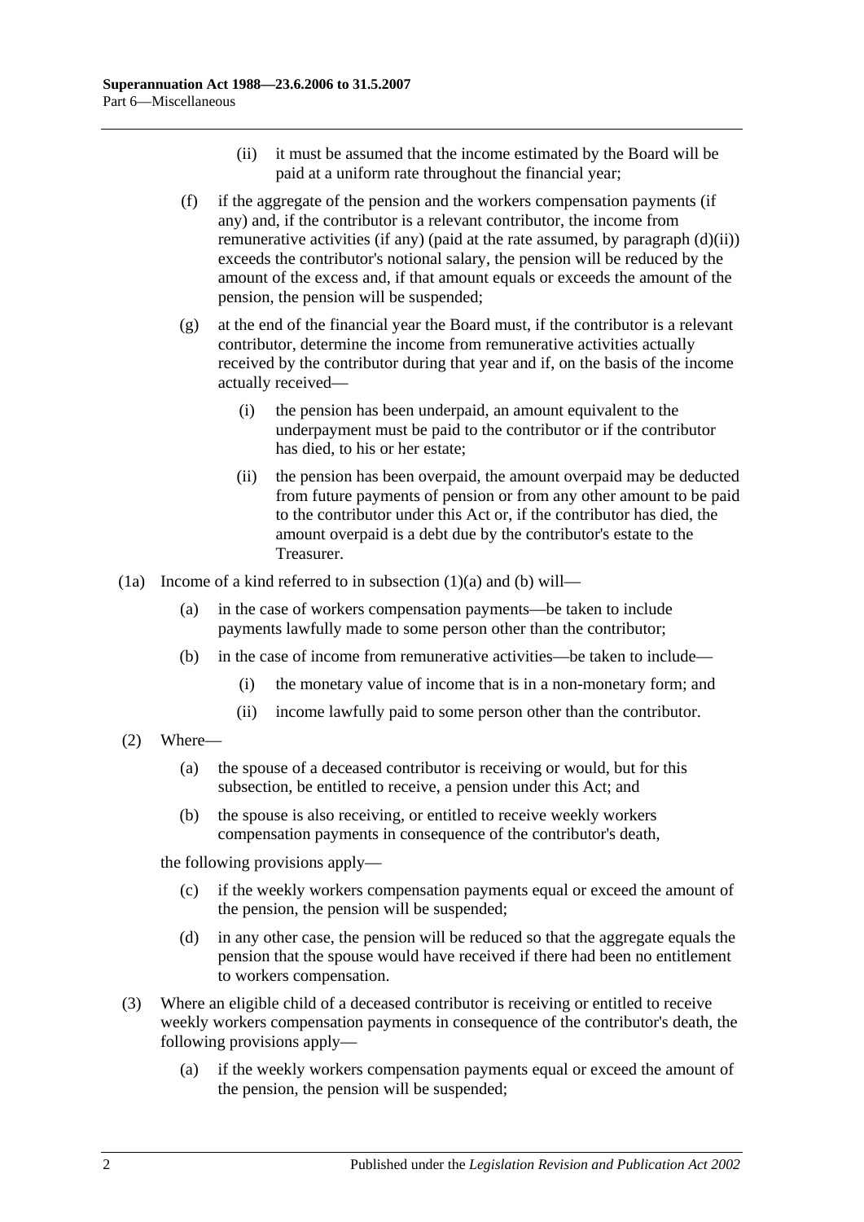(ii) it must be assumed that the income estimated by the Board will be paid at a uniform rate throughout the financial year;

(f) if the aggregate of the pension and the workers compensation payments (if any) and, if the contributor is a relevant contributor, the income from remunerative activities (if any) (paid at the rate assumed, by paragraph (d)(ii)) exceeds the contributor's notional salary, the pension will be reduced by the amount of the excess and, if that amount equals or exceeds the amount of the pension, the pension will be suspended;

(g) at the end of the financial year the Board must, if the contributor is a relevant contributor, determine the income from remunerative activities actually received by the contributor during that year and if, on the basis of the income actually received—

(i) the pension has been underpaid, an amount equivalent to the underpayment must be paid to the contributor or if the contributor has died, to his or her estate;

(ii) the pension has been overpaid, the amount overpaid may be deducted from future payments of pension or from any other amount to be paid to the contributor under this Act or, if the contributor has died, the amount overpaid is a debt due by the contributor's estate to the Treasurer.

(1a) Income of a kind referred to in subsection (1)(a) and (b) will—

(a) in the case of workers compensation payments—be taken to include payments lawfully made to some person other than the contributor;

(b) in the case of income from remunerative activities—be taken to include—

(i) the monetary value of income that is in a non-monetary form; and

(ii) income lawfully paid to some person other than the contributor.

(2) Where—

(a) the spouse of a deceased contributor is receiving or would, but for this subsection, be entitled to receive, a pension under this Act; and

(b) the spouse is also receiving, or entitled to receive weekly workers compensation payments in consequence of the contributor's death,

the following provisions apply—

(c) if the weekly workers compensation payments equal or exceed the amount of the pension, the pension will be suspended;

(d) in any other case, the pension will be reduced so that the aggregate equals the pension that the spouse would have received if there had been no entitlement to workers compensation.

(3) Where an eligible child of a deceased contributor is receiving or entitled to receive weekly workers compensation payments in consequence of the contributor's death, the following provisions apply—

(a) if the weekly workers compensation payments equal or exceed the amount of the pension, the pension will be suspended;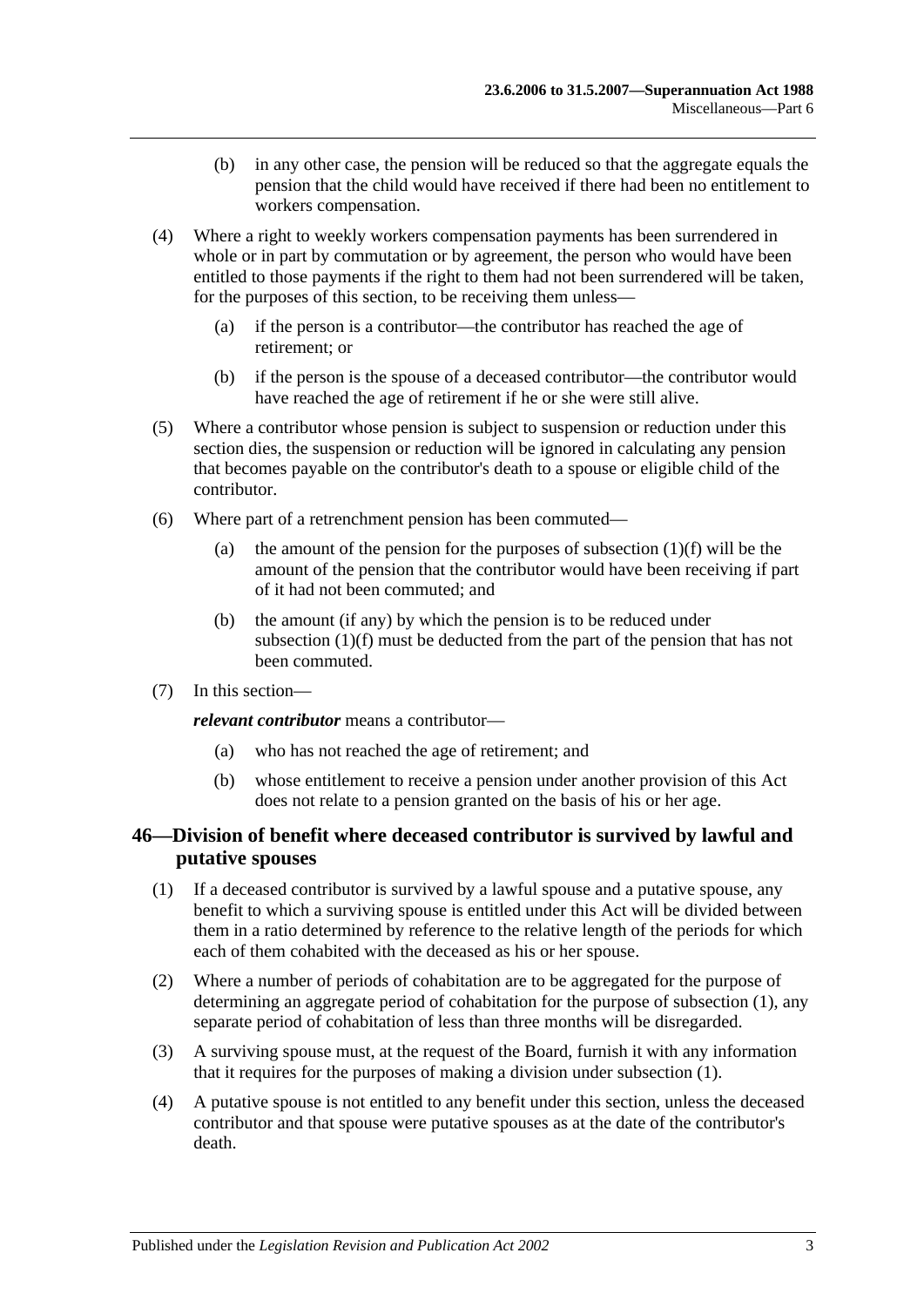(b) in any other case, the pension will be reduced so that the aggregate equals the pension that the child would have received if there had been no entitlement to workers compensation.

(4) Where a right to weekly workers compensation payments has been surrendered in whole or in part by commutation or by agreement, the person who would have been entitled to those payments if the right to them had not been surrendered will be taken, for the purposes of this section, to be receiving them unless—

(a) if the person is a contributor—the contributor has reached the age of retirement; or

(b) if the person is the spouse of a deceased contributor—the contributor would have reached the age of retirement if he or she were still alive.

(5) Where a contributor whose pension is subject to suspension or reduction under this section dies, the suspension or reduction will be ignored in calculating any pension that becomes payable on the contributor's death to a spouse or eligible child of the contributor.

(6) Where part of a retrenchment pension has been commuted—

(a) the amount of the pension for the purposes of subsection (1)(f) will be the amount of the pension that the contributor would have been receiving if part of it had not been commuted; and

(b) the amount (if any) by which the pension is to be reduced under subsection (1)(f) must be deducted from the part of the pension that has not been commuted.

(7) In this section—

***relevant contributor*** means a contributor—

(a) who has not reached the age of retirement; and

(b) whose entitlement to receive a pension under another provision of this Act does not relate to a pension granted on the basis of his or her age.

## 46—Division of benefit where deceased contributor is survived by lawful and putative spouses

(1) If a deceased contributor is survived by a lawful spouse and a putative spouse, any benefit to which a surviving spouse is entitled under this Act will be divided between them in a ratio determined by reference to the relative length of the periods for which each of them cohabited with the deceased as his or her spouse.

(2) Where a number of periods of cohabitation are to be aggregated for the purpose of determining an aggregate period of cohabitation for the purpose of subsection (1), any separate period of cohabitation of less than three months will be disregarded.

(3) A surviving spouse must, at the request of the Board, furnish it with any information that it requires for the purposes of making a division under subsection (1).

(4) A putative spouse is not entitled to any benefit under this section, unless the deceased contributor and that spouse were putative spouses as at the date of the contributor's death.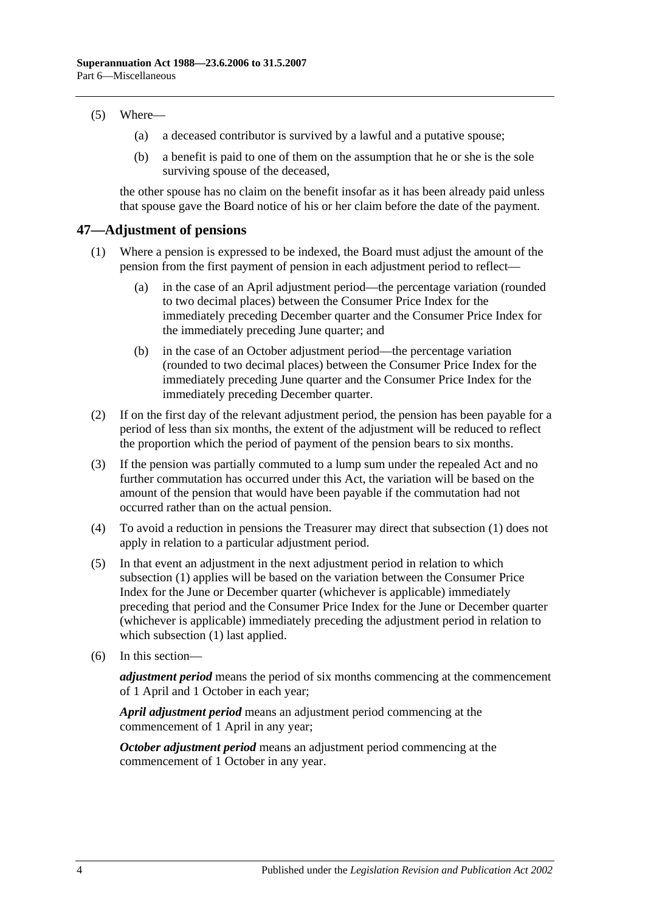(5) Where—

(a) a deceased contributor is survived by a lawful and a putative spouse;

(b) a benefit is paid to one of them on the assumption that he or she is the sole surviving spouse of the deceased,

the other spouse has no claim on the benefit insofar as it has been already paid unless that spouse gave the Board notice of his or her claim before the date of the payment.

## 47—Adjustment of pensions

(1) Where a pension is expressed to be indexed, the Board must adjust the amount of the pension from the first payment of pension in each adjustment period to reflect—

(a) in the case of an April adjustment period—the percentage variation (rounded to two decimal places) between the Consumer Price Index for the immediately preceding December quarter and the Consumer Price Index for the immediately preceding June quarter; and

(b) in the case of an October adjustment period—the percentage variation (rounded to two decimal places) between the Consumer Price Index for the immediately preceding June quarter and the Consumer Price Index for the immediately preceding December quarter.

(2) If on the first day of the relevant adjustment period, the pension has been payable for a period of less than six months, the extent of the adjustment will be reduced to reflect the proportion which the period of payment of the pension bears to six months.

(3) If the pension was partially commuted to a lump sum under the repealed Act and no further commutation has occurred under this Act, the variation will be based on the amount of the pension that would have been payable if the commutation had not occurred rather than on the actual pension.

(4) To avoid a reduction in pensions the Treasurer may direct that subsection (1) does not apply in relation to a particular adjustment period.

(5) In that event an adjustment in the next adjustment period in relation to which subsection (1) applies will be based on the variation between the Consumer Price Index for the June or December quarter (whichever is applicable) immediately preceding that period and the Consumer Price Index for the June or December quarter (whichever is applicable) immediately preceding the adjustment period in relation to which subsection (1) last applied.

(6) In this section—

***adjustment period*** means the period of six months commencing at the commencement of 1 April and 1 October in each year;

***April adjustment period*** means an adjustment period commencing at the commencement of 1 April in any year;

***October adjustment period*** means an adjustment period commencing at the commencement of 1 October in any year.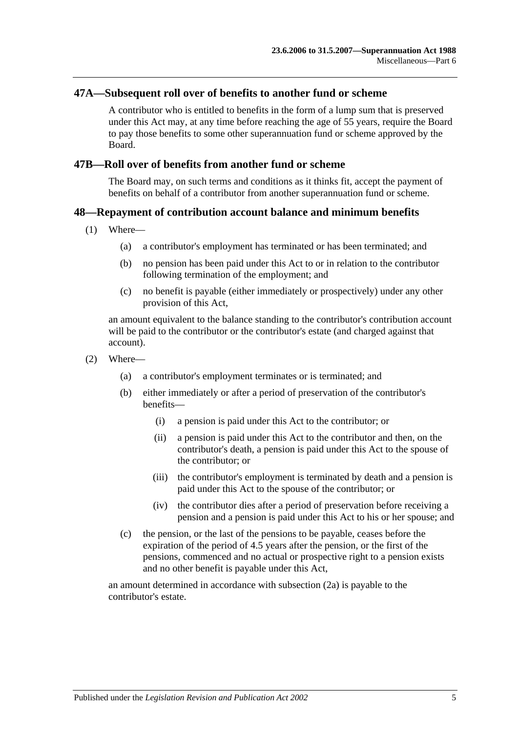## 47A—Subsequent roll over of benefits to another fund or scheme

A contributor who is entitled to benefits in the form of a lump sum that is preserved under this Act may, at any time before reaching the age of 55 years, require the Board to pay those benefits to some other superannuation fund or scheme approved by the Board.

## 47B—Roll over of benefits from another fund or scheme

The Board may, on such terms and conditions as it thinks fit, accept the payment of benefits on behalf of a contributor from another superannuation fund or scheme.

## 48—Repayment of contribution account balance and minimum benefits

(1) Where—

(a) a contributor's employment has terminated or has been terminated; and

(b) no pension has been paid under this Act to or in relation to the contributor following termination of the employment; and

(c) no benefit is payable (either immediately or prospectively) under any other provision of this Act,

an amount equivalent to the balance standing to the contributor's contribution account will be paid to the contributor or the contributor's estate (and charged against that account).

(2) Where—

(a) a contributor's employment terminates or is terminated; and

(b) either immediately or after a period of preservation of the contributor's benefits—

(i) a pension is paid under this Act to the contributor; or

(ii) a pension is paid under this Act to the contributor and then, on the contributor's death, a pension is paid under this Act to the spouse of the contributor; or

(iii) the contributor's employment is terminated by death and a pension is paid under this Act to the spouse of the contributor; or

(iv) the contributor dies after a period of preservation before receiving a pension and a pension is paid under this Act to his or her spouse; and

(c) the pension, or the last of the pensions to be payable, ceases before the expiration of the period of 4.5 years after the pension, or the first of the pensions, commenced and no actual or prospective right to a pension exists and no other benefit is payable under this Act,

an amount determined in accordance with subsection (2a) is payable to the contributor's estate.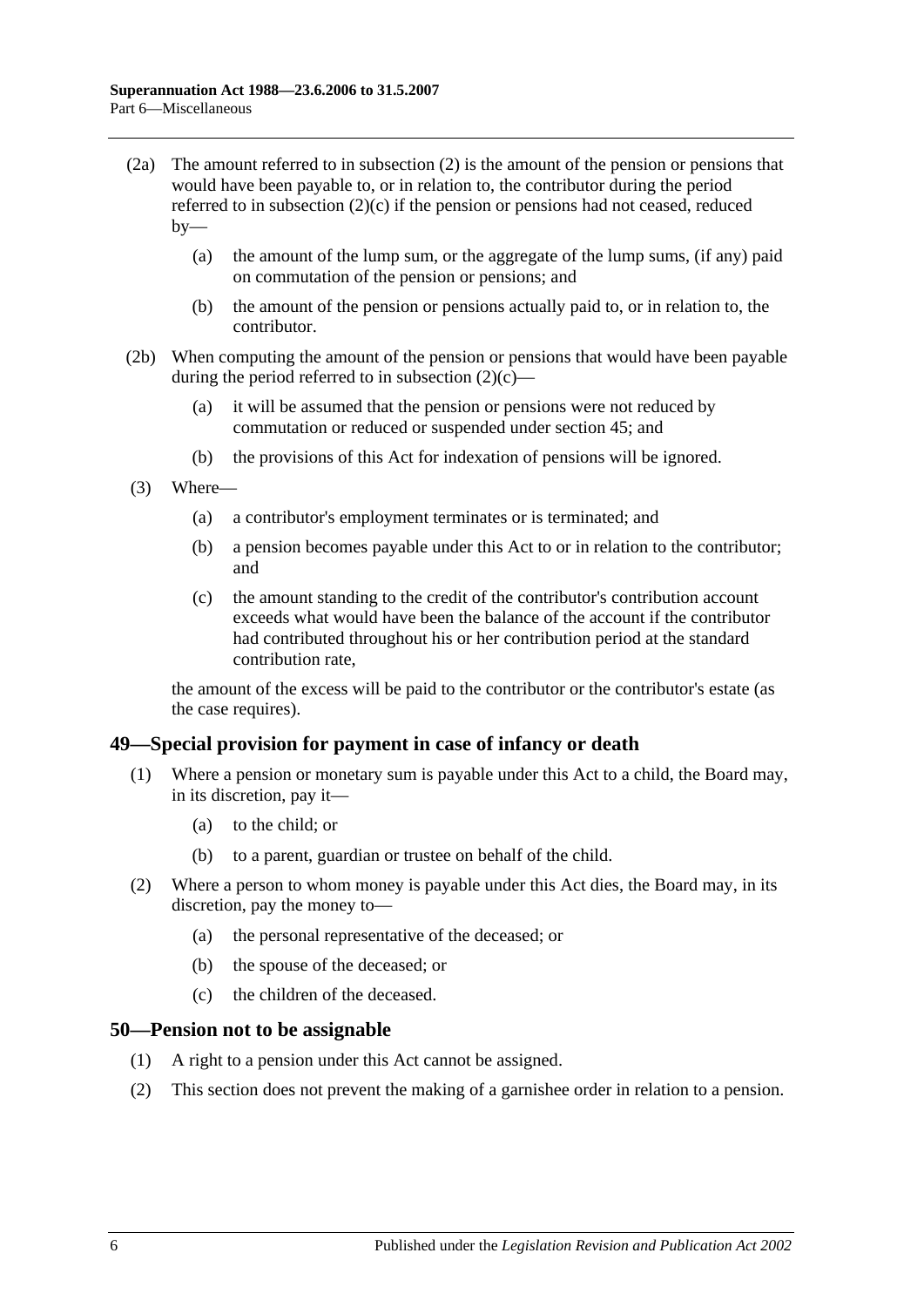(2a) The amount referred to in subsection (2) is the amount of the pension or pensions that would have been payable to, or in relation to, the contributor during the period referred to in subsection (2)(c) if the pension or pensions had not ceased, reduced by—

(a) the amount of the lump sum, or the aggregate of the lump sums, (if any) paid on commutation of the pension or pensions; and

(b) the amount of the pension or pensions actually paid to, or in relation to, the contributor.

(2b) When computing the amount of the pension or pensions that would have been payable during the period referred to in subsection (2)(c)—

(a) it will be assumed that the pension or pensions were not reduced by commutation or reduced or suspended under section 45; and

(b) the provisions of this Act for indexation of pensions will be ignored.

(3) Where—

(a) a contributor's employment terminates or is terminated; and

(b) a pension becomes payable under this Act to or in relation to the contributor; and

(c) the amount standing to the credit of the contributor's contribution account exceeds what would have been the balance of the account if the contributor had contributed throughout his or her contribution period at the standard contribution rate,

the amount of the excess will be paid to the contributor or the contributor's estate (as the case requires).

## 49—Special provision for payment in case of infancy or death

(1) Where a pension or monetary sum is payable under this Act to a child, the Board may, in its discretion, pay it—

(a) to the child; or

(b) to a parent, guardian or trustee on behalf of the child.

(2) Where a person to whom money is payable under this Act dies, the Board may, in its discretion, pay the money to—

(a) the personal representative of the deceased; or

(b) the spouse of the deceased; or

(c) the children of the deceased.

## 50—Pension not to be assignable

(1) A right to a pension under this Act cannot be assigned.

(2) This section does not prevent the making of a garnishee order in relation to a pension.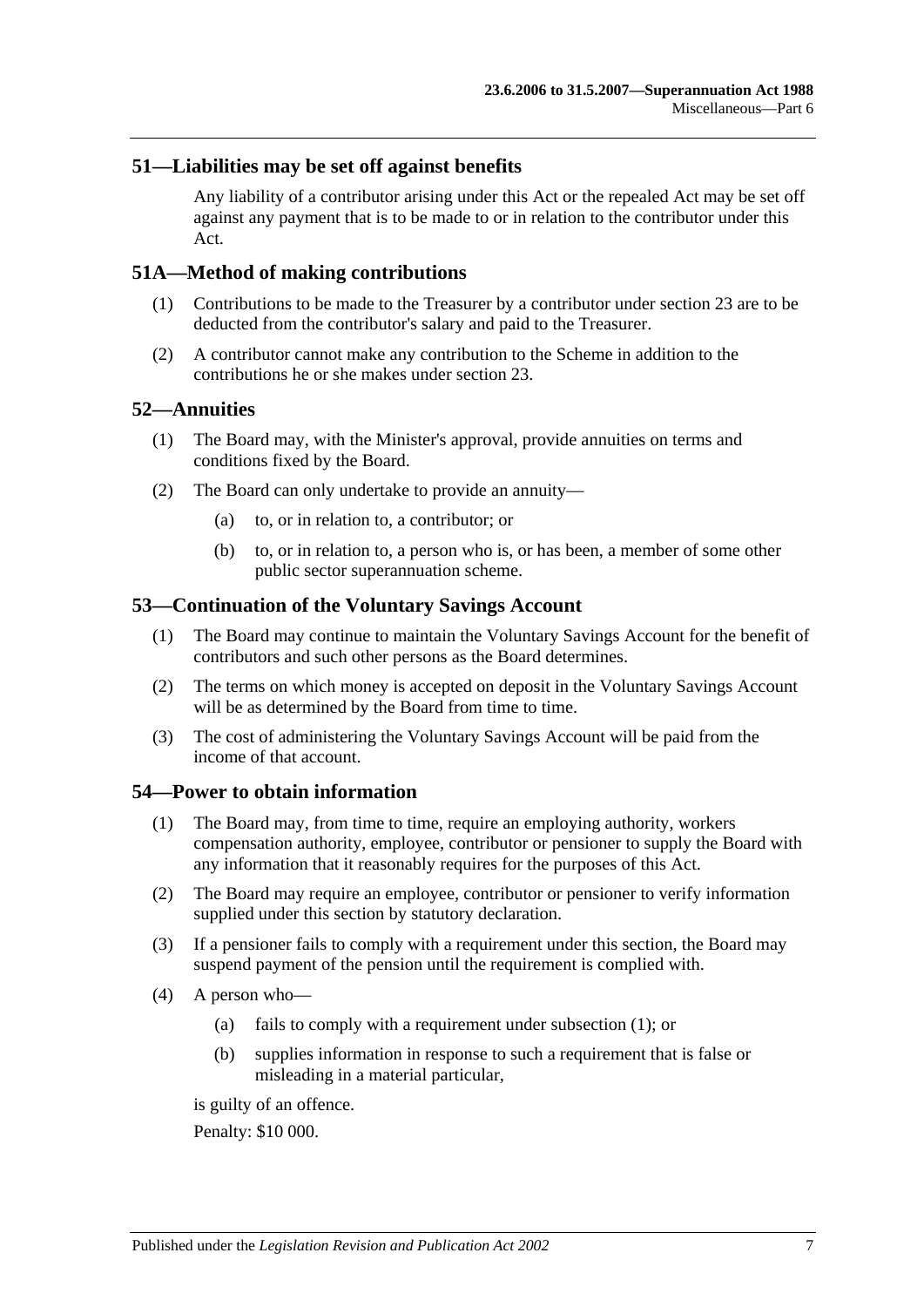## 51—Liabilities may be set off against benefits

Any liability of a contributor arising under this Act or the repealed Act may be set off against any payment that is to be made to or in relation to the contributor under this Act.

## 51A—Method of making contributions

(1) Contributions to be made to the Treasurer by a contributor under section 23 are to be deducted from the contributor's salary and paid to the Treasurer.

(2) A contributor cannot make any contribution to the Scheme in addition to the contributions he or she makes under section 23.

## 52—Annuities

(1) The Board may, with the Minister's approval, provide annuities on terms and conditions fixed by the Board.

(2) The Board can only undertake to provide an annuity—

(a) to, or in relation to, a contributor; or

(b) to, or in relation to, a person who is, or has been, a member of some other public sector superannuation scheme.

## 53—Continuation of the Voluntary Savings Account

(1) The Board may continue to maintain the Voluntary Savings Account for the benefit of contributors and such other persons as the Board determines.

(2) The terms on which money is accepted on deposit in the Voluntary Savings Account will be as determined by the Board from time to time.

(3) The cost of administering the Voluntary Savings Account will be paid from the income of that account.

## 54—Power to obtain information

(1) The Board may, from time to time, require an employing authority, workers compensation authority, employee, contributor or pensioner to supply the Board with any information that it reasonably requires for the purposes of this Act.

(2) The Board may require an employee, contributor or pensioner to verify information supplied under this section by statutory declaration.

(3) If a pensioner fails to comply with a requirement under this section, the Board may suspend payment of the pension until the requirement is complied with.

(4) A person who—

(a) fails to comply with a requirement under subsection (1); or

(b) supplies information in response to such a requirement that is false or misleading in a material particular,

is guilty of an offence.

Penalty: $10 000.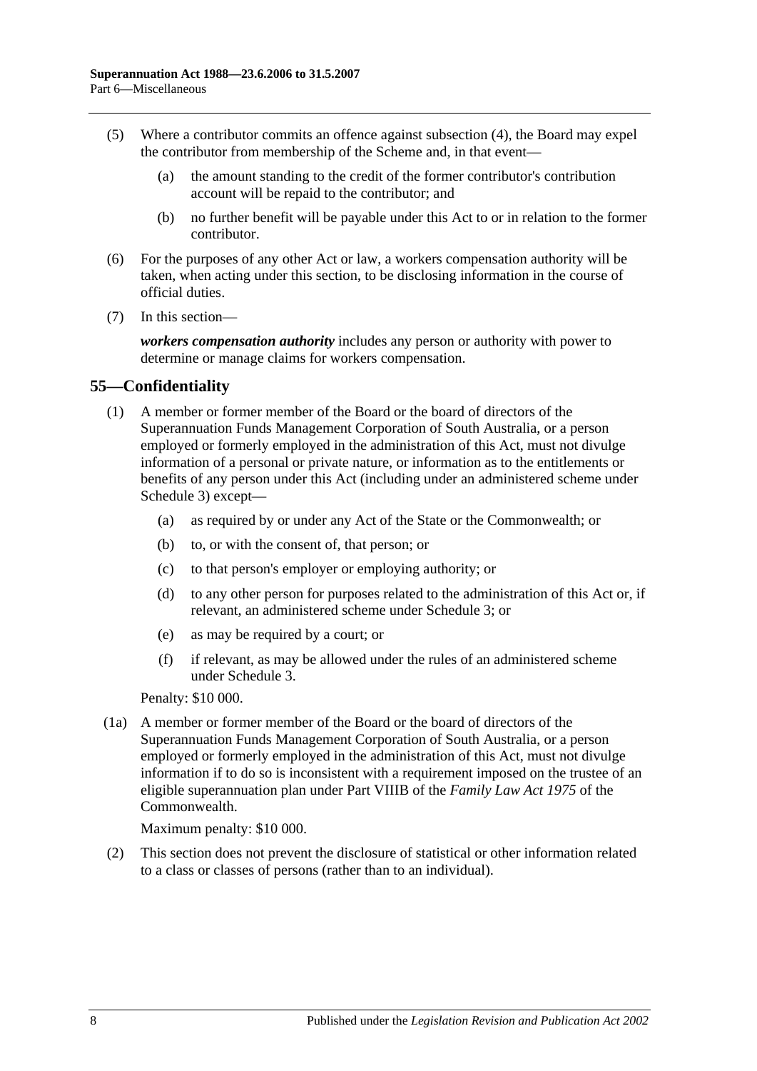(5) Where a contributor commits an offence against subsection (4), the Board may expel the contributor from membership of the Scheme and, in that event—

(a) the amount standing to the credit of the former contributor's contribution account will be repaid to the contributor; and

(b) no further benefit will be payable under this Act to or in relation to the former contributor.

(6) For the purposes of any other Act or law, a workers compensation authority will be taken, when acting under this section, to be disclosing information in the course of official duties.

(7) In this section—

***workers compensation authority*** includes any person or authority with power to determine or manage claims for workers compensation.

## 55—Confidentiality

(1) A member or former member of the Board or the board of directors of the Superannuation Funds Management Corporation of South Australia, or a person employed or formerly employed in the administration of this Act, must not divulge information of a personal or private nature, or information as to the entitlements or benefits of any person under this Act (including under an administered scheme under Schedule 3) except—

(a) as required by or under any Act of the State or the Commonwealth; or

(b) to, or with the consent of, that person; or

(c) to that person's employer or employing authority; or

(d) to any other person for purposes related to the administration of this Act or, if relevant, an administered scheme under Schedule 3; or

(e) as may be required by a court; or

(f) if relevant, as may be allowed under the rules of an administered scheme under Schedule 3.

Penalty: $10 000.

(1a) A member or former member of the Board or the board of directors of the Superannuation Funds Management Corporation of South Australia, or a person employed or formerly employed in the administration of this Act, must not divulge information if to do so is inconsistent with a requirement imposed on the trustee of an eligible superannuation plan under Part VIIIB of the *Family Law Act 1975* of the Commonwealth.

Maximum penalty: $10 000.

(2) This section does not prevent the disclosure of statistical or other information related to a class or classes of persons (rather than to an individual).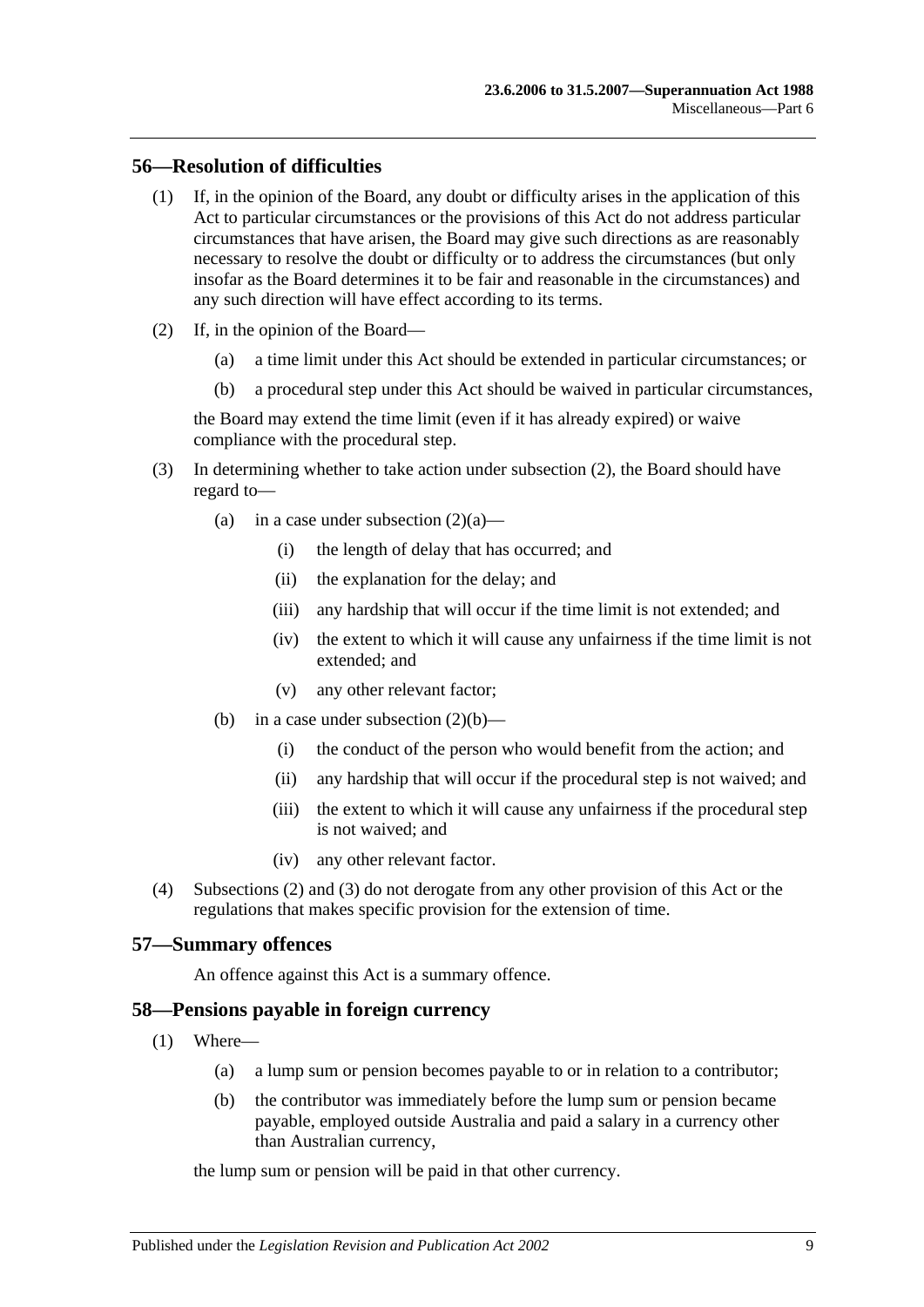## 56—Resolution of difficulties

(1) If, in the opinion of the Board, any doubt or difficulty arises in the application of this Act to particular circumstances or the provisions of this Act do not address particular circumstances that have arisen, the Board may give such directions as are reasonably necessary to resolve the doubt or difficulty or to address the circumstances (but only insofar as the Board determines it to be fair and reasonable in the circumstances) and any such direction will have effect according to its terms.

(2) If, in the opinion of the Board—

(a) a time limit under this Act should be extended in particular circumstances; or

(b) a procedural step under this Act should be waived in particular circumstances,

the Board may extend the time limit (even if it has already expired) or waive compliance with the procedural step.

(3) In determining whether to take action under subsection (2), the Board should have regard to—

(a) in a case under subsection (2)(a)—

(i) the length of delay that has occurred; and

(ii) the explanation for the delay; and

(iii) any hardship that will occur if the time limit is not extended; and

(iv) the extent to which it will cause any unfairness if the time limit is not extended; and

(v) any other relevant factor;

(b) in a case under subsection (2)(b)—

(i) the conduct of the person who would benefit from the action; and

(ii) any hardship that will occur if the procedural step is not waived; and

(iii) the extent to which it will cause any unfairness if the procedural step is not waived; and

(iv) any other relevant factor.

(4) Subsections (2) and (3) do not derogate from any other provision of this Act or the regulations that makes specific provision for the extension of time.

## 57—Summary offences

An offence against this Act is a summary offence.

## 58—Pensions payable in foreign currency

(1) Where—

(a) a lump sum or pension becomes payable to or in relation to a contributor;

(b) the contributor was immediately before the lump sum or pension became payable, employed outside Australia and paid a salary in a currency other than Australian currency,

the lump sum or pension will be paid in that other currency.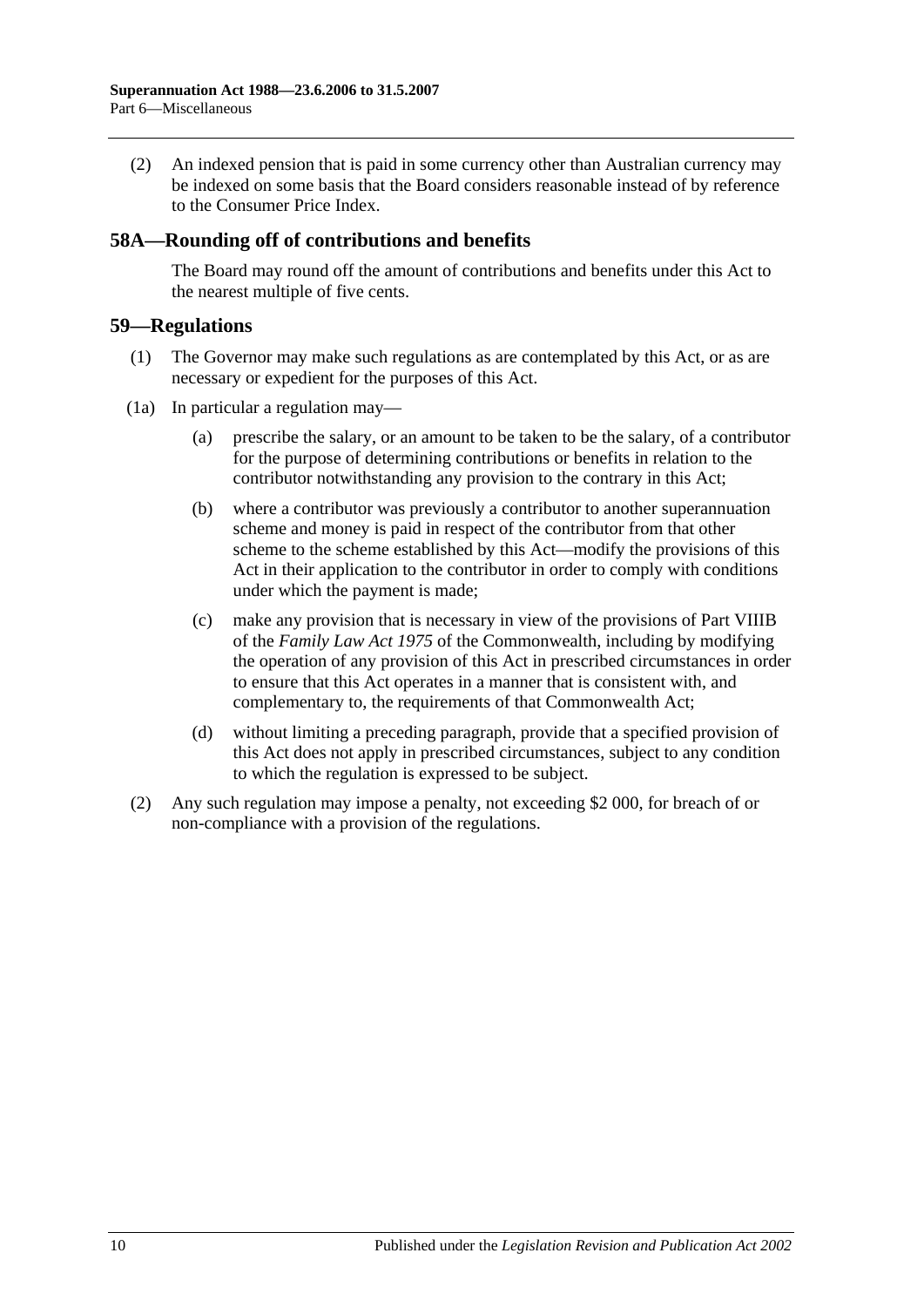(2) An indexed pension that is paid in some currency other than Australian currency may be indexed on some basis that the Board considers reasonable instead of by reference to the Consumer Price Index.

## 58A—Rounding off of contributions and benefits

The Board may round off the amount of contributions and benefits under this Act to the nearest multiple of five cents.

## 59—Regulations

(1) The Governor may make such regulations as are contemplated by this Act, or as are necessary or expedient for the purposes of this Act.

(1a) In particular a regulation may—

(a) prescribe the salary, or an amount to be taken to be the salary, of a contributor for the purpose of determining contributions or benefits in relation to the contributor notwithstanding any provision to the contrary in this Act;

(b) where a contributor was previously a contributor to another superannuation scheme and money is paid in respect of the contributor from that other scheme to the scheme established by this Act—modify the provisions of this Act in their application to the contributor in order to comply with conditions under which the payment is made;

(c) make any provision that is necessary in view of the provisions of Part VIIIB of the *Family Law Act 1975* of the Commonwealth, including by modifying the operation of any provision of this Act in prescribed circumstances in order to ensure that this Act operates in a manner that is consistent with, and complementary to, the requirements of that Commonwealth Act;

(d) without limiting a preceding paragraph, provide that a specified provision of this Act does not apply in prescribed circumstances, subject to any condition to which the regulation is expressed to be subject.

(2) Any such regulation may impose a penalty, not exceeding $2 000, for breach of or non-compliance with a provision of the regulations.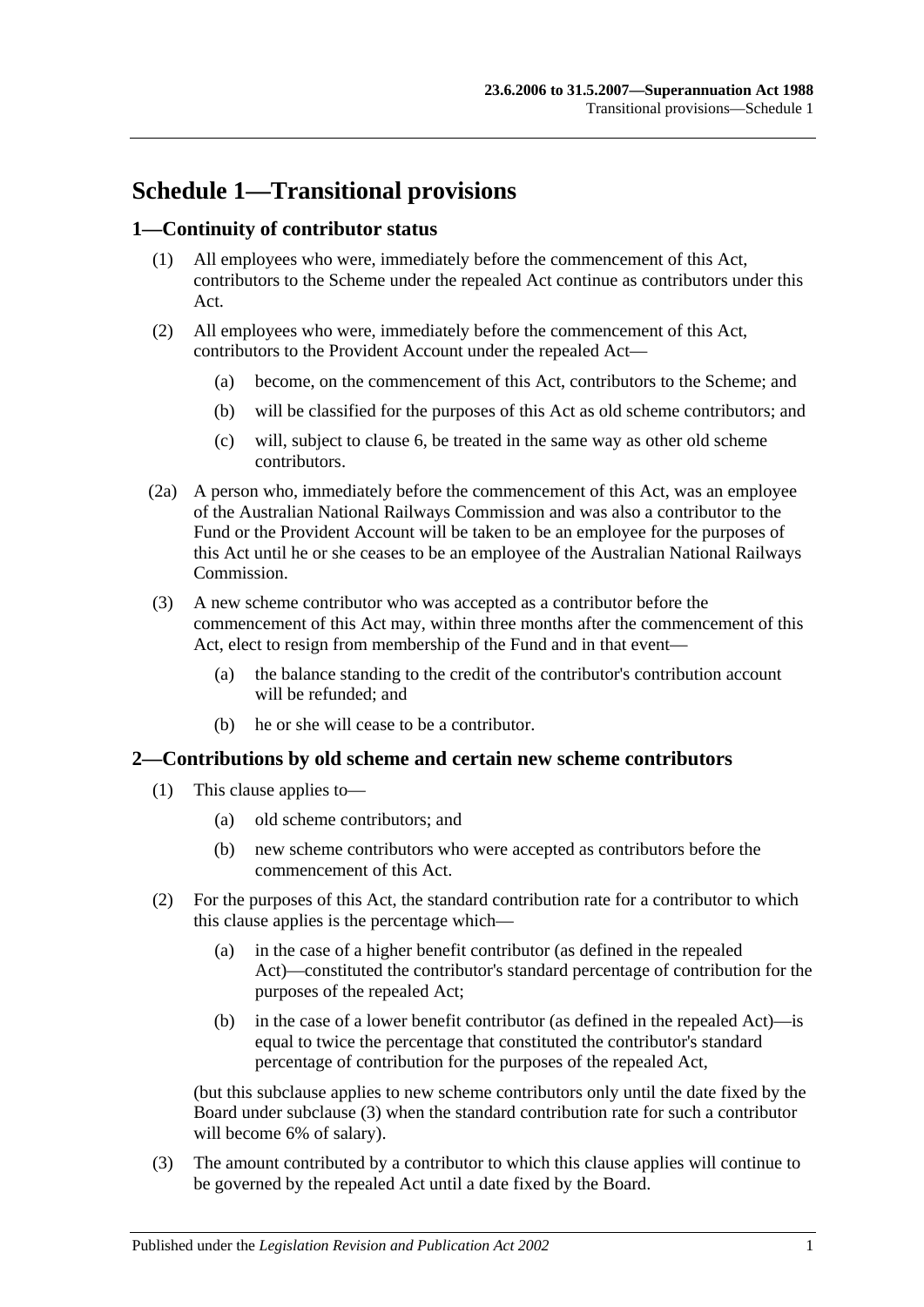# Schedule 1—Transitional provisions

## 1—Continuity of contributor status

(1) All employees who were, immediately before the commencement of this Act, contributors to the Scheme under the repealed Act continue as contributors under this Act.

(2) All employees who were, immediately before the commencement of this Act, contributors to the Provident Account under the repealed Act—

(a) become, on the commencement of this Act, contributors to the Scheme; and

(b) will be classified for the purposes of this Act as old scheme contributors; and

(c) will, subject to clause 6, be treated in the same way as other old scheme contributors.

(2a) A person who, immediately before the commencement of this Act, was an employee of the Australian National Railways Commission and was also a contributor to the Fund or the Provident Account will be taken to be an employee for the purposes of this Act until he or she ceases to be an employee of the Australian National Railways Commission.

(3) A new scheme contributor who was accepted as a contributor before the commencement of this Act may, within three months after the commencement of this Act, elect to resign from membership of the Fund and in that event—

(a) the balance standing to the credit of the contributor's contribution account will be refunded; and

(b) he or she will cease to be a contributor.

## 2—Contributions by old scheme and certain new scheme contributors

(1) This clause applies to—

(a) old scheme contributors; and

(b) new scheme contributors who were accepted as contributors before the commencement of this Act.

(2) For the purposes of this Act, the standard contribution rate for a contributor to which this clause applies is the percentage which—

(a) in the case of a higher benefit contributor (as defined in the repealed Act)—constituted the contributor's standard percentage of contribution for the purposes of the repealed Act;

(b) in the case of a lower benefit contributor (as defined in the repealed Act)—is equal to twice the percentage that constituted the contributor's standard percentage of contribution for the purposes of the repealed Act,

(but this subclause applies to new scheme contributors only until the date fixed by the Board under subclause (3) when the standard contribution rate for such a contributor will become 6% of salary).

(3) The amount contributed by a contributor to which this clause applies will continue to be governed by the repealed Act until a date fixed by the Board.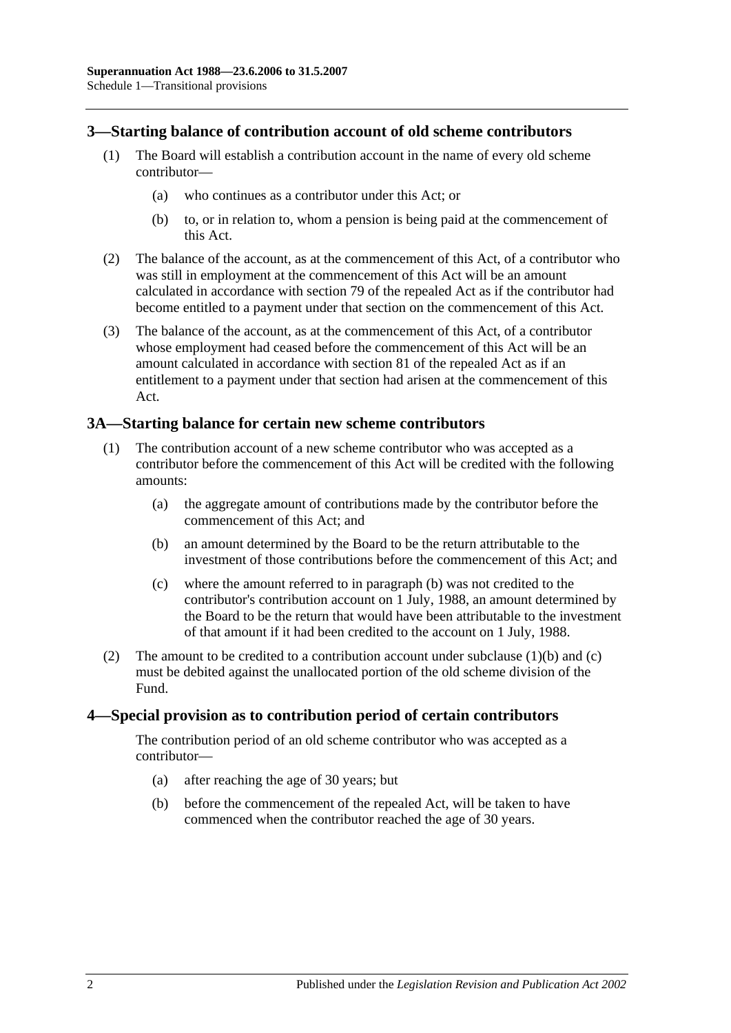## 3—Starting balance of contribution account of old scheme contributors

(1) The Board will establish a contribution account in the name of every old scheme contributor—

(a) who continues as a contributor under this Act; or

(b) to, or in relation to, whom a pension is being paid at the commencement of this Act.

(2) The balance of the account, as at the commencement of this Act, of a contributor who was still in employment at the commencement of this Act will be an amount calculated in accordance with section 79 of the repealed Act as if the contributor had become entitled to a payment under that section on the commencement of this Act.

(3) The balance of the account, as at the commencement of this Act, of a contributor whose employment had ceased before the commencement of this Act will be an amount calculated in accordance with section 81 of the repealed Act as if an entitlement to a payment under that section had arisen at the commencement of this Act.

## 3A—Starting balance for certain new scheme contributors

(1) The contribution account of a new scheme contributor who was accepted as a contributor before the commencement of this Act will be credited with the following amounts:

(a) the aggregate amount of contributions made by the contributor before the commencement of this Act; and

(b) an amount determined by the Board to be the return attributable to the investment of those contributions before the commencement of this Act; and

(c) where the amount referred to in paragraph (b) was not credited to the contributor's contribution account on 1 July, 1988, an amount determined by the Board to be the return that would have been attributable to the investment of that amount if it had been credited to the account on 1 July, 1988.

(2) The amount to be credited to a contribution account under subclause (1)(b) and (c) must be debited against the unallocated portion of the old scheme division of the Fund.

## 4—Special provision as to contribution period of certain contributors

The contribution period of an old scheme contributor who was accepted as a contributor—

(a) after reaching the age of 30 years; but

(b) before the commencement of the repealed Act, will be taken to have commenced when the contributor reached the age of 30 years.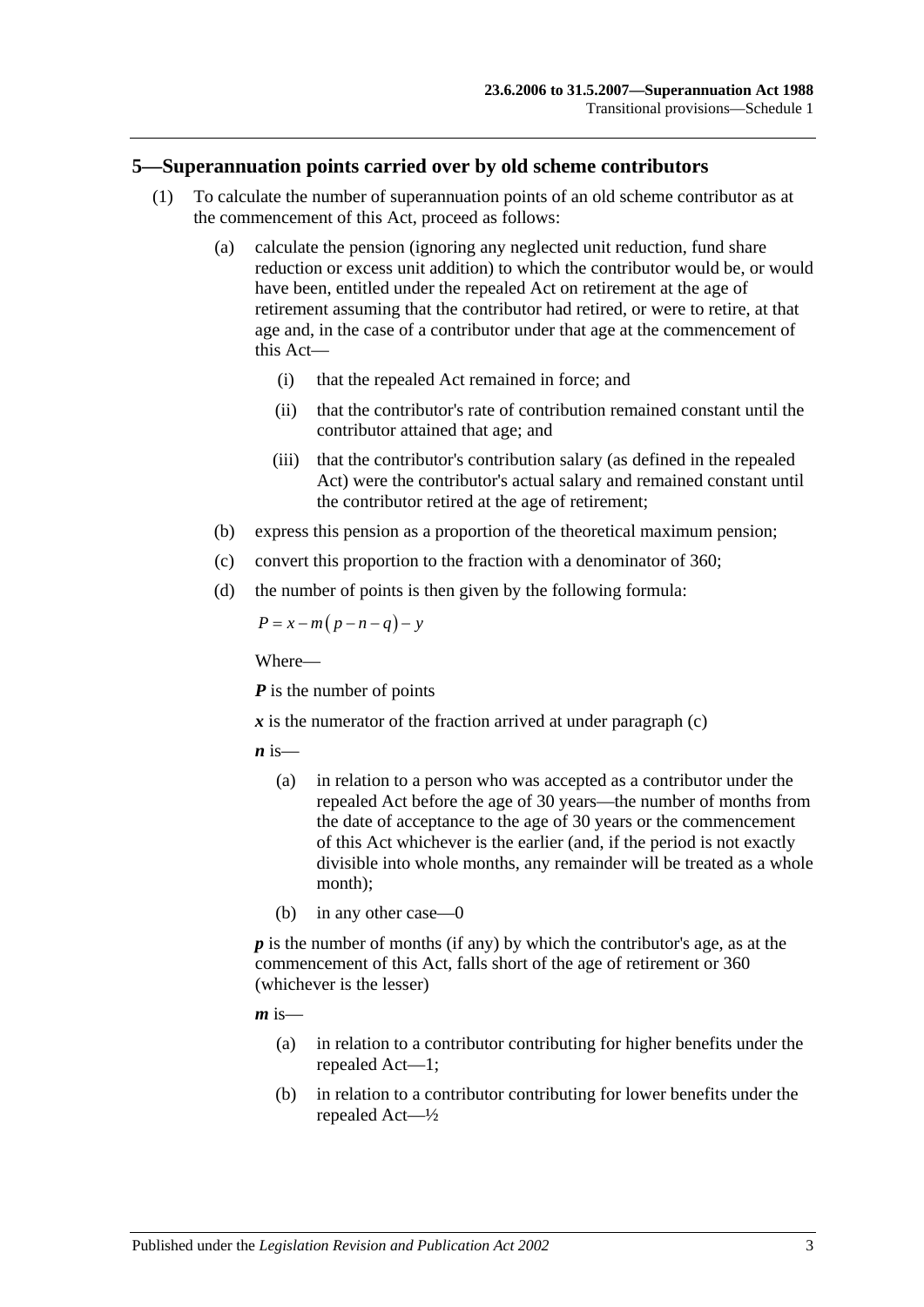## 5—Superannuation points carried over by old scheme contributors

(1) To calculate the number of superannuation points of an old scheme contributor as at the commencement of this Act, proceed as follows:

(a) calculate the pension (ignoring any neglected unit reduction, fund share reduction or excess unit addition) to which the contributor would be, or would have been, entitled under the repealed Act on retirement at the age of retirement assuming that the contributor had retired, or were to retire, at that age and, in the case of a contributor under that age at the commencement of this Act—

(i) that the repealed Act remained in force; and

(ii) that the contributor's rate of contribution remained constant until the contributor attained that age; and

(iii) that the contributor's contribution salary (as defined in the repealed Act) were the contributor's actual salary and remained constant until the contributor retired at the age of retirement;

(b) express this pension as a proportion of the theoretical maximum pension;

(c) convert this proportion to the fraction with a denominator of 360;

(d) the number of points is then given by the following formula:

$$P = x - m(p - n - q) - y$$

Where—

***P*** is the number of points

***x*** is the numerator of the fraction arrived at under paragraph (c)

***n*** is—

(a) in relation to a person who was accepted as a contributor under the repealed Act before the age of 30 years—the number of months from the date of acceptance to the age of 30 years or the commencement of this Act whichever is the earlier (and, if the period is not exactly divisible into whole months, any remainder will be treated as a whole month);

(b) in any other case—0

***p*** is the number of months (if any) by which the contributor's age, as at the commencement of this Act, falls short of the age of retirement or 360 (whichever is the lesser)

***m*** is—

(a) in relation to a contributor contributing for higher benefits under the repealed Act—1;

(b) in relation to a contributor contributing for lower benefits under the repealed Act—½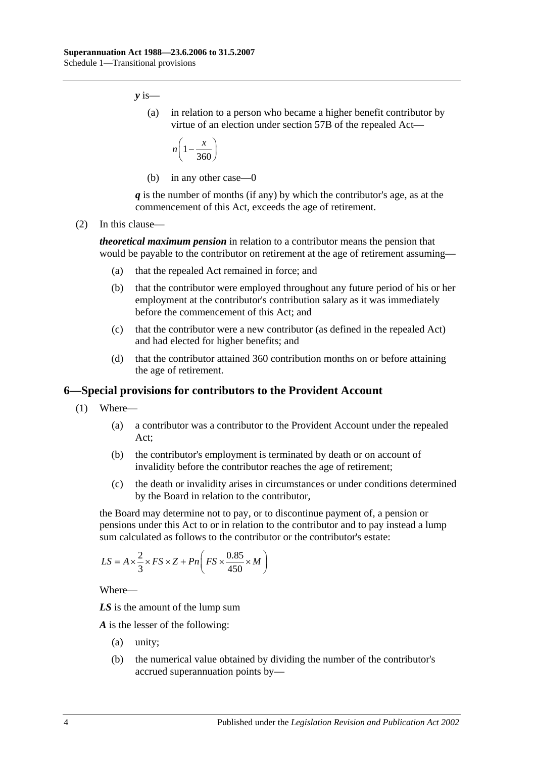***y*** is—

(a) in relation to a person who became a higher benefit contributor by virtue of an election under section 57B of the repealed Act—

$$n\left(1-\frac{x}{360}\right)$$

(b) in any other case—0

***q*** is the number of months (if any) by which the contributor's age, as at the commencement of this Act, exceeds the age of retirement.

(2) In this clause—

***theoretical maximum pension*** in relation to a contributor means the pension that would be payable to the contributor on retirement at the age of retirement assuming—

(a) that the repealed Act remained in force; and

(b) that the contributor were employed throughout any future period of his or her employment at the contributor's contribution salary as it was immediately before the commencement of this Act; and

(c) that the contributor were a new contributor (as defined in the repealed Act) and had elected for higher benefits; and

(d) that the contributor attained 360 contribution months on or before attaining the age of retirement.

## 6—Special provisions for contributors to the Provident Account

(1) Where—

(a) a contributor was a contributor to the Provident Account under the repealed Act;

(b) the contributor's employment is terminated by death or on account of invalidity before the contributor reaches the age of retirement;

(c) the death or invalidity arises in circumstances or under conditions determined by the Board in relation to the contributor,

the Board may determine not to pay, or to discontinue payment of, a pension or pensions under this Act to or in relation to the contributor and to pay instead a lump sum calculated as follows to the contributor or the contributor's estate:

$$LS = A \times \frac{2}{3} \times FS \times Z + Pn\left(FS \times \frac{0.85}{450} \times M\right)$$

Where—

***LS*** is the amount of the lump sum

***A*** is the lesser of the following:

(a) unity;

(b) the numerical value obtained by dividing the number of the contributor's accrued superannuation points by—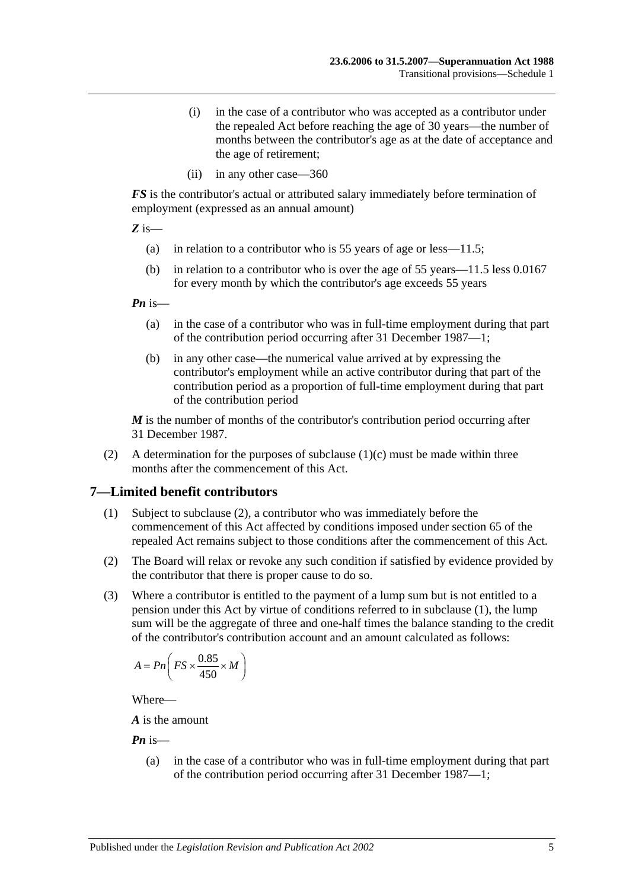(i) in the case of a contributor who was accepted as a contributor under the repealed Act before reaching the age of 30 years—the number of months between the contributor's age as at the date of acceptance and the age of retirement;

(ii) in any other case—360

***FS*** is the contributor's actual or attributed salary immediately before termination of employment (expressed as an annual amount)

***Z*** is—

(a) in relation to a contributor who is 55 years of age or less—11.5;

(b) in relation to a contributor who is over the age of 55 years—11.5 less 0.0167 for every month by which the contributor's age exceeds 55 years

***Pn*** is—

(a) in the case of a contributor who was in full-time employment during that part of the contribution period occurring after 31 December 1987—1;

(b) in any other case—the numerical value arrived at by expressing the contributor's employment while an active contributor during that part of the contribution period as a proportion of full-time employment during that part of the contribution period

***M*** is the number of months of the contributor's contribution period occurring after 31 December 1987.

(2) A determination for the purposes of subclause (1)(c) must be made within three months after the commencement of this Act.

## 7—Limited benefit contributors

(1) Subject to subclause (2), a contributor who was immediately before the commencement of this Act affected by conditions imposed under section 65 of the repealed Act remains subject to those conditions after the commencement of this Act.

(2) The Board will relax or revoke any such condition if satisfied by evidence provided by the contributor that there is proper cause to do so.

(3) Where a contributor is entitled to the payment of a lump sum but is not entitled to a pension under this Act by virtue of conditions referred to in subclause (1), the lump sum will be the aggregate of three and one-half times the balance standing to the credit of the contributor's contribution account and an amount calculated as follows:

$$A = Pn\left(FS \times \frac{0.85}{450} \times M\right)$$

Where—

***A*** is the amount

***Pn*** is—

(a) in the case of a contributor who was in full-time employment during that part of the contribution period occurring after 31 December 1987—1;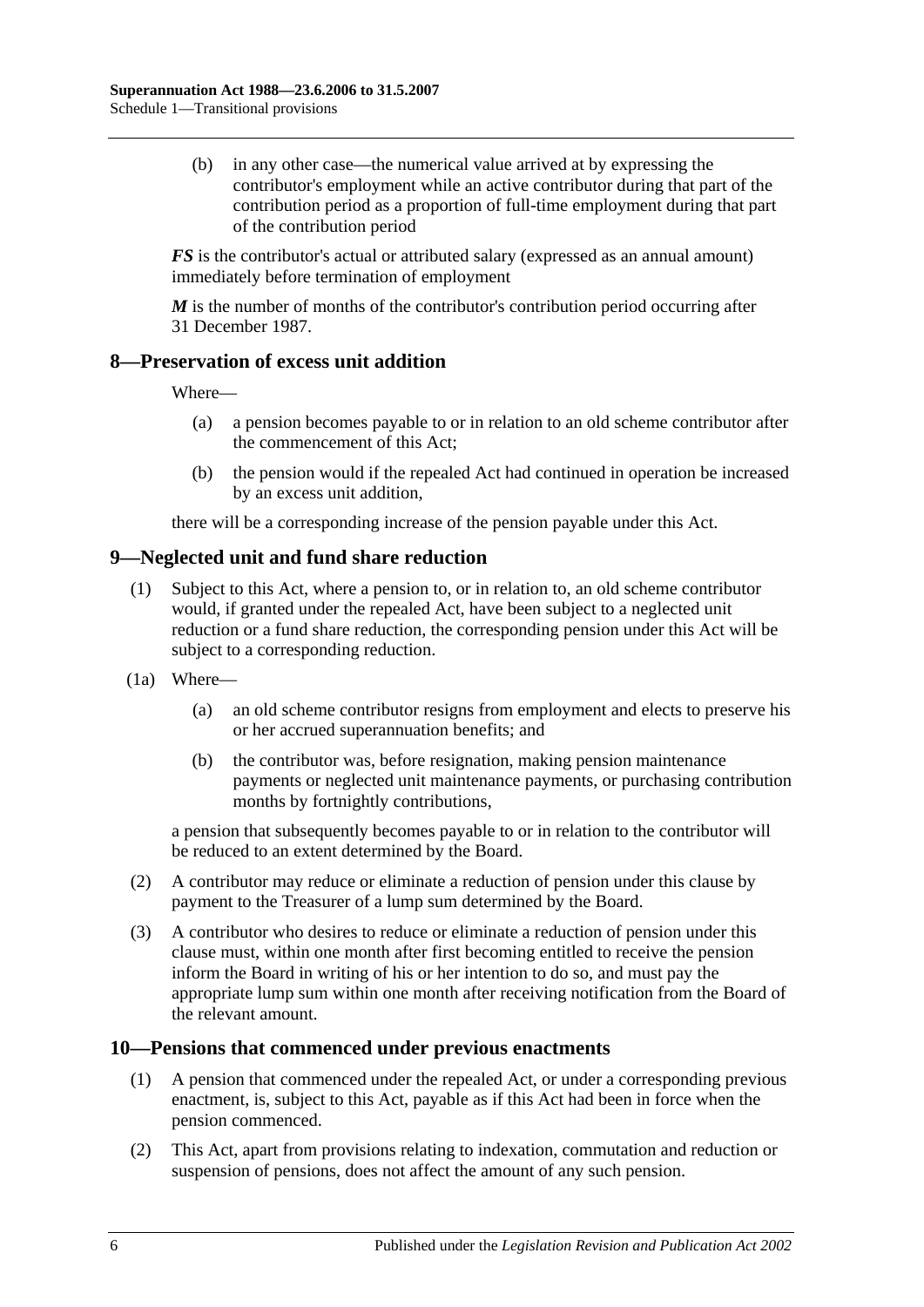(b) in any other case—the numerical value arrived at by expressing the contributor's employment while an active contributor during that part of the contribution period as a proportion of full-time employment during that part of the contribution period

***FS*** is the contributor's actual or attributed salary (expressed as an annual amount) immediately before termination of employment

***M*** is the number of months of the contributor's contribution period occurring after 31 December 1987.

## 8—Preservation of excess unit addition

Where—

(a) a pension becomes payable to or in relation to an old scheme contributor after the commencement of this Act;

(b) the pension would if the repealed Act had continued in operation be increased by an excess unit addition,

there will be a corresponding increase of the pension payable under this Act.

## 9—Neglected unit and fund share reduction

(1) Subject to this Act, where a pension to, or in relation to, an old scheme contributor would, if granted under the repealed Act, have been subject to a neglected unit reduction or a fund share reduction, the corresponding pension under this Act will be subject to a corresponding reduction.

(1a) Where—

(a) an old scheme contributor resigns from employment and elects to preserve his or her accrued superannuation benefits; and

(b) the contributor was, before resignation, making pension maintenance payments or neglected unit maintenance payments, or purchasing contribution months by fortnightly contributions,

a pension that subsequently becomes payable to or in relation to the contributor will be reduced to an extent determined by the Board.

(2) A contributor may reduce or eliminate a reduction of pension under this clause by payment to the Treasurer of a lump sum determined by the Board.

(3) A contributor who desires to reduce or eliminate a reduction of pension under this clause must, within one month after first becoming entitled to receive the pension inform the Board in writing of his or her intention to do so, and must pay the appropriate lump sum within one month after receiving notification from the Board of the relevant amount.

## 10—Pensions that commenced under previous enactments

(1) A pension that commenced under the repealed Act, or under a corresponding previous enactment, is, subject to this Act, payable as if this Act had been in force when the pension commenced.

(2) This Act, apart from provisions relating to indexation, commutation and reduction or suspension of pensions, does not affect the amount of any such pension.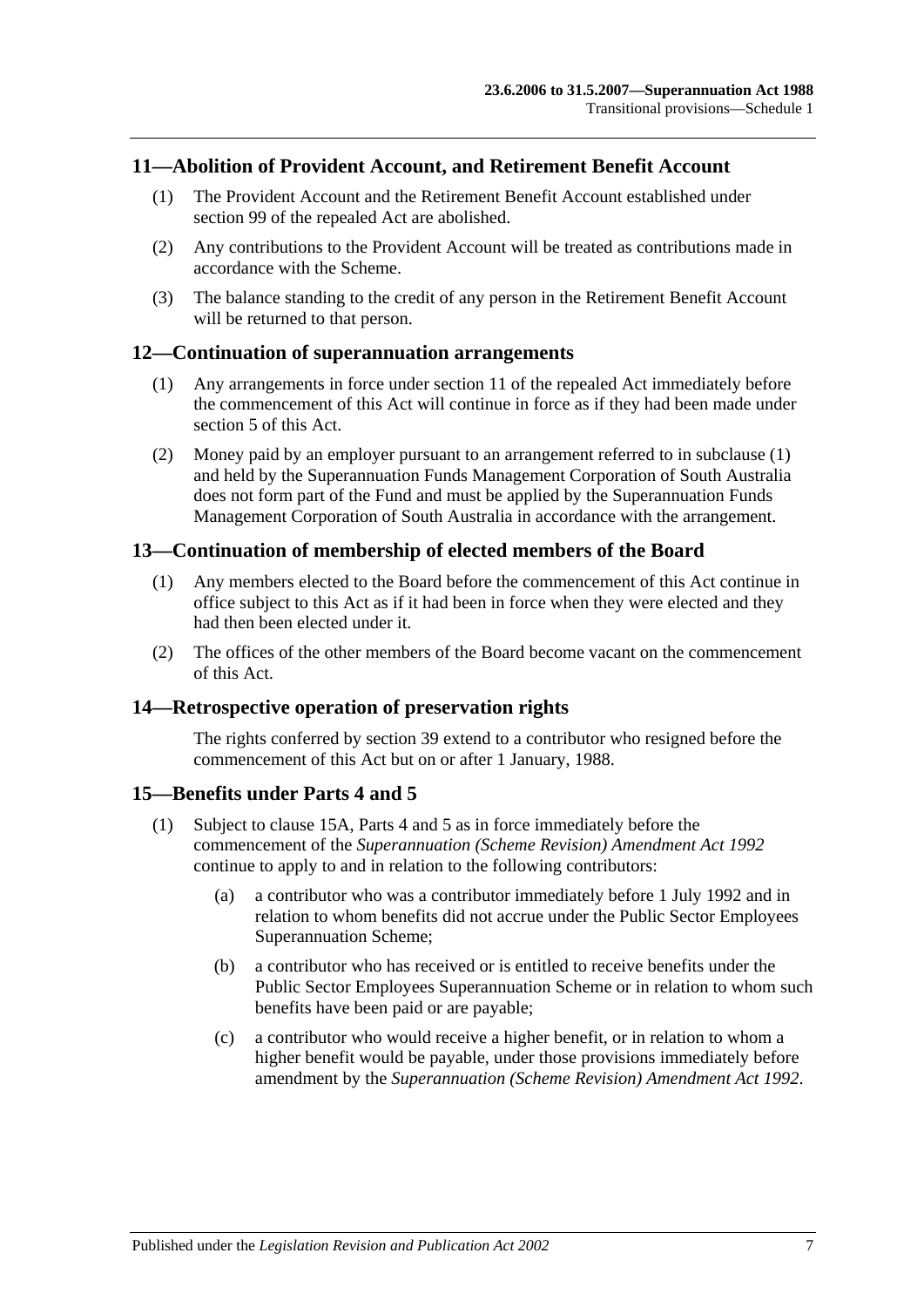## 11—Abolition of Provident Account, and Retirement Benefit Account

(1) The Provident Account and the Retirement Benefit Account established under section 99 of the repealed Act are abolished.

(2) Any contributions to the Provident Account will be treated as contributions made in accordance with the Scheme.

(3) The balance standing to the credit of any person in the Retirement Benefit Account will be returned to that person.

## 12—Continuation of superannuation arrangements

(1) Any arrangements in force under section 11 of the repealed Act immediately before the commencement of this Act will continue in force as if they had been made under section 5 of this Act.

(2) Money paid by an employer pursuant to an arrangement referred to in subclause (1) and held by the Superannuation Funds Management Corporation of South Australia does not form part of the Fund and must be applied by the Superannuation Funds Management Corporation of South Australia in accordance with the arrangement.

## 13—Continuation of membership of elected members of the Board

(1) Any members elected to the Board before the commencement of this Act continue in office subject to this Act as if it had been in force when they were elected and they had then been elected under it.

(2) The offices of the other members of the Board become vacant on the commencement of this Act.

## 14—Retrospective operation of preservation rights

The rights conferred by section 39 extend to a contributor who resigned before the commencement of this Act but on or after 1 January, 1988.

## 15—Benefits under Parts 4 and 5

(1) Subject to clause 15A, Parts 4 and 5 as in force immediately before the commencement of the *Superannuation (Scheme Revision) Amendment Act 1992* continue to apply to and in relation to the following contributors:

(a) a contributor who was a contributor immediately before 1 July 1992 and in relation to whom benefits did not accrue under the Public Sector Employees Superannuation Scheme;

(b) a contributor who has received or is entitled to receive benefits under the Public Sector Employees Superannuation Scheme or in relation to whom such benefits have been paid or are payable;

(c) a contributor who would receive a higher benefit, or in relation to whom a higher benefit would be payable, under those provisions immediately before amendment by the *Superannuation (Scheme Revision) Amendment Act 1992*.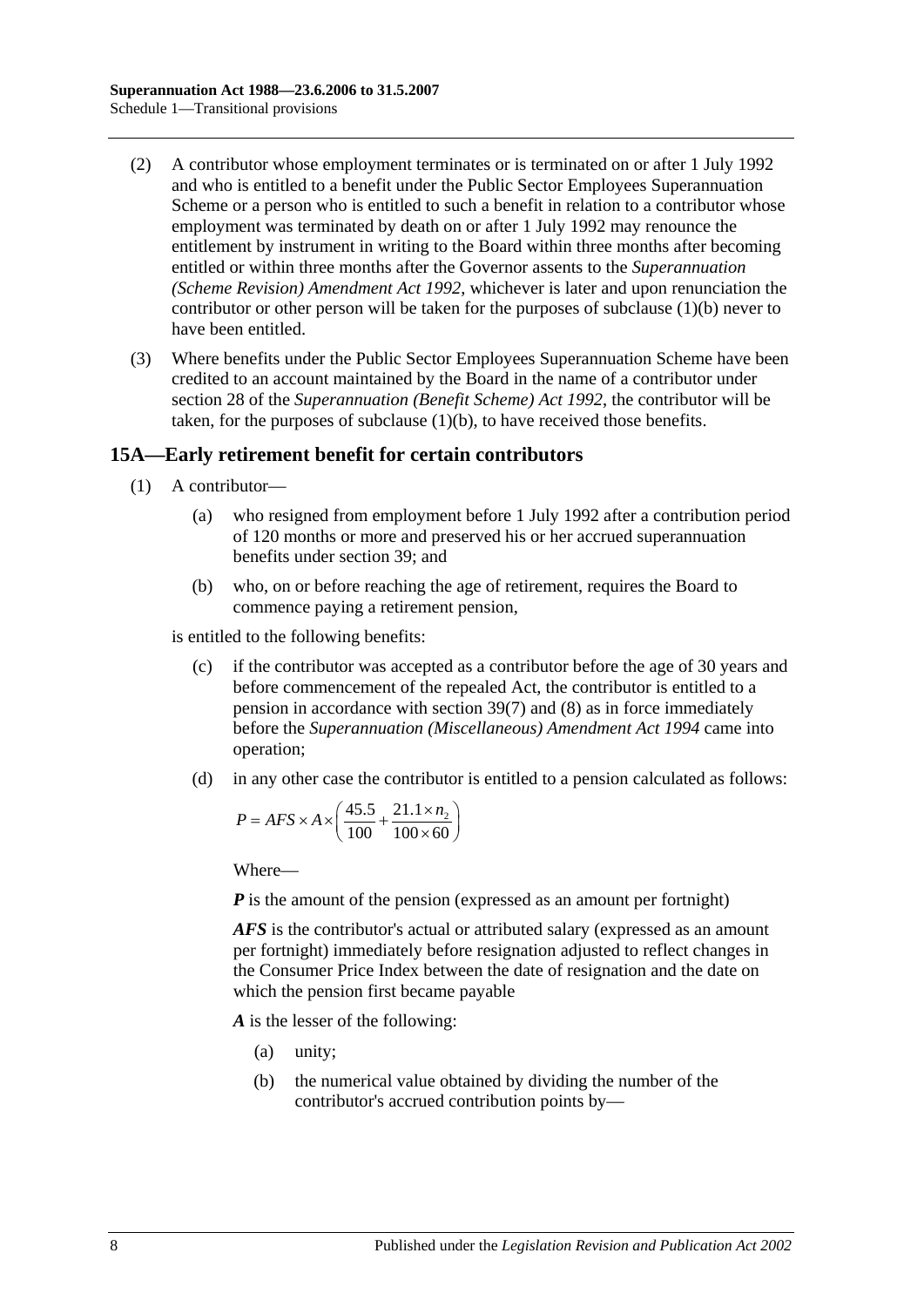(2) A contributor whose employment terminates or is terminated on or after 1 July 1992 and who is entitled to a benefit under the Public Sector Employees Superannuation Scheme or a person who is entitled to such a benefit in relation to a contributor whose employment was terminated by death on or after 1 July 1992 may renounce the entitlement by instrument in writing to the Board within three months after becoming entitled or within three months after the Governor assents to the *Superannuation (Scheme Revision) Amendment Act 1992*, whichever is later and upon renunciation the contributor or other person will be taken for the purposes of subclause (1)(b) never to have been entitled.

(3) Where benefits under the Public Sector Employees Superannuation Scheme have been credited to an account maintained by the Board in the name of a contributor under section 28 of the *Superannuation (Benefit Scheme) Act 1992*, the contributor will be taken, for the purposes of subclause (1)(b), to have received those benefits.

## 15A—Early retirement benefit for certain contributors

(1) A contributor—

(a) who resigned from employment before 1 July 1992 after a contribution period of 120 months or more and preserved his or her accrued superannuation benefits under section 39; and

(b) who, on or before reaching the age of retirement, requires the Board to commence paying a retirement pension,

is entitled to the following benefits:

(c) if the contributor was accepted as a contributor before the age of 30 years and before commencement of the repealed Act, the contributor is entitled to a pension in accordance with section 39(7) and (8) as in force immediately before the *Superannuation (Miscellaneous) Amendment Act 1994* came into operation;

(d) in any other case the contributor is entitled to a pension calculated as follows:

$$P = AFS \times A \times \left( \frac{45.5}{100} + \frac{21.1 \times n_2}{100 \times 60} \right)$$

Where—

***P*** is the amount of the pension (expressed as an amount per fortnight)

***AFS*** is the contributor's actual or attributed salary (expressed as an amount per fortnight) immediately before resignation adjusted to reflect changes in the Consumer Price Index between the date of resignation and the date on which the pension first became payable

***A*** is the lesser of the following:

(a) unity;

(b) the numerical value obtained by dividing the number of the contributor's accrued contribution points by—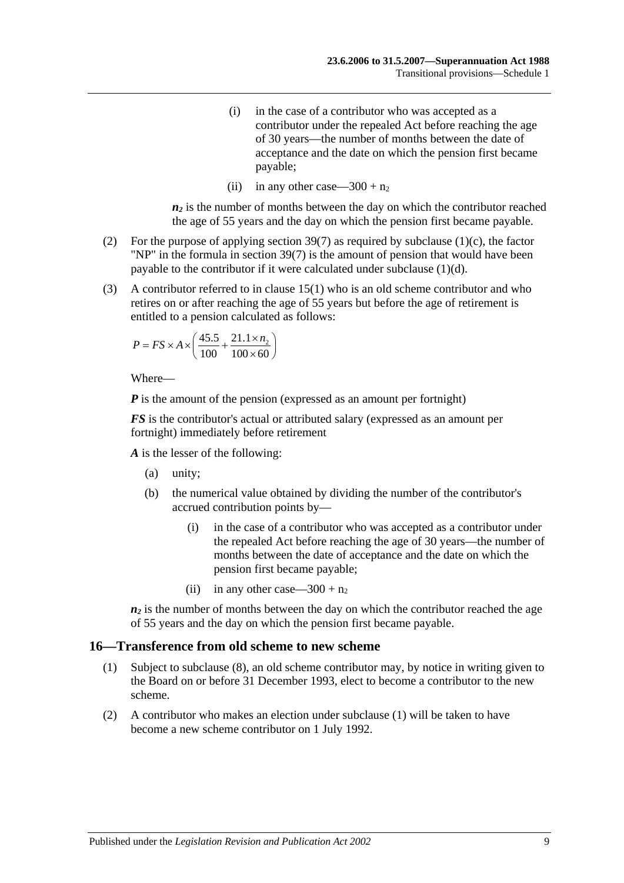(i) in the case of a contributor who was accepted as a contributor under the repealed Act before reaching the age of 30 years—the number of months between the date of acceptance and the date on which the pension first became payable;

(ii) in any other case—$300 + n_2$

$n_2$ is the number of months between the day on which the contributor reached the age of 55 years and the day on which the pension first became payable.

(2) For the purpose of applying section 39(7) as required by subclause (1)(c), the factor "NP" in the formula in section 39(7) is the amount of pension that would have been payable to the contributor if it were calculated under subclause (1)(d).

(3) A contributor referred to in clause 15(1) who is an old scheme contributor and who retires on or after reaching the age of 55 years but before the age of retirement is entitled to a pension calculated as follows:

$$P = FS \times A \times \left( \frac{45.5}{100} + \frac{21.1 \times n_2}{100 \times 60} \right)$$

Where—

***P*** is the amount of the pension (expressed as an amount per fortnight)

***FS*** is the contributor's actual or attributed salary (expressed as an amount per fortnight) immediately before retirement

***A*** is the lesser of the following:

(a) unity;

(b) the numerical value obtained by dividing the number of the contributor's accrued contribution points by—

(i) in the case of a contributor who was accepted as a contributor under the repealed Act before reaching the age of 30 years—the number of months between the date of acceptance and the date on which the pension first became payable;

(ii) in any other case—$300 + n_2$

$n_2$ is the number of months between the day on which the contributor reached the age of 55 years and the day on which the pension first became payable.

## 16—Transference from old scheme to new scheme

(1) Subject to subclause (8), an old scheme contributor may, by notice in writing given to the Board on or before 31 December 1993, elect to become a contributor to the new scheme.

(2) A contributor who makes an election under subclause (1) will be taken to have become a new scheme contributor on 1 July 1992.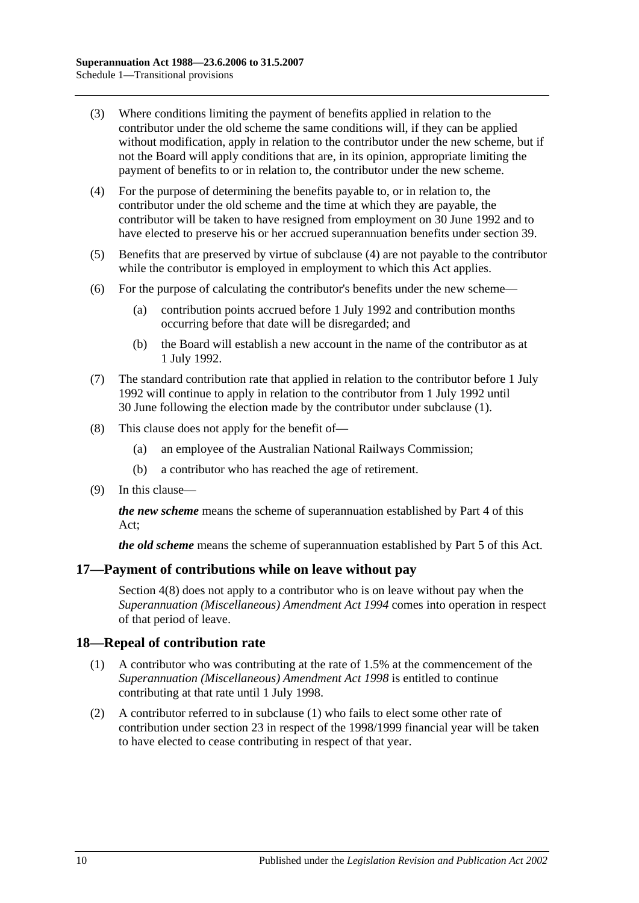(3) Where conditions limiting the payment of benefits applied in relation to the contributor under the old scheme the same conditions will, if they can be applied without modification, apply in relation to the contributor under the new scheme, but if not the Board will apply conditions that are, in its opinion, appropriate limiting the payment of benefits to or in relation to, the contributor under the new scheme.

(4) For the purpose of determining the benefits payable to, or in relation to, the contributor under the old scheme and the time at which they are payable, the contributor will be taken to have resigned from employment on 30 June 1992 and to have elected to preserve his or her accrued superannuation benefits under section 39.

(5) Benefits that are preserved by virtue of subclause (4) are not payable to the contributor while the contributor is employed in employment to which this Act applies.

(6) For the purpose of calculating the contributor's benefits under the new scheme—

(a) contribution points accrued before 1 July 1992 and contribution months occurring before that date will be disregarded; and

(b) the Board will establish a new account in the name of the contributor as at 1 July 1992.

(7) The standard contribution rate that applied in relation to the contributor before 1 July 1992 will continue to apply in relation to the contributor from 1 July 1992 until 30 June following the election made by the contributor under subclause (1).

(8) This clause does not apply for the benefit of—

(a) an employee of the Australian National Railways Commission;

(b) a contributor who has reached the age of retirement.

(9) In this clause—

***the new scheme*** means the scheme of superannuation established by Part 4 of this Act;

***the old scheme*** means the scheme of superannuation established by Part 5 of this Act.

## 17—Payment of contributions while on leave without pay

Section 4(8) does not apply to a contributor who is on leave without pay when the *Superannuation (Miscellaneous) Amendment Act 1994* comes into operation in respect of that period of leave.

## 18—Repeal of contribution rate

(1) A contributor who was contributing at the rate of 1.5% at the commencement of the *Superannuation (Miscellaneous) Amendment Act 1998* is entitled to continue contributing at that rate until 1 July 1998.

(2) A contributor referred to in subclause (1) who fails to elect some other rate of contribution under section 23 in respect of the 1998/1999 financial year will be taken to have elected to cease contributing in respect of that year.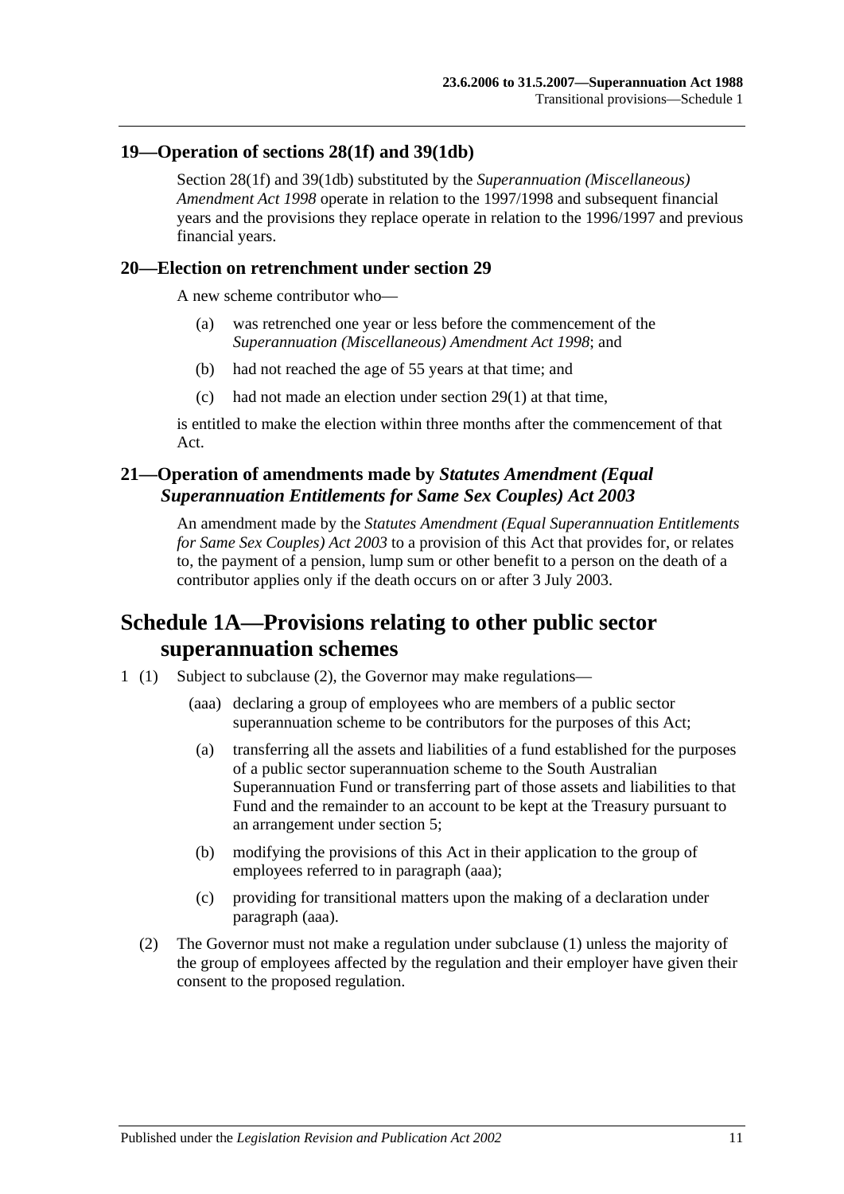## 19—Operation of sections 28(1f) and 39(1db)

Section 28(1f) and 39(1db) substituted by the *Superannuation (Miscellaneous) Amendment Act 1998* operate in relation to the 1997/1998 and subsequent financial years and the provisions they replace operate in relation to the 1996/1997 and previous financial years.

## 20—Election on retrenchment under section 29

A new scheme contributor who—

- (a) was retrenched one year or less before the commencement of the *Superannuation (Miscellaneous) Amendment Act 1998*; and
- (b) had not reached the age of 55 years at that time; and
- (c) had not made an election under section 29(1) at that time,

is entitled to make the election within three months after the commencement of that Act.

## 21—Operation of amendments made by *Statutes Amendment (Equal Superannuation Entitlements for Same Sex Couples) Act 2003*

An amendment made by the *Statutes Amendment (Equal Superannuation Entitlements for Same Sex Couples) Act 2003* to a provision of this Act that provides for, or relates to, the payment of a pension, lump sum or other benefit to a person on the death of a contributor applies only if the death occurs on or after 3 July 2003.

# Schedule 1A—Provisions relating to other public sector superannuation schemes

1 (1) Subject to subclause (2), the Governor may make regulations—

- (aaa) declaring a group of employees who are members of a public sector superannuation scheme to be contributors for the purposes of this Act;
- (a) transferring all the assets and liabilities of a fund established for the purposes of a public sector superannuation scheme to the South Australian Superannuation Fund or transferring part of those assets and liabilities to that Fund and the remainder to an account to be kept at the Treasury pursuant to an arrangement under section 5;
- (b) modifying the provisions of this Act in their application to the group of employees referred to in paragraph (aaa);
- (c) providing for transitional matters upon the making of a declaration under paragraph (aaa).

(2) The Governor must not make a regulation under subclause (1) unless the majority of the group of employees affected by the regulation and their employer have given their consent to the proposed regulation.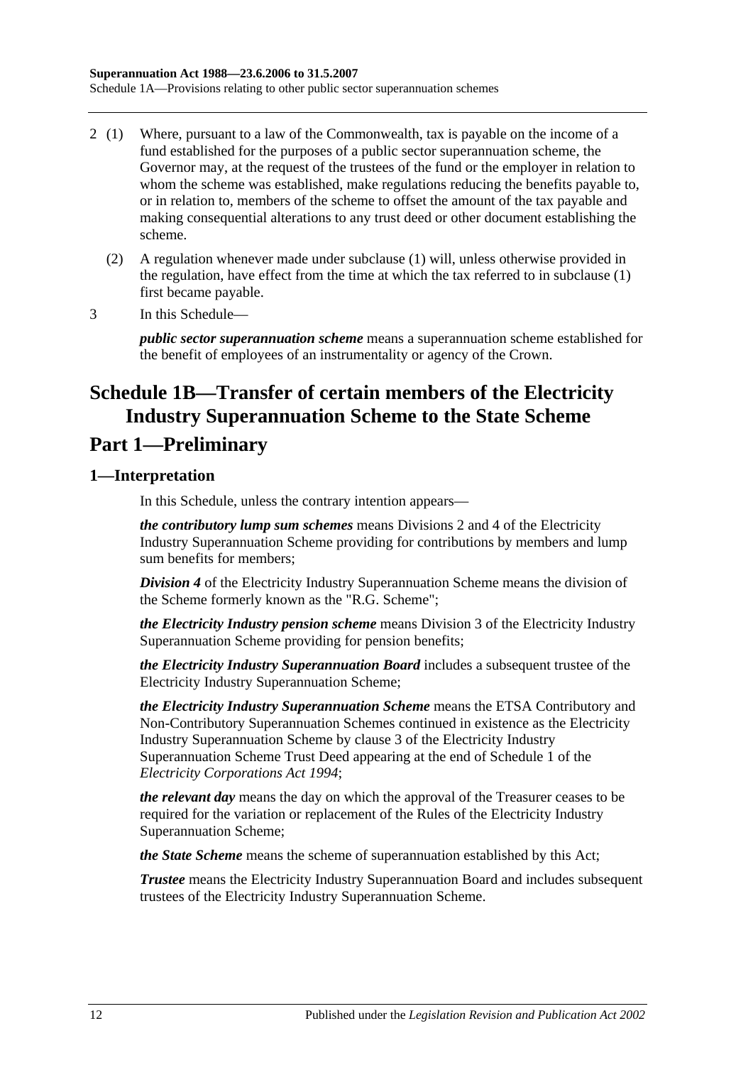2 (1) Where, pursuant to a law of the Commonwealth, tax is payable on the income of a fund established for the purposes of a public sector superannuation scheme, the Governor may, at the request of the trustees of the fund or the employer in relation to whom the scheme was established, make regulations reducing the benefits payable to, or in relation to, members of the scheme to offset the amount of the tax payable and making consequential alterations to any trust deed or other document establishing the scheme.

(2) A regulation whenever made under subclause (1) will, unless otherwise provided in the regulation, have effect from the time at which the tax referred to in subclause (1) first became payable.

3 In this Schedule—

***public sector superannuation scheme*** means a superannuation scheme established for the benefit of employees of an instrumentality or agency of the Crown.

# Schedule 1B—Transfer of certain members of the Electricity Industry Superannuation Scheme to the State Scheme

## Part 1—Preliminary

### 1—Interpretation

In this Schedule, unless the contrary intention appears—

***the contributory lump sum schemes*** means Divisions 2 and 4 of the Electricity Industry Superannuation Scheme providing for contributions by members and lump sum benefits for members;

***Division 4*** of the Electricity Industry Superannuation Scheme means the division of the Scheme formerly known as the "R.G. Scheme";

***the Electricity Industry pension scheme*** means Division 3 of the Electricity Industry Superannuation Scheme providing for pension benefits;

***the Electricity Industry Superannuation Board*** includes a subsequent trustee of the Electricity Industry Superannuation Scheme;

***the Electricity Industry Superannuation Scheme*** means the ETSA Contributory and Non-Contributory Superannuation Schemes continued in existence as the Electricity Industry Superannuation Scheme by clause 3 of the Electricity Industry Superannuation Scheme Trust Deed appearing at the end of Schedule 1 of the *Electricity Corporations Act 1994*;

***the relevant day*** means the day on which the approval of the Treasurer ceases to be required for the variation or replacement of the Rules of the Electricity Industry Superannuation Scheme;

***the State Scheme*** means the scheme of superannuation established by this Act;

***Trustee*** means the Electricity Industry Superannuation Board and includes subsequent trustees of the Electricity Industry Superannuation Scheme.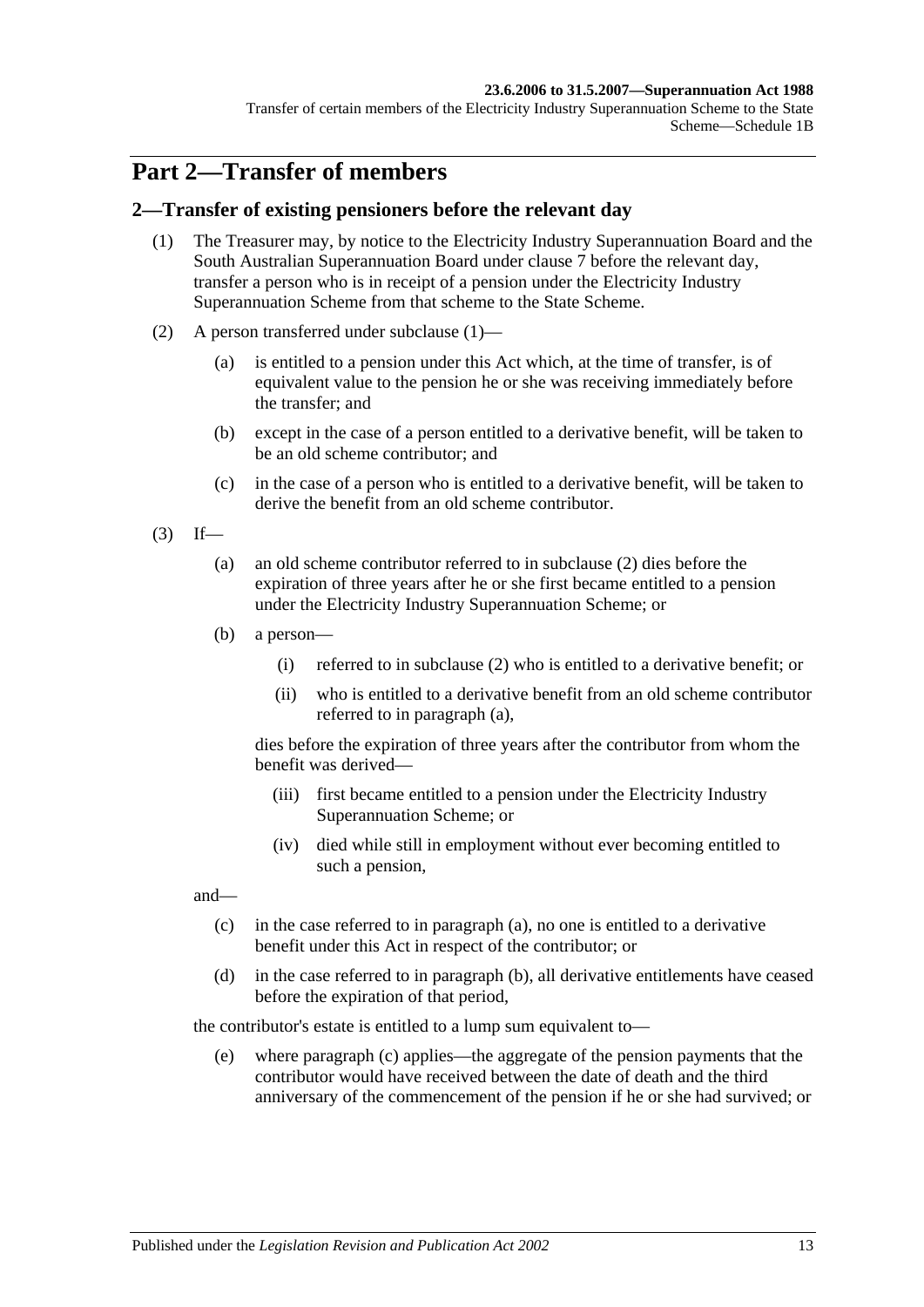# Part 2—Transfer of members

## 2—Transfer of existing pensioners before the relevant day

(1) The Treasurer may, by notice to the Electricity Industry Superannuation Board and the South Australian Superannuation Board under clause 7 before the relevant day, transfer a person who is in receipt of a pension under the Electricity Industry Superannuation Scheme from that scheme to the State Scheme.

(2) A person transferred under subclause (1)—

(a) is entitled to a pension under this Act which, at the time of transfer, is of equivalent value to the pension he or she was receiving immediately before the transfer; and

(b) except in the case of a person entitled to a derivative benefit, will be taken to be an old scheme contributor; and

(c) in the case of a person who is entitled to a derivative benefit, will be taken to derive the benefit from an old scheme contributor.

(3) If—

(a) an old scheme contributor referred to in subclause (2) dies before the expiration of three years after he or she first became entitled to a pension under the Electricity Industry Superannuation Scheme; or

(b) a person—

(i) referred to in subclause (2) who is entitled to a derivative benefit; or

(ii) who is entitled to a derivative benefit from an old scheme contributor referred to in paragraph (a),

dies before the expiration of three years after the contributor from whom the benefit was derived—

(iii) first became entitled to a pension under the Electricity Industry Superannuation Scheme; or

(iv) died while still in employment without ever becoming entitled to such a pension,

and—

(c) in the case referred to in paragraph (a), no one is entitled to a derivative benefit under this Act in respect of the contributor; or

(d) in the case referred to in paragraph (b), all derivative entitlements have ceased before the expiration of that period,

the contributor's estate is entitled to a lump sum equivalent to—

(e) where paragraph (c) applies—the aggregate of the pension payments that the contributor would have received between the date of death and the third anniversary of the commencement of the pension if he or she had survived; or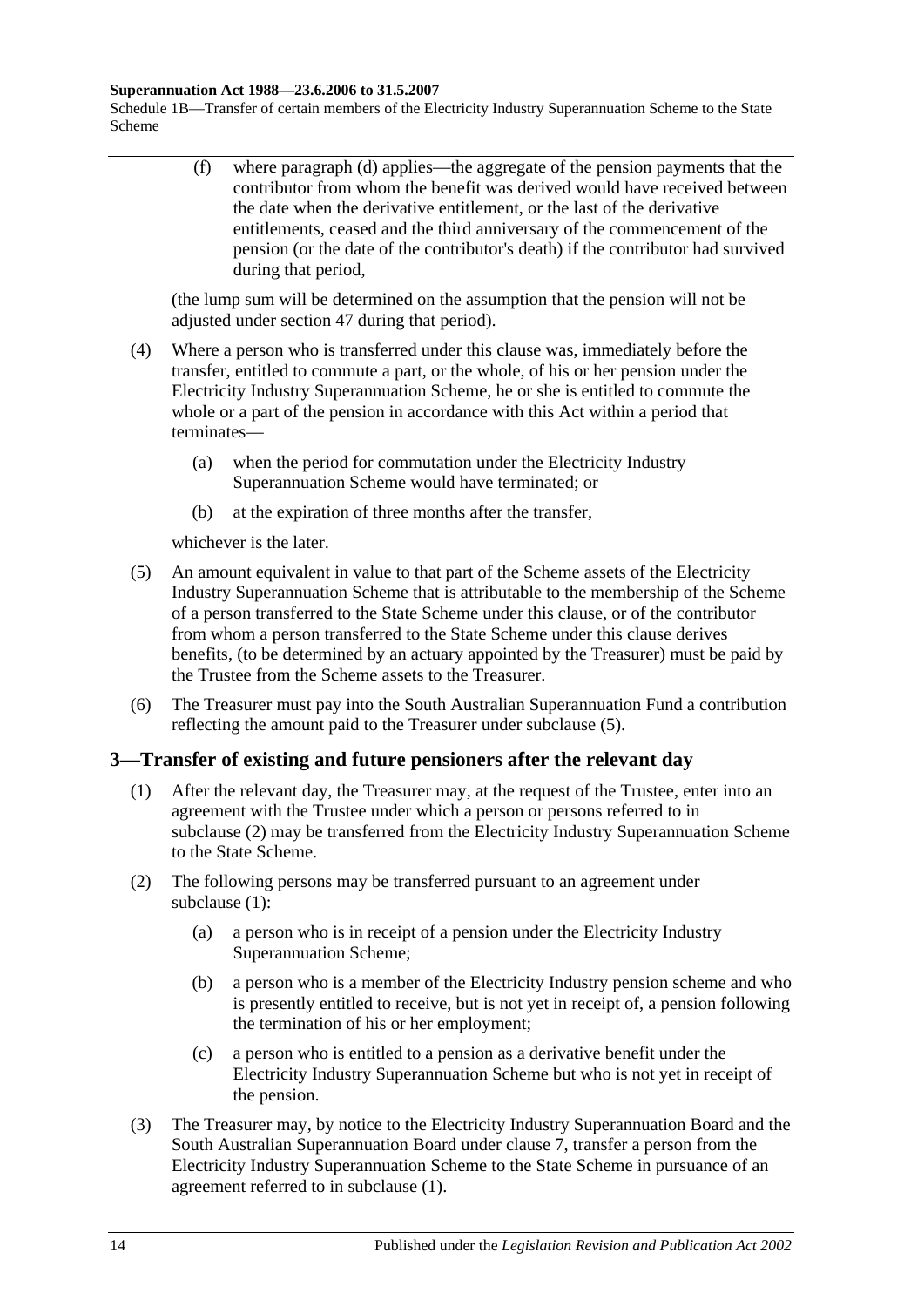(f) where paragraph (d) applies—the aggregate of the pension payments that the contributor from whom the benefit was derived would have received between the date when the derivative entitlement, or the last of the derivative entitlements, ceased and the third anniversary of the commencement of the pension (or the date of the contributor's death) if the contributor had survived during that period,

(the lump sum will be determined on the assumption that the pension will not be adjusted under section 47 during that period).

(4) Where a person who is transferred under this clause was, immediately before the transfer, entitled to commute a part, or the whole, of his or her pension under the Electricity Industry Superannuation Scheme, he or she is entitled to commute the whole or a part of the pension in accordance with this Act within a period that terminates—

(a) when the period for commutation under the Electricity Industry Superannuation Scheme would have terminated; or

(b) at the expiration of three months after the transfer,

whichever is the later.

(5) An amount equivalent in value to that part of the Scheme assets of the Electricity Industry Superannuation Scheme that is attributable to the membership of the Scheme of a person transferred to the State Scheme under this clause, or of the contributor from whom a person transferred to the State Scheme under this clause derives benefits, (to be determined by an actuary appointed by the Treasurer) must be paid by the Trustee from the Scheme assets to the Treasurer.

(6) The Treasurer must pay into the South Australian Superannuation Fund a contribution reflecting the amount paid to the Treasurer under subclause (5).

## 3—Transfer of existing and future pensioners after the relevant day

(1) After the relevant day, the Treasurer may, at the request of the Trustee, enter into an agreement with the Trustee under which a person or persons referred to in subclause (2) may be transferred from the Electricity Industry Superannuation Scheme to the State Scheme.

(2) The following persons may be transferred pursuant to an agreement under subclause (1):

(a) a person who is in receipt of a pension under the Electricity Industry Superannuation Scheme;

(b) a person who is a member of the Electricity Industry pension scheme and who is presently entitled to receive, but is not yet in receipt of, a pension following the termination of his or her employment;

(c) a person who is entitled to a pension as a derivative benefit under the Electricity Industry Superannuation Scheme but who is not yet in receipt of the pension.

(3) The Treasurer may, by notice to the Electricity Industry Superannuation Board and the South Australian Superannuation Board under clause 7, transfer a person from the Electricity Industry Superannuation Scheme to the State Scheme in pursuance of an agreement referred to in subclause (1).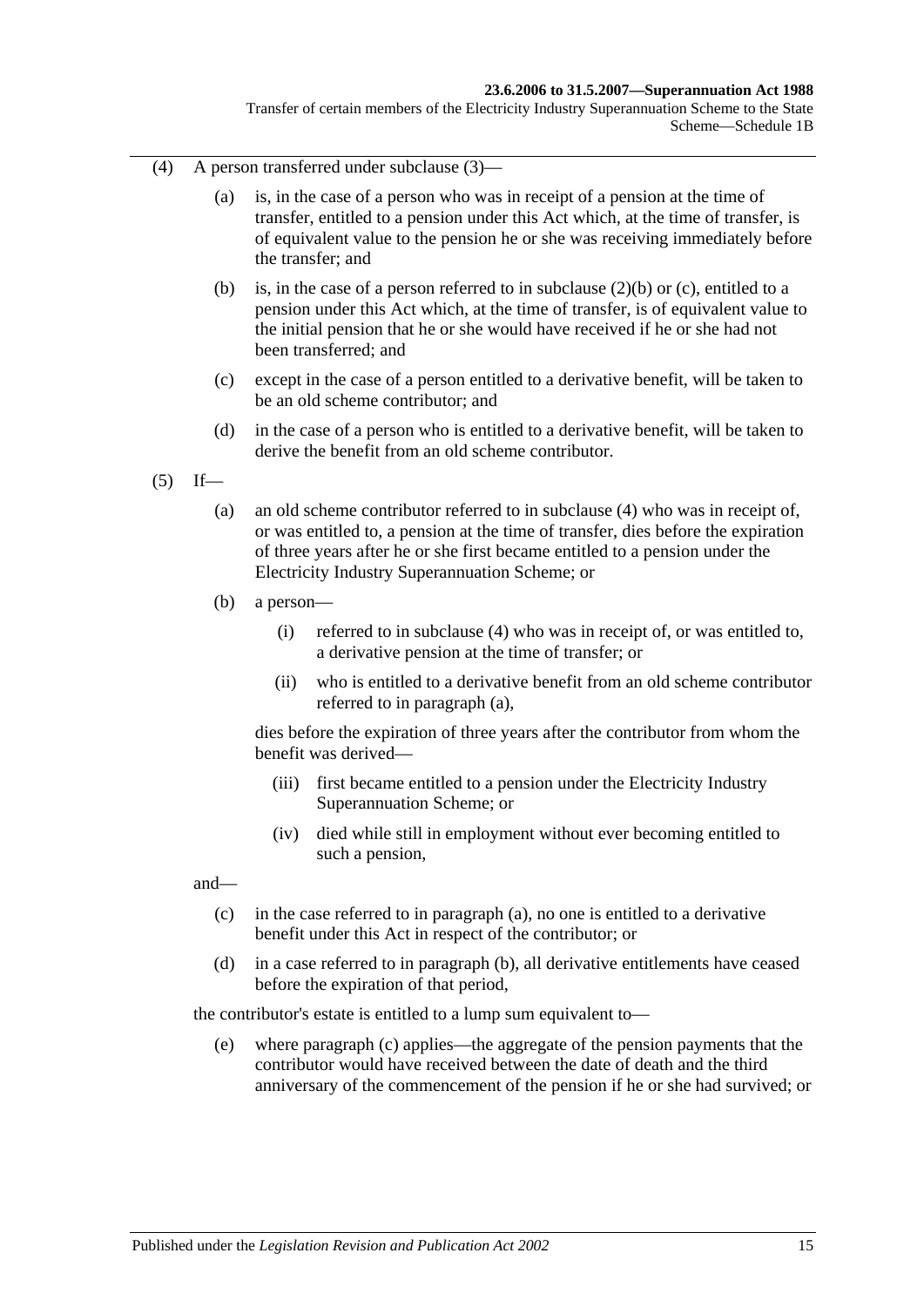(4) A person transferred under subclause (3)—

(a) is, in the case of a person who was in receipt of a pension at the time of transfer, entitled to a pension under this Act which, at the time of transfer, is of equivalent value to the pension he or she was receiving immediately before the transfer; and

(b) is, in the case of a person referred to in subclause (2)(b) or (c), entitled to a pension under this Act which, at the time of transfer, is of equivalent value to the initial pension that he or she would have received if he or she had not been transferred; and

(c) except in the case of a person entitled to a derivative benefit, will be taken to be an old scheme contributor; and

(d) in the case of a person who is entitled to a derivative benefit, will be taken to derive the benefit from an old scheme contributor.

(5) If—

(a) an old scheme contributor referred to in subclause (4) who was in receipt of, or was entitled to, a pension at the time of transfer, dies before the expiration of three years after he or she first became entitled to a pension under the Electricity Industry Superannuation Scheme; or

(b) a person—

(i) referred to in subclause (4) who was in receipt of, or was entitled to, a derivative pension at the time of transfer; or

(ii) who is entitled to a derivative benefit from an old scheme contributor referred to in paragraph (a),

dies before the expiration of three years after the contributor from whom the benefit was derived—

(iii) first became entitled to a pension under the Electricity Industry Superannuation Scheme; or

(iv) died while still in employment without ever becoming entitled to such a pension,

and—

(c) in the case referred to in paragraph (a), no one is entitled to a derivative benefit under this Act in respect of the contributor; or

(d) in a case referred to in paragraph (b), all derivative entitlements have ceased before the expiration of that period,

the contributor's estate is entitled to a lump sum equivalent to—

(e) where paragraph (c) applies—the aggregate of the pension payments that the contributor would have received between the date of death and the third anniversary of the commencement of the pension if he or she had survived; or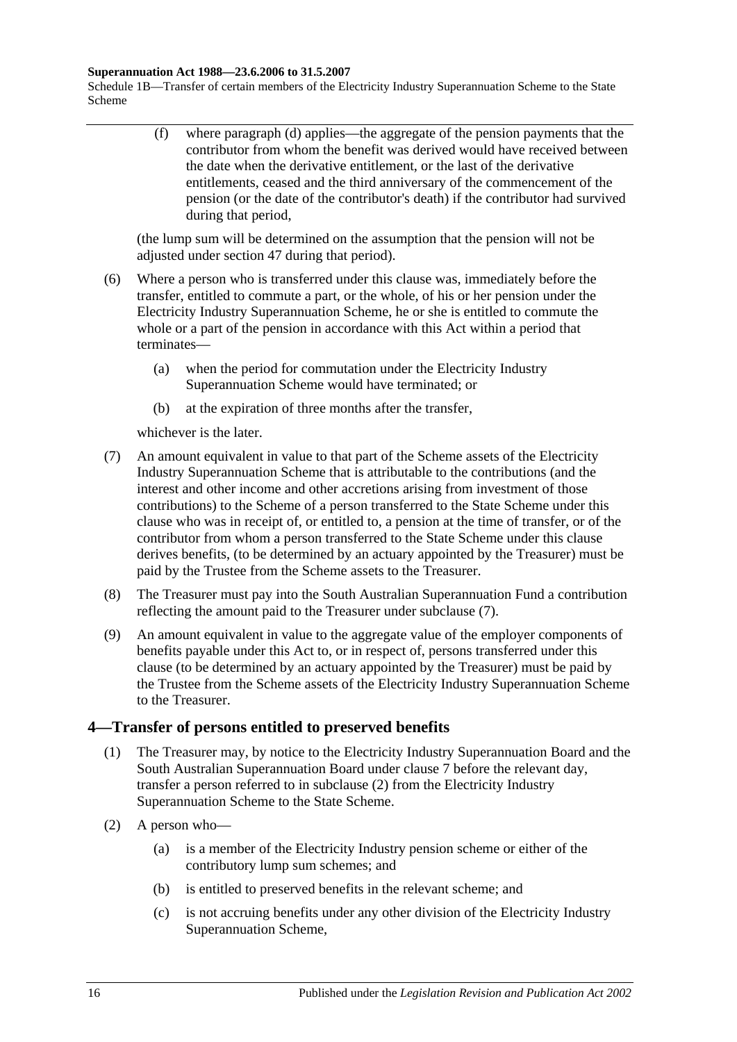(f) where paragraph (d) applies—the aggregate of the pension payments that the contributor from whom the benefit was derived would have received between the date when the derivative entitlement, or the last of the derivative entitlements, ceased and the third anniversary of the commencement of the pension (or the date of the contributor's death) if the contributor had survived during that period,

(the lump sum will be determined on the assumption that the pension will not be adjusted under section 47 during that period).

(6) Where a person who is transferred under this clause was, immediately before the transfer, entitled to commute a part, or the whole, of his or her pension under the Electricity Industry Superannuation Scheme, he or she is entitled to commute the whole or a part of the pension in accordance with this Act within a period that terminates—

(a) when the period for commutation under the Electricity Industry Superannuation Scheme would have terminated; or

(b) at the expiration of three months after the transfer,

whichever is the later.

(7) An amount equivalent in value to that part of the Scheme assets of the Electricity Industry Superannuation Scheme that is attributable to the contributions (and the interest and other income and other accretions arising from investment of those contributions) to the Scheme of a person transferred to the State Scheme under this clause who was in receipt of, or entitled to, a pension at the time of transfer, or of the contributor from whom a person transferred to the State Scheme under this clause derives benefits, (to be determined by an actuary appointed by the Treasurer) must be paid by the Trustee from the Scheme assets to the Treasurer.

(8) The Treasurer must pay into the South Australian Superannuation Fund a contribution reflecting the amount paid to the Treasurer under subclause (7).

(9) An amount equivalent in value to the aggregate value of the employer components of benefits payable under this Act to, or in respect of, persons transferred under this clause (to be determined by an actuary appointed by the Treasurer) must be paid by the Trustee from the Scheme assets of the Electricity Industry Superannuation Scheme to the Treasurer.

## 4—Transfer of persons entitled to preserved benefits

(1) The Treasurer may, by notice to the Electricity Industry Superannuation Board and the South Australian Superannuation Board under clause 7 before the relevant day, transfer a person referred to in subclause (2) from the Electricity Industry Superannuation Scheme to the State Scheme.

(2) A person who—

(a) is a member of the Electricity Industry pension scheme or either of the contributory lump sum schemes; and

(b) is entitled to preserved benefits in the relevant scheme; and

(c) is not accruing benefits under any other division of the Electricity Industry Superannuation Scheme,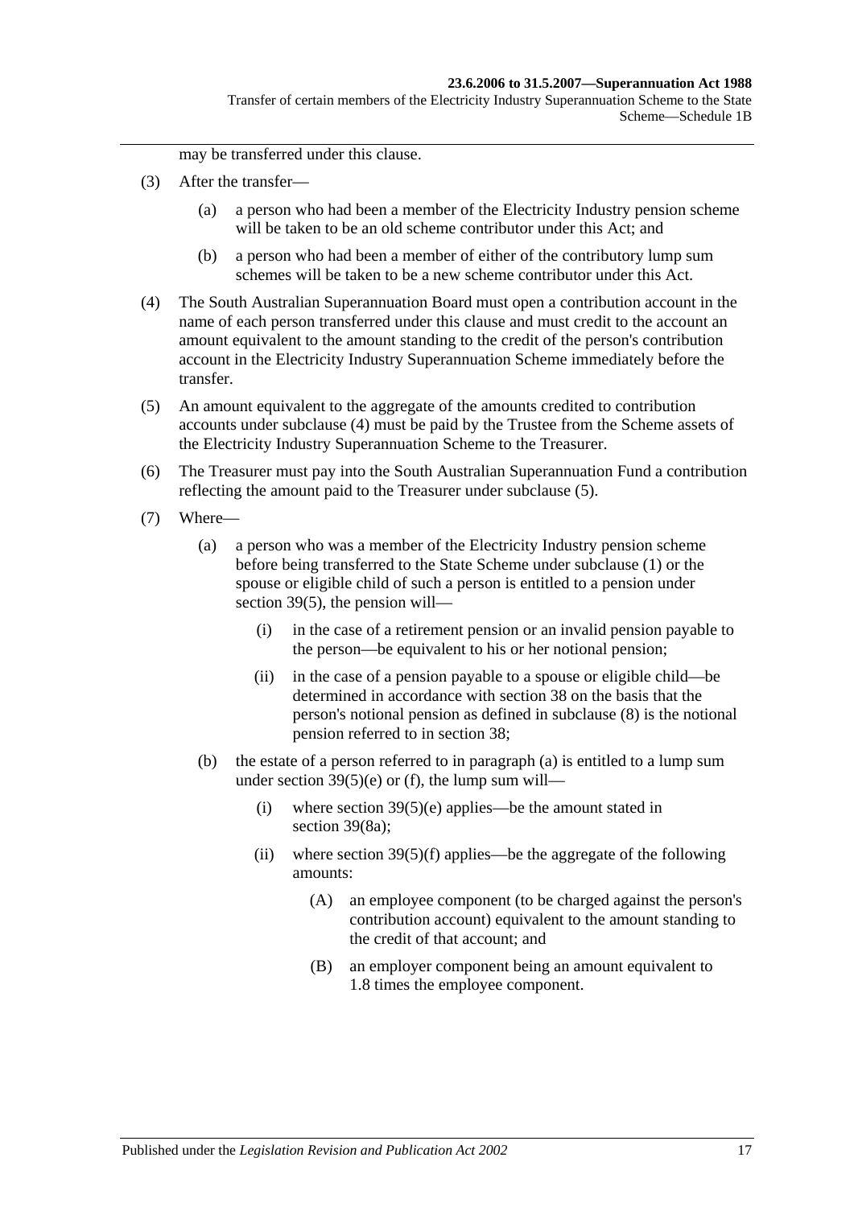may be transferred under this clause.

(3) After the transfer—

(a) a person who had been a member of the Electricity Industry pension scheme will be taken to be an old scheme contributor under this Act; and

(b) a person who had been a member of either of the contributory lump sum schemes will be taken to be a new scheme contributor under this Act.

(4) The South Australian Superannuation Board must open a contribution account in the name of each person transferred under this clause and must credit to the account an amount equivalent to the amount standing to the credit of the person's contribution account in the Electricity Industry Superannuation Scheme immediately before the transfer.

(5) An amount equivalent to the aggregate of the amounts credited to contribution accounts under subclause (4) must be paid by the Trustee from the Scheme assets of the Electricity Industry Superannuation Scheme to the Treasurer.

(6) The Treasurer must pay into the South Australian Superannuation Fund a contribution reflecting the amount paid to the Treasurer under subclause (5).

(7) Where—

(a) a person who was a member of the Electricity Industry pension scheme before being transferred to the State Scheme under subclause (1) or the spouse or eligible child of such a person is entitled to a pension under section 39(5), the pension will—

(i) in the case of a retirement pension or an invalid pension payable to the person—be equivalent to his or her notional pension;

(ii) in the case of a pension payable to a spouse or eligible child—be determined in accordance with section 38 on the basis that the person's notional pension as defined in subclause (8) is the notional pension referred to in section 38;

(b) the estate of a person referred to in paragraph (a) is entitled to a lump sum under section 39(5)(e) or (f), the lump sum will—

(i) where section 39(5)(e) applies—be the amount stated in section 39(8a);

(ii) where section 39(5)(f) applies—be the aggregate of the following amounts:

(A) an employee component (to be charged against the person's contribution account) equivalent to the amount standing to the credit of that account; and

(B) an employer component being an amount equivalent to 1.8 times the employee component.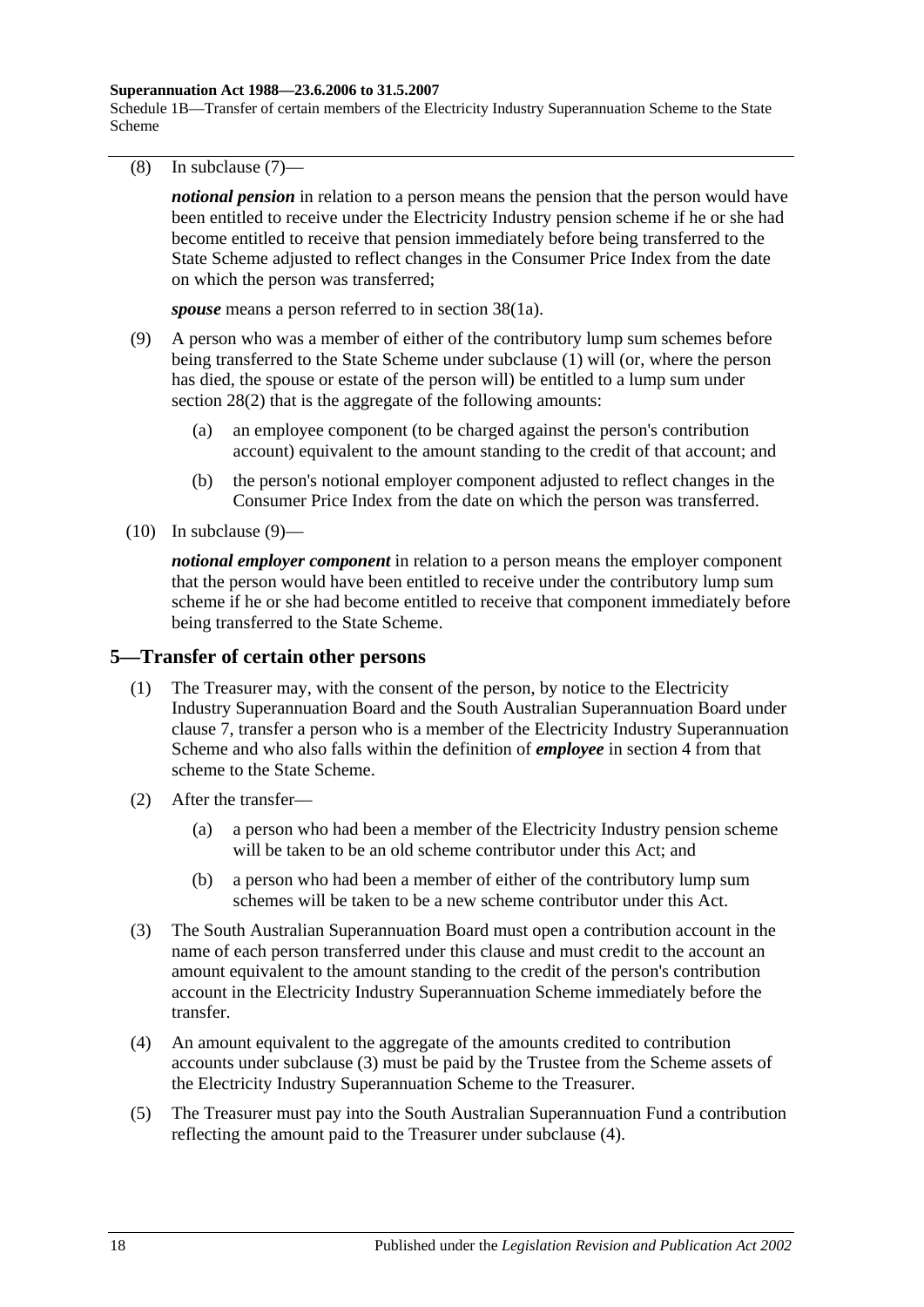(8) In subclause (7)—

***notional pension*** in relation to a person means the pension that the person would have been entitled to receive under the Electricity Industry pension scheme if he or she had become entitled to receive that pension immediately before being transferred to the State Scheme adjusted to reflect changes in the Consumer Price Index from the date on which the person was transferred;

***spouse*** means a person referred to in section 38(1a).

(9) A person who was a member of either of the contributory lump sum schemes before being transferred to the State Scheme under subclause (1) will (or, where the person has died, the spouse or estate of the person will) be entitled to a lump sum under section 28(2) that is the aggregate of the following amounts:

- (a) an employee component (to be charged against the person's contribution account) equivalent to the amount standing to the credit of that account; and
- (b) the person's notional employer component adjusted to reflect changes in the Consumer Price Index from the date on which the person was transferred.

(10) In subclause (9)—

***notional employer component*** in relation to a person means the employer component that the person would have been entitled to receive under the contributory lump sum scheme if he or she had become entitled to receive that component immediately before being transferred to the State Scheme.

## 5—Transfer of certain other persons

(1) The Treasurer may, with the consent of the person, by notice to the Electricity Industry Superannuation Board and the South Australian Superannuation Board under clause 7, transfer a person who is a member of the Electricity Industry Superannuation Scheme and who also falls within the definition of ***employee*** in section 4 from that scheme to the State Scheme.

(2) After the transfer—

- (a) a person who had been a member of the Electricity Industry pension scheme will be taken to be an old scheme contributor under this Act; and
- (b) a person who had been a member of either of the contributory lump sum schemes will be taken to be a new scheme contributor under this Act.

(3) The South Australian Superannuation Board must open a contribution account in the name of each person transferred under this clause and must credit to the account an amount equivalent to the amount standing to the credit of the person's contribution account in the Electricity Industry Superannuation Scheme immediately before the transfer.

(4) An amount equivalent to the aggregate of the amounts credited to contribution accounts under subclause (3) must be paid by the Trustee from the Scheme assets of the Electricity Industry Superannuation Scheme to the Treasurer.

(5) The Treasurer must pay into the South Australian Superannuation Fund a contribution reflecting the amount paid to the Treasurer under subclause (4).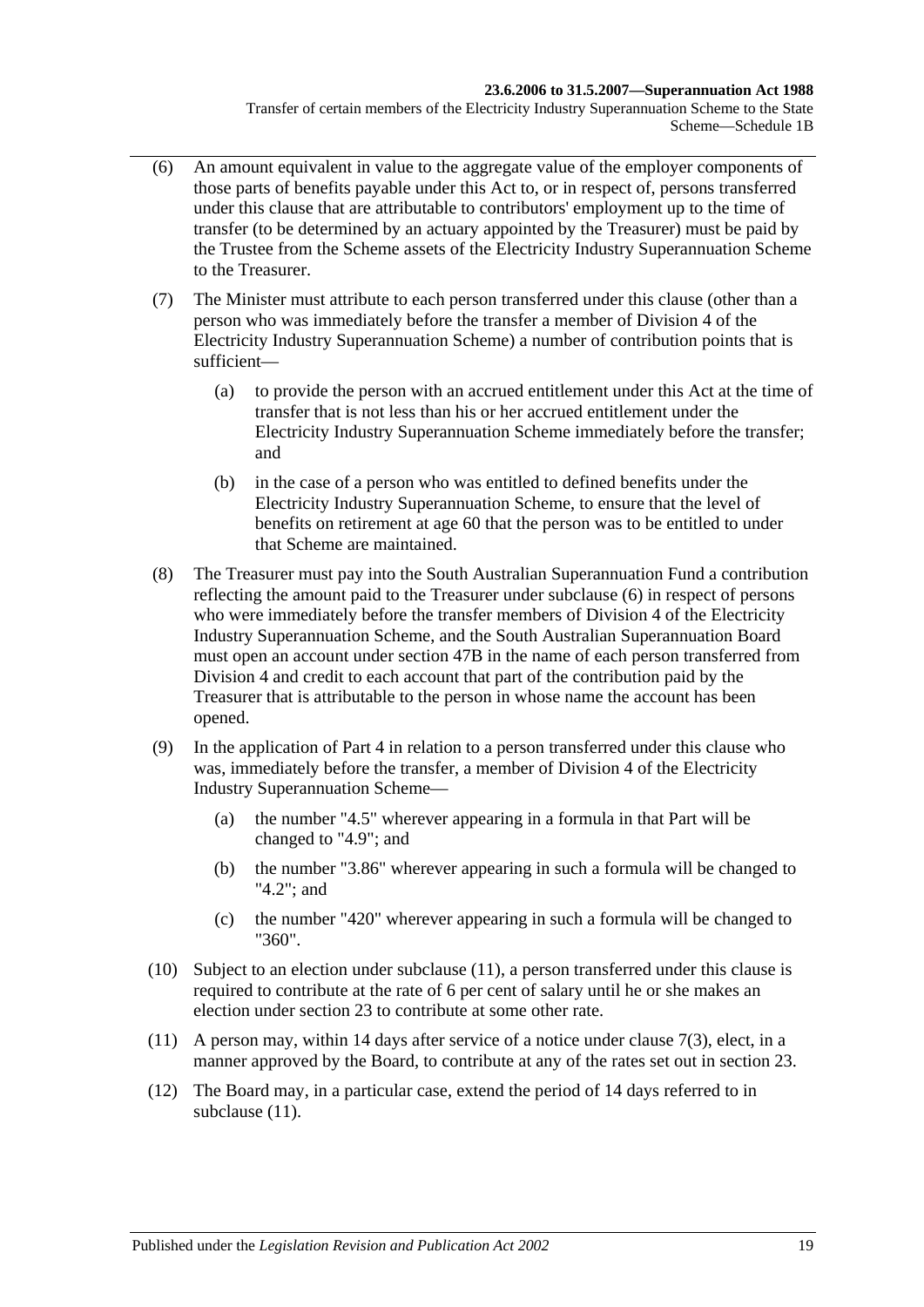(6) An amount equivalent in value to the aggregate value of the employer components of those parts of benefits payable under this Act to, or in respect of, persons transferred under this clause that are attributable to contributors' employment up to the time of transfer (to be determined by an actuary appointed by the Treasurer) must be paid by the Trustee from the Scheme assets of the Electricity Industry Superannuation Scheme to the Treasurer.

(7) The Minister must attribute to each person transferred under this clause (other than a person who was immediately before the transfer a member of Division 4 of the Electricity Industry Superannuation Scheme) a number of contribution points that is sufficient—

(a) to provide the person with an accrued entitlement under this Act at the time of transfer that is not less than his or her accrued entitlement under the Electricity Industry Superannuation Scheme immediately before the transfer; and

(b) in the case of a person who was entitled to defined benefits under the Electricity Industry Superannuation Scheme, to ensure that the level of benefits on retirement at age 60 that the person was to be entitled to under that Scheme are maintained.

(8) The Treasurer must pay into the South Australian Superannuation Fund a contribution reflecting the amount paid to the Treasurer under subclause (6) in respect of persons who were immediately before the transfer members of Division 4 of the Electricity Industry Superannuation Scheme, and the South Australian Superannuation Board must open an account under section 47B in the name of each person transferred from Division 4 and credit to each account that part of the contribution paid by the Treasurer that is attributable to the person in whose name the account has been opened.

(9) In the application of Part 4 in relation to a person transferred under this clause who was, immediately before the transfer, a member of Division 4 of the Electricity Industry Superannuation Scheme—

(a) the number "4.5" wherever appearing in a formula in that Part will be changed to "4.9"; and

(b) the number "3.86" wherever appearing in such a formula will be changed to "4.2"; and

(c) the number "420" wherever appearing in such a formula will be changed to "360".

(10) Subject to an election under subclause (11), a person transferred under this clause is required to contribute at the rate of 6 per cent of salary until he or she makes an election under section 23 to contribute at some other rate.

(11) A person may, within 14 days after service of a notice under clause 7(3), elect, in a manner approved by the Board, to contribute at any of the rates set out in section 23.

(12) The Board may, in a particular case, extend the period of 14 days referred to in subclause (11).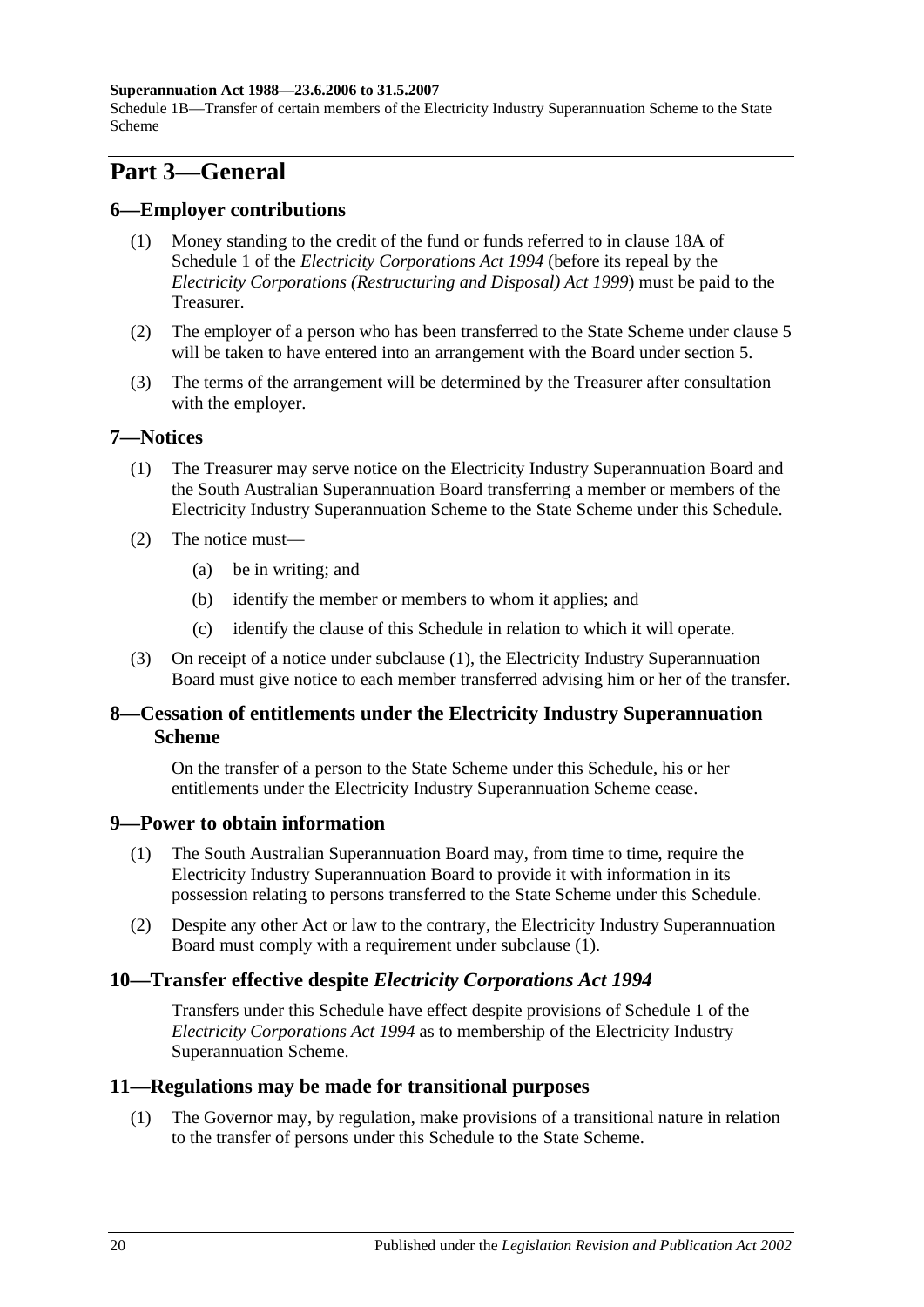# Part 3—General

## 6—Employer contributions

(1) Money standing to the credit of the fund or funds referred to in clause 18A of Schedule 1 of the *Electricity Corporations Act 1994* (before its repeal by the *Electricity Corporations (Restructuring and Disposal) Act 1999*) must be paid to the Treasurer.

(2) The employer of a person who has been transferred to the State Scheme under clause 5 will be taken to have entered into an arrangement with the Board under section 5.

(3) The terms of the arrangement will be determined by the Treasurer after consultation with the employer.

## 7—Notices

(1) The Treasurer may serve notice on the Electricity Industry Superannuation Board and the South Australian Superannuation Board transferring a member or members of the Electricity Industry Superannuation Scheme to the State Scheme under this Schedule.

(2) The notice must—

- (a) be in writing; and
- (b) identify the member or members to whom it applies; and
- (c) identify the clause of this Schedule in relation to which it will operate.

(3) On receipt of a notice under subclause (1), the Electricity Industry Superannuation Board must give notice to each member transferred advising him or her of the transfer.

## 8—Cessation of entitlements under the Electricity Industry Superannuation Scheme

On the transfer of a person to the State Scheme under this Schedule, his or her entitlements under the Electricity Industry Superannuation Scheme cease.

## 9—Power to obtain information

(1) The South Australian Superannuation Board may, from time to time, require the Electricity Industry Superannuation Board to provide it with information in its possession relating to persons transferred to the State Scheme under this Schedule.

(2) Despite any other Act or law to the contrary, the Electricity Industry Superannuation Board must comply with a requirement under subclause (1).

## 10—Transfer effective despite *Electricity Corporations Act 1994*

Transfers under this Schedule have effect despite provisions of Schedule 1 of the *Electricity Corporations Act 1994* as to membership of the Electricity Industry Superannuation Scheme.

## 11—Regulations may be made for transitional purposes

(1) The Governor may, by regulation, make provisions of a transitional nature in relation to the transfer of persons under this Schedule to the State Scheme.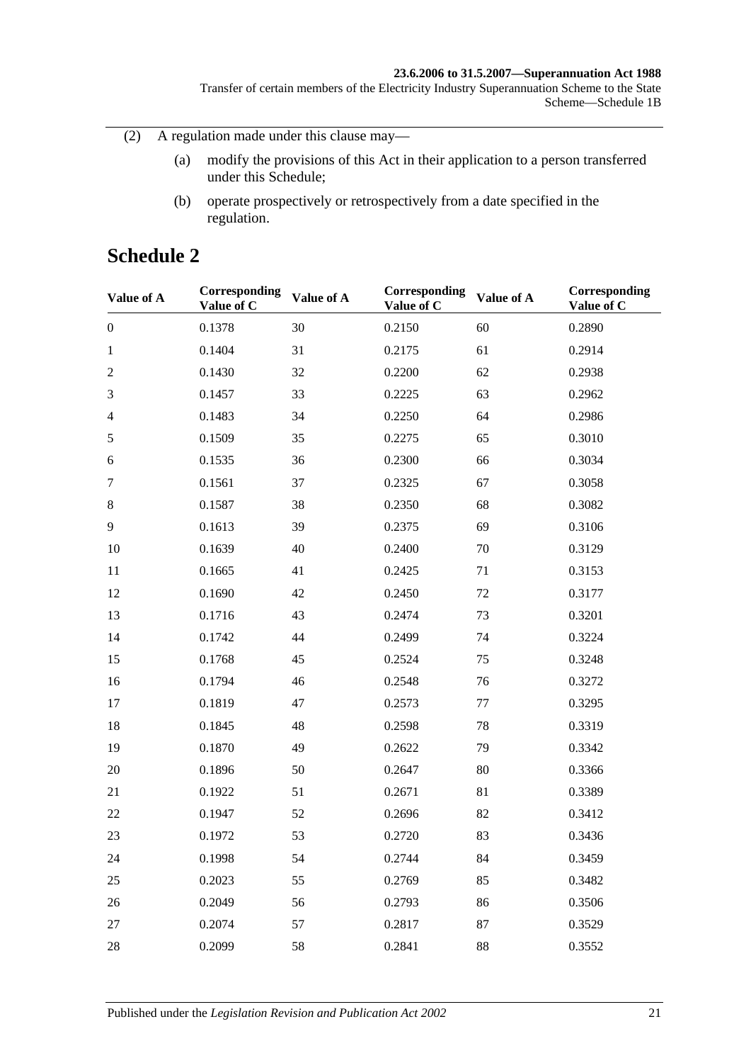(2) A regulation made under this clause may—

(a) modify the provisions of this Act in their application to a person transferred under this Schedule;

(b) operate prospectively or retrospectively from a date specified in the regulation.

## Schedule 2

| Value of A | Corresponding Value of C | Value of A | Corresponding Value of C | Value of A | Corresponding Value of C |
|---|---|---|---|---|---|
| 0 | 0.1378 | 30 | 0.2150 | 60 | 0.2890 |
| 1 | 0.1404 | 31 | 0.2175 | 61 | 0.2914 |
| 2 | 0.1430 | 32 | 0.2200 | 62 | 0.2938 |
| 3 | 0.1457 | 33 | 0.2225 | 63 | 0.2962 |
| 4 | 0.1483 | 34 | 0.2250 | 64 | 0.2986 |
| 5 | 0.1509 | 35 | 0.2275 | 65 | 0.3010 |
| 6 | 0.1535 | 36 | 0.2300 | 66 | 0.3034 |
| 7 | 0.1561 | 37 | 0.2325 | 67 | 0.3058 |
| 8 | 0.1587 | 38 | 0.2350 | 68 | 0.3082 |
| 9 | 0.1613 | 39 | 0.2375 | 69 | 0.3106 |
| 10 | 0.1639 | 40 | 0.2400 | 70 | 0.3129 |
| 11 | 0.1665 | 41 | 0.2425 | 71 | 0.3153 |
| 12 | 0.1690 | 42 | 0.2450 | 72 | 0.3177 |
| 13 | 0.1716 | 43 | 0.2474 | 73 | 0.3201 |
| 14 | 0.1742 | 44 | 0.2499 | 74 | 0.3224 |
| 15 | 0.1768 | 45 | 0.2524 | 75 | 0.3248 |
| 16 | 0.1794 | 46 | 0.2548 | 76 | 0.3272 |
| 17 | 0.1819 | 47 | 0.2573 | 77 | 0.3295 |
| 18 | 0.1845 | 48 | 0.2598 | 78 | 0.3319 |
| 19 | 0.1870 | 49 | 0.2622 | 79 | 0.3342 |
| 20 | 0.1896 | 50 | 0.2647 | 80 | 0.3366 |
| 21 | 0.1922 | 51 | 0.2671 | 81 | 0.3389 |
| 22 | 0.1947 | 52 | 0.2696 | 82 | 0.3412 |
| 23 | 0.1972 | 53 | 0.2720 | 83 | 0.3436 |
| 24 | 0.1998 | 54 | 0.2744 | 84 | 0.3459 |
| 25 | 0.2023 | 55 | 0.2769 | 85 | 0.3482 |
| 26 | 0.2049 | 56 | 0.2793 | 86 | 0.3506 |
| 27 | 0.2074 | 57 | 0.2817 | 87 | 0.3529 |
| 28 | 0.2099 | 58 | 0.2841 | 88 | 0.3552 |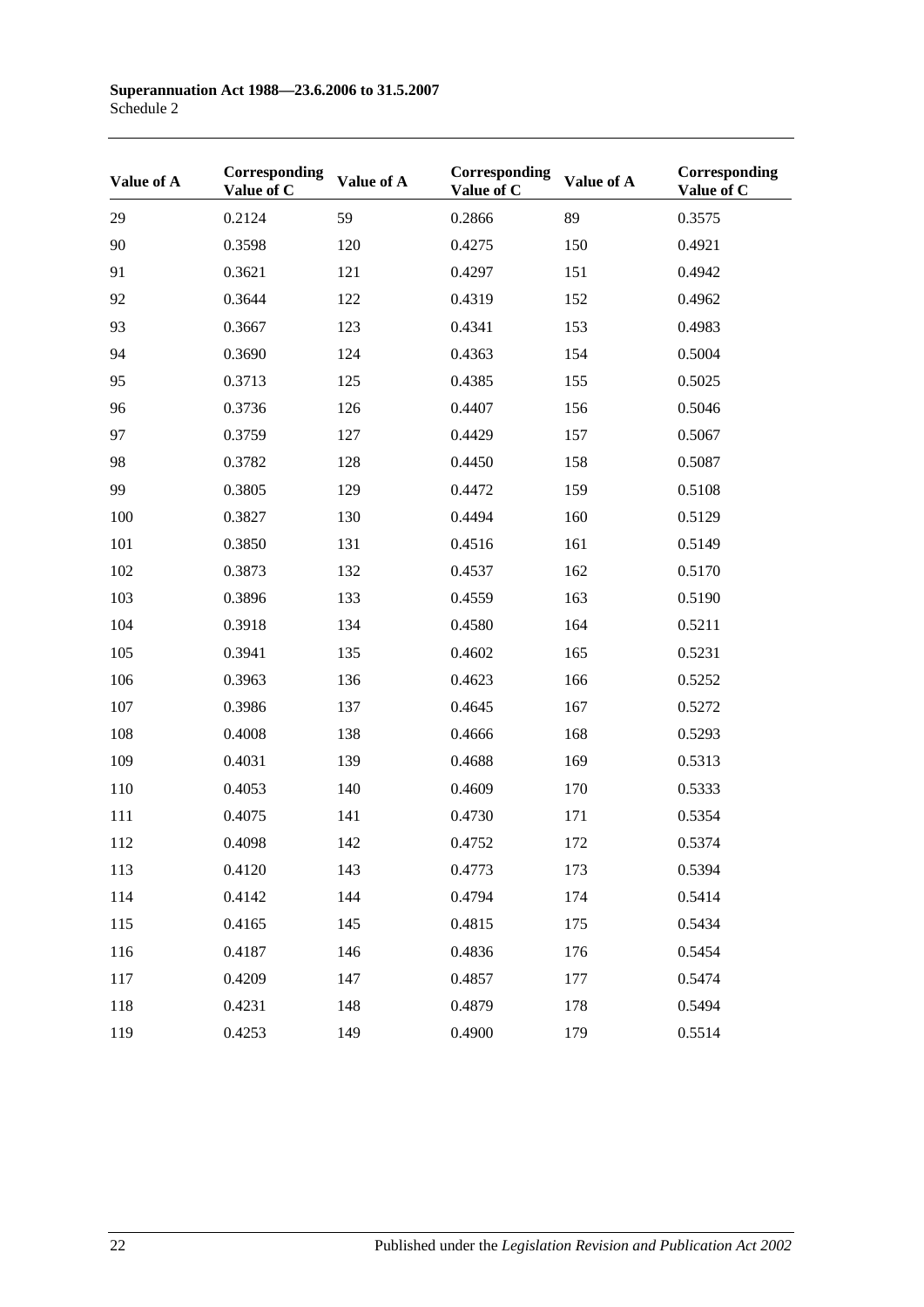| Value of A | Corresponding Value of C | Value of A | Corresponding Value of C | Value of A | Corresponding Value of C |
|---|---|---|---|---|---|
| 29 | 0.2124 | 59 | 0.2866 | 89 | 0.3575 |
| 90 | 0.3598 | 120 | 0.4275 | 150 | 0.4921 |
| 91 | 0.3621 | 121 | 0.4297 | 151 | 0.4942 |
| 92 | 0.3644 | 122 | 0.4319 | 152 | 0.4962 |
| 93 | 0.3667 | 123 | 0.4341 | 153 | 0.4983 |
| 94 | 0.3690 | 124 | 0.4363 | 154 | 0.5004 |
| 95 | 0.3713 | 125 | 0.4385 | 155 | 0.5025 |
| 96 | 0.3736 | 126 | 0.4407 | 156 | 0.5046 |
| 97 | 0.3759 | 127 | 0.4429 | 157 | 0.5067 |
| 98 | 0.3782 | 128 | 0.4450 | 158 | 0.5087 |
| 99 | 0.3805 | 129 | 0.4472 | 159 | 0.5108 |
| 100 | 0.3827 | 130 | 0.4494 | 160 | 0.5129 |
| 101 | 0.3850 | 131 | 0.4516 | 161 | 0.5149 |
| 102 | 0.3873 | 132 | 0.4537 | 162 | 0.5170 |
| 103 | 0.3896 | 133 | 0.4559 | 163 | 0.5190 |
| 104 | 0.3918 | 134 | 0.4580 | 164 | 0.5211 |
| 105 | 0.3941 | 135 | 0.4602 | 165 | 0.5231 |
| 106 | 0.3963 | 136 | 0.4623 | 166 | 0.5252 |
| 107 | 0.3986 | 137 | 0.4645 | 167 | 0.5272 |
| 108 | 0.4008 | 138 | 0.4666 | 168 | 0.5293 |
| 109 | 0.4031 | 139 | 0.4688 | 169 | 0.5313 |
| 110 | 0.4053 | 140 | 0.4609 | 170 | 0.5333 |
| 111 | 0.4075 | 141 | 0.4730 | 171 | 0.5354 |
| 112 | 0.4098 | 142 | 0.4752 | 172 | 0.5374 |
| 113 | 0.4120 | 143 | 0.4773 | 173 | 0.5394 |
| 114 | 0.4142 | 144 | 0.4794 | 174 | 0.5414 |
| 115 | 0.4165 | 145 | 0.4815 | 175 | 0.5434 |
| 116 | 0.4187 | 146 | 0.4836 | 176 | 0.5454 |
| 117 | 0.4209 | 147 | 0.4857 | 177 | 0.5474 |
| 118 | 0.4231 | 148 | 0.4879 | 178 | 0.5494 |
| 119 | 0.4253 | 149 | 0.4900 | 179 | 0.5514 |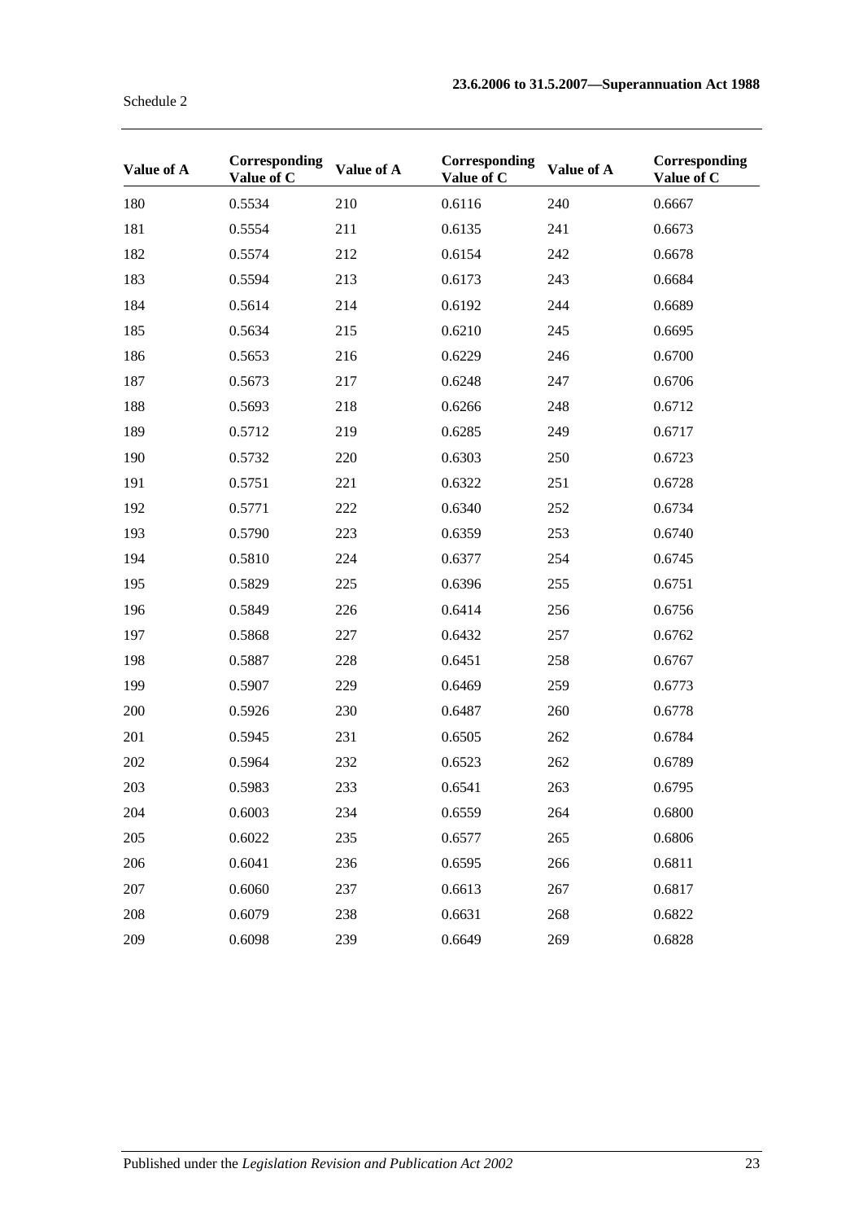| Value of A | Corresponding Value of C | Value of A | Corresponding Value of C | Value of A | Corresponding Value of C |
|---|---|---|---|---|---|
| 180 | 0.5534 | 210 | 0.6116 | 240 | 0.6667 |
| 181 | 0.5554 | 211 | 0.6135 | 241 | 0.6673 |
| 182 | 0.5574 | 212 | 0.6154 | 242 | 0.6678 |
| 183 | 0.5594 | 213 | 0.6173 | 243 | 0.6684 |
| 184 | 0.5614 | 214 | 0.6192 | 244 | 0.6689 |
| 185 | 0.5634 | 215 | 0.6210 | 245 | 0.6695 |
| 186 | 0.5653 | 216 | 0.6229 | 246 | 0.6700 |
| 187 | 0.5673 | 217 | 0.6248 | 247 | 0.6706 |
| 188 | 0.5693 | 218 | 0.6266 | 248 | 0.6712 |
| 189 | 0.5712 | 219 | 0.6285 | 249 | 0.6717 |
| 190 | 0.5732 | 220 | 0.6303 | 250 | 0.6723 |
| 191 | 0.5751 | 221 | 0.6322 | 251 | 0.6728 |
| 192 | 0.5771 | 222 | 0.6340 | 252 | 0.6734 |
| 193 | 0.5790 | 223 | 0.6359 | 253 | 0.6740 |
| 194 | 0.5810 | 224 | 0.6377 | 254 | 0.6745 |
| 195 | 0.5829 | 225 | 0.6396 | 255 | 0.6751 |
| 196 | 0.5849 | 226 | 0.6414 | 256 | 0.6756 |
| 197 | 0.5868 | 227 | 0.6432 | 257 | 0.6762 |
| 198 | 0.5887 | 228 | 0.6451 | 258 | 0.6767 |
| 199 | 0.5907 | 229 | 0.6469 | 259 | 0.6773 |
| 200 | 0.5926 | 230 | 0.6487 | 260 | 0.6778 |
| 201 | 0.5945 | 231 | 0.6505 | 262 | 0.6784 |
| 202 | 0.5964 | 232 | 0.6523 | 262 | 0.6789 |
| 203 | 0.5983 | 233 | 0.6541 | 263 | 0.6795 |
| 204 | 0.6003 | 234 | 0.6559 | 264 | 0.6800 |
| 205 | 0.6022 | 235 | 0.6577 | 265 | 0.6806 |
| 206 | 0.6041 | 236 | 0.6595 | 266 | 0.6811 |
| 207 | 0.6060 | 237 | 0.6613 | 267 | 0.6817 |
| 208 | 0.6079 | 238 | 0.6631 | 268 | 0.6822 |
| 209 | 0.6098 | 239 | 0.6649 | 269 | 0.6828 |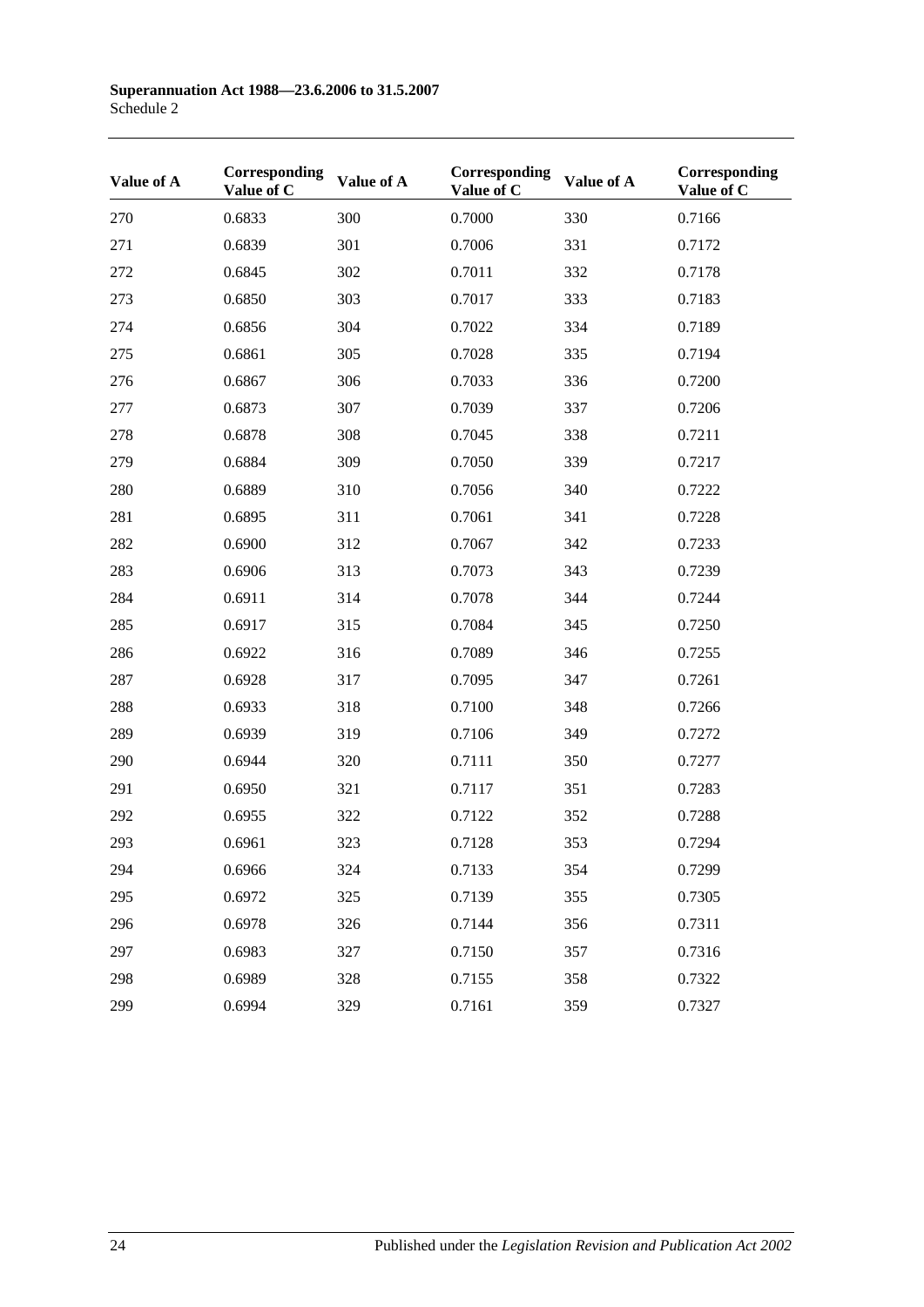| Value of A | Corresponding Value of C | Value of A | Corresponding Value of C | Value of A | Corresponding Value of C |
|---|---|---|---|---|---|
| 270 | 0.6833 | 300 | 0.7000 | 330 | 0.7166 |
| 271 | 0.6839 | 301 | 0.7006 | 331 | 0.7172 |
| 272 | 0.6845 | 302 | 0.7011 | 332 | 0.7178 |
| 273 | 0.6850 | 303 | 0.7017 | 333 | 0.7183 |
| 274 | 0.6856 | 304 | 0.7022 | 334 | 0.7189 |
| 275 | 0.6861 | 305 | 0.7028 | 335 | 0.7194 |
| 276 | 0.6867 | 306 | 0.7033 | 336 | 0.7200 |
| 277 | 0.6873 | 307 | 0.7039 | 337 | 0.7206 |
| 278 | 0.6878 | 308 | 0.7045 | 338 | 0.7211 |
| 279 | 0.6884 | 309 | 0.7050 | 339 | 0.7217 |
| 280 | 0.6889 | 310 | 0.7056 | 340 | 0.7222 |
| 281 | 0.6895 | 311 | 0.7061 | 341 | 0.7228 |
| 282 | 0.6900 | 312 | 0.7067 | 342 | 0.7233 |
| 283 | 0.6906 | 313 | 0.7073 | 343 | 0.7239 |
| 284 | 0.6911 | 314 | 0.7078 | 344 | 0.7244 |
| 285 | 0.6917 | 315 | 0.7084 | 345 | 0.7250 |
| 286 | 0.6922 | 316 | 0.7089 | 346 | 0.7255 |
| 287 | 0.6928 | 317 | 0.7095 | 347 | 0.7261 |
| 288 | 0.6933 | 318 | 0.7100 | 348 | 0.7266 |
| 289 | 0.6939 | 319 | 0.7106 | 349 | 0.7272 |
| 290 | 0.6944 | 320 | 0.7111 | 350 | 0.7277 |
| 291 | 0.6950 | 321 | 0.7117 | 351 | 0.7283 |
| 292 | 0.6955 | 322 | 0.7122 | 352 | 0.7288 |
| 293 | 0.6961 | 323 | 0.7128 | 353 | 0.7294 |
| 294 | 0.6966 | 324 | 0.7133 | 354 | 0.7299 |
| 295 | 0.6972 | 325 | 0.7139 | 355 | 0.7305 |
| 296 | 0.6978 | 326 | 0.7144 | 356 | 0.7311 |
| 297 | 0.6983 | 327 | 0.7150 | 357 | 0.7316 |
| 298 | 0.6989 | 328 | 0.7155 | 358 | 0.7322 |
| 299 | 0.6994 | 329 | 0.7161 | 359 | 0.7327 |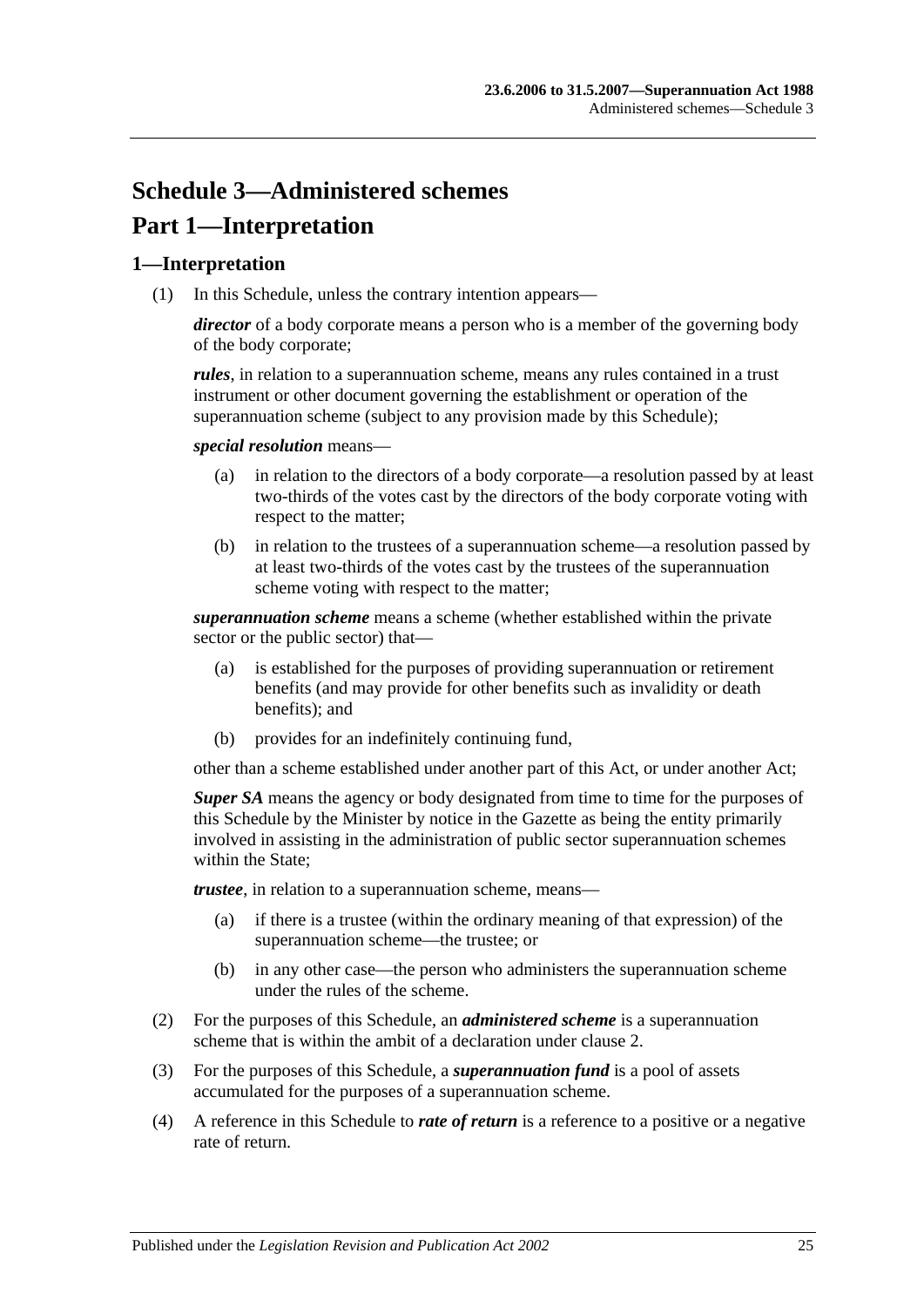# Schedule 3—Administered schemes

# Part 1—Interpretation

## 1—Interpretation

(1) In this Schedule, unless the contrary intention appears—

***director*** of a body corporate means a person who is a member of the governing body of the body corporate;

***rules***, in relation to a superannuation scheme, means any rules contained in a trust instrument or other document governing the establishment or operation of the superannuation scheme (subject to any provision made by this Schedule);

***special resolution*** means—

- (a) in relation to the directors of a body corporate—a resolution passed by at least two-thirds of the votes cast by the directors of the body corporate voting with respect to the matter;
- (b) in relation to the trustees of a superannuation scheme—a resolution passed by at least two-thirds of the votes cast by the trustees of the superannuation scheme voting with respect to the matter;

***superannuation scheme*** means a scheme (whether established within the private sector or the public sector) that—

- (a) is established for the purposes of providing superannuation or retirement benefits (and may provide for other benefits such as invalidity or death benefits); and
- (b) provides for an indefinitely continuing fund,

other than a scheme established under another part of this Act, or under another Act;

***Super SA*** means the agency or body designated from time to time for the purposes of this Schedule by the Minister by notice in the Gazette as being the entity primarily involved in assisting in the administration of public sector superannuation schemes within the State;

***trustee***, in relation to a superannuation scheme, means—

- (a) if there is a trustee (within the ordinary meaning of that expression) of the superannuation scheme—the trustee; or
- (b) in any other case—the person who administers the superannuation scheme under the rules of the scheme.

(2) For the purposes of this Schedule, an ***administered scheme*** is a superannuation scheme that is within the ambit of a declaration under clause 2.

(3) For the purposes of this Schedule, a ***superannuation fund*** is a pool of assets accumulated for the purposes of a superannuation scheme.

(4) A reference in this Schedule to ***rate of return*** is a reference to a positive or a negative rate of return.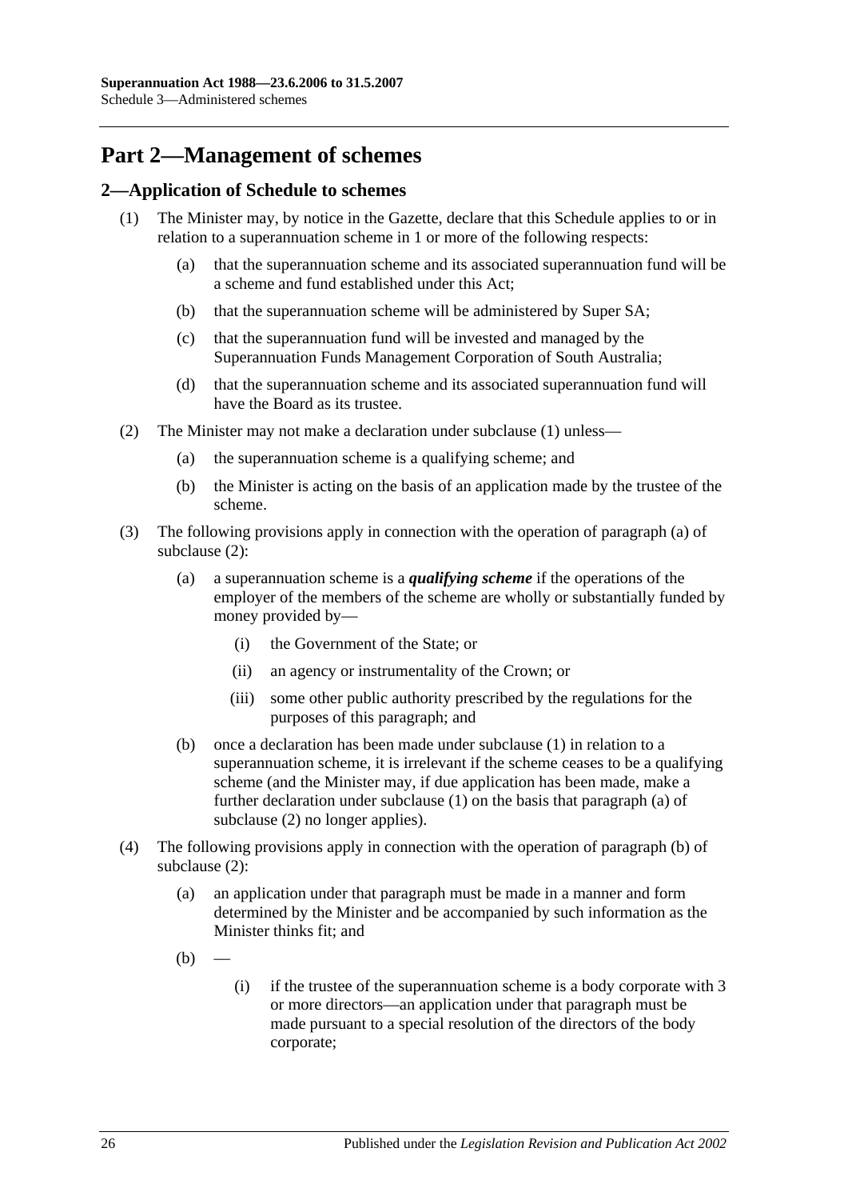# Part 2—Management of schemes

## 2—Application of Schedule to schemes

(1) The Minister may, by notice in the Gazette, declare that this Schedule applies to or in relation to a superannuation scheme in 1 or more of the following respects:

   (a) that the superannuation scheme and its associated superannuation fund will be a scheme and fund established under this Act;

   (b) that the superannuation scheme will be administered by Super SA;

   (c) that the superannuation fund will be invested and managed by the Superannuation Funds Management Corporation of South Australia;

   (d) that the superannuation scheme and its associated superannuation fund will have the Board as its trustee.

(2) The Minister may not make a declaration under subclause (1) unless—

   (a) the superannuation scheme is a qualifying scheme; and

   (b) the Minister is acting on the basis of an application made by the trustee of the scheme.

(3) The following provisions apply in connection with the operation of paragraph (a) of subclause (2):

   (a) a superannuation scheme is a ***qualifying scheme*** if the operations of the employer of the members of the scheme are wholly or substantially funded by money provided by—

      (i) the Government of the State; or

      (ii) an agency or instrumentality of the Crown; or

      (iii) some other public authority prescribed by the regulations for the purposes of this paragraph; and

   (b) once a declaration has been made under subclause (1) in relation to a superannuation scheme, it is irrelevant if the scheme ceases to be a qualifying scheme (and the Minister may, if due application has been made, make a further declaration under subclause (1) on the basis that paragraph (a) of subclause (2) no longer applies).

(4) The following provisions apply in connection with the operation of paragraph (b) of subclause (2):

   (a) an application under that paragraph must be made in a manner and form determined by the Minister and be accompanied by such information as the Minister thinks fit; and

   (b) —

      (i) if the trustee of the superannuation scheme is a body corporate with 3 or more directors—an application under that paragraph must be made pursuant to a special resolution of the directors of the body corporate;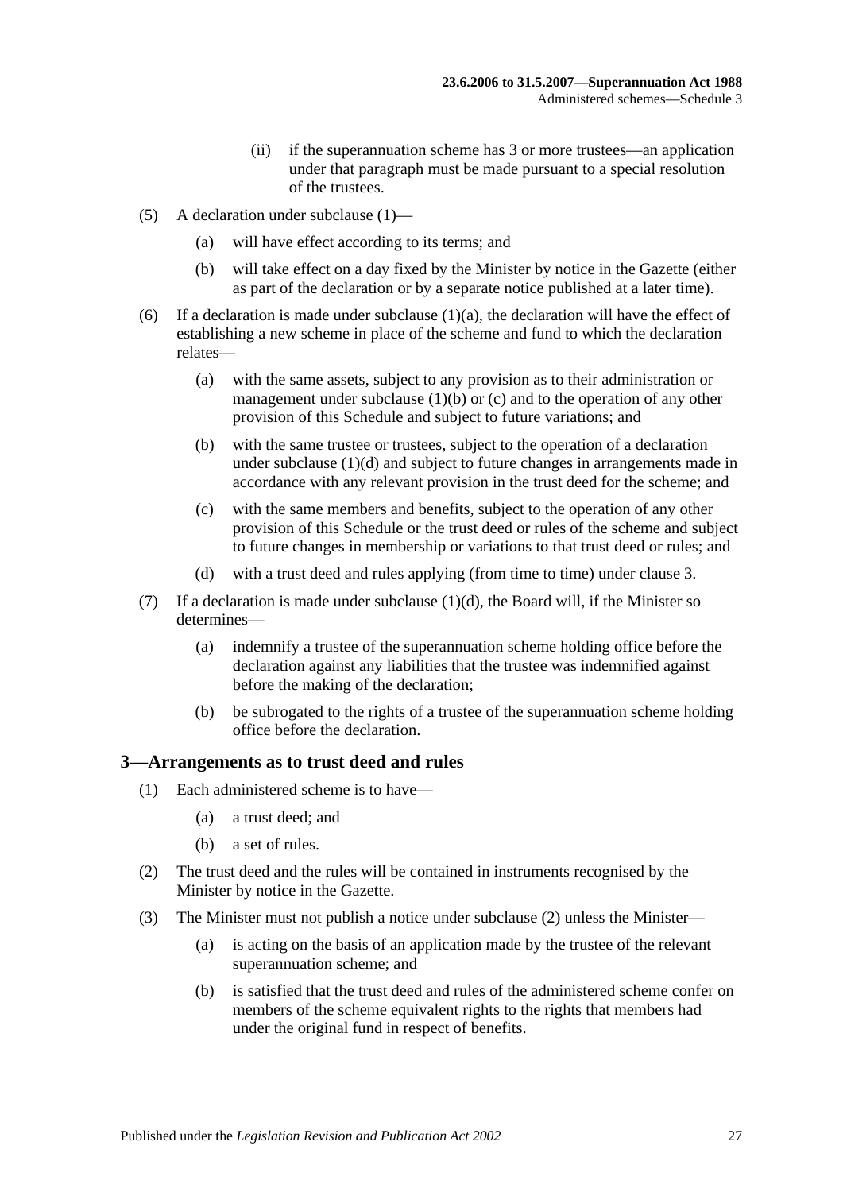(ii) if the superannuation scheme has 3 or more trustees—an application under that paragraph must be made pursuant to a special resolution of the trustees.

(5) A declaration under subclause (1)—

(a) will have effect according to its terms; and

(b) will take effect on a day fixed by the Minister by notice in the Gazette (either as part of the declaration or by a separate notice published at a later time).

(6) If a declaration is made under subclause (1)(a), the declaration will have the effect of establishing a new scheme in place of the scheme and fund to which the declaration relates—

(a) with the same assets, subject to any provision as to their administration or management under subclause (1)(b) or (c) and to the operation of any other provision of this Schedule and subject to future variations; and

(b) with the same trustee or trustees, subject to the operation of a declaration under subclause (1)(d) and subject to future changes in arrangements made in accordance with any relevant provision in the trust deed for the scheme; and

(c) with the same members and benefits, subject to the operation of any other provision of this Schedule or the trust deed or rules of the scheme and subject to future changes in membership or variations to that trust deed or rules; and

(d) with a trust deed and rules applying (from time to time) under clause 3.

(7) If a declaration is made under subclause (1)(d), the Board will, if the Minister so determines—

(a) indemnify a trustee of the superannuation scheme holding office before the declaration against any liabilities that the trustee was indemnified against before the making of the declaration;

(b) be subrogated to the rights of a trustee of the superannuation scheme holding office before the declaration.

## 3—Arrangements as to trust deed and rules

(1) Each administered scheme is to have—

(a) a trust deed; and

(b) a set of rules.

(2) The trust deed and the rules will be contained in instruments recognised by the Minister by notice in the Gazette.

(3) The Minister must not publish a notice under subclause (2) unless the Minister—

(a) is acting on the basis of an application made by the trustee of the relevant superannuation scheme; and

(b) is satisfied that the trust deed and rules of the administered scheme confer on members of the scheme equivalent rights to the rights that members had under the original fund in respect of benefits.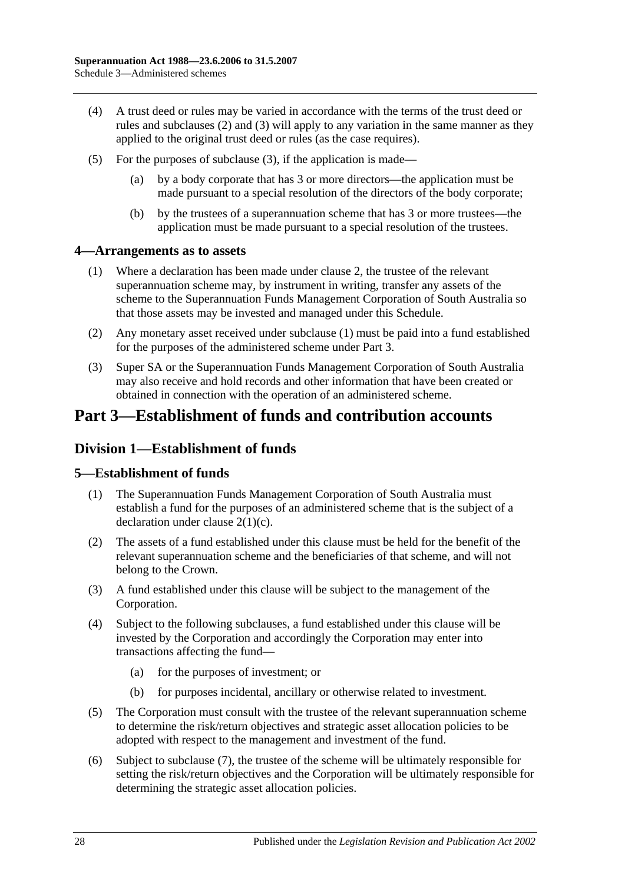(4) A trust deed or rules may be varied in accordance with the terms of the trust deed or rules and subclauses (2) and (3) will apply to any variation in the same manner as they applied to the original trust deed or rules (as the case requires).

(5) For the purposes of subclause (3), if the application is made—

(a) by a body corporate that has 3 or more directors—the application must be made pursuant to a special resolution of the directors of the body corporate;

(b) by the trustees of a superannuation scheme that has 3 or more trustees—the application must be made pursuant to a special resolution of the trustees.

### 4—Arrangements as to assets

(1) Where a declaration has been made under clause 2, the trustee of the relevant superannuation scheme may, by instrument in writing, transfer any assets of the scheme to the Superannuation Funds Management Corporation of South Australia so that those assets may be invested and managed under this Schedule.

(2) Any monetary asset received under subclause (1) must be paid into a fund established for the purposes of the administered scheme under Part 3.

(3) Super SA or the Superannuation Funds Management Corporation of South Australia may also receive and hold records and other information that have been created or obtained in connection with the operation of an administered scheme.

# Part 3—Establishment of funds and contribution accounts

## Division 1—Establishment of funds

### 5—Establishment of funds

(1) The Superannuation Funds Management Corporation of South Australia must establish a fund for the purposes of an administered scheme that is the subject of a declaration under clause 2(1)(c).

(2) The assets of a fund established under this clause must be held for the benefit of the relevant superannuation scheme and the beneficiaries of that scheme, and will not belong to the Crown.

(3) A fund established under this clause will be subject to the management of the Corporation.

(4) Subject to the following subclauses, a fund established under this clause will be invested by the Corporation and accordingly the Corporation may enter into transactions affecting the fund—

(a) for the purposes of investment; or

(b) for purposes incidental, ancillary or otherwise related to investment.

(5) The Corporation must consult with the trustee of the relevant superannuation scheme to determine the risk/return objectives and strategic asset allocation policies to be adopted with respect to the management and investment of the fund.

(6) Subject to subclause (7), the trustee of the scheme will be ultimately responsible for setting the risk/return objectives and the Corporation will be ultimately responsible for determining the strategic asset allocation policies.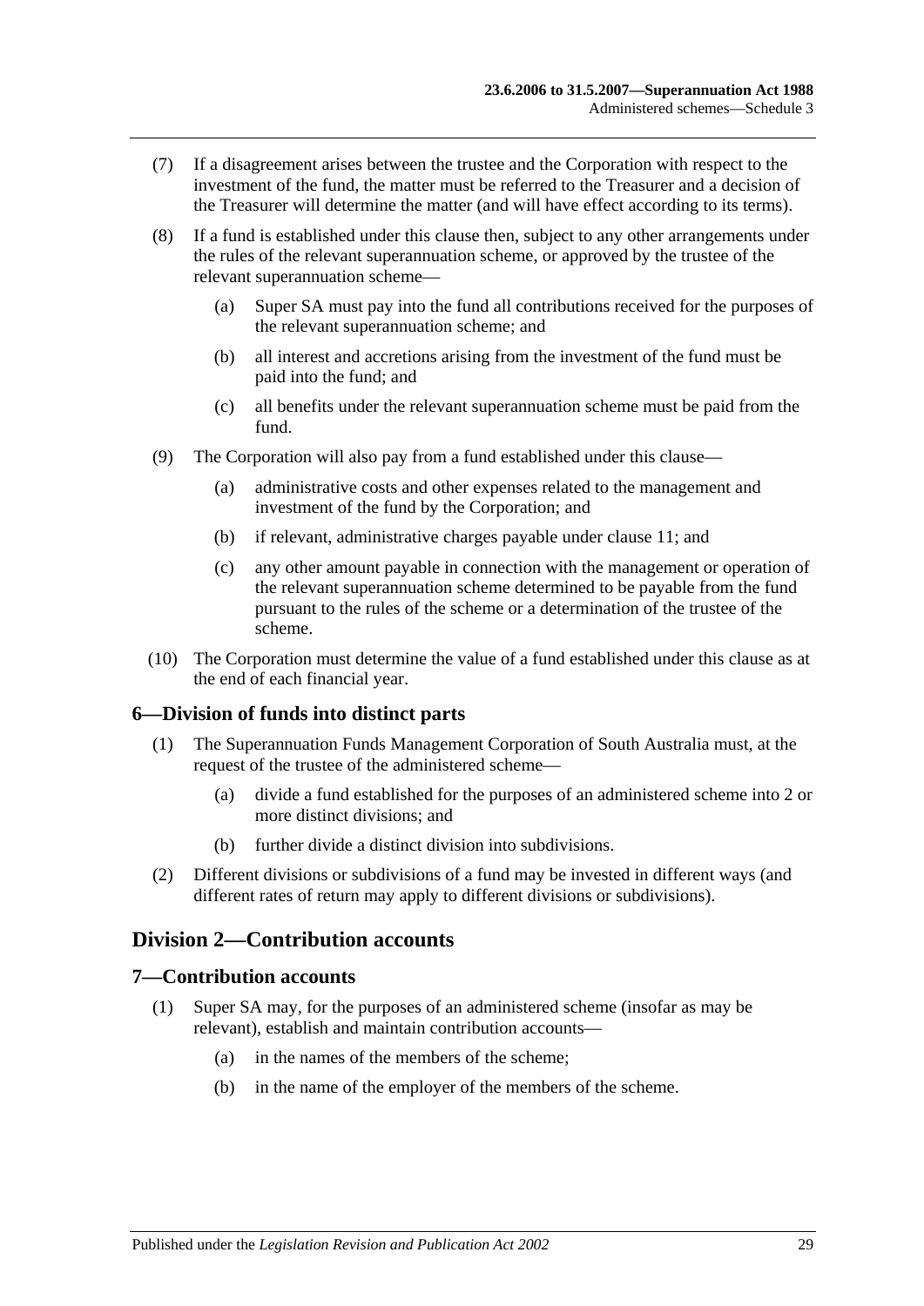(7) If a disagreement arises between the trustee and the Corporation with respect to the investment of the fund, the matter must be referred to the Treasurer and a decision of the Treasurer will determine the matter (and will have effect according to its terms).

(8) If a fund is established under this clause then, subject to any other arrangements under the rules of the relevant superannuation scheme, or approved by the trustee of the relevant superannuation scheme—

(a) Super SA must pay into the fund all contributions received for the purposes of the relevant superannuation scheme; and

(b) all interest and accretions arising from the investment of the fund must be paid into the fund; and

(c) all benefits under the relevant superannuation scheme must be paid from the fund.

(9) The Corporation will also pay from a fund established under this clause—

(a) administrative costs and other expenses related to the management and investment of the fund by the Corporation; and

(b) if relevant, administrative charges payable under clause 11; and

(c) any other amount payable in connection with the management or operation of the relevant superannuation scheme determined to be payable from the fund pursuant to the rules of the scheme or a determination of the trustee of the scheme.

(10) The Corporation must determine the value of a fund established under this clause as at the end of each financial year.

### 6—Division of funds into distinct parts

(1) The Superannuation Funds Management Corporation of South Australia must, at the request of the trustee of the administered scheme—

(a) divide a fund established for the purposes of an administered scheme into 2 or more distinct divisions; and

(b) further divide a distinct division into subdivisions.

(2) Different divisions or subdivisions of a fund may be invested in different ways (and different rates of return may apply to different divisions or subdivisions).

## Division 2—Contribution accounts

### 7—Contribution accounts

(1) Super SA may, for the purposes of an administered scheme (insofar as may be relevant), establish and maintain contribution accounts—

(a) in the names of the members of the scheme;

(b) in the name of the employer of the members of the scheme.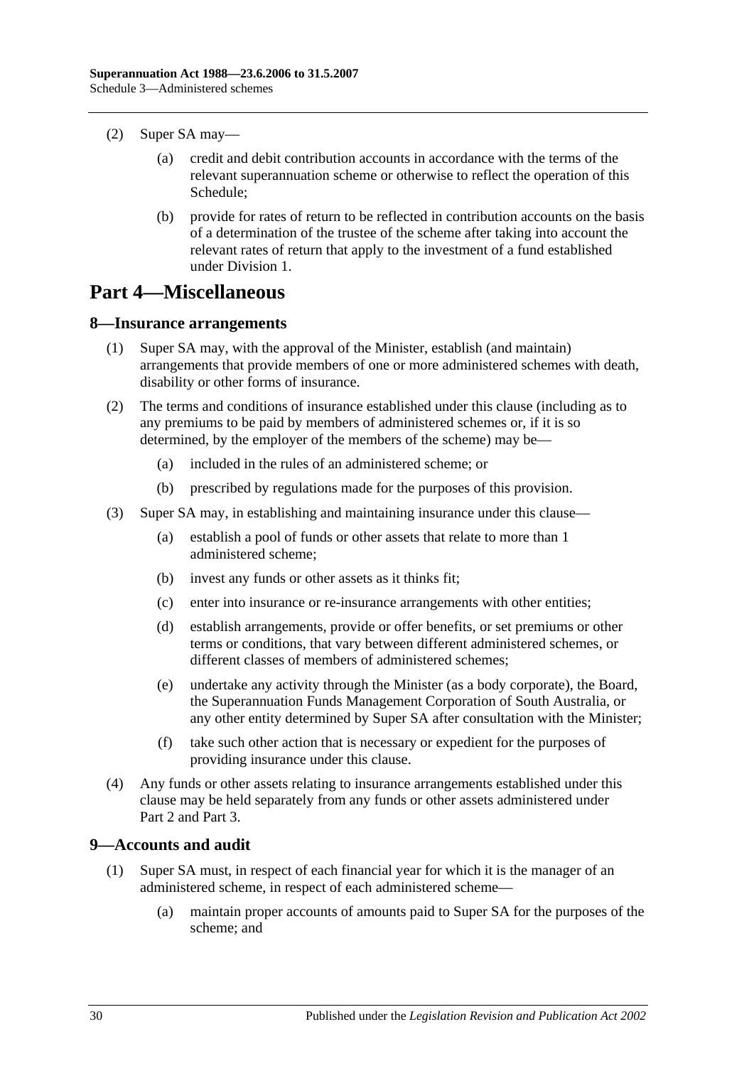(2) Super SA may—

(a) credit and debit contribution accounts in accordance with the terms of the relevant superannuation scheme or otherwise to reflect the operation of this Schedule;

(b) provide for rates of return to be reflected in contribution accounts on the basis of a determination of the trustee of the scheme after taking into account the relevant rates of return that apply to the investment of a fund established under Division 1.

# Part 4—Miscellaneous

## 8—Insurance arrangements

(1) Super SA may, with the approval of the Minister, establish (and maintain) arrangements that provide members of one or more administered schemes with death, disability or other forms of insurance.

(2) The terms and conditions of insurance established under this clause (including as to any premiums to be paid by members of administered schemes or, if it is so determined, by the employer of the members of the scheme) may be—

(a) included in the rules of an administered scheme; or

(b) prescribed by regulations made for the purposes of this provision.

(3) Super SA may, in establishing and maintaining insurance under this clause—

(a) establish a pool of funds or other assets that relate to more than 1 administered scheme;

(b) invest any funds or other assets as it thinks fit;

(c) enter into insurance or re-insurance arrangements with other entities;

(d) establish arrangements, provide or offer benefits, or set premiums or other terms or conditions, that vary between different administered schemes, or different classes of members of administered schemes;

(e) undertake any activity through the Minister (as a body corporate), the Board, the Superannuation Funds Management Corporation of South Australia, or any other entity determined by Super SA after consultation with the Minister;

(f) take such other action that is necessary or expedient for the purposes of providing insurance under this clause.

(4) Any funds or other assets relating to insurance arrangements established under this clause may be held separately from any funds or other assets administered under Part 2 and Part 3.

## 9—Accounts and audit

(1) Super SA must, in respect of each financial year for which it is the manager of an administered scheme, in respect of each administered scheme—

(a) maintain proper accounts of amounts paid to Super SA for the purposes of the scheme; and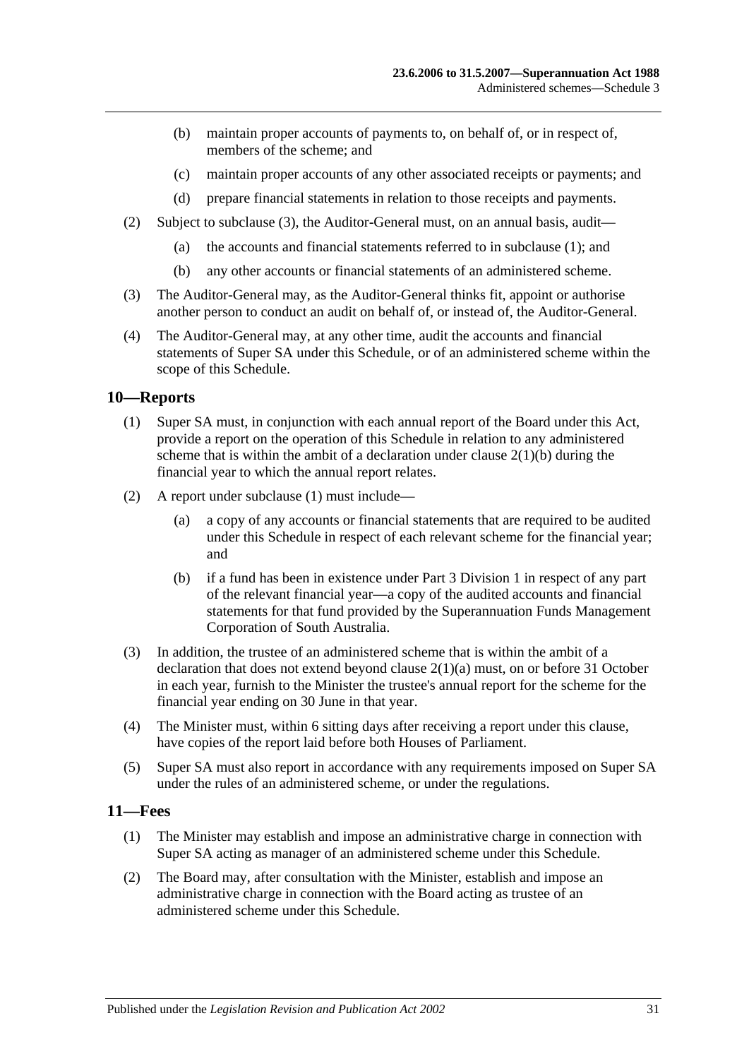(b) maintain proper accounts of payments to, on behalf of, or in respect of, members of the scheme; and

(c) maintain proper accounts of any other associated receipts or payments; and

(d) prepare financial statements in relation to those receipts and payments.

(2) Subject to subclause (3), the Auditor-General must, on an annual basis, audit—

(a) the accounts and financial statements referred to in subclause (1); and

(b) any other accounts or financial statements of an administered scheme.

(3) The Auditor-General may, as the Auditor-General thinks fit, appoint or authorise another person to conduct an audit on behalf of, or instead of, the Auditor-General.

(4) The Auditor-General may, at any other time, audit the accounts and financial statements of Super SA under this Schedule, or of an administered scheme within the scope of this Schedule.

## 10—Reports

(1) Super SA must, in conjunction with each annual report of the Board under this Act, provide a report on the operation of this Schedule in relation to any administered scheme that is within the ambit of a declaration under clause 2(1)(b) during the financial year to which the annual report relates.

(2) A report under subclause (1) must include—

(a) a copy of any accounts or financial statements that are required to be audited under this Schedule in respect of each relevant scheme for the financial year; and

(b) if a fund has been in existence under Part 3 Division 1 in respect of any part of the relevant financial year—a copy of the audited accounts and financial statements for that fund provided by the Superannuation Funds Management Corporation of South Australia.

(3) In addition, the trustee of an administered scheme that is within the ambit of a declaration that does not extend beyond clause 2(1)(a) must, on or before 31 October in each year, furnish to the Minister the trustee's annual report for the scheme for the financial year ending on 30 June in that year.

(4) The Minister must, within 6 sitting days after receiving a report under this clause, have copies of the report laid before both Houses of Parliament.

(5) Super SA must also report in accordance with any requirements imposed on Super SA under the rules of an administered scheme, or under the regulations.

## 11—Fees

(1) The Minister may establish and impose an administrative charge in connection with Super SA acting as manager of an administered scheme under this Schedule.

(2) The Board may, after consultation with the Minister, establish and impose an administrative charge in connection with the Board acting as trustee of an administered scheme under this Schedule.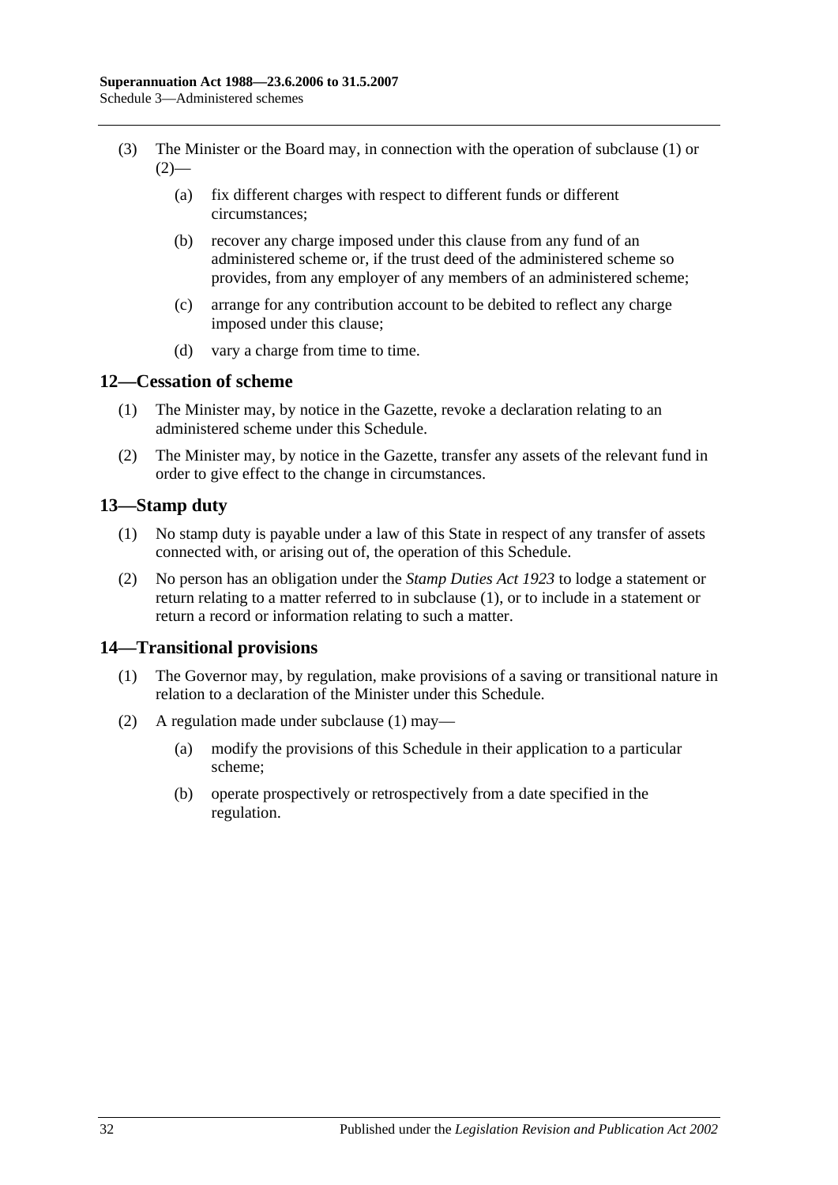(3) The Minister or the Board may, in connection with the operation of subclause (1) or (2)—

(a) fix different charges with respect to different funds or different circumstances;

(b) recover any charge imposed under this clause from any fund of an administered scheme or, if the trust deed of the administered scheme so provides, from any employer of any members of an administered scheme;

(c) arrange for any contribution account to be debited to reflect any charge imposed under this clause;

(d) vary a charge from time to time.

## 12—Cessation of scheme

(1) The Minister may, by notice in the Gazette, revoke a declaration relating to an administered scheme under this Schedule.

(2) The Minister may, by notice in the Gazette, transfer any assets of the relevant fund in order to give effect to the change in circumstances.

## 13—Stamp duty

(1) No stamp duty is payable under a law of this State in respect of any transfer of assets connected with, or arising out of, the operation of this Schedule.

(2) No person has an obligation under the *Stamp Duties Act 1923* to lodge a statement or return relating to a matter referred to in subclause (1), or to include in a statement or return a record or information relating to such a matter.

## 14—Transitional provisions

(1) The Governor may, by regulation, make provisions of a saving or transitional nature in relation to a declaration of the Minister under this Schedule.

(2) A regulation made under subclause (1) may—

(a) modify the provisions of this Schedule in their application to a particular scheme;

(b) operate prospectively or retrospectively from a date specified in the regulation.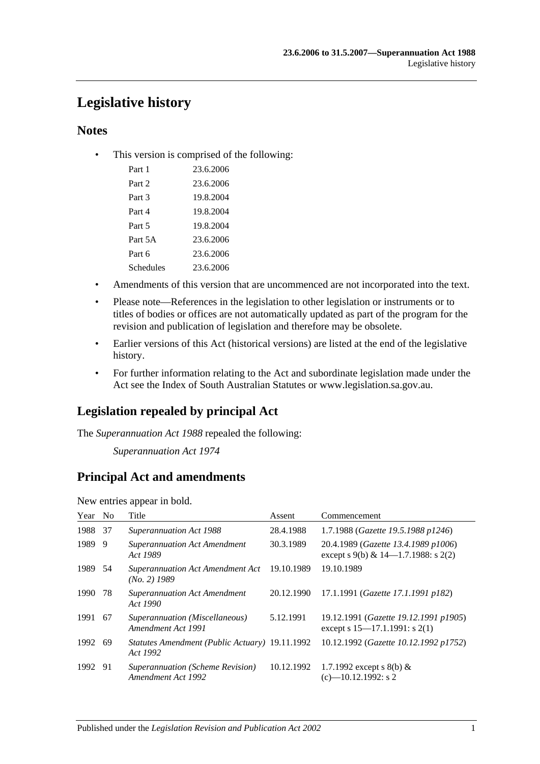# Legislative history

## Notes

- This version is comprised of the following:

| | |
|---|---|
| Part 1 | 23.6.2006 |
| Part 2 | 23.6.2006 |
| Part 3 | 19.8.2004 |
| Part 4 | 19.8.2004 |
| Part 5 | 19.8.2004 |
| Part 5A | 23.6.2006 |
| Part 6 | 23.6.2006 |
| Schedules | 23.6.2006 |

- Amendments of this version that are uncommenced are not incorporated into the text.
- Please note—References in the legislation to other legislation or instruments or to titles of bodies or offices are not automatically updated as part of the program for the revision and publication of legislation and therefore may be obsolete.
- Earlier versions of this Act (historical versions) are listed at the end of the legislative history.
- For further information relating to the Act and subordinate legislation made under the Act see the Index of South Australian Statutes or www.legislation.sa.gov.au.

## Legislation repealed by principal Act

The *Superannuation Act 1988* repealed the following:

*Superannuation Act 1974*

## Principal Act and amendments

New entries appear in bold.

| Year | No | Title | Assent | Commencement |
|---|---|---|---|---|
| 1988 | 37 | *Superannuation Act 1988* | 28.4.1988 | 1.7.1988 (*Gazette 19.5.1988 p1246*) |
| 1989 | 9 | *Superannuation Act Amendment Act 1989* | 30.3.1989 | 20.4.1989 (*Gazette 13.4.1989 p1006*) except s 9(b) & 14—1.7.1988: s 2(2) |
| 1989 | 54 | *Superannuation Act Amendment Act (No. 2) 1989* | 19.10.1989 | 19.10.1989 |
| 1990 | 78 | *Superannuation Act Amendment Act 1990* | 20.12.1990 | 17.1.1991 (*Gazette 17.1.1991 p182*) |
| 1991 | 67 | *Superannuation (Miscellaneous) Amendment Act 1991* | 5.12.1991 | 19.12.1991 (*Gazette 19.12.1991 p1905*) except s 15—17.1.1991: s 2(1) |
| 1992 | 69 | *Statutes Amendment (Public Actuary) Act 1992* | 19.11.1992 | 10.12.1992 (*Gazette 10.12.1992 p1752*) |
| 1992 | 91 | *Superannuation (Scheme Revision) Amendment Act 1992* | 10.12.1992 | 1.7.1992 except s 8(b) & (c)—10.12.1992: s 2 |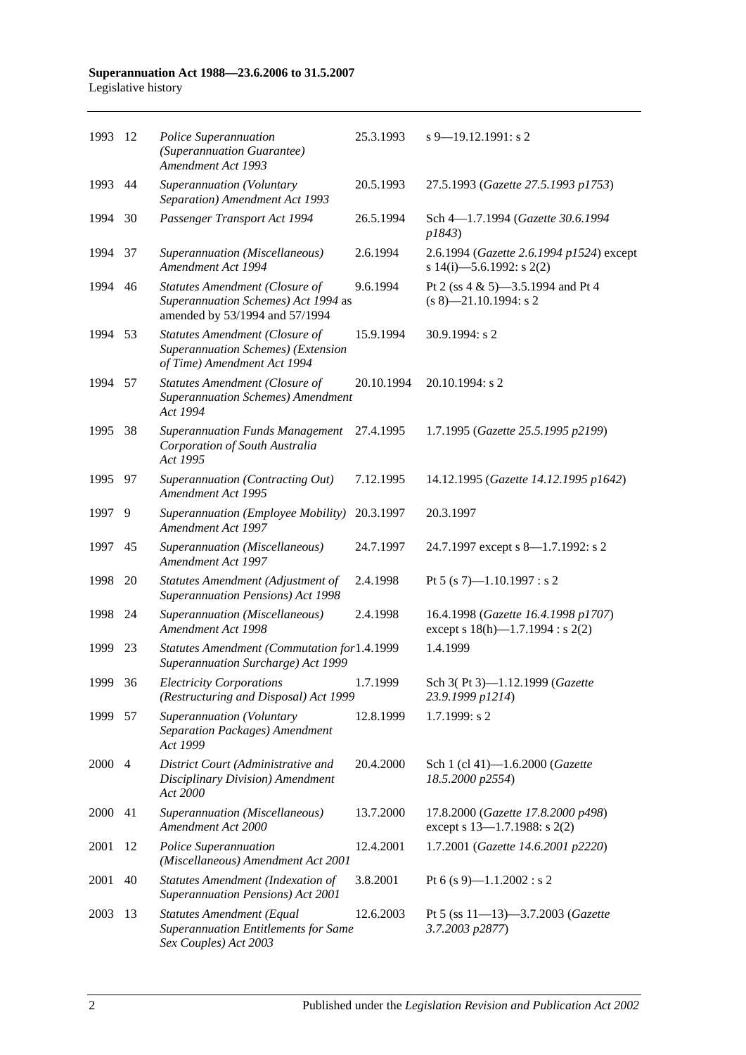| | | | | |
|---|---|---|---|---|
| 1993 | 12 | *Police Superannuation (Superannuation Guarantee) Amendment Act 1993* | 25.3.1993 | s 9—19.12.1991: s 2 |
| 1993 | 44 | *Superannuation (Voluntary Separation) Amendment Act 1993* | 20.5.1993 | 27.5.1993 (*Gazette 27.5.1993 p1753*) |
| 1994 | 30 | *Passenger Transport Act 1994* | 26.5.1994 | Sch 4—1.7.1994 (*Gazette 30.6.1994 p1843*) |
| 1994 | 37 | *Superannuation (Miscellaneous) Amendment Act 1994* | 2.6.1994 | 2.6.1994 (*Gazette 2.6.1994 p1524*) except s 14(i)—5.6.1992: s 2(2) |
| 1994 | 46 | *Statutes Amendment (Closure of Superannuation Schemes) Act 1994* as amended by 53/1994 and 57/1994 | 9.6.1994 | Pt 2 (ss 4 & 5)—3.5.1994 and Pt 4 (s 8)—21.10.1994: s 2 |
| 1994 | 53 | *Statutes Amendment (Closure of Superannuation Schemes) (Extension of Time) Amendment Act 1994* | 15.9.1994 | 30.9.1994: s 2 |
| 1994 | 57 | *Statutes Amendment (Closure of Superannuation Schemes) Amendment Act 1994* | 20.10.1994 | 20.10.1994: s 2 |
| 1995 | 38 | *Superannuation Funds Management Corporation of South Australia Act 1995* | 27.4.1995 | 1.7.1995 (*Gazette 25.5.1995 p2199*) |
| 1995 | 97 | *Superannuation (Contracting Out) Amendment Act 1995* | 7.12.1995 | 14.12.1995 (*Gazette 14.12.1995 p1642*) |
| 1997 | 9 | *Superannuation (Employee Mobility) Amendment Act 1997* | 20.3.1997 | 20.3.1997 |
| 1997 | 45 | *Superannuation (Miscellaneous) Amendment Act 1997* | 24.7.1997 | 24.7.1997 except s 8—1.7.1992: s 2 |
| 1998 | 20 | *Statutes Amendment (Adjustment of Superannuation Pensions) Act 1998* | 2.4.1998 | Pt 5 (s 7)—1.10.1997 : s 2 |
| 1998 | 24 | *Superannuation (Miscellaneous) Amendment Act 1998* | 2.4.1998 | 16.4.1998 (*Gazette 16.4.1998 p1707*) except s 18(h)—1.7.1994 : s 2(2) |
| 1999 | 23 | *Statutes Amendment (Commutation for Superannuation Surcharge) Act 1999* | 1.4.1999 | 1.4.1999 |
| 1999 | 36 | *Electricity Corporations (Restructuring and Disposal) Act 1999* | 1.7.1999 | Sch 3( Pt 3)—1.12.1999 (*Gazette 23.9.1999 p1214*) |
| 1999 | 57 | *Superannuation (Voluntary Separation Packages) Amendment Act 1999* | 12.8.1999 | 1.7.1999: s 2 |
| 2000 | 4 | *District Court (Administrative and Disciplinary Division) Amendment Act 2000* | 20.4.2000 | Sch 1 (cl 41)—1.6.2000 (*Gazette 18.5.2000 p2554*) |
| 2000 | 41 | *Superannuation (Miscellaneous) Amendment Act 2000* | 13.7.2000 | 17.8.2000 (*Gazette 17.8.2000 p498*) except s 13—1.7.1988: s 2(2) |
| 2001 | 12 | *Police Superannuation (Miscellaneous) Amendment Act 2001* | 12.4.2001 | 1.7.2001 (*Gazette 14.6.2001 p2220*) |
| 2001 | 40 | *Statutes Amendment (Indexation of Superannuation Pensions) Act 2001* | 3.8.2001 | Pt 6 (s 9)—1.1.2002 : s 2 |
| 2003 | 13 | *Statutes Amendment (Equal Superannuation Entitlements for Same Sex Couples) Act 2003* | 12.6.2003 | Pt 5 (ss 11—13)—3.7.2003 (*Gazette 3.7.2003 p2877*) |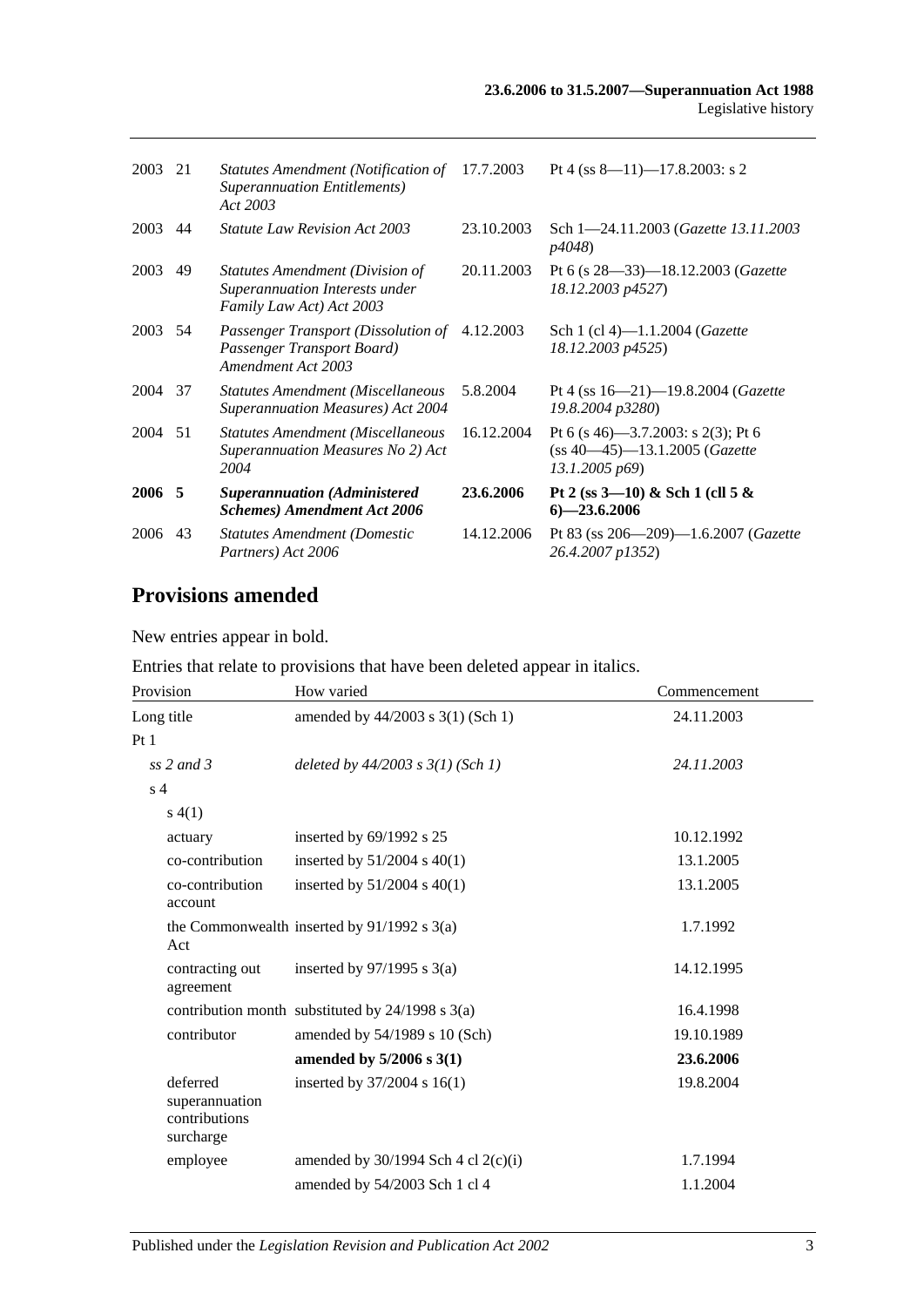| | | | | |
|---|---|---|---|---|
| 2003 | 21 | *Statutes Amendment (Notification of Superannuation Entitlements) Act 2003* | 17.7.2003 | Pt 4 (ss 8—11)—17.8.2003: s 2 |
| 2003 | 44 | *Statute Law Revision Act 2003* | 23.10.2003 | Sch 1—24.11.2003 (*Gazette 13.11.2003 p4048*) |
| 2003 | 49 | *Statutes Amendment (Division of Superannuation Interests under Family Law Act) Act 2003* | 20.11.2003 | Pt 6 (s 28—33)—18.12.2003 (*Gazette 18.12.2003 p4527*) |
| 2003 | 54 | *Passenger Transport (Dissolution of Passenger Transport Board) Amendment Act 2003* | 4.12.2003 | Sch 1 (cl 4)—1.1.2004 (*Gazette 18.12.2003 p4525*) |
| 2004 | 37 | *Statutes Amendment (Miscellaneous Superannuation Measures) Act 2004* | 5.8.2004 | Pt 4 (ss 16—21)—19.8.2004 (*Gazette 19.8.2004 p3280*) |
| 2004 | 51 | *Statutes Amendment (Miscellaneous Superannuation Measures No 2) Act 2004* | 16.12.2004 | Pt 6 (s 46)—3.7.2003: s 2(3); Pt 6 (ss 40—45)—13.1.2005 (*Gazette 13.1.2005 p69*) |
| **2006** | **5** | ***Superannuation (Administered Schemes) Amendment Act 2006*** | **23.6.2006** | **Pt 2 (ss 3—10) & Sch 1 (cll 5 & 6)—23.6.2006** |
| 2006 | 43 | *Statutes Amendment (Domestic Partners) Act 2006* | 14.12.2006 | Pt 83 (ss 206—209)—1.6.2007 (*Gazette 26.4.2007 p1352*) |

## Provisions amended

New entries appear in bold.

Entries that relate to provisions that have been deleted appear in italics.

| Provision | How varied | Commencement |
|---|---|---|
| Long title | amended by 44/2003 s 3(1) (Sch 1) | 24.11.2003 |
| Pt 1 | | |
| *ss 2 and 3* | *deleted by 44/2003 s 3(1) (Sch 1)* | *24.11.2003* |
| s 4 | | |
| s 4(1) | | |
| actuary | inserted by 69/1992 s 25 | 10.12.1992 |
| co-contribution | inserted by 51/2004 s 40(1) | 13.1.2005 |
| co-contribution account | inserted by 51/2004 s 40(1) | 13.1.2005 |
| the Commonwealth Act | inserted by 91/1992 s 3(a) | 1.7.1992 |
| contracting out agreement | inserted by 97/1995 s 3(a) | 14.12.1995 |
| contribution month | substituted by 24/1998 s 3(a) | 16.4.1998 |
| contributor | amended by 54/1989 s 10 (Sch) | 19.10.1989 |
| | **amended by 5/2006 s 3(1)** | **23.6.2006** |
| deferred superannuation contributions surcharge | inserted by 37/2004 s 16(1) | 19.8.2004 |
| employee | amended by 30/1994 Sch 4 cl 2(c)(i) | 1.7.1994 |
| | amended by 54/2003 Sch 1 cl 4 | 1.1.2004 |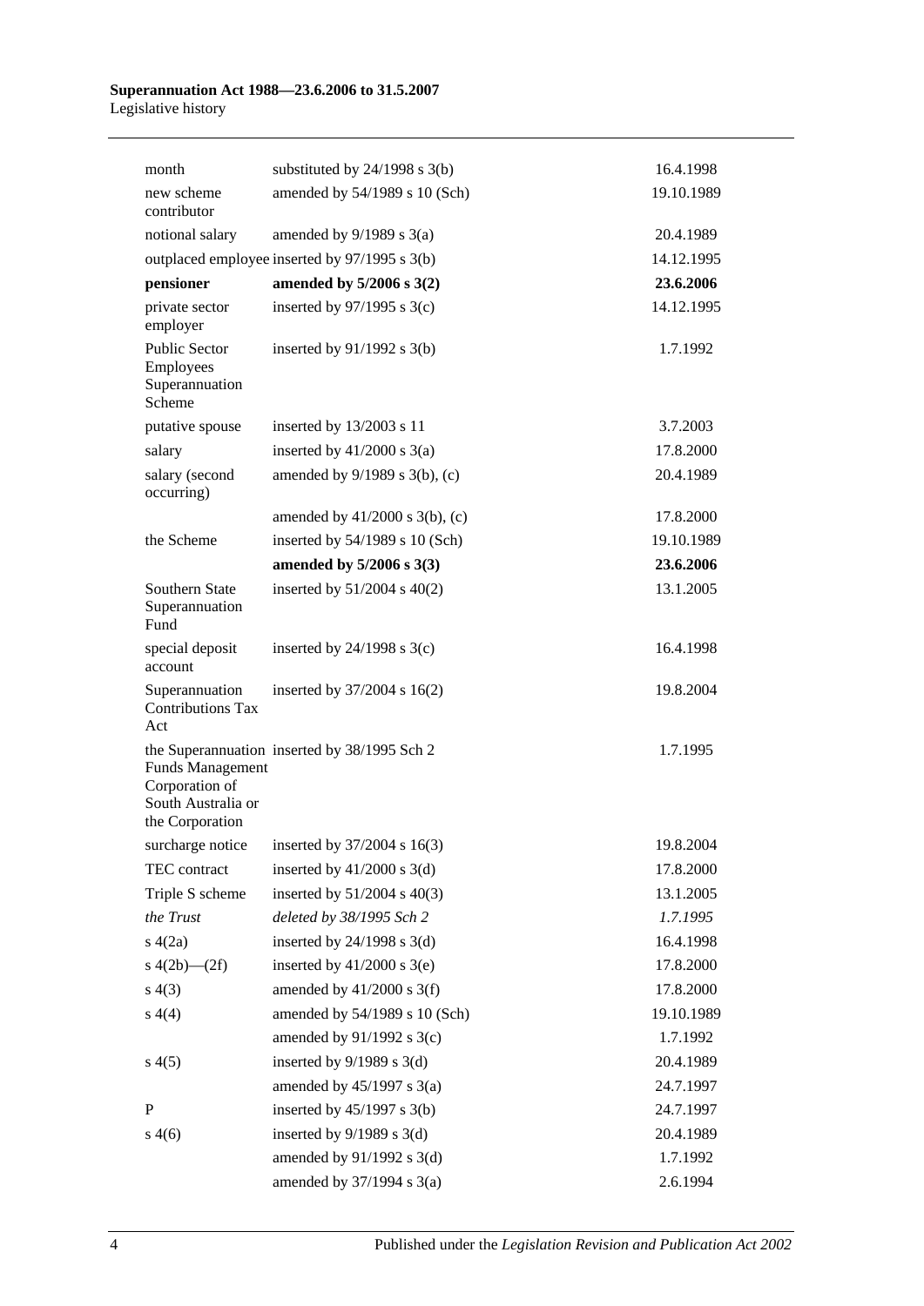| | | |
|---|---|---|
| month | substituted by 24/1998 s 3(b) | 16.4.1998 |
| new scheme contributor | amended by 54/1989 s 10 (Sch) | 19.10.1989 |
| notional salary | amended by 9/1989 s 3(a) | 20.4.1989 |
| outplaced employee | inserted by 97/1995 s 3(b) | 14.12.1995 |
| **pensioner** | **amended by 5/2006 s 3(2)** | **23.6.2006** |
| private sector employer | inserted by 97/1995 s 3(c) | 14.12.1995 |
| Public Sector Employees Superannuation Scheme | inserted by 91/1992 s 3(b) | 1.7.1992 |
| putative spouse | inserted by 13/2003 s 11 | 3.7.2003 |
| salary | inserted by 41/2000 s 3(a) | 17.8.2000 |
| salary (second occurring) | amended by 9/1989 s 3(b), (c) | 20.4.1989 |
| | amended by 41/2000 s 3(b), (c) | 17.8.2000 |
| the Scheme | inserted by 54/1989 s 10 (Sch) | 19.10.1989 |
| | **amended by 5/2006 s 3(3)** | **23.6.2006** |
| Southern State Superannuation Fund | inserted by 51/2004 s 40(2) | 13.1.2005 |
| special deposit account | inserted by 24/1998 s 3(c) | 16.4.1998 |
| Superannuation Contributions Tax Act | inserted by 37/2004 s 16(2) | 19.8.2004 |
| the Superannuation Funds Management Corporation of South Australia or the Corporation | inserted by 38/1995 Sch 2 | 1.7.1995 |
| surcharge notice | inserted by 37/2004 s 16(3) | 19.8.2004 |
| TEC contract | inserted by 41/2000 s 3(d) | 17.8.2000 |
| Triple S scheme | inserted by 51/2004 s 40(3) | 13.1.2005 |
| *the Trust* | *deleted by 38/1995 Sch 2* | *1.7.1995* |
| s 4(2a) | inserted by 24/1998 s 3(d) | 16.4.1998 |
| s 4(2b)—(2f) | inserted by 41/2000 s 3(e) | 17.8.2000 |
| s 4(3) | amended by 41/2000 s 3(f) | 17.8.2000 |
| s 4(4) | amended by 54/1989 s 10 (Sch) | 19.10.1989 |
| | amended by 91/1992 s 3(c) | 1.7.1992 |
| s 4(5) | inserted by 9/1989 s 3(d) | 20.4.1989 |
| | amended by 45/1997 s 3(a) | 24.7.1997 |
| P | inserted by 45/1997 s 3(b) | 24.7.1997 |
| s 4(6) | inserted by 9/1989 s 3(d) | 20.4.1989 |
| | amended by 91/1992 s 3(d) | 1.7.1992 |
| | amended by 37/1994 s 3(a) | 2.6.1994 |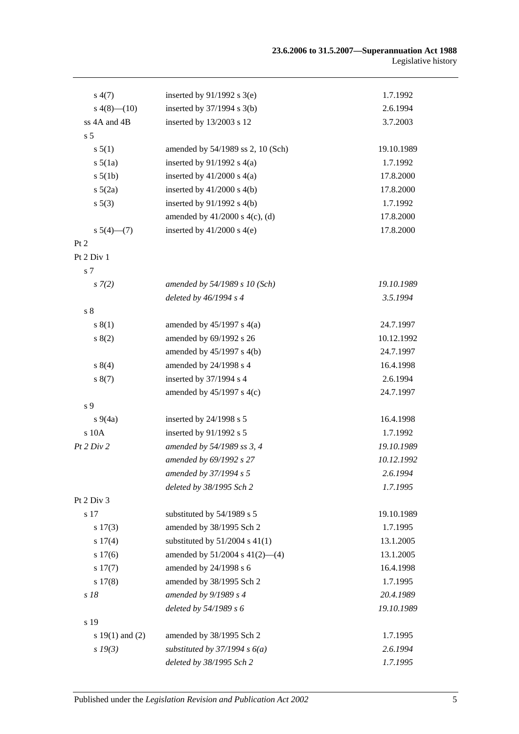| | | |
|---|---|---|
| s 4(7) | inserted by 91/1992 s 3(e) | 1.7.1992 |
| s 4(8)—(10) | inserted by 37/1994 s 3(b) | 2.6.1994 |
| ss 4A and 4B | inserted by 13/2003 s 12 | 3.7.2003 |
| s 5 | | |
| s 5(1) | amended by 54/1989 ss 2, 10 (Sch) | 19.10.1989 |
| s 5(1a) | inserted by 91/1992 s 4(a) | 1.7.1992 |
| s 5(1b) | inserted by 41/2000 s 4(a) | 17.8.2000 |
| s 5(2a) | inserted by 41/2000 s 4(b) | 17.8.2000 |
| s 5(3) | inserted by 91/1992 s 4(b) | 1.7.1992 |
| | amended by 41/2000 s 4(c), (d) | 17.8.2000 |
| s 5(4)—(7) | inserted by 41/2000 s 4(e) | 17.8.2000 |
| Pt 2 | | |
| Pt 2 Div 1 | | |
| s 7 | | |
| *s 7(2)* | *amended by 54/1989 s 10 (Sch)* | *19.10.1989* |
| | *deleted by 46/1994 s 4* | *3.5.1994* |
| s 8 | | |
| s 8(1) | amended by 45/1997 s 4(a) | 24.7.1997 |
| s 8(2) | amended by 69/1992 s 26 | 10.12.1992 |
| | amended by 45/1997 s 4(b) | 24.7.1997 |
| s 8(4) | amended by 24/1998 s 4 | 16.4.1998 |
| s 8(7) | inserted by 37/1994 s 4 | 2.6.1994 |
| | amended by 45/1997 s 4(c) | 24.7.1997 |
| s 9 | | |
| s 9(4a) | inserted by 24/1998 s 5 | 16.4.1998 |
| s 10A | inserted by 91/1992 s 5 | 1.7.1992 |
| *Pt 2 Div 2* | *amended by 54/1989 ss 3, 4* | *19.10.1989* |
| | *amended by 69/1992 s 27* | *10.12.1992* |
| | *amended by 37/1994 s 5* | *2.6.1994* |
| | *deleted by 38/1995 Sch 2* | *1.7.1995* |
| Pt 2 Div 3 | | |
| s 17 | substituted by 54/1989 s 5 | 19.10.1989 |
| s 17(3) | amended by 38/1995 Sch 2 | 1.7.1995 |
| s 17(4) | substituted by 51/2004 s 41(1) | 13.1.2005 |
| s 17(6) | amended by 51/2004 s 41(2)—(4) | 13.1.2005 |
| s 17(7) | amended by 24/1998 s 6 | 16.4.1998 |
| s 17(8) | amended by 38/1995 Sch 2 | 1.7.1995 |
| *s 18* | *amended by 9/1989 s 4* | *20.4.1989* |
| | *deleted by 54/1989 s 6* | *19.10.1989* |
| s 19 | | |
| s 19(1) and (2) | amended by 38/1995 Sch 2 | 1.7.1995 |
| *s 19(3)* | *substituted by 37/1994 s 6(a)* | *2.6.1994* |
| | *deleted by 38/1995 Sch 2* | *1.7.1995* |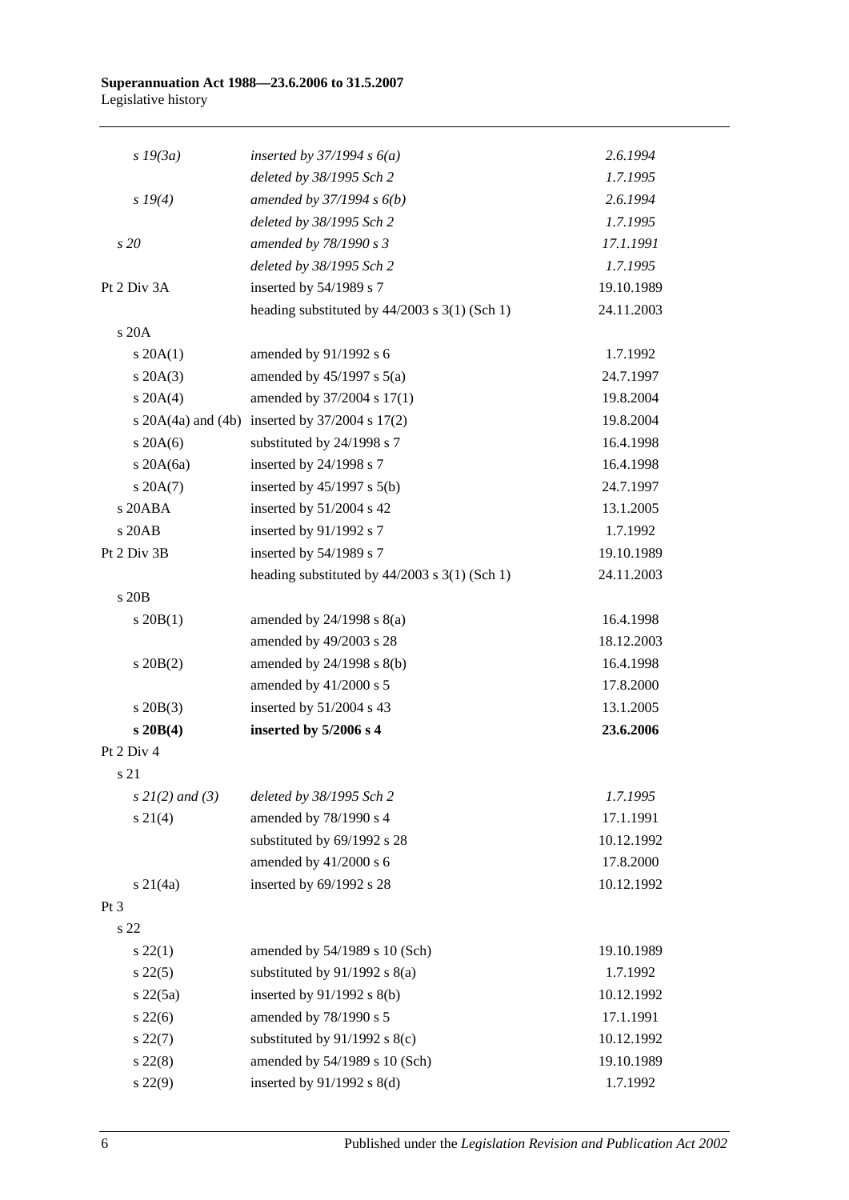| | | |
|---|---|---|
| *s 19(3a)* | *inserted by 37/1994 s 6(a)* | *2.6.1994* |
| | *deleted by 38/1995 Sch 2* | *1.7.1995* |
| *s 19(4)* | *amended by 37/1994 s 6(b)* | *2.6.1994* |
| | *deleted by 38/1995 Sch 2* | *1.7.1995* |
| *s 20* | *amended by 78/1990 s 3* | *17.1.1991* |
| | *deleted by 38/1995 Sch 2* | *1.7.1995* |
| Pt 2 Div 3A | inserted by 54/1989 s 7 | 19.10.1989 |
| | heading substituted by 44/2003 s 3(1) (Sch 1) | 24.11.2003 |
| s 20A | | |
| s 20A(1) | amended by 91/1992 s 6 | 1.7.1992 |
| s 20A(3) | amended by 45/1997 s 5(a) | 24.7.1997 |
| s 20A(4) | amended by 37/2004 s 17(1) | 19.8.2004 |
| s 20A(4a) and (4b) | inserted by 37/2004 s 17(2) | 19.8.2004 |
| s 20A(6) | substituted by 24/1998 s 7 | 16.4.1998 |
| s 20A(6a) | inserted by 24/1998 s 7 | 16.4.1998 |
| s 20A(7) | inserted by 45/1997 s 5(b) | 24.7.1997 |
| s 20ABA | inserted by 51/2004 s 42 | 13.1.2005 |
| s 20AB | inserted by 91/1992 s 7 | 1.7.1992 |
| Pt 2 Div 3B | inserted by 54/1989 s 7 | 19.10.1989 |
| | heading substituted by 44/2003 s 3(1) (Sch 1) | 24.11.2003 |
| s 20B | | |
| s 20B(1) | amended by 24/1998 s 8(a) | 16.4.1998 |
| | amended by 49/2003 s 28 | 18.12.2003 |
| s 20B(2) | amended by 24/1998 s 8(b) | 16.4.1998 |
| | amended by 41/2000 s 5 | 17.8.2000 |
| s 20B(3) | inserted by 51/2004 s 43 | 13.1.2005 |
| **s 20B(4)** | **inserted by 5/2006 s 4** | **23.6.2006** |
| Pt 2 Div 4 | | |
| s 21 | | |
| *s 21(2) and (3)* | *deleted by 38/1995 Sch 2* | *1.7.1995* |
| s 21(4) | amended by 78/1990 s 4 | 17.1.1991 |
| | substituted by 69/1992 s 28 | 10.12.1992 |
| | amended by 41/2000 s 6 | 17.8.2000 |
| s 21(4a) | inserted by 69/1992 s 28 | 10.12.1992 |
| Pt 3 | | |
| s 22 | | |
| s 22(1) | amended by 54/1989 s 10 (Sch) | 19.10.1989 |
| s 22(5) | substituted by 91/1992 s 8(a) | 1.7.1992 |
| s 22(5a) | inserted by 91/1992 s 8(b) | 10.12.1992 |
| s 22(6) | amended by 78/1990 s 5 | 17.1.1991 |
| s 22(7) | substituted by 91/1992 s 8(c) | 10.12.1992 |
| s 22(8) | amended by 54/1989 s 10 (Sch) | 19.10.1989 |
| s 22(9) | inserted by 91/1992 s 8(d) | 1.7.1992 |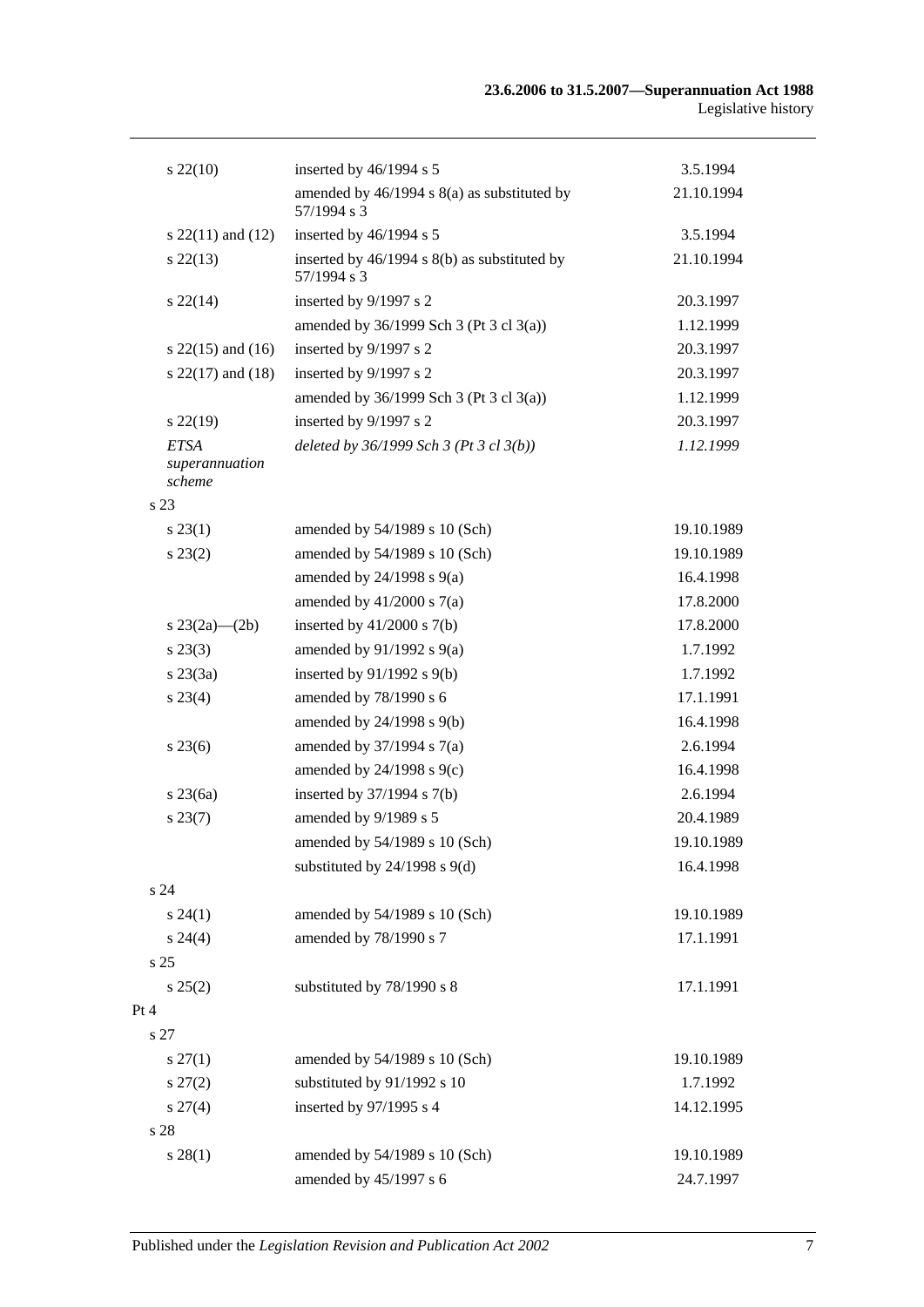| | | |
|---|---|---|
| s 22(10) | inserted by 46/1994 s 5 | 3.5.1994 |
| | amended by 46/1994 s 8(a) as substituted by 57/1994 s 3 | 21.10.1994 |
| s 22(11) and (12) | inserted by 46/1994 s 5 | 3.5.1994 |
| s 22(13) | inserted by 46/1994 s 8(b) as substituted by 57/1994 s 3 | 21.10.1994 |
| s 22(14) | inserted by 9/1997 s 2 | 20.3.1997 |
| | amended by 36/1999 Sch 3 (Pt 3 cl 3(a)) | 1.12.1999 |
| s 22(15) and (16) | inserted by 9/1997 s 2 | 20.3.1997 |
| s 22(17) and (18) | inserted by 9/1997 s 2 | 20.3.1997 |
| | amended by 36/1999 Sch 3 (Pt 3 cl 3(a)) | 1.12.1999 |
| s 22(19) | inserted by 9/1997 s 2 | 20.3.1997 |
| *ETSA superannuation scheme* | *deleted by 36/1999 Sch 3 (Pt 3 cl 3(b))* | *1.12.1999* |
| s 23 | | |
| s 23(1) | amended by 54/1989 s 10 (Sch) | 19.10.1989 |
| s 23(2) | amended by 54/1989 s 10 (Sch) | 19.10.1989 |
| | amended by 24/1998 s 9(a) | 16.4.1998 |
| | amended by 41/2000 s 7(a) | 17.8.2000 |
| s 23(2a)—(2b) | inserted by 41/2000 s 7(b) | 17.8.2000 |
| s 23(3) | amended by 91/1992 s 9(a) | 1.7.1992 |
| s 23(3a) | inserted by 91/1992 s 9(b) | 1.7.1992 |
| s 23(4) | amended by 78/1990 s 6 | 17.1.1991 |
| | amended by 24/1998 s 9(b) | 16.4.1998 |
| s 23(6) | amended by 37/1994 s 7(a) | 2.6.1994 |
| | amended by 24/1998 s 9(c) | 16.4.1998 |
| s 23(6a) | inserted by 37/1994 s 7(b) | 2.6.1994 |
| s 23(7) | amended by 9/1989 s 5 | 20.4.1989 |
| | amended by 54/1989 s 10 (Sch) | 19.10.1989 |
| | substituted by 24/1998 s 9(d) | 16.4.1998 |
| s 24 | | |
| s 24(1) | amended by 54/1989 s 10 (Sch) | 19.10.1989 |
| s 24(4) | amended by 78/1990 s 7 | 17.1.1991 |
| s 25 | | |
| s 25(2) | substituted by 78/1990 s 8 | 17.1.1991 |
| Pt 4 | | |
| s 27 | | |
| s 27(1) | amended by 54/1989 s 10 (Sch) | 19.10.1989 |
| s 27(2) | substituted by 91/1992 s 10 | 1.7.1992 |
| s 27(4) | inserted by 97/1995 s 4 | 14.12.1995 |
| s 28 | | |
| s 28(1) | amended by 54/1989 s 10 (Sch) | 19.10.1989 |
| | amended by 45/1997 s 6 | 24.7.1997 |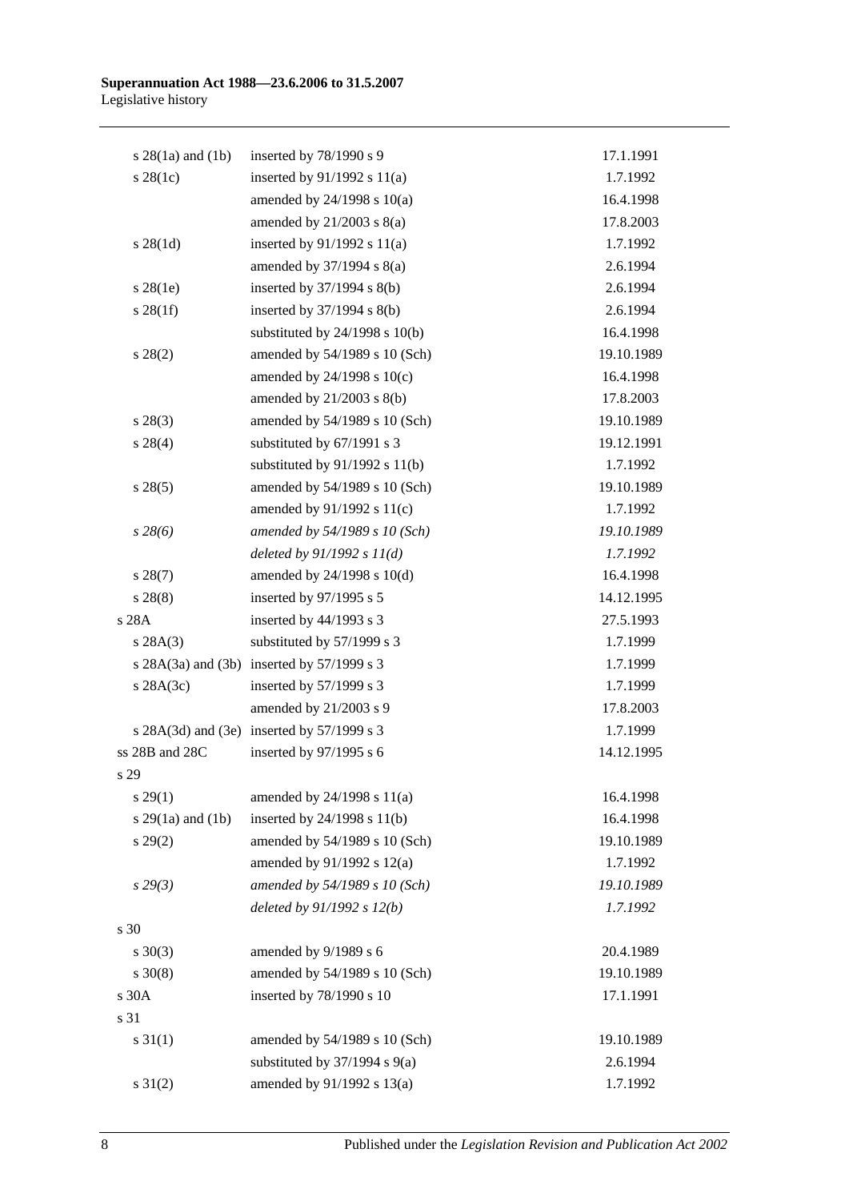| | | |
|---|---|---|
| s 28(1a) and (1b) | inserted by 78/1990 s 9 | 17.1.1991 |
| s 28(1c) | inserted by 91/1992 s 11(a) | 1.7.1992 |
| | amended by 24/1998 s 10(a) | 16.4.1998 |
| | amended by 21/2003 s 8(a) | 17.8.2003 |
| s 28(1d) | inserted by 91/1992 s 11(a) | 1.7.1992 |
| | amended by 37/1994 s 8(a) | 2.6.1994 |
| s 28(1e) | inserted by 37/1994 s 8(b) | 2.6.1994 |
| s 28(1f) | inserted by 37/1994 s 8(b) | 2.6.1994 |
| | substituted by 24/1998 s 10(b) | 16.4.1998 |
| s 28(2) | amended by 54/1989 s 10 (Sch) | 19.10.1989 |
| | amended by 24/1998 s 10(c) | 16.4.1998 |
| | amended by 21/2003 s 8(b) | 17.8.2003 |
| s 28(3) | amended by 54/1989 s 10 (Sch) | 19.10.1989 |
| s 28(4) | substituted by 67/1991 s 3 | 19.12.1991 |
| | substituted by 91/1992 s 11(b) | 1.7.1992 |
| s 28(5) | amended by 54/1989 s 10 (Sch) | 19.10.1989 |
| | amended by 91/1992 s 11(c) | 1.7.1992 |
| *s 28(6)* | *amended by 54/1989 s 10 (Sch)* | *19.10.1989* |
| | *deleted by 91/1992 s 11(d)* | *1.7.1992* |
| s 28(7) | amended by 24/1998 s 10(d) | 16.4.1998 |
| s 28(8) | inserted by 97/1995 s 5 | 14.12.1995 |
| s 28A | inserted by 44/1993 s 3 | 27.5.1993 |
| s 28A(3) | substituted by 57/1999 s 3 | 1.7.1999 |
| s 28A(3a) and (3b) | inserted by 57/1999 s 3 | 1.7.1999 |
| s 28A(3c) | inserted by 57/1999 s 3 | 1.7.1999 |
| | amended by 21/2003 s 9 | 17.8.2003 |
| s 28A(3d) and (3e) | inserted by 57/1999 s 3 | 1.7.1999 |
| ss 28B and 28C | inserted by 97/1995 s 6 | 14.12.1995 |
| s 29 | | |
| s 29(1) | amended by 24/1998 s 11(a) | 16.4.1998 |
| s 29(1a) and (1b) | inserted by 24/1998 s 11(b) | 16.4.1998 |
| s 29(2) | amended by 54/1989 s 10 (Sch) | 19.10.1989 |
| | amended by 91/1992 s 12(a) | 1.7.1992 |
| *s 29(3)* | *amended by 54/1989 s 10 (Sch)* | *19.10.1989* |
| | *deleted by 91/1992 s 12(b)* | *1.7.1992* |
| s 30 | | |
| s 30(3) | amended by 9/1989 s 6 | 20.4.1989 |
| s 30(8) | amended by 54/1989 s 10 (Sch) | 19.10.1989 |
| s 30A | inserted by 78/1990 s 10 | 17.1.1991 |
| s 31 | | |
| s 31(1) | amended by 54/1989 s 10 (Sch) | 19.10.1989 |
| | substituted by 37/1994 s 9(a) | 2.6.1994 |
| s 31(2) | amended by 91/1992 s 13(a) | 1.7.1992 |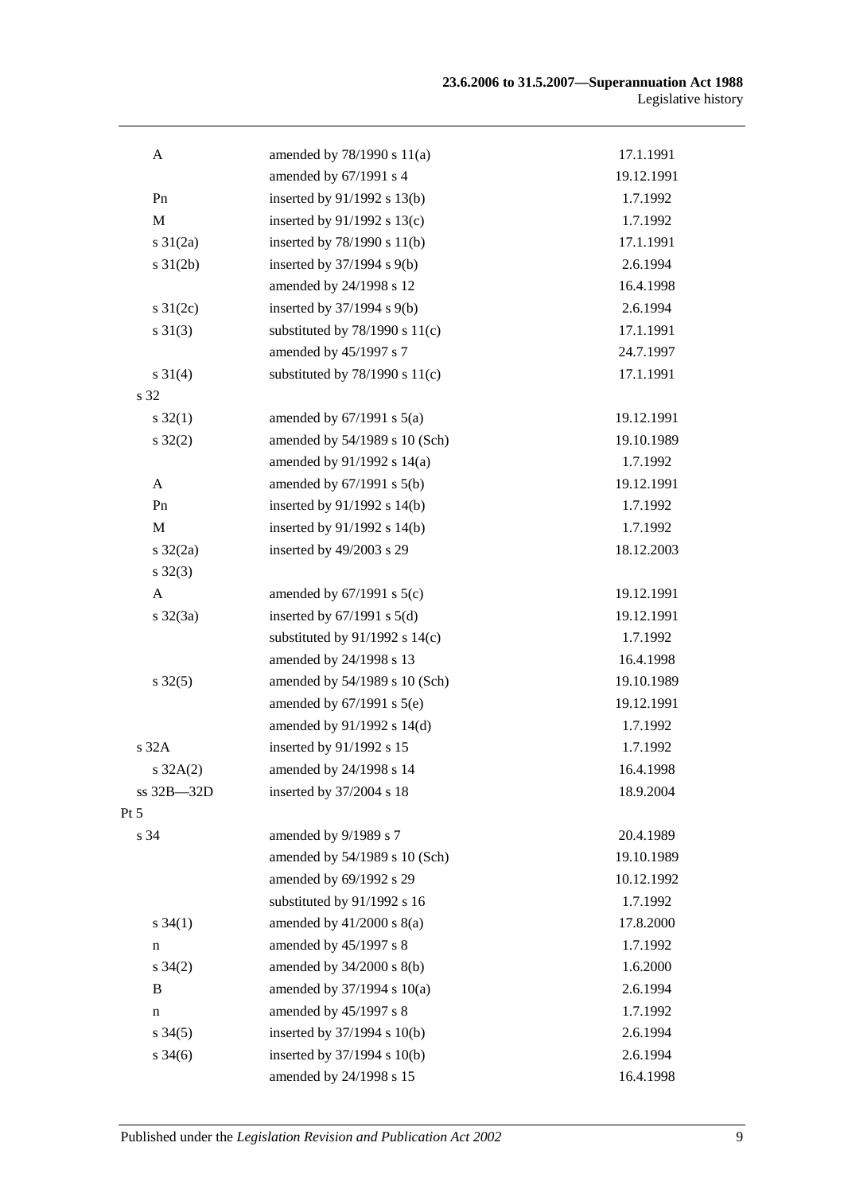| | | |
|---|---|---|
| A | amended by 78/1990 s 11(a) | 17.1.1991 |
| | amended by 67/1991 s 4 | 19.12.1991 |
| Pn | inserted by 91/1992 s 13(b) | 1.7.1992 |
| M | inserted by 91/1992 s 13(c) | 1.7.1992 |
| s 31(2a) | inserted by 78/1990 s 11(b) | 17.1.1991 |
| s 31(2b) | inserted by 37/1994 s 9(b) | 2.6.1994 |
| | amended by 24/1998 s 12 | 16.4.1998 |
| s 31(2c) | inserted by 37/1994 s 9(b) | 2.6.1994 |
| s 31(3) | substituted by 78/1990 s 11(c) | 17.1.1991 |
| | amended by 45/1997 s 7 | 24.7.1997 |
| s 31(4) | substituted by 78/1990 s 11(c) | 17.1.1991 |
| s 32 | | |
| s 32(1) | amended by 67/1991 s 5(a) | 19.12.1991 |
| s 32(2) | amended by 54/1989 s 10 (Sch) | 19.10.1989 |
| | amended by 91/1992 s 14(a) | 1.7.1992 |
| A | amended by 67/1991 s 5(b) | 19.12.1991 |
| Pn | inserted by 91/1992 s 14(b) | 1.7.1992 |
| M | inserted by 91/1992 s 14(b) | 1.7.1992 |
| s 32(2a) | inserted by 49/2003 s 29 | 18.12.2003 |
| s 32(3) | | |
| A | amended by 67/1991 s 5(c) | 19.12.1991 |
| s 32(3a) | inserted by 67/1991 s 5(d) | 19.12.1991 |
| | substituted by 91/1992 s 14(c) | 1.7.1992 |
| | amended by 24/1998 s 13 | 16.4.1998 |
| s 32(5) | amended by 54/1989 s 10 (Sch) | 19.10.1989 |
| | amended by 67/1991 s 5(e) | 19.12.1991 |
| | amended by 91/1992 s 14(d) | 1.7.1992 |
| s 32A | inserted by 91/1992 s 15 | 1.7.1992 |
| s 32A(2) | amended by 24/1998 s 14 | 16.4.1998 |
| ss 32B—32D | inserted by 37/2004 s 18 | 18.9.2004 |
| Pt 5 | | |
| s 34 | amended by 9/1989 s 7 | 20.4.1989 |
| | amended by 54/1989 s 10 (Sch) | 19.10.1989 |
| | amended by 69/1992 s 29 | 10.12.1992 |
| | substituted by 91/1992 s 16 | 1.7.1992 |
| s 34(1) | amended by 41/2000 s 8(a) | 17.8.2000 |
| n | amended by 45/1997 s 8 | 1.7.1992 |
| s 34(2) | amended by 34/2000 s 8(b) | 1.6.2000 |
| B | amended by 37/1994 s 10(a) | 2.6.1994 |
| n | amended by 45/1997 s 8 | 1.7.1992 |
| s 34(5) | inserted by 37/1994 s 10(b) | 2.6.1994 |
| s 34(6) | inserted by 37/1994 s 10(b) | 2.6.1994 |
| | amended by 24/1998 s 15 | 16.4.1998 |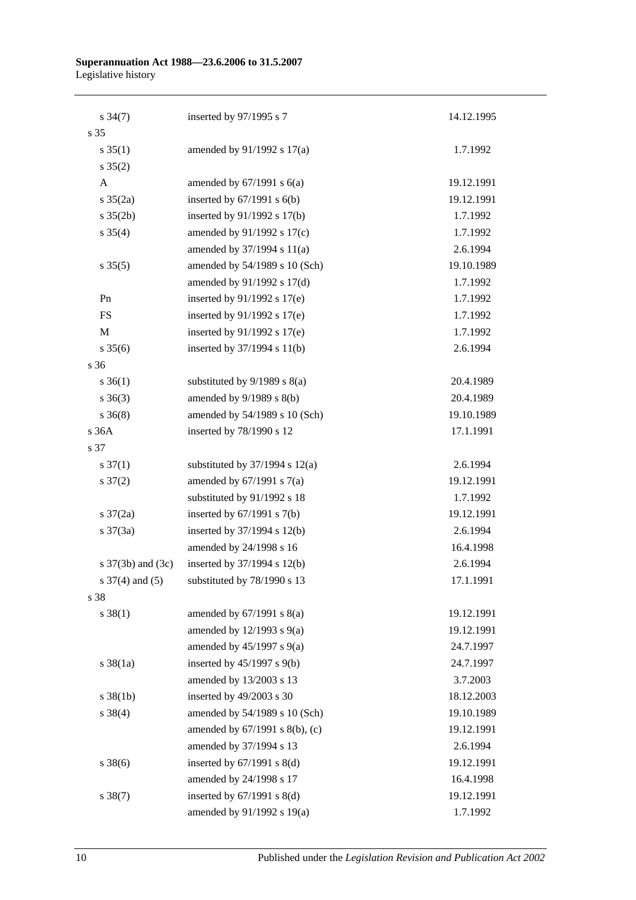| | | |
|---|---|---|
| s 34(7) | inserted by 97/1995 s 7 | 14.12.1995 |
| s 35 | | |
| s 35(1) | amended by 91/1992 s 17(a) | 1.7.1992 |
| s 35(2) | | |
| A | amended by 67/1991 s 6(a) | 19.12.1991 |
| s 35(2a) | inserted by 67/1991 s 6(b) | 19.12.1991 |
| s 35(2b) | inserted by 91/1992 s 17(b) | 1.7.1992 |
| s 35(4) | amended by 91/1992 s 17(c) | 1.7.1992 |
| | amended by 37/1994 s 11(a) | 2.6.1994 |
| s 35(5) | amended by 54/1989 s 10 (Sch) | 19.10.1989 |
| | amended by 91/1992 s 17(d) | 1.7.1992 |
| Pn | inserted by 91/1992 s 17(e) | 1.7.1992 |
| FS | inserted by 91/1992 s 17(e) | 1.7.1992 |
| M | inserted by 91/1992 s 17(e) | 1.7.1992 |
| s 35(6) | inserted by 37/1994 s 11(b) | 2.6.1994 |
| s 36 | | |
| s 36(1) | substituted by 9/1989 s 8(a) | 20.4.1989 |
| s 36(3) | amended by 9/1989 s 8(b) | 20.4.1989 |
| s 36(8) | amended by 54/1989 s 10 (Sch) | 19.10.1989 |
| s 36A | inserted by 78/1990 s 12 | 17.1.1991 |
| s 37 | | |
| s 37(1) | substituted by 37/1994 s 12(a) | 2.6.1994 |
| s 37(2) | amended by 67/1991 s 7(a) | 19.12.1991 |
| | substituted by 91/1992 s 18 | 1.7.1992 |
| s 37(2a) | inserted by 67/1991 s 7(b) | 19.12.1991 |
| s 37(3a) | inserted by 37/1994 s 12(b) | 2.6.1994 |
| | amended by 24/1998 s 16 | 16.4.1998 |
| s 37(3b) and (3c) | inserted by 37/1994 s 12(b) | 2.6.1994 |
| s 37(4) and (5) | substituted by 78/1990 s 13 | 17.1.1991 |
| s 38 | | |
| s 38(1) | amended by 67/1991 s 8(a) | 19.12.1991 |
| | amended by 12/1993 s 9(a) | 19.12.1991 |
| | amended by 45/1997 s 9(a) | 24.7.1997 |
| s 38(1a) | inserted by 45/1997 s 9(b) | 24.7.1997 |
| | amended by 13/2003 s 13 | 3.7.2003 |
| s 38(1b) | inserted by 49/2003 s 30 | 18.12.2003 |
| s 38(4) | amended by 54/1989 s 10 (Sch) | 19.10.1989 |
| | amended by 67/1991 s 8(b), (c) | 19.12.1991 |
| | amended by 37/1994 s 13 | 2.6.1994 |
| s 38(6) | inserted by 67/1991 s 8(d) | 19.12.1991 |
| | amended by 24/1998 s 17 | 16.4.1998 |
| s 38(7) | inserted by 67/1991 s 8(d) | 19.12.1991 |
| | amended by 91/1992 s 19(a) | 1.7.1992 |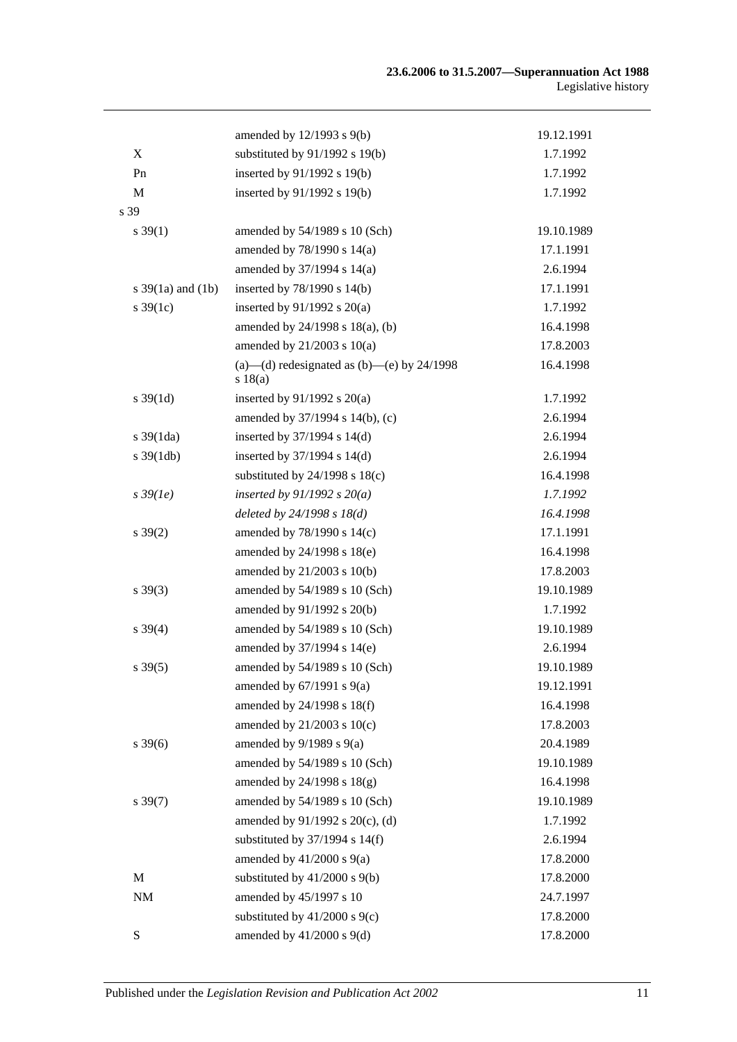| | | |
|---|---|---|
| | amended by 12/1993 s 9(b) | 19.12.1991 |
| X | substituted by 91/1992 s 19(b) | 1.7.1992 |
| Pn | inserted by 91/1992 s 19(b) | 1.7.1992 |
| M | inserted by 91/1992 s 19(b) | 1.7.1992 |
| s 39 | | |
| s 39(1) | amended by 54/1989 s 10 (Sch) | 19.10.1989 |
| | amended by 78/1990 s 14(a) | 17.1.1991 |
| | amended by 37/1994 s 14(a) | 2.6.1994 |
| s 39(1a) and (1b) | inserted by 78/1990 s 14(b) | 17.1.1991 |
| s 39(1c) | inserted by 91/1992 s 20(a) | 1.7.1992 |
| | amended by 24/1998 s 18(a), (b) | 16.4.1998 |
| | amended by 21/2003 s 10(a) | 17.8.2003 |
| | (a)—(d) redesignated as (b)—(e) by 24/1998 s 18(a) | 16.4.1998 |
| s 39(1d) | inserted by 91/1992 s 20(a) | 1.7.1992 |
| | amended by 37/1994 s 14(b), (c) | 2.6.1994 |
| s 39(1da) | inserted by 37/1994 s 14(d) | 2.6.1994 |
| s 39(1db) | inserted by 37/1994 s 14(d) | 2.6.1994 |
| | substituted by 24/1998 s 18(c) | 16.4.1998 |
| *s 39(1e)* | *inserted by 91/1992 s 20(a)* | *1.7.1992* |
| | *deleted by 24/1998 s 18(d)* | *16.4.1998* |
| s 39(2) | amended by 78/1990 s 14(c) | 17.1.1991 |
| | amended by 24/1998 s 18(e) | 16.4.1998 |
| | amended by 21/2003 s 10(b) | 17.8.2003 |
| s 39(3) | amended by 54/1989 s 10 (Sch) | 19.10.1989 |
| | amended by 91/1992 s 20(b) | 1.7.1992 |
| s 39(4) | amended by 54/1989 s 10 (Sch) | 19.10.1989 |
| | amended by 37/1994 s 14(e) | 2.6.1994 |
| s 39(5) | amended by 54/1989 s 10 (Sch) | 19.10.1989 |
| | amended by 67/1991 s 9(a) | 19.12.1991 |
| | amended by 24/1998 s 18(f) | 16.4.1998 |
| | amended by 21/2003 s 10(c) | 17.8.2003 |
| s 39(6) | amended by 9/1989 s 9(a) | 20.4.1989 |
| | amended by 54/1989 s 10 (Sch) | 19.10.1989 |
| | amended by 24/1998 s 18(g) | 16.4.1998 |
| s 39(7) | amended by 54/1989 s 10 (Sch) | 19.10.1989 |
| | amended by 91/1992 s 20(c), (d) | 1.7.1992 |
| | substituted by 37/1994 s 14(f) | 2.6.1994 |
| | amended by 41/2000 s 9(a) | 17.8.2000 |
| M | substituted by 41/2000 s 9(b) | 17.8.2000 |
| NM | amended by 45/1997 s 10 | 24.7.1997 |
| | substituted by 41/2000 s 9(c) | 17.8.2000 |
| S | amended by 41/2000 s 9(d) | 17.8.2000 |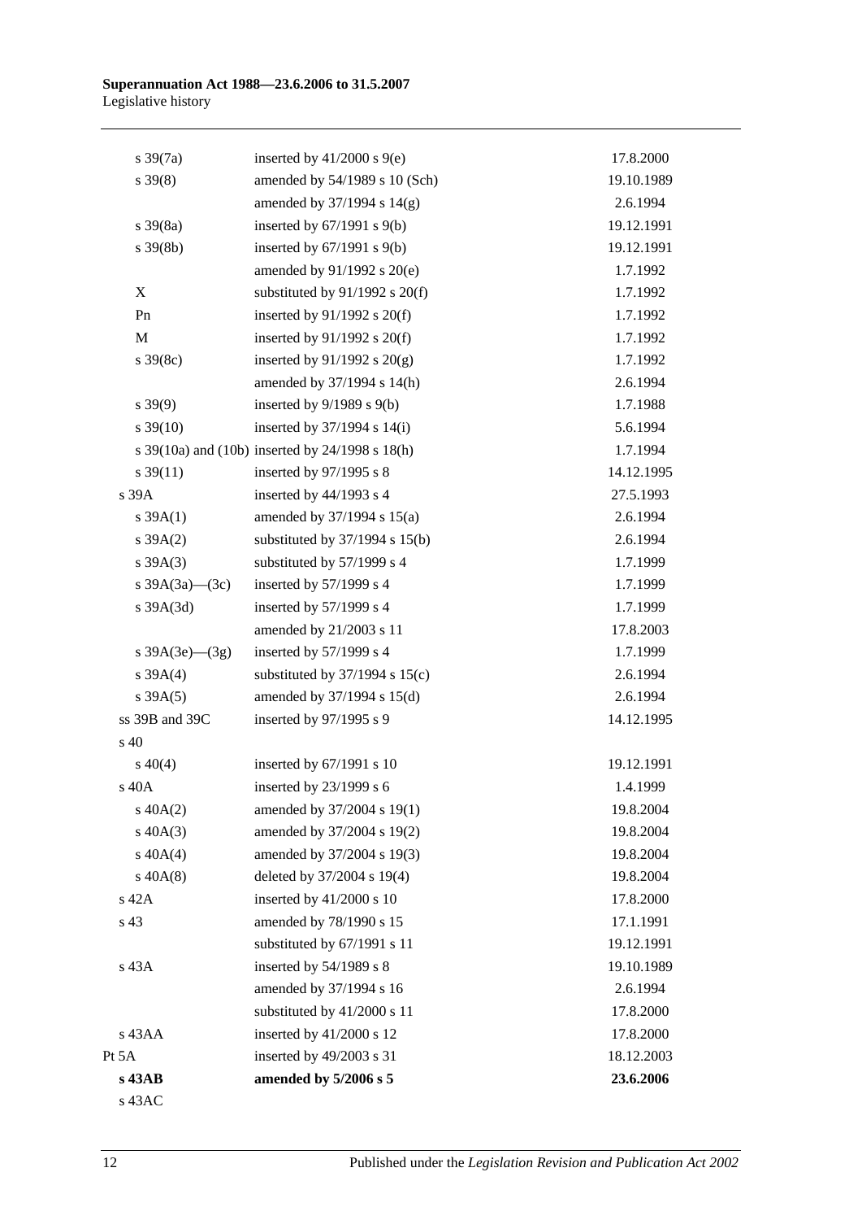| | | |
|---|---|---|
| s 39(7a) | inserted by 41/2000 s 9(e) | 17.8.2000 |
| s 39(8) | amended by 54/1989 s 10 (Sch) | 19.10.1989 |
| | amended by 37/1994 s 14(g) | 2.6.1994 |
| s 39(8a) | inserted by 67/1991 s 9(b) | 19.12.1991 |
| s 39(8b) | inserted by 67/1991 s 9(b) | 19.12.1991 |
| | amended by 91/1992 s 20(e) | 1.7.1992 |
| X | substituted by 91/1992 s 20(f) | 1.7.1992 |
| Pn | inserted by 91/1992 s 20(f) | 1.7.1992 |
| M | inserted by 91/1992 s 20(f) | 1.7.1992 |
| s 39(8c) | inserted by 91/1992 s 20(g) | 1.7.1992 |
| | amended by 37/1994 s 14(h) | 2.6.1994 |
| s 39(9) | inserted by 9/1989 s 9(b) | 1.7.1988 |
| s 39(10) | inserted by 37/1994 s 14(i) | 5.6.1994 |
| s 39(10a) and (10b) | inserted by 24/1998 s 18(h) | 1.7.1994 |
| s 39(11) | inserted by 97/1995 s 8 | 14.12.1995 |
| s 39A | inserted by 44/1993 s 4 | 27.5.1993 |
| s 39A(1) | amended by 37/1994 s 15(a) | 2.6.1994 |
| s 39A(2) | substituted by 37/1994 s 15(b) | 2.6.1994 |
| s 39A(3) | substituted by 57/1999 s 4 | 1.7.1999 |
| s 39A(3a)—(3c) | inserted by 57/1999 s 4 | 1.7.1999 |
| s 39A(3d) | inserted by 57/1999 s 4 | 1.7.1999 |
| | amended by 21/2003 s 11 | 17.8.2003 |
| s 39A(3e)—(3g) | inserted by 57/1999 s 4 | 1.7.1999 |
| s 39A(4) | substituted by 37/1994 s 15(c) | 2.6.1994 |
| s 39A(5) | amended by 37/1994 s 15(d) | 2.6.1994 |
| ss 39B and 39C | inserted by 97/1995 s 9 | 14.12.1995 |
| s 40 | | |
| s 40(4) | inserted by 67/1991 s 10 | 19.12.1991 |
| s 40A | inserted by 23/1999 s 6 | 1.4.1999 |
| s 40A(2) | amended by 37/2004 s 19(1) | 19.8.2004 |
| s 40A(3) | amended by 37/2004 s 19(2) | 19.8.2004 |
| s 40A(4) | amended by 37/2004 s 19(3) | 19.8.2004 |
| s 40A(8) | deleted by 37/2004 s 19(4) | 19.8.2004 |
| s 42A | inserted by 41/2000 s 10 | 17.8.2000 |
| s 43 | amended by 78/1990 s 15 | 17.1.1991 |
| | substituted by 67/1991 s 11 | 19.12.1991 |
| s 43A | inserted by 54/1989 s 8 | 19.10.1989 |
| | amended by 37/1994 s 16 | 2.6.1994 |
| | substituted by 41/2000 s 11 | 17.8.2000 |
| s 43AA | inserted by 41/2000 s 12 | 17.8.2000 |
| Pt 5A | inserted by 49/2003 s 31 | 18.12.2003 |
| **s 43AB** | **amended by 5/2006 s 5** | **23.6.2006** |
| s 43AC | | |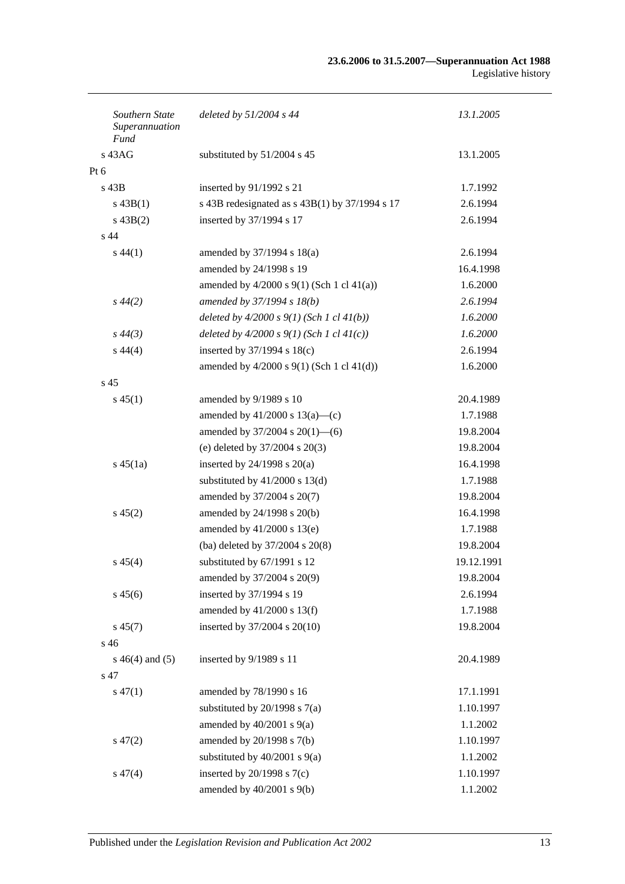| | | |
|---|---|---|
| *Southern State Superannuation Fund* | *deleted by 51/2004 s 44* | *13.1.2005* |
| s 43AG | substituted by 51/2004 s 45 | 13.1.2005 |
| Pt 6 | | |
| s 43B | inserted by 91/1992 s 21 | 1.7.1992 |
| s 43B(1) | s 43B redesignated as s 43B(1) by 37/1994 s 17 | 2.6.1994 |
| s 43B(2) | inserted by 37/1994 s 17 | 2.6.1994 |
| s 44 | | |
| s 44(1) | amended by 37/1994 s 18(a) | 2.6.1994 |
| | amended by 24/1998 s 19 | 16.4.1998 |
| | amended by 4/2000 s 9(1) (Sch 1 cl 41(a)) | 1.6.2000 |
| *s 44(2)* | *amended by 37/1994 s 18(b)* | *2.6.1994* |
| | *deleted by 4/2000 s 9(1) (Sch 1 cl 41(b))* | *1.6.2000* |
| *s 44(3)* | *deleted by 4/2000 s 9(1) (Sch 1 cl 41(c))* | *1.6.2000* |
| s 44(4) | inserted by 37/1994 s 18(c) | 2.6.1994 |
| | amended by 4/2000 s 9(1) (Sch 1 cl 41(d)) | 1.6.2000 |
| s 45 | | |
| s 45(1) | amended by 9/1989 s 10 | 20.4.1989 |
| | amended by 41/2000 s 13(a)—(c) | 1.7.1988 |
| | amended by 37/2004 s 20(1)—(6) | 19.8.2004 |
| | (e) deleted by 37/2004 s 20(3) | 19.8.2004 |
| s 45(1a) | inserted by 24/1998 s 20(a) | 16.4.1998 |
| | substituted by 41/2000 s 13(d) | 1.7.1988 |
| | amended by 37/2004 s 20(7) | 19.8.2004 |
| s 45(2) | amended by 24/1998 s 20(b) | 16.4.1998 |
| | amended by 41/2000 s 13(e) | 1.7.1988 |
| | (ba) deleted by 37/2004 s 20(8) | 19.8.2004 |
| s 45(4) | substituted by 67/1991 s 12 | 19.12.1991 |
| | amended by 37/2004 s 20(9) | 19.8.2004 |
| s 45(6) | inserted by 37/1994 s 19 | 2.6.1994 |
| | amended by 41/2000 s 13(f) | 1.7.1988 |
| s 45(7) | inserted by 37/2004 s 20(10) | 19.8.2004 |
| s 46 | | |
| s 46(4) and (5) | inserted by 9/1989 s 11 | 20.4.1989 |
| s 47 | | |
| s 47(1) | amended by 78/1990 s 16 | 17.1.1991 |
| | substituted by 20/1998 s 7(a) | 1.10.1997 |
| | amended by 40/2001 s 9(a) | 1.1.2002 |
| s 47(2) | amended by 20/1998 s 7(b) | 1.10.1997 |
| | substituted by 40/2001 s 9(a) | 1.1.2002 |
| s 47(4) | inserted by 20/1998 s 7(c) | 1.10.1997 |
| | amended by 40/2001 s 9(b) | 1.1.2002 |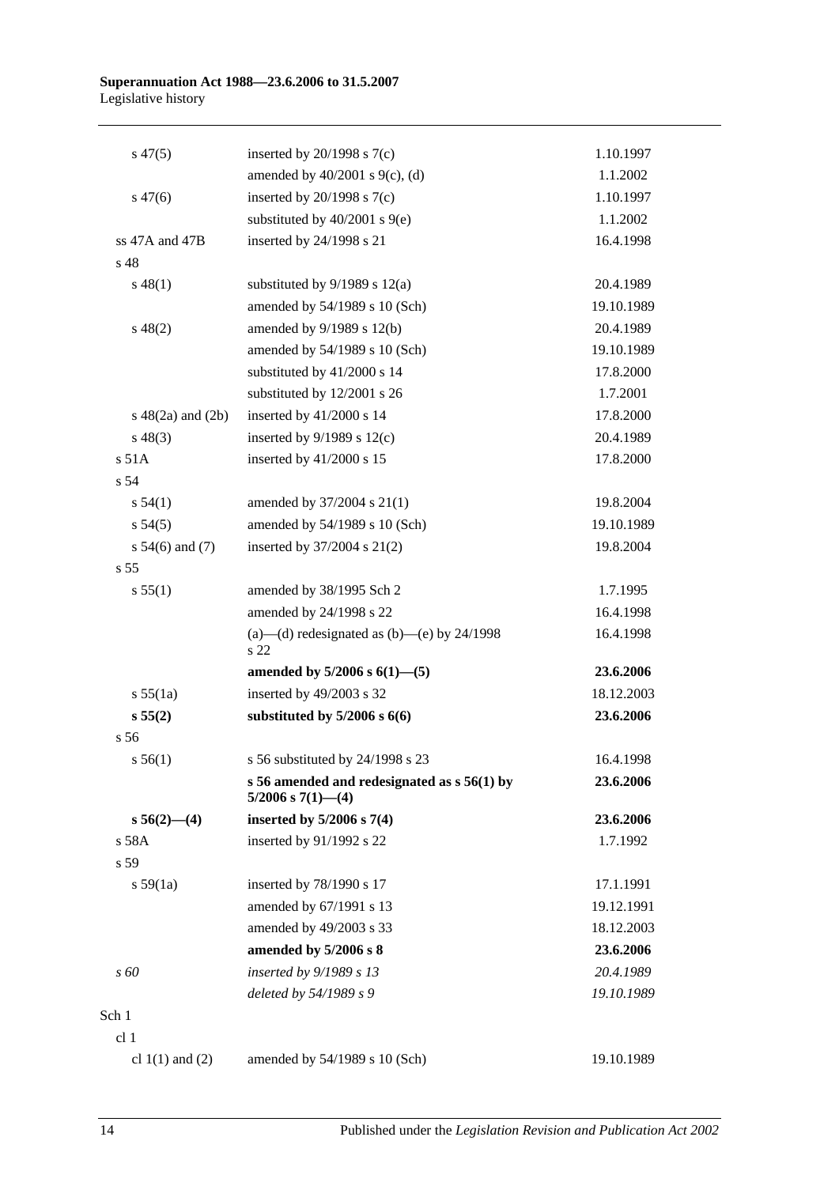| | | |
|---|---|---|
| s 47(5) | inserted by 20/1998 s 7(c) | 1.10.1997 |
| | amended by 40/2001 s 9(c), (d) | 1.1.2002 |
| s 47(6) | inserted by 20/1998 s 7(c) | 1.10.1997 |
| | substituted by 40/2001 s 9(e) | 1.1.2002 |
| ss 47A and 47B | inserted by 24/1998 s 21 | 16.4.1998 |
| s 48 | | |
| s 48(1) | substituted by 9/1989 s 12(a) | 20.4.1989 |
| | amended by 54/1989 s 10 (Sch) | 19.10.1989 |
| s 48(2) | amended by 9/1989 s 12(b) | 20.4.1989 |
| | amended by 54/1989 s 10 (Sch) | 19.10.1989 |
| | substituted by 41/2000 s 14 | 17.8.2000 |
| | substituted by 12/2001 s 26 | 1.7.2001 |
| s 48(2a) and (2b) | inserted by 41/2000 s 14 | 17.8.2000 |
| s 48(3) | inserted by 9/1989 s 12(c) | 20.4.1989 |
| s 51A | inserted by 41/2000 s 15 | 17.8.2000 |
| s 54 | | |
| s 54(1) | amended by 37/2004 s 21(1) | 19.8.2004 |
| s 54(5) | amended by 54/1989 s 10 (Sch) | 19.10.1989 |
| s 54(6) and (7) | inserted by 37/2004 s 21(2) | 19.8.2004 |
| s 55 | | |
| s 55(1) | amended by 38/1995 Sch 2 | 1.7.1995 |
| | amended by 24/1998 s 22 | 16.4.1998 |
| | (a)—(d) redesignated as (b)—(e) by 24/1998 s 22 | 16.4.1998 |
| | **amended by 5/2006 s 6(1)—(5)** | **23.6.2006** |
| s 55(1a) | inserted by 49/2003 s 32 | 18.12.2003 |
| **s 55(2)** | **substituted by 5/2006 s 6(6)** | **23.6.2006** |
| s 56 | | |
| s 56(1) | s 56 substituted by 24/1998 s 23 | 16.4.1998 |
| | **s 56 amended and redesignated as s 56(1) by 5/2006 s 7(1)—(4)** | **23.6.2006** |
| **s 56(2)—(4)** | **inserted by 5/2006 s 7(4)** | **23.6.2006** |
| s 58A | inserted by 91/1992 s 22 | 1.7.1992 |
| s 59 | | |
| s 59(1a) | inserted by 78/1990 s 17 | 17.1.1991 |
| | amended by 67/1991 s 13 | 19.12.1991 |
| | amended by 49/2003 s 33 | 18.12.2003 |
| | **amended by 5/2006 s 8** | **23.6.2006** |
| *s 60* | *inserted by 9/1989 s 13* | *20.4.1989* |
| | *deleted by 54/1989 s 9* | *19.10.1989* |
| Sch 1 | | |
| cl 1 | | |
| cl 1(1) and (2) | amended by 54/1989 s 10 (Sch) | 19.10.1989 |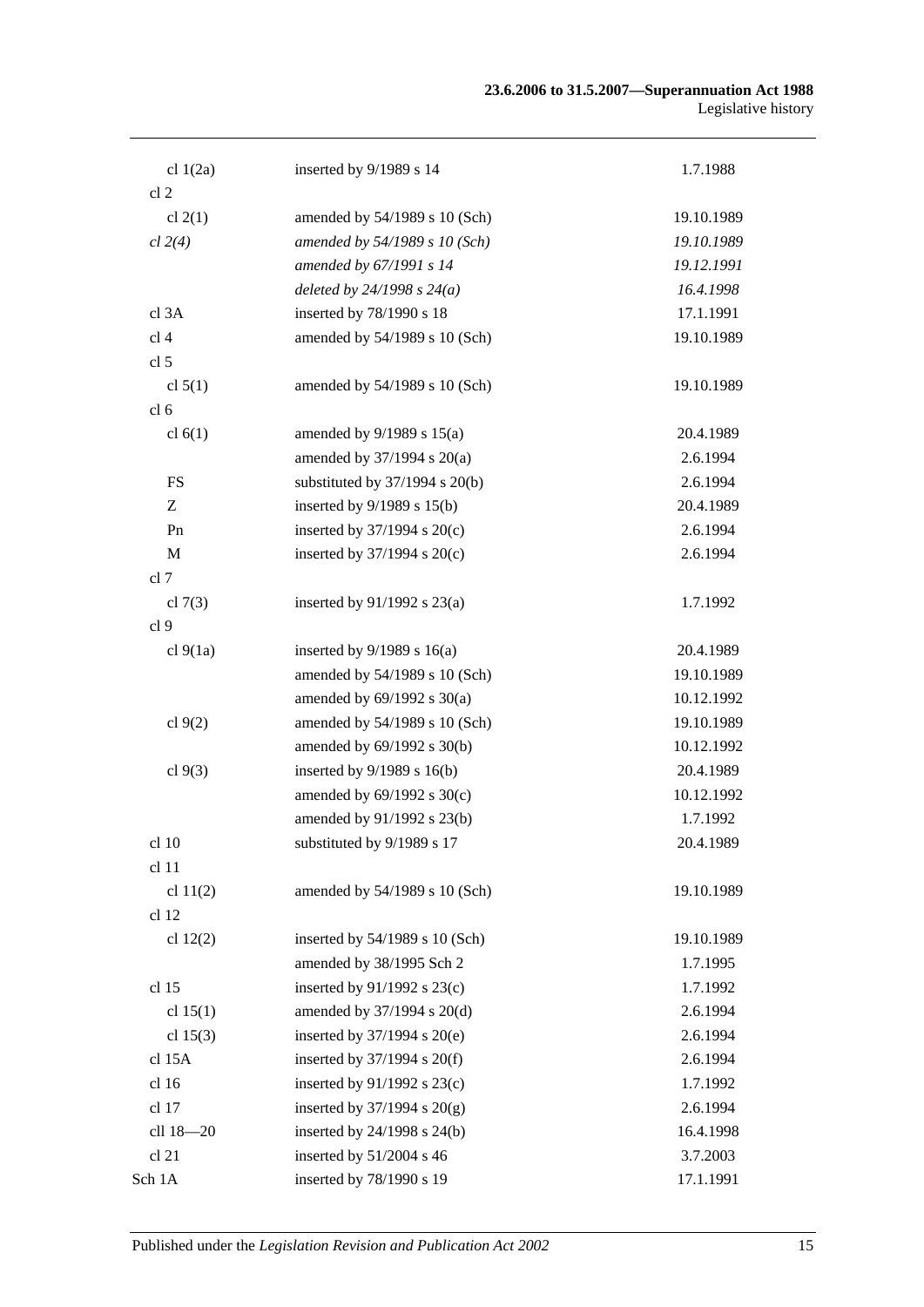| | | |
|---|---|---|
| cl 1(2a) | inserted by 9/1989 s 14 | 1.7.1988 |
| cl 2 | | |
| cl 2(1) | amended by 54/1989 s 10 (Sch) | 19.10.1989 |
| *cl 2(4)* | *amended by 54/1989 s 10 (Sch)* | *19.10.1989* |
| | *amended by 67/1991 s 14* | *19.12.1991* |
| | *deleted by 24/1998 s 24(a)* | *16.4.1998* |
| cl 3A | inserted by 78/1990 s 18 | 17.1.1991 |
| cl 4 | amended by 54/1989 s 10 (Sch) | 19.10.1989 |
| cl 5 | | |
| cl 5(1) | amended by 54/1989 s 10 (Sch) | 19.10.1989 |
| cl 6 | | |
| cl 6(1) | amended by 9/1989 s 15(a) | 20.4.1989 |
| | amended by 37/1994 s 20(a) | 2.6.1994 |
| FS | substituted by 37/1994 s 20(b) | 2.6.1994 |
| Z | inserted by 9/1989 s 15(b) | 20.4.1989 |
| Pn | inserted by 37/1994 s 20(c) | 2.6.1994 |
| M | inserted by 37/1994 s 20(c) | 2.6.1994 |
| cl 7 | | |
| cl 7(3) | inserted by 91/1992 s 23(a) | 1.7.1992 |
| cl 9 | | |
| cl 9(1a) | inserted by 9/1989 s 16(a) | 20.4.1989 |
| | amended by 54/1989 s 10 (Sch) | 19.10.1989 |
| | amended by 69/1992 s 30(a) | 10.12.1992 |
| cl 9(2) | amended by 54/1989 s 10 (Sch) | 19.10.1989 |
| | amended by 69/1992 s 30(b) | 10.12.1992 |
| cl 9(3) | inserted by 9/1989 s 16(b) | 20.4.1989 |
| | amended by 69/1992 s 30(c) | 10.12.1992 |
| | amended by 91/1992 s 23(b) | 1.7.1992 |
| cl 10 | substituted by 9/1989 s 17 | 20.4.1989 |
| cl 11 | | |
| cl 11(2) | amended by 54/1989 s 10 (Sch) | 19.10.1989 |
| cl 12 | | |
| cl 12(2) | inserted by 54/1989 s 10 (Sch) | 19.10.1989 |
| | amended by 38/1995 Sch 2 | 1.7.1995 |
| cl 15 | inserted by 91/1992 s 23(c) | 1.7.1992 |
| cl 15(1) | amended by 37/1994 s 20(d) | 2.6.1994 |
| cl 15(3) | inserted by 37/1994 s 20(e) | 2.6.1994 |
| cl 15A | inserted by 37/1994 s 20(f) | 2.6.1994 |
| cl 16 | inserted by 91/1992 s 23(c) | 1.7.1992 |
| cl 17 | inserted by 37/1994 s 20(g) | 2.6.1994 |
| cll 18—20 | inserted by 24/1998 s 24(b) | 16.4.1998 |
| cl 21 | inserted by 51/2004 s 46 | 3.7.2003 |
| Sch 1A | inserted by 78/1990 s 19 | 17.1.1991 |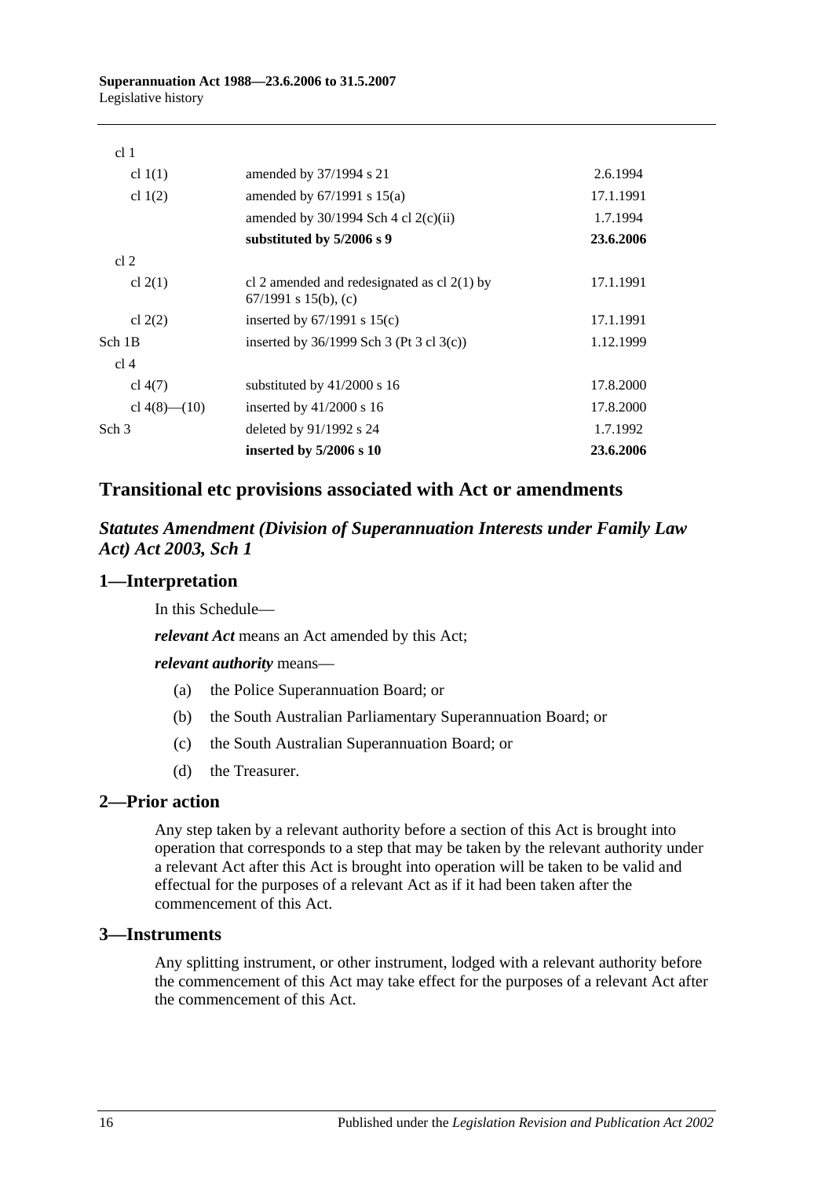| | | |
|---|---|---|
| cl 1 | | |
| cl 1(1) | amended by 37/1994 s 21 | 2.6.1994 |
| cl 1(2) | amended by 67/1991 s 15(a) | 17.1.1991 |
| | amended by 30/1994 Sch 4 cl 2(c)(ii) | 1.7.1994 |
| | **substituted by 5/2006 s 9** | **23.6.2006** |
| cl 2 | | |
| cl 2(1) | cl 2 amended and redesignated as cl 2(1) by 67/1991 s 15(b), (c) | 17.1.1991 |
| cl 2(2) | inserted by 67/1991 s 15(c) | 17.1.1991 |
| Sch 1B | inserted by 36/1999 Sch 3 (Pt 3 cl 3(c)) | 1.12.1999 |
| cl 4 | | |
| cl 4(7) | substituted by 41/2000 s 16 | 17.8.2000 |
| cl 4(8)—(10) | inserted by 41/2000 s 16 | 17.8.2000 |
| Sch 3 | deleted by 91/1992 s 24 | 1.7.1992 |
| | **inserted by 5/2006 s 10** | **23.6.2006** |

## Transitional etc provisions associated with Act or amendments

### *Statutes Amendment (Division of Superannuation Interests under Family Law Act) Act 2003, Sch 1*

### 1—Interpretation

In this Schedule—

***relevant Act*** means an Act amended by this Act;

***relevant authority*** means—

(a) the Police Superannuation Board; or

(b) the South Australian Parliamentary Superannuation Board; or

(c) the South Australian Superannuation Board; or

(d) the Treasurer.

### 2—Prior action

Any step taken by a relevant authority before a section of this Act is brought into operation that corresponds to a step that may be taken by the relevant authority under a relevant Act after this Act is brought into operation will be taken to be valid and effectual for the purposes of a relevant Act as if it had been taken after the commencement of this Act.

### 3—Instruments

Any splitting instrument, or other instrument, lodged with a relevant authority before the commencement of this Act may take effect for the purposes of a relevant Act after the commencement of this Act.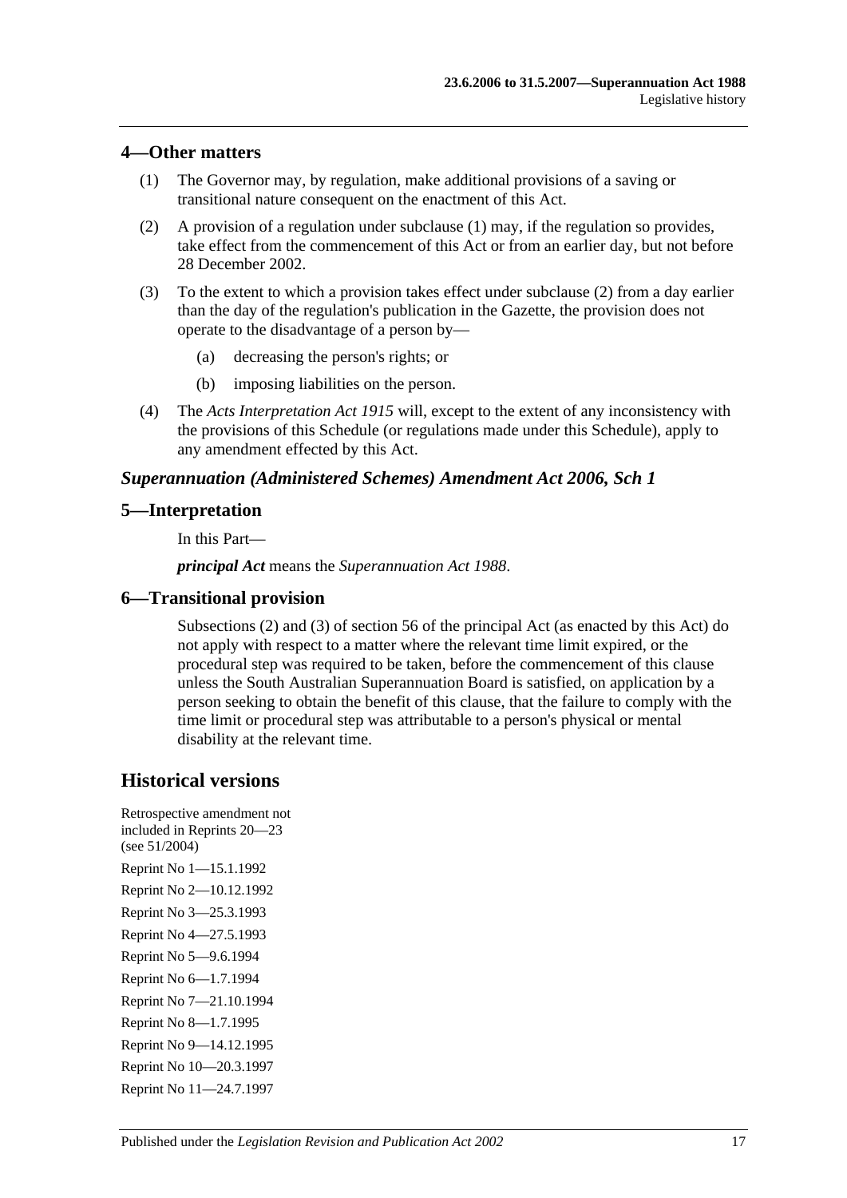## 4—Other matters

(1) The Governor may, by regulation, make additional provisions of a saving or transitional nature consequent on the enactment of this Act.

(2) A provision of a regulation under subclause (1) may, if the regulation so provides, take effect from the commencement of this Act or from an earlier day, but not before 28 December 2002.

(3) To the extent to which a provision takes effect under subclause (2) from a day earlier than the day of the regulation's publication in the Gazette, the provision does not operate to the disadvantage of a person by—

(a) decreasing the person's rights; or

(b) imposing liabilities on the person.

(4) The *Acts Interpretation Act 1915* will, except to the extent of any inconsistency with the provisions of this Schedule (or regulations made under this Schedule), apply to any amendment effected by this Act.

### *Superannuation (Administered Schemes) Amendment Act 2006, Sch 1*

## 5—Interpretation

In this Part—

***principal Act*** means the *Superannuation Act 1988*.

## 6—Transitional provision

Subsections (2) and (3) of section 56 of the principal Act (as enacted by this Act) do not apply with respect to a matter where the relevant time limit expired, or the procedural step was required to be taken, before the commencement of this clause unless the South Australian Superannuation Board is satisfied, on application by a person seeking to obtain the benefit of this clause, that the failure to comply with the time limit or procedural step was attributable to a person's physical or mental disability at the relevant time.

# Historical versions

Retrospective amendment not included in Reprints 20—23 (see 51/2004)

Reprint No 1—15.1.1992

Reprint No 2—10.12.1992

Reprint No 3—25.3.1993

Reprint No 4—27.5.1993

Reprint No 5—9.6.1994

Reprint No 6—1.7.1994

Reprint No 7—21.10.1994

Reprint No 8—1.7.1995

Reprint No 9—14.12.1995

Reprint No 10—20.3.1997

Reprint No 11—24.7.1997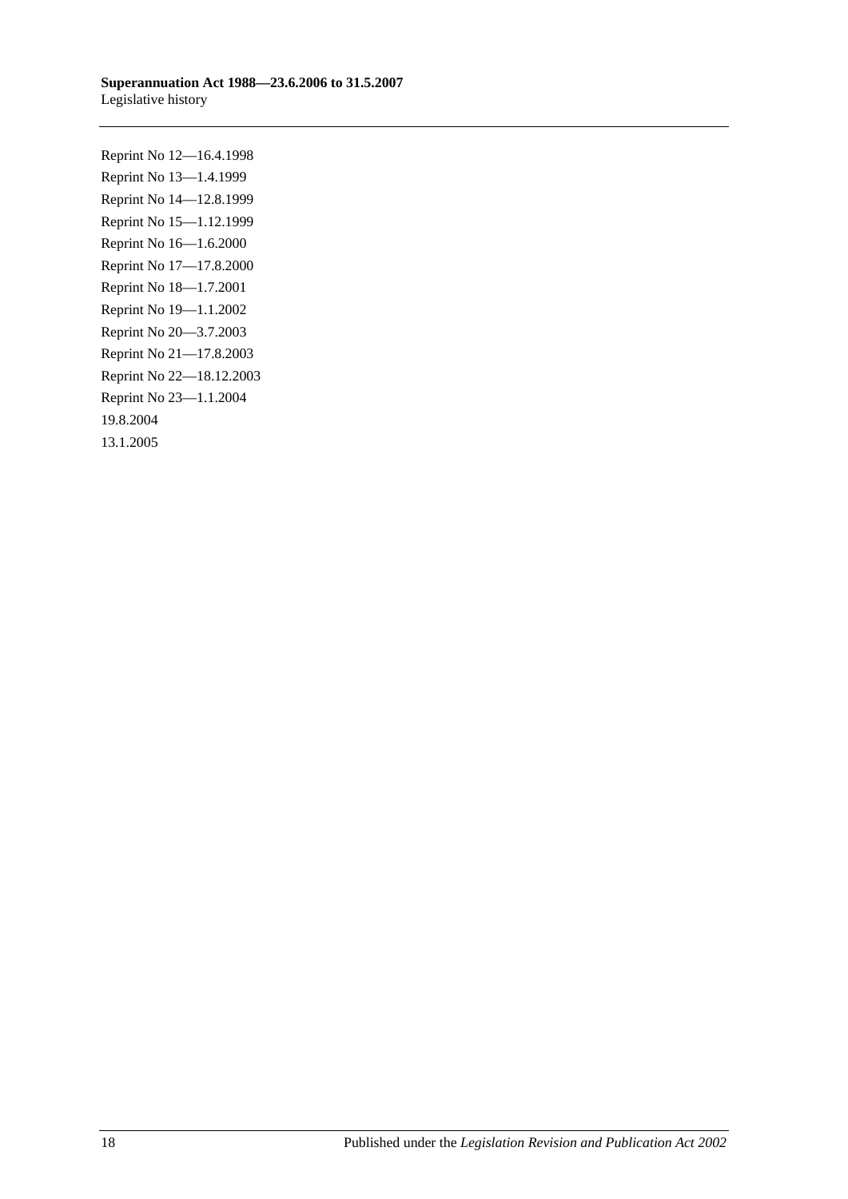Reprint No 12—16.4.1998

Reprint No 13—1.4.1999

Reprint No 14—12.8.1999

Reprint No 15—1.12.1999

Reprint No 16—1.6.2000

Reprint No 17—17.8.2000

Reprint No 18—1.7.2001

Reprint No 19—1.1.2002

Reprint No 20—3.7.2003

Reprint No 21—17.8.2003

Reprint No 22—18.12.2003

Reprint No 23—1.1.2004

19.8.2004

13.1.2005